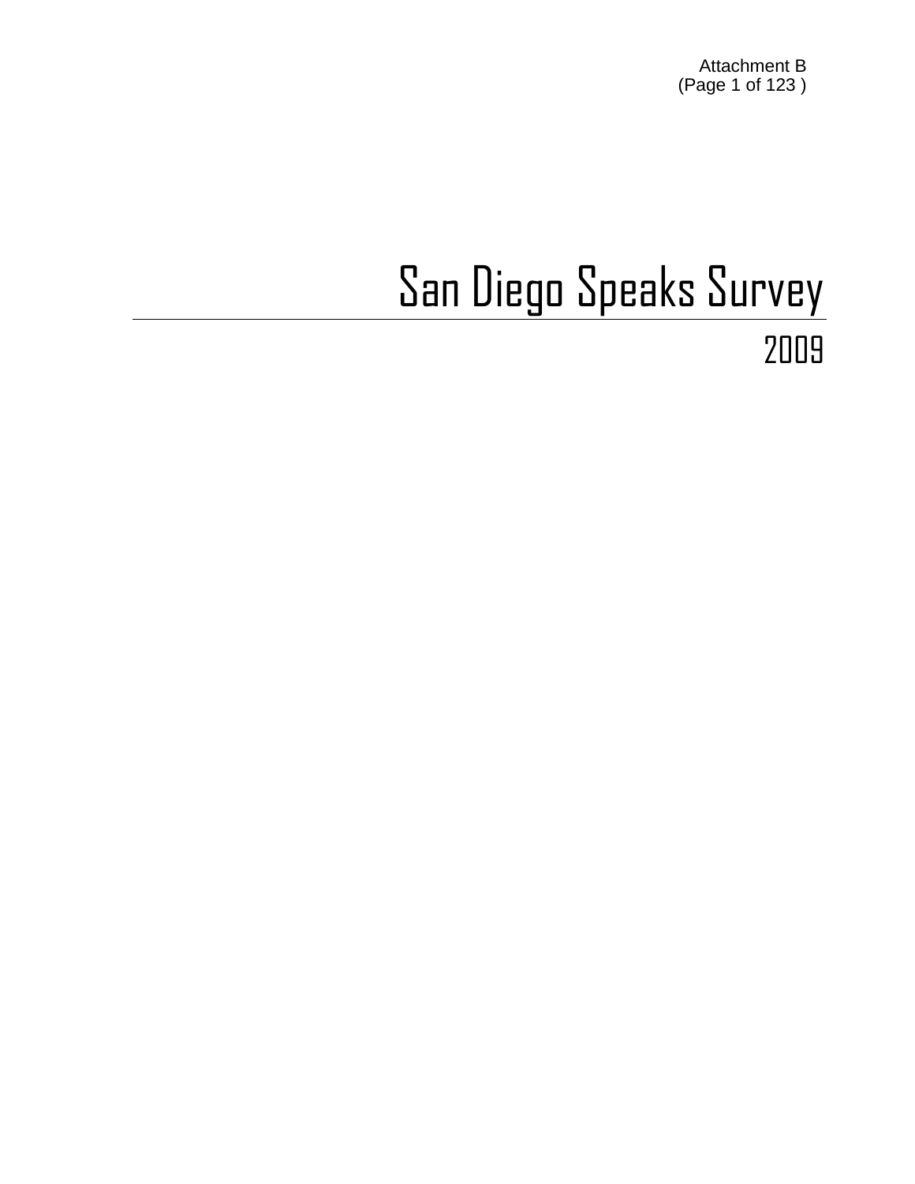Attachment B

# San Diego Speaks Survey

## 2009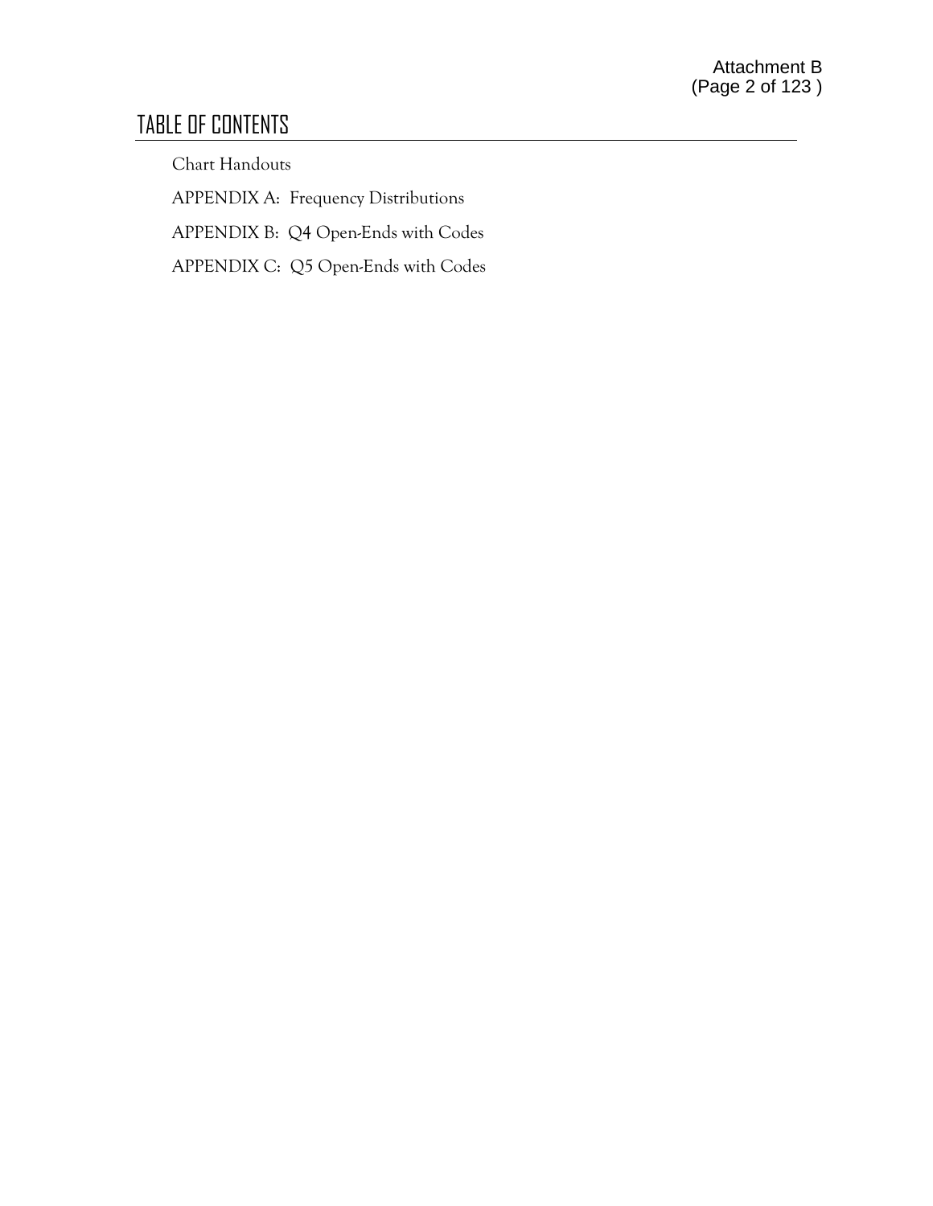# TABLE OF CONTENTS

Chart Handouts

APPENDIX A: Frequency Distributions

APPENDIX B: Q4 Open-Ends with Codes

APPENDIX C: Q5 Open-Ends with Codes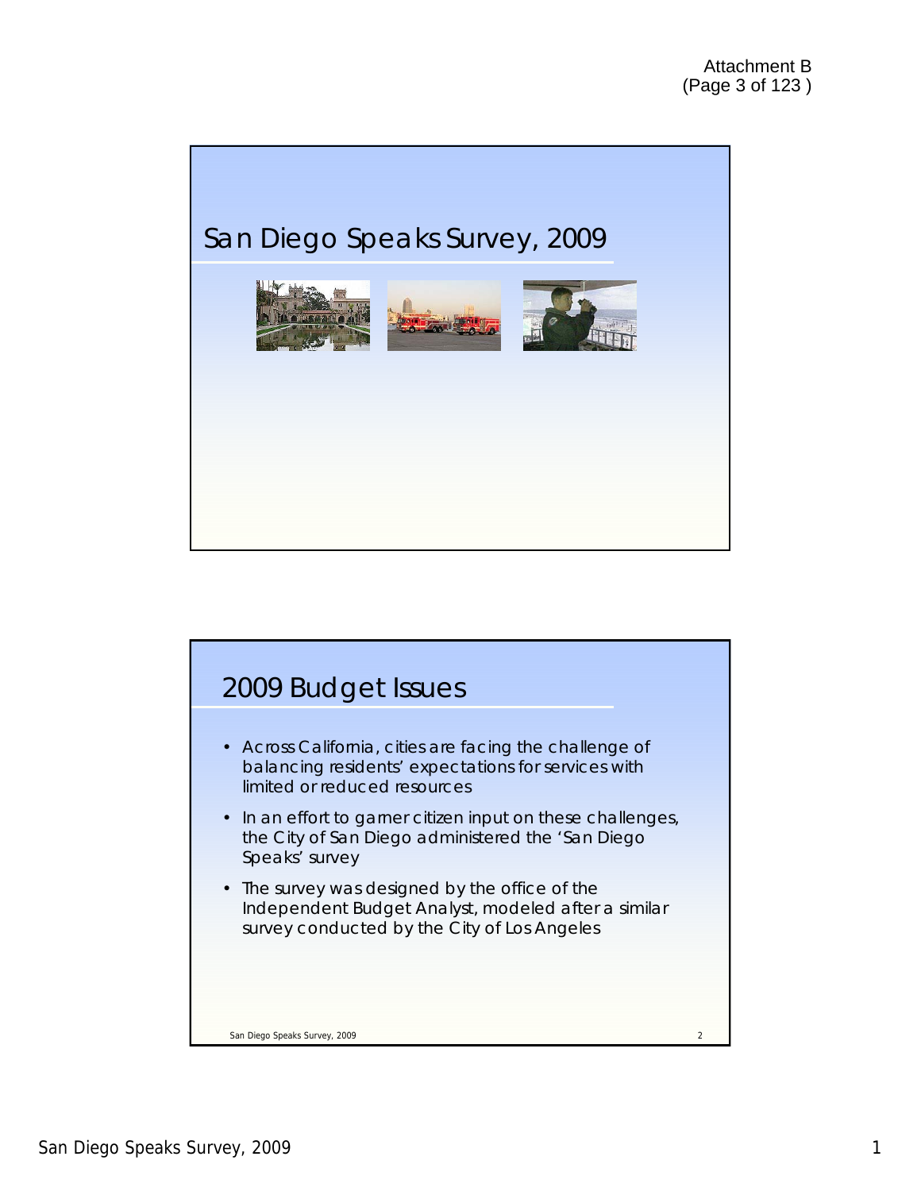# San Diego Speaks Survey, 2009

## 2009 Budget Issues

- Across California, cities are facing the challenge of balancing residents' expectations for services with limited or reduced resources
- In an effort to garner citizen input on these challenges, the City of San Diego administered the 'San Diego Speaks' survey
- The survey was designed by the office of the Independent Budget Analyst, modeled after a similar survey conducted by the City of Los Angeles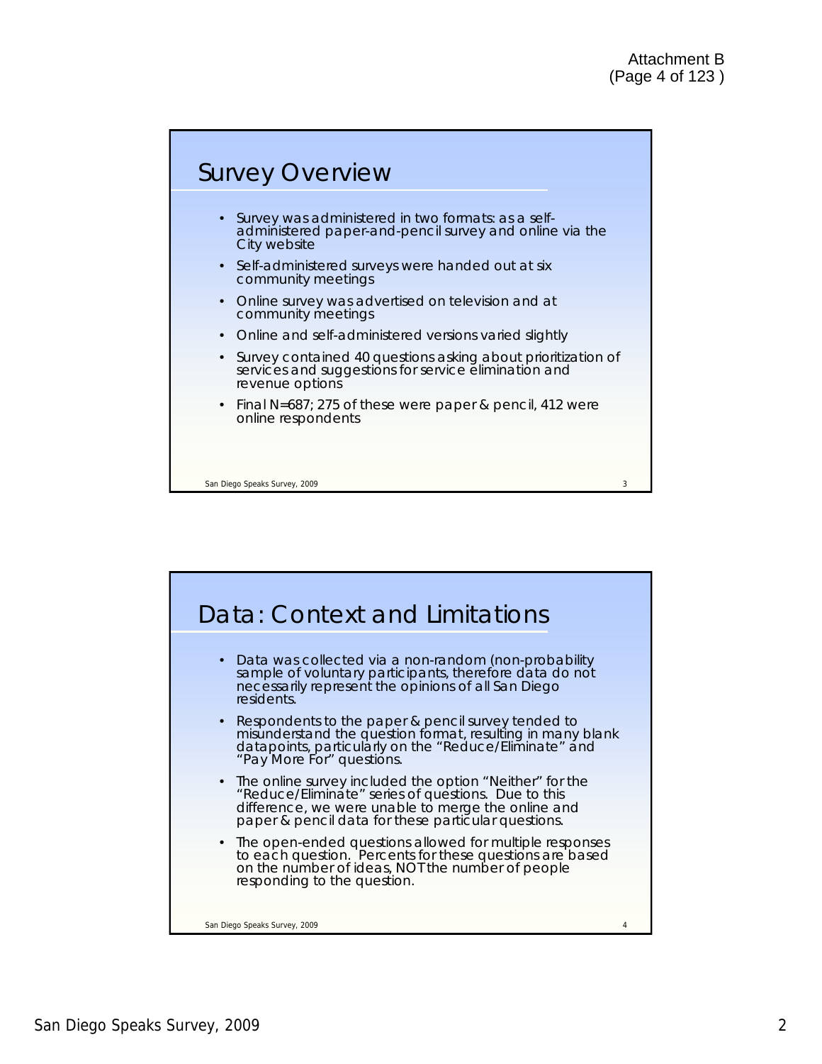## Survey Overview

- Survey was administered in two formats: as a self-administered paper-and-pencil survey and online via the City website
- Self-administered surveys were handed out at six community meetings
- Online survey was advertised on television and at community meetings
- Online and self-administered versions varied slightly
- Survey contained 40 questions asking about prioritization of services and suggestions for service elimination and revenue options
- Final N=687; 275 of these were paper & pencil, 412 were online respondents

## Data: Context and Limitations

- Data was collected via a non-random (non-probability sample of voluntary participants, therefore data do not necessarily represent the opinions of all San Diego residents.
- Respondents to the paper & pencil survey tended to misunderstand the question format, resulting in many blank datapoints, particularly on the "Reduce/Eliminate" and "Pay More For" questions.
- The online survey included the option "Neither" for the "Reduce/Eliminate" series of questions. Due to this difference, we were unable to merge the online and paper & pencil data for these particular questions.
- The open-ended questions allowed for multiple responses to each question. Percents for these questions are based on the number of ideas, NOT the number of people responding to the question.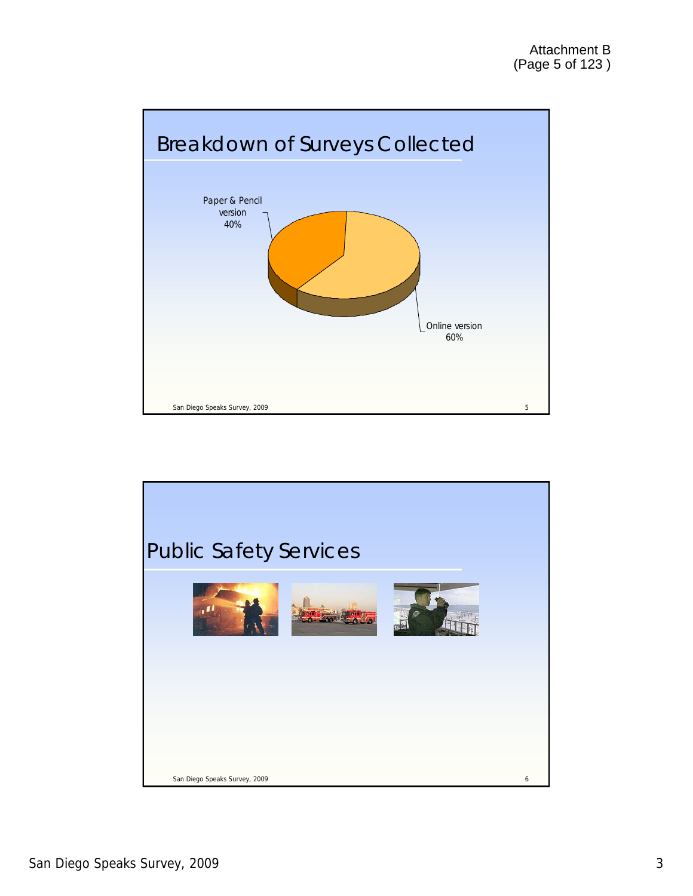## Breakdown of Surveys Collected

Paper & Pencil version
40%

Online version
60%

San Diego Speaks Survey, 2009

## Public Safety Services

San Diego Speaks Survey, 2009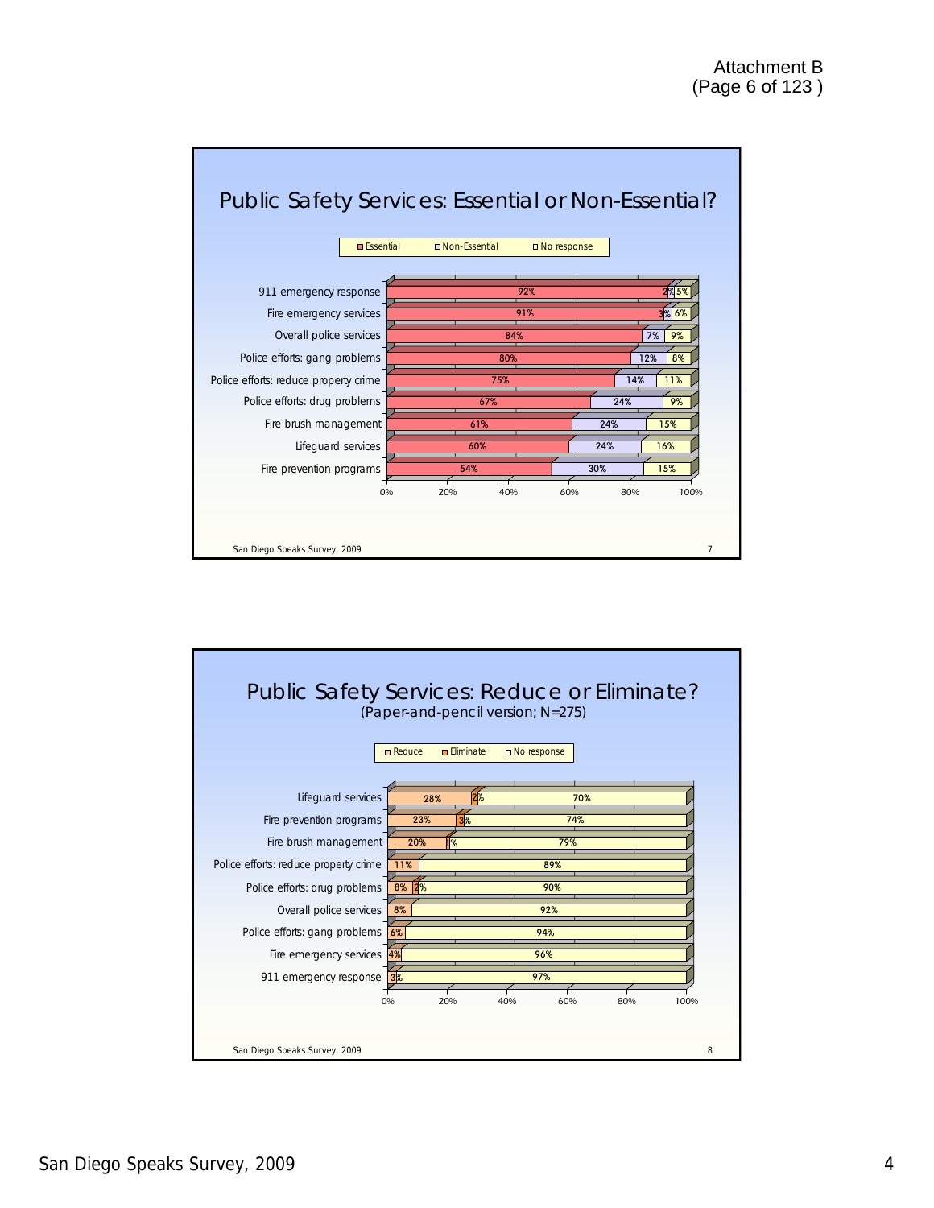## Public Safety Services: Essential or Non-Essential?

Essential Non-Essential No response

911 emergency response 92% 2% 5%
Fire emergency services 91% 3% 6%
Overall police services 84% 7% 9%
Police efforts: gang problems 80% 12% 8%
Police efforts: reduce property crime 75% 14% 11%
Police efforts: drug problems 67% 24% 9%
Fire brush management 61% 24% 15%
Lifeguard services 60% 24% 16%
Fire prevention programs 54% 30% 15%

0% 20% 40% 60% 80% 100%

San Diego Speaks Survey, 2009

7

## Public Safety Services: Reduce or Eliminate?

(Paper-and-pencil version; N=275)

Reduce Eliminate No response

Lifeguard services 28% 2% 70%
Fire prevention programs 23% 3% 74%
Fire brush management 20% 1% 79%
Police efforts: reduce property crime 11% 89%
Police efforts: drug problems 8% 2% 90%
Overall police services 8% 92%
Police efforts: gang problems 6% 94%
Fire emergency services 4% 96%
911 emergency response 3% 97%

0% 20% 40% 60% 80% 100%

San Diego Speaks Survey, 2009

8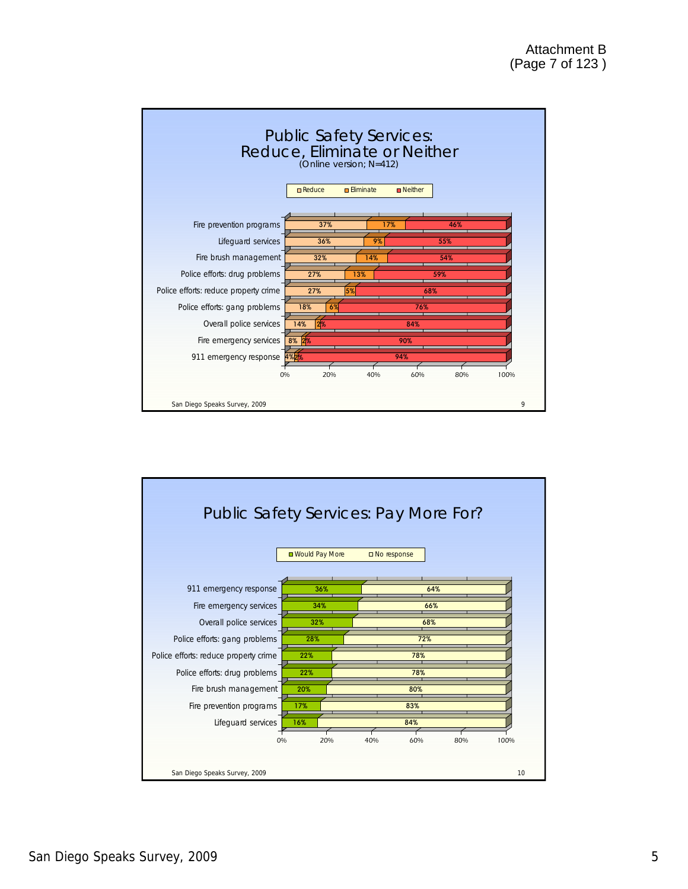# Public Safety Services: Reduce, Eliminate or Neither

(Online version; N=412)

Reduce
Eliminate
Neither

Fire prevention programs 37% 17% 46%
Lifeguard services 36% 9% 55%
Fire brush management 32% 14% 54%
Police efforts: drug problems 27% 13% 59%
Police efforts: reduce property crime 27% 5% 68%
Police efforts: gang problems 18% 6% 76%
Overall police services 14% 2% 84%
Fire emergency services 8% 2% 90%
911 emergency response 4% 2% 94%

0% 20% 40% 60% 80% 100%

San Diego Speaks Survey, 2009

# Public Safety Services: Pay More For?

Would Pay More
No response

911 emergency response 36% 64%
Fire emergency services 34% 66%
Overall police services 32% 68%
Police efforts: gang problems 28% 72%
Police efforts: reduce property crime 22% 78%
Police efforts: drug problems 22% 78%
Fire brush management 20% 80%
Fire prevention programs 17% 83%
Lifeguard services 16% 84%

0% 20% 40% 60% 80% 100%

San Diego Speaks Survey, 2009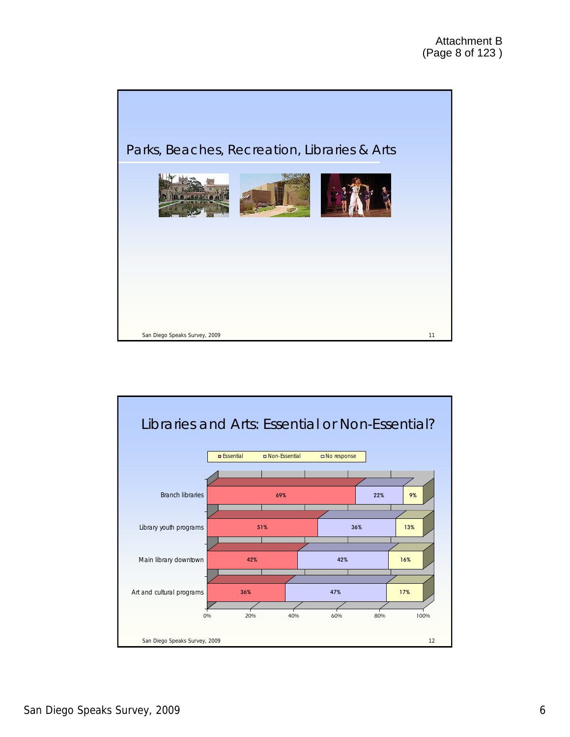## Parks, Beaches, Recreation, Libraries & Arts

San Diego Speaks Survey, 2009

11

## Libraries and Arts: Essential or Non-Essential?

Essential
Non-Essential
No response

Branch libraries
69%
22%
9%

Library youth programs
51%
36%
13%

Main library downtown
42%
42%
16%

Art and cultural programs
36%
47%
17%

0%
20%
40%
60%
80%
100%

San Diego Speaks Survey, 2009

12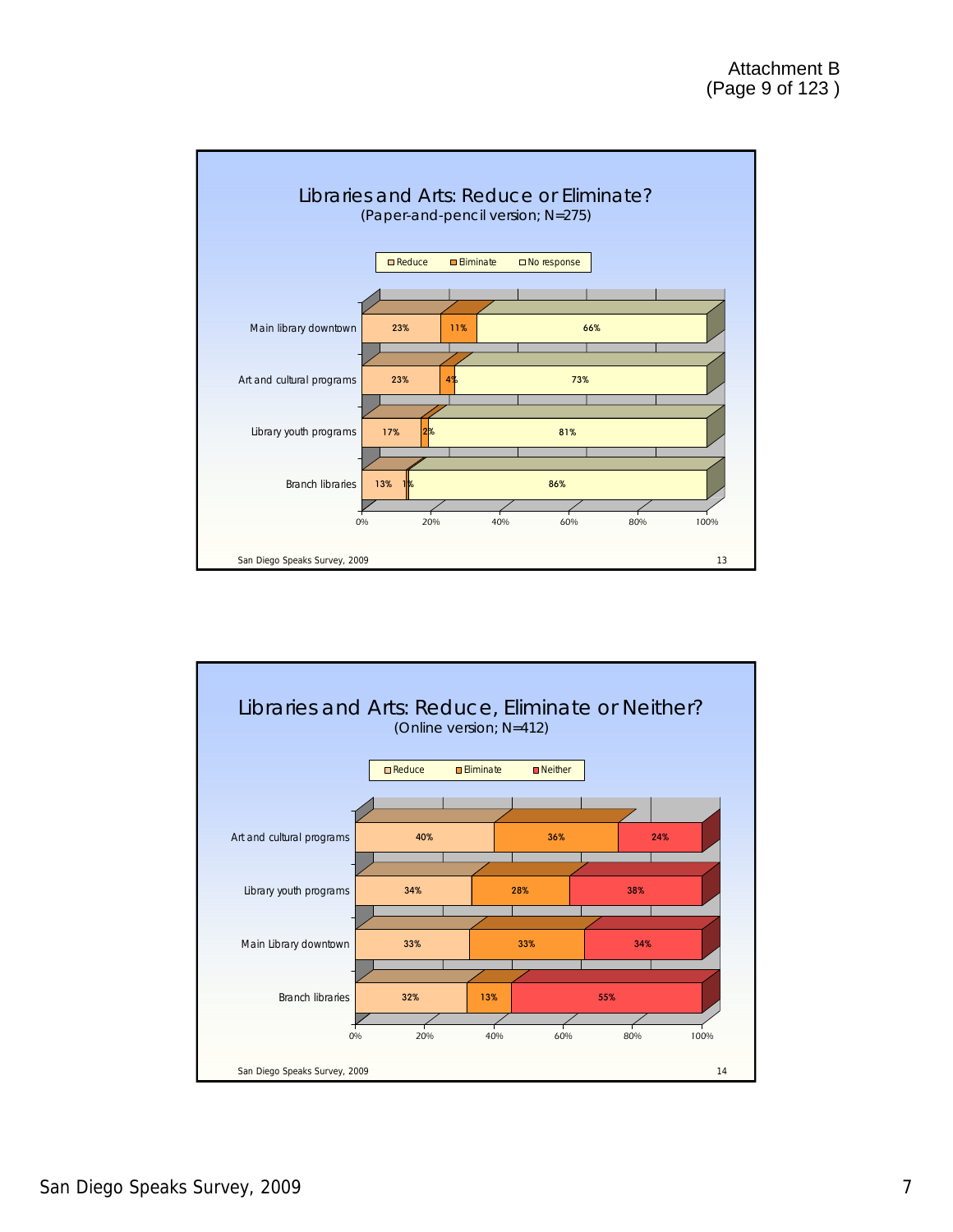## Libraries and Arts: Reduce or Eliminate?
(Paper-and-pencil version; N=275)

Reduce
Eliminate
No response

Main library downtown 23% 11% 66%
Art and cultural programs 23% 4% 73%
Library youth programs 17% 2% 81%
Branch libraries 13% 1% 86%

0% 20% 40% 60% 80% 100%

San Diego Speaks Survey, 2009

13

## Libraries and Arts: Reduce, Eliminate or Neither?
(Online version; N=412)

Reduce
Eliminate
Neither

Art and cultural programs 40% 36% 24%
Library youth programs 34% 28% 38%
Main Library downtown 33% 33% 34%
Branch libraries 32% 13% 55%

0% 20% 40% 60% 80% 100%

San Diego Speaks Survey, 2009

14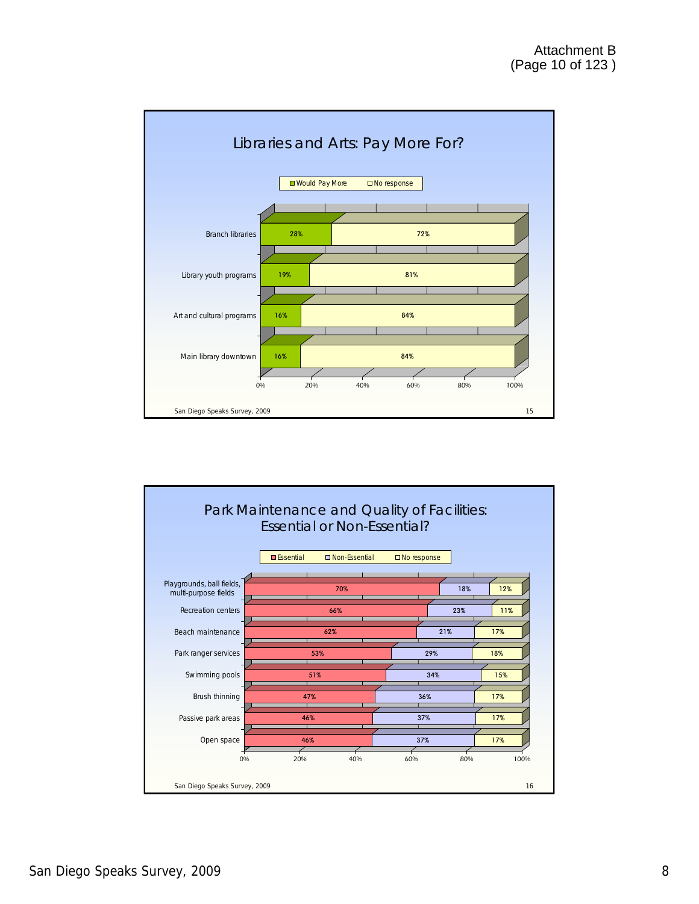## Libraries and Arts: Pay More For?

Would Pay More
No response

Branch libraries
28%
72%

Library youth programs
19%
81%

Art and cultural programs
16%
84%

Main library downtown
16%
84%

0%
20%
40%
60%
80%
100%

San Diego Speaks Survey, 2009

## Park Maintenance and Quality of Facilities: Essential or Non-Essential?

Essential
Non-Essential
No response

Playgrounds, ball fields, multi-purpose fields
70%
18%
12%

Recreation centers
66%
23%
11%

Beach maintenance
62%
21%
17%

Park ranger services
53%
29%
18%

Swimming pools
51%
34%
15%

Brush thinning
47%
36%
17%

Passive park areas
46%
37%
17%

Open space
46%
37%
17%

0%
20%
40%
60%
80%
100%

San Diego Speaks Survey, 2009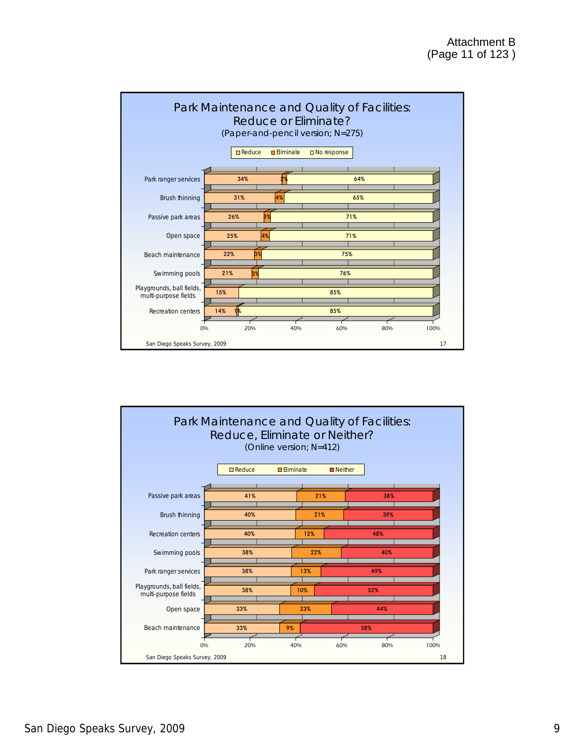Attachment B
(Page 11 of 123 )

## Park Maintenance and Quality of Facilities: Reduce or Eliminate?

(Paper-and-pencil version; N=275)

Reduce
Eliminate
No response

Park ranger services 34% 2% 64%
Brush thinning 31% 4% 65%
Passive park areas 26% 3% 71%
Open space 25% 4% 71%
Beach maintenance 22% 3% 75%
Swimming pools 21% 3% 76%
Playgrounds, ball fields, multi-purpose fields 15% 85%
Recreation centers 14% 1% 85%

0% 20% 40% 60% 80% 100%

San Diego Speaks Survey, 2009

17

## Park Maintenance and Quality of Facilities: Reduce, Eliminate or Neither?

(Online version; N=412)

Reduce
Eliminate
Neither

Passive park areas 41% 21% 38%
Brush thinning 40% 21% 39%
Recreation centers 40% 12% 48%
Swimming pools 38% 22% 40%
Park ranger services 38% 13% 49%
Playgrounds, ball fields, multi-purpose fields 38% 10% 52%
Open space 33% 23% 44%
Beach maintenance 33% 9% 58%

0% 20% 40% 60% 80% 100%

San Diego Speaks Survey, 2009

18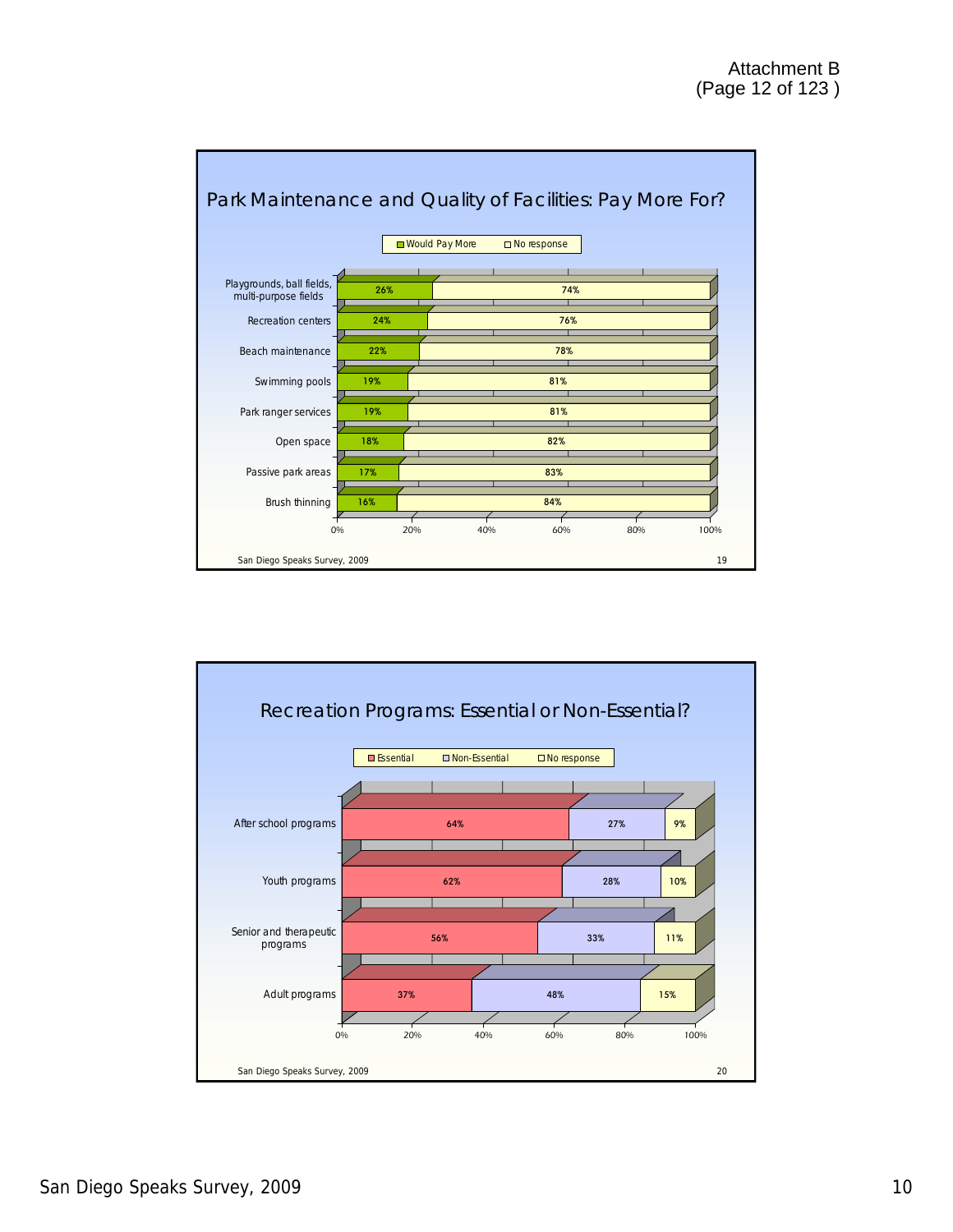Attachment B
(Page 12 of 123 )

## Park Maintenance and Quality of Facilities: Pay More For?

| | Would Pay More | No response |
|---|---|---|
| Playgrounds, ball fields, multi-purpose fields | 26% | 74% |
| Recreation centers | 24% | 76% |
| Beach maintenance | 22% | 78% |
| Swimming pools | 19% | 81% |
| Park ranger services | 19% | 81% |
| Open space | 18% | 82% |
| Passive park areas | 17% | 83% |
| Brush thinning | 16% | 84% |

San Diego Speaks Survey, 2009

19

## Recreation Programs: Essential or Non-Essential?

| | Essential | Non-Essential | No response |
|---|---|---|---|
| After school programs | 64% | 27% | 9% |
| Youth programs | 62% | 28% | 10% |
| Senior and therapeutic programs | 56% | 33% | 11% |
| Adult programs | 37% | 48% | 15% |

San Diego Speaks Survey, 2009

20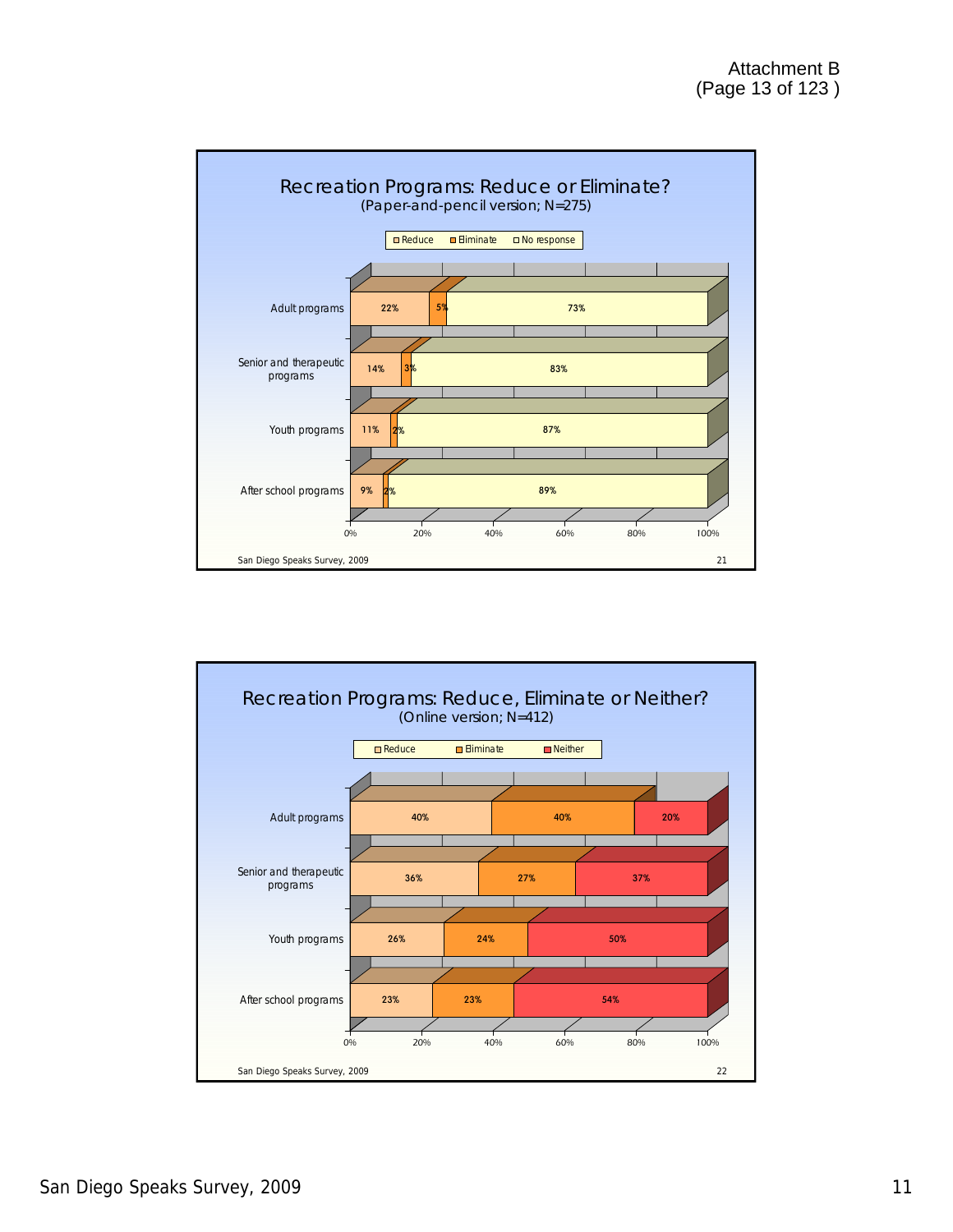## Recreation Programs: Reduce or Eliminate?

(Paper-and-pencil version; N=275)

Reduce
Eliminate
No response

Adult programs 22% 5% 73%

Senior and therapeutic programs 14% 3% 83%

Youth programs 11% 2% 87%

After school programs 9% 2% 89%

0% 20% 40% 60% 80% 100%

San Diego Speaks Survey, 2009

21

## Recreation Programs: Reduce, Eliminate or Neither?

(Online version; N=412)

Reduce
Eliminate
Neither

Adult programs 40% 40% 20%

Senior and therapeutic programs 36% 27% 37%

Youth programs 26% 24% 50%

After school programs 23% 23% 54%

0% 20% 40% 60% 80% 100%

San Diego Speaks Survey, 2009

22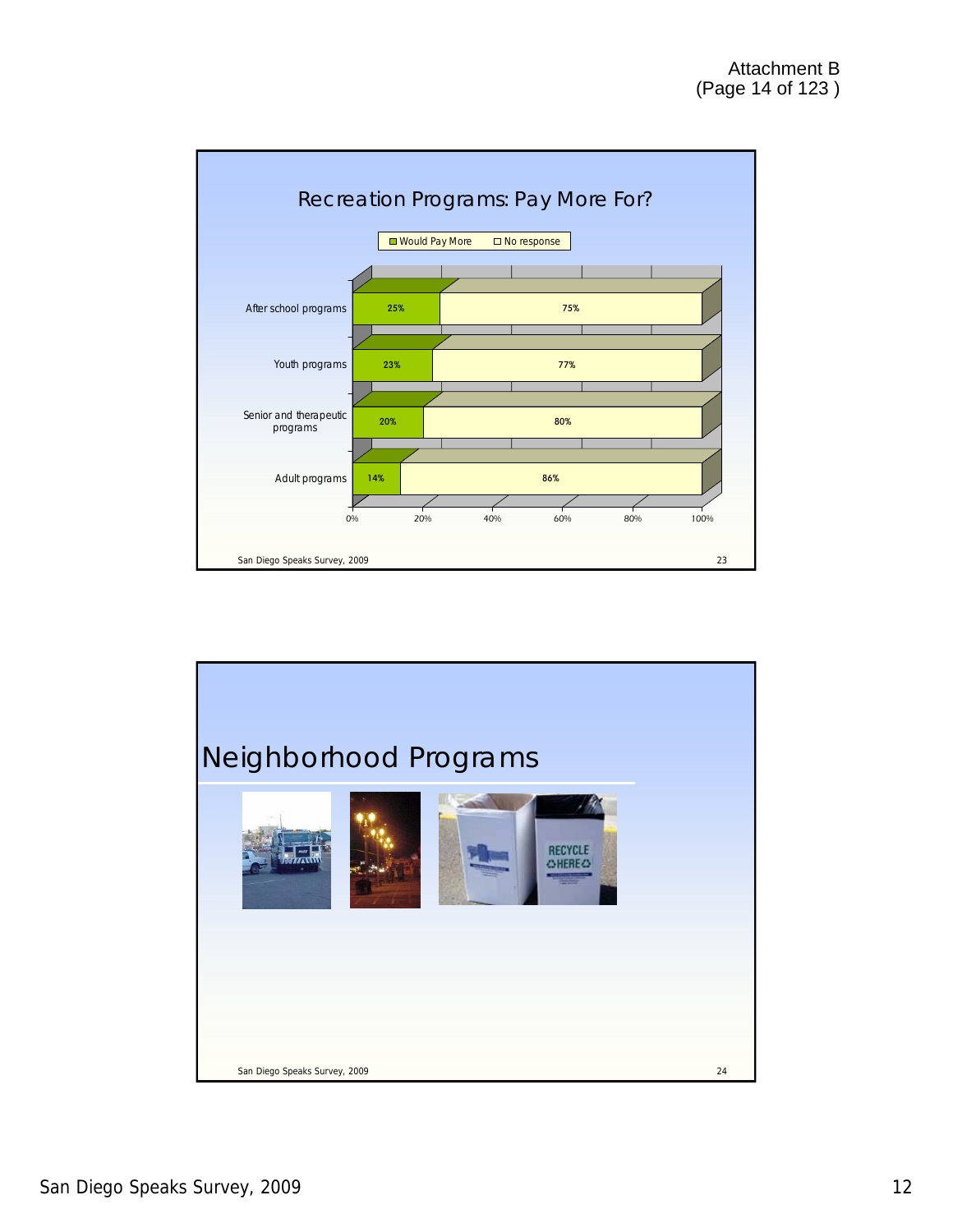## Recreation Programs: Pay More For?

Would Pay More
No response

After school programs
25%
75%

Youth programs
23%
77%

Senior and therapeutic programs
20%
80%

Adult programs
14%
86%

0%
20%
40%
60%
80%
100%

San Diego Speaks Survey, 2009

# Neighborhood Programs

San Diego Speaks Survey, 2009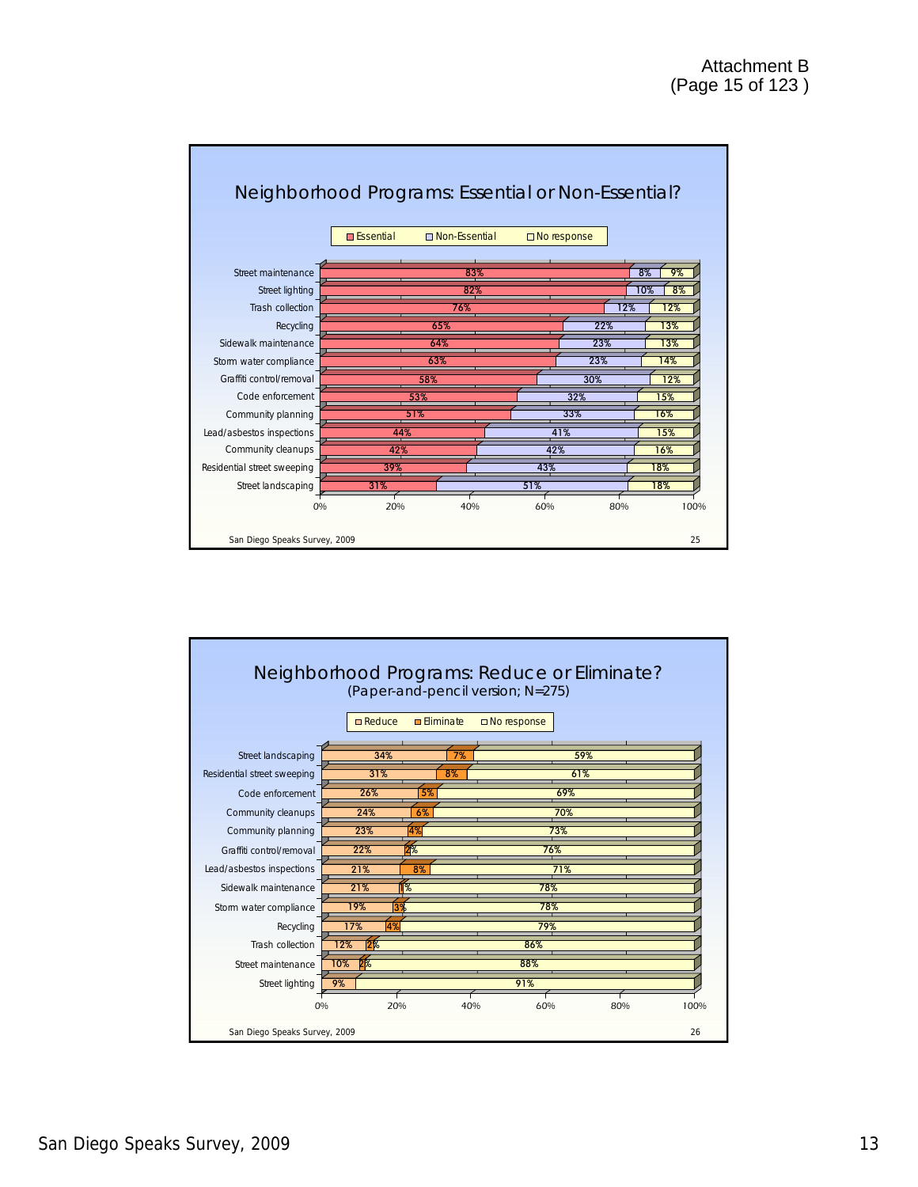Attachment B

## Neighborhood Programs: Essential or Non-Essential?

Essential | Non-Essential | No response

Street maintenance 83% 8% 9%
Street lighting 82% 10% 8%
Trash collection 76% 12% 12%
Recycling 65% 22% 13%
Sidewalk maintenance 64% 23% 13%
Storm water compliance 63% 23% 14%
Graffiti control/removal 58% 30% 12%
Code enforcement 53% 32% 15%
Community planning 51% 33% 16%
Lead/asbestos inspections 44% 41% 15%
Community cleanups 42% 42% 16%
Residential street sweeping 39% 43% 18%
Street landscaping 31% 51% 18%

0% 20% 40% 60% 80% 100%

San Diego Speaks Survey, 2009 25

## Neighborhood Programs: Reduce or Eliminate?

(Paper-and-pencil version; N=275)

Reduce | Eliminate | No response

Street landscaping 34% 7% 59%
Residential street sweeping 31% 8% 61%
Code enforcement 26% 5% 69%
Community cleanups 24% 6% 70%
Community planning 23% 4% 73%
Graffiti control/removal 22% 2% 76%
Lead/asbestos inspections 21% 8% 71%
Sidewalk maintenance 21% 1% 78%
Storm water compliance 19% 3% 78%
Recycling 17% 4% 79%
Trash collection 12% 2% 86%
Street maintenance 10% 2% 88%
Street lighting 9% 91%

0% 20% 40% 60% 80% 100%

San Diego Speaks Survey, 2009 26

San Diego Speaks Survey, 2009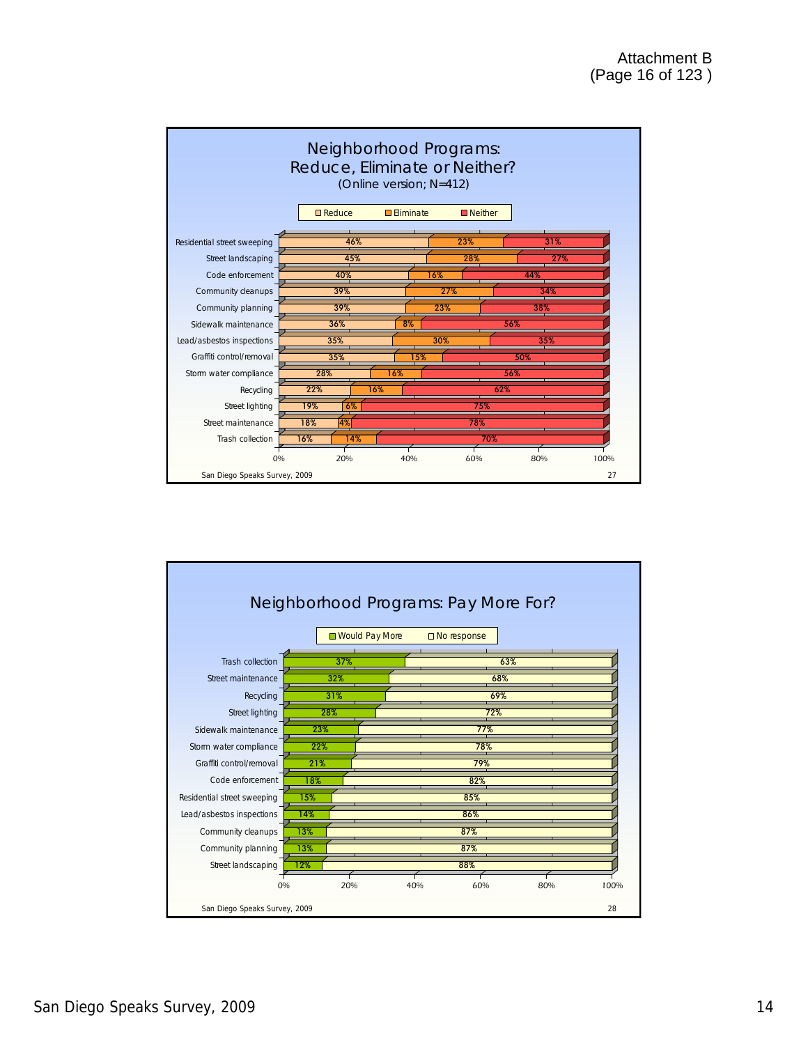Attachment B
(Page 16 of 123 )

## Neighborhood Programs: Reduce, Eliminate or Neither?

(Online version; N=412)

Reduce
Eliminate
Neither

Residential street sweeping 46% 23% 31%
Street landscaping 45% 28% 27%
Code enforcement 40% 16% 44%
Community cleanups 39% 27% 34%
Community planning 39% 23% 38%
Sidewalk maintenance 36% 8% 56%
Lead/asbestos inspections 35% 30% 35%
Graffiti control/removal 35% 15% 50%
Storm water compliance 28% 16% 56%
Recycling 22% 16% 62%
Street lighting 19% 6% 75%
Street maintenance 18% 4% 78%
Trash collection 16% 14% 70%

0% 20% 40% 60% 80% 100%

San Diego Speaks Survey, 2009

27

## Neighborhood Programs: Pay More For?

Would Pay More
No response

Trash collection 37% 63%
Street maintenance 32% 68%
Recycling 31% 69%
Street lighting 28% 72%
Sidewalk maintenance 23% 77%
Storm water compliance 22% 78%
Graffiti control/removal 21% 79%
Code enforcement 18% 82%
Residential street sweeping 15% 85%
Lead/asbestos inspections 14% 86%
Community cleanups 13% 87%
Community planning 13% 87%
Street landscaping 12% 88%

0% 20% 40% 60% 80% 100%

San Diego Speaks Survey, 2009

28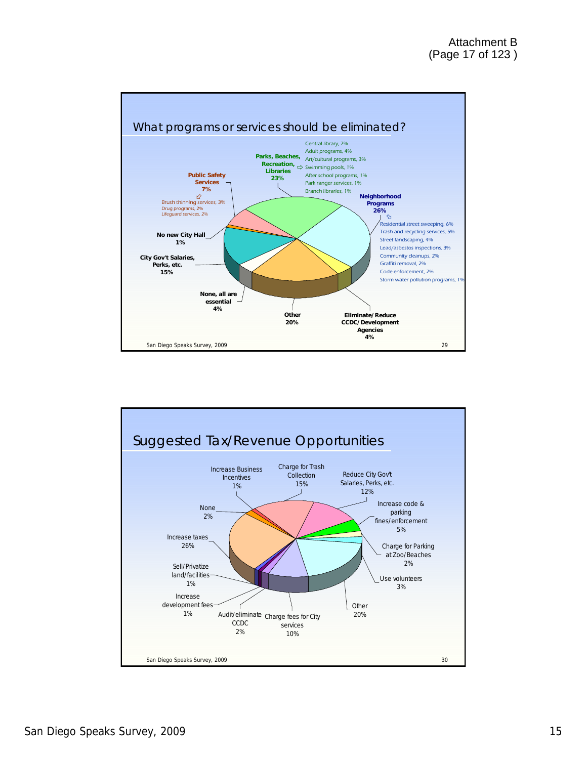## What programs or services should be eliminated?

Parks, Beaches, Recreation, Libraries 23%

Central library, 7%
Adult programs, 4%
Art/cultural programs, 3%
Swimming pools, 1%
After school programs, 1%
Park ranger services, 1%
Branch libraries, 1%

Public Safety Services 7%

Brush thinning services, 3%
Drug programs, 2%
Lifeguard services, 2%

Neighborhood Programs 26%

Residential street sweeping, 6%
Trash and recycling services, 5%
Street landscaping, 4%
Lead/asbestos inspections, 3%
Community cleanups, 2%
Graffiti removal, 2%
Code enforcement, 2%
Storm water pollution programs, 1%

No new City Hall 1%

City Gov't Salaries, Perks, etc. 15%

None, all are essential 4%

Other 20%

Eliminate/Reduce CCDC/Development Agencies 4%

San Diego Speaks Survey, 2009

## Suggested Tax/Revenue Opportunities

Increase Business Incentives 1%

Charge for Trash Collection 15%

Reduce City Gov't Salaries, Perks, etc. 12%

None 2%

Increase code & parking fines/enforcement 5%

Increase taxes 26%

Charge for Parking at Zoo/Beaches 2%

Sell/Privatize land/facilities 1%

Use volunteers 3%

Increase development fees 1%

Other 20%

Audit/eliminate CCDC 2%

Charge fees for City services 10%

San Diego Speaks Survey, 2009

San Diego Speaks Survey, 2009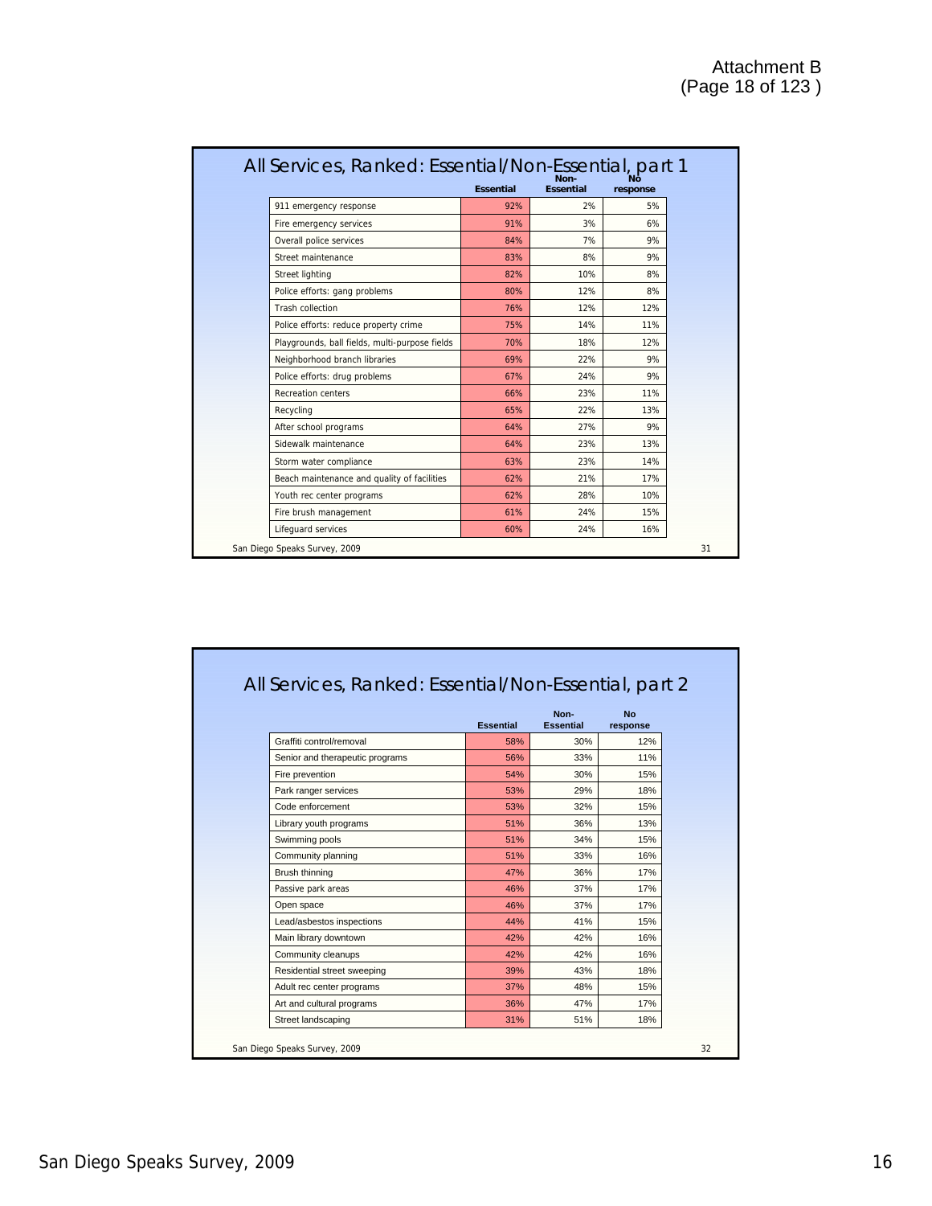## All Services, Ranked: Essential/Non-Essential, part 1

| | Essential | Non-Essential | No response |
|---|---|---|---|
| 911 emergency response | 92% | 2% | 5% |
| Fire emergency services | 91% | 3% | 6% |
| Overall police services | 84% | 7% | 9% |
| Street maintenance | 83% | 8% | 9% |
| Street lighting | 82% | 10% | 8% |
| Police efforts: gang problems | 80% | 12% | 8% |
| Trash collection | 76% | 12% | 12% |
| Police efforts: reduce property crime | 75% | 14% | 11% |
| Playgrounds, ball fields, multi-purpose fields | 70% | 18% | 12% |
| Neighborhood branch libraries | 69% | 22% | 9% |
| Police efforts: drug problems | 67% | 24% | 9% |
| Recreation centers | 66% | 23% | 11% |
| Recycling | 65% | 22% | 13% |
| After school programs | 64% | 27% | 9% |
| Sidewalk maintenance | 64% | 23% | 13% |
| Storm water compliance | 63% | 23% | 14% |
| Beach maintenance and quality of facilities | 62% | 21% | 17% |
| Youth rec center programs | 62% | 28% | 10% |
| Fire brush management | 61% | 24% | 15% |
| Lifeguard services | 60% | 24% | 16% |

San Diego Speaks Survey, 2009

## All Services, Ranked: Essential/Non-Essential, part 2

| | Essential | Non-Essential | No response |
|---|---|---|---|
| Graffiti control/removal | 58% | 30% | 12% |
| Senior and therapeutic programs | 56% | 33% | 11% |
| Fire prevention | 54% | 30% | 15% |
| Park ranger services | 53% | 29% | 18% |
| Code enforcement | 53% | 32% | 15% |
| Library youth programs | 51% | 36% | 13% |
| Swimming pools | 51% | 34% | 15% |
| Community planning | 51% | 33% | 16% |
| Brush thinning | 47% | 36% | 17% |
| Passive park areas | 46% | 37% | 17% |
| Open space | 46% | 37% | 17% |
| Lead/asbestos inspections | 44% | 41% | 15% |
| Main library downtown | 42% | 42% | 16% |
| Community cleanups | 42% | 42% | 16% |
| Residential street sweeping | 39% | 43% | 18% |
| Adult rec center programs | 37% | 48% | 15% |
| Art and cultural programs | 36% | 47% | 17% |
| Street landscaping | 31% | 51% | 18% |

San Diego Speaks Survey, 2009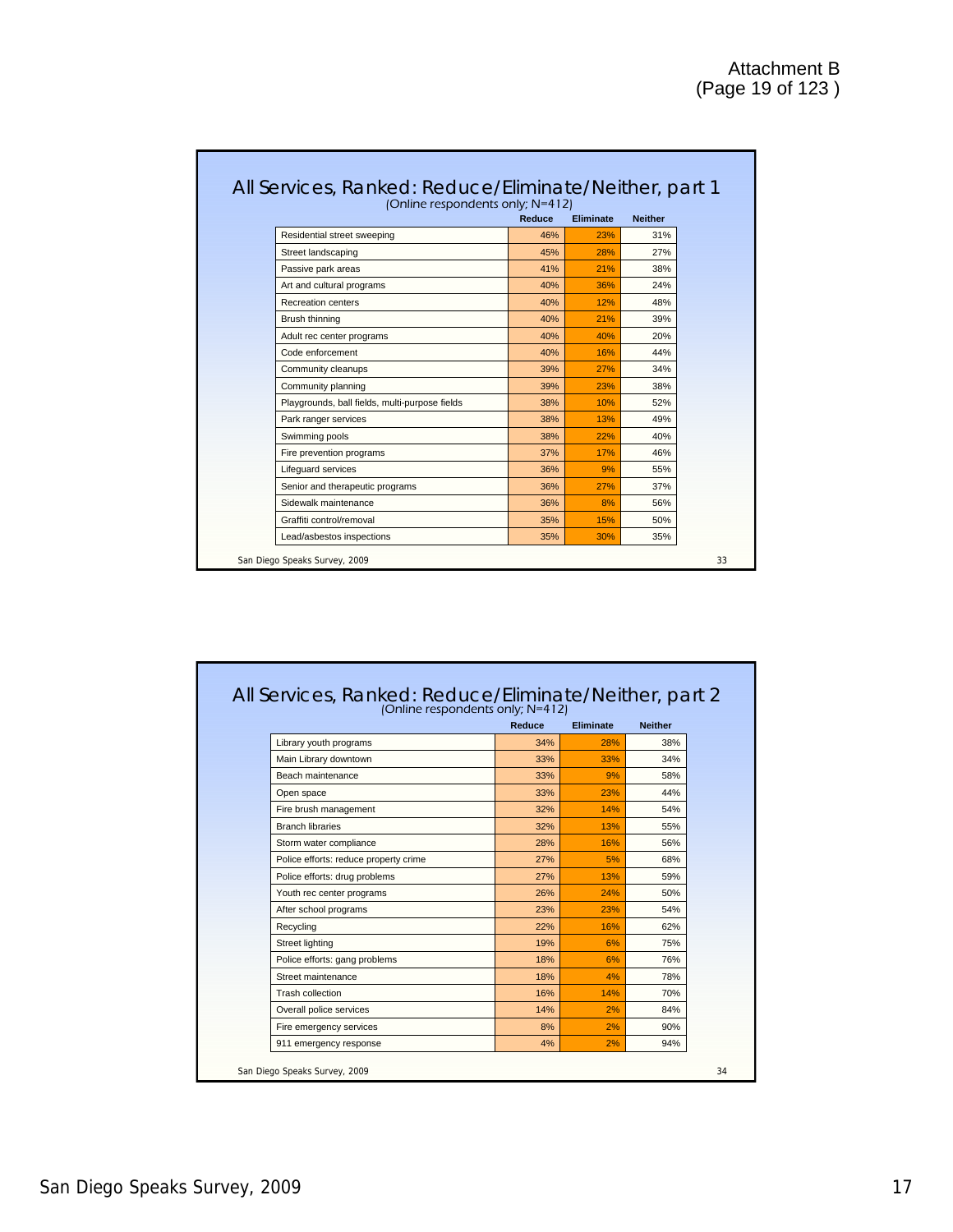## All Services, Ranked: Reduce/Eliminate/Neither, part 1

(Online respondents only; N=412)

| | Reduce | Eliminate | Neither |
|---|---|---|---|
| Residential street sweeping | 46% | 23% | 31% |
| Street landscaping | 45% | 28% | 27% |
| Passive park areas | 41% | 21% | 38% |
| Art and cultural programs | 40% | 36% | 24% |
| Recreation centers | 40% | 12% | 48% |
| Brush thinning | 40% | 21% | 39% |
| Adult rec center programs | 40% | 40% | 20% |
| Code enforcement | 40% | 16% | 44% |
| Community cleanups | 39% | 27% | 34% |
| Community planning | 39% | 23% | 38% |
| Playgrounds, ball fields, multi-purpose fields | 38% | 10% | 52% |
| Park ranger services | 38% | 13% | 49% |
| Swimming pools | 38% | 22% | 40% |
| Fire prevention programs | 37% | 17% | 46% |
| Lifeguard services | 36% | 9% | 55% |
| Senior and therapeutic programs | 36% | 27% | 37% |
| Sidewalk maintenance | 36% | 8% | 56% |
| Graffiti control/removal | 35% | 15% | 50% |
| Lead/asbestos inspections | 35% | 30% | 35% |

San Diego Speaks Survey, 2009

## All Services, Ranked: Reduce/Eliminate/Neither, part 2

(Online respondents only; N=412)

| | Reduce | Eliminate | Neither |
|---|---|---|---|
| Library youth programs | 34% | 28% | 38% |
| Main Library downtown | 33% | 33% | 34% |
| Beach maintenance | 33% | 9% | 58% |
| Open space | 33% | 23% | 44% |
| Fire brush management | 32% | 14% | 54% |
| Branch libraries | 32% | 13% | 55% |
| Storm water compliance | 28% | 16% | 56% |
| Police efforts: reduce property crime | 27% | 5% | 68% |
| Police efforts: drug problems | 27% | 13% | 59% |
| Youth rec center programs | 26% | 24% | 50% |
| After school programs | 23% | 23% | 54% |
| Recycling | 22% | 16% | 62% |
| Street lighting | 19% | 6% | 75% |
| Police efforts: gang problems | 18% | 6% | 76% |
| Street maintenance | 18% | 4% | 78% |
| Trash collection | 16% | 14% | 70% |
| Overall police services | 14% | 2% | 84% |
| Fire emergency services | 8% | 2% | 90% |
| 911 emergency response | 4% | 2% | 94% |

San Diego Speaks Survey, 2009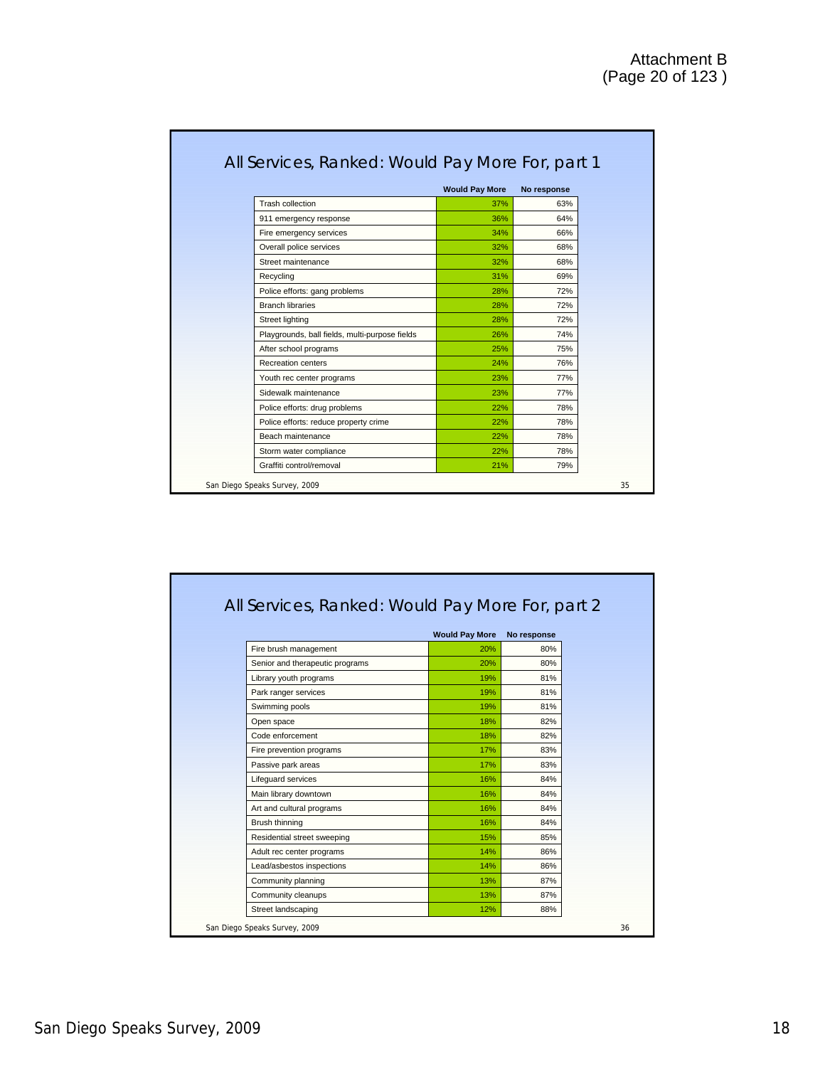Attachment B
(Page 20 of 123 )

## All Services, Ranked: Would Pay More For, part 1

| | Would Pay More | No response |
|---|---|---|
| Trash collection | 37% | 63% |
| 911 emergency response | 36% | 64% |
| Fire emergency services | 34% | 66% |
| Overall police services | 32% | 68% |
| Street maintenance | 32% | 68% |
| Recycling | 31% | 69% |
| Police efforts: gang problems | 28% | 72% |
| Branch libraries | 28% | 72% |
| Street lighting | 28% | 72% |
| Playgrounds, ball fields, multi-purpose fields | 26% | 74% |
| After school programs | 25% | 75% |
| Recreation centers | 24% | 76% |
| Youth rec center programs | 23% | 77% |
| Sidewalk maintenance | 23% | 77% |
| Police efforts: drug problems | 22% | 78% |
| Police efforts: reduce property crime | 22% | 78% |
| Beach maintenance | 22% | 78% |
| Storm water compliance | 22% | 78% |
| Graffiti control/removal | 21% | 79% |

San Diego Speaks Survey, 2009

## All Services, Ranked: Would Pay More For, part 2

| | Would Pay More | No response |
|---|---|---|
| Fire brush management | 20% | 80% |
| Senior and therapeutic programs | 20% | 80% |
| Library youth programs | 19% | 81% |
| Park ranger services | 19% | 81% |
| Swimming pools | 19% | 81% |
| Open space | 18% | 82% |
| Code enforcement | 18% | 82% |
| Fire prevention programs | 17% | 83% |
| Passive park areas | 17% | 83% |
| Lifeguard services | 16% | 84% |
| Main library downtown | 16% | 84% |
| Art and cultural programs | 16% | 84% |
| Brush thinning | 16% | 84% |
| Residential street sweeping | 15% | 85% |
| Adult rec center programs | 14% | 86% |
| Lead/asbestos inspections | 14% | 86% |
| Community planning | 13% | 87% |
| Community cleanups | 13% | 87% |
| Street landscaping | 12% | 88% |

San Diego Speaks Survey, 2009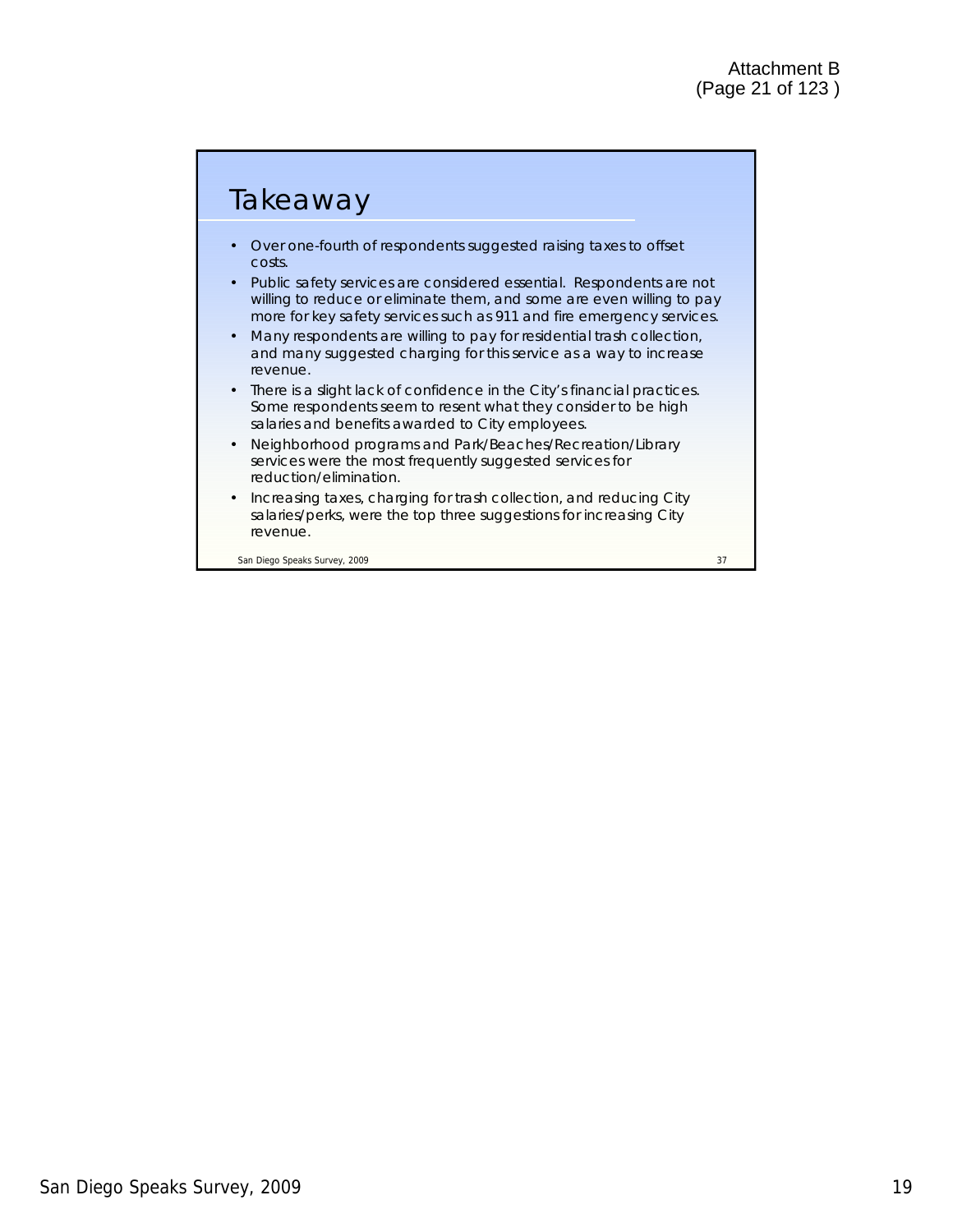# Takeaway

- Over one-fourth of respondents suggested raising taxes to offset costs.
- Public safety services are considered essential. Respondents are not willing to reduce or eliminate them, and some are even willing to pay more for key safety services such as 911 and fire emergency services.
- Many respondents are willing to pay for residential trash collection, and many suggested charging for this service as a way to increase revenue.
- There is a slight lack of confidence in the City's financial practices. Some respondents seem to resent what they consider to be high salaries and benefits awarded to City employees.
- Neighborhood programs and Park/Beaches/Recreation/Library services were the most frequently suggested services for reduction/elimination.
- Increasing taxes, charging for trash collection, and reducing City salaries/perks, were the top three suggestions for increasing City revenue.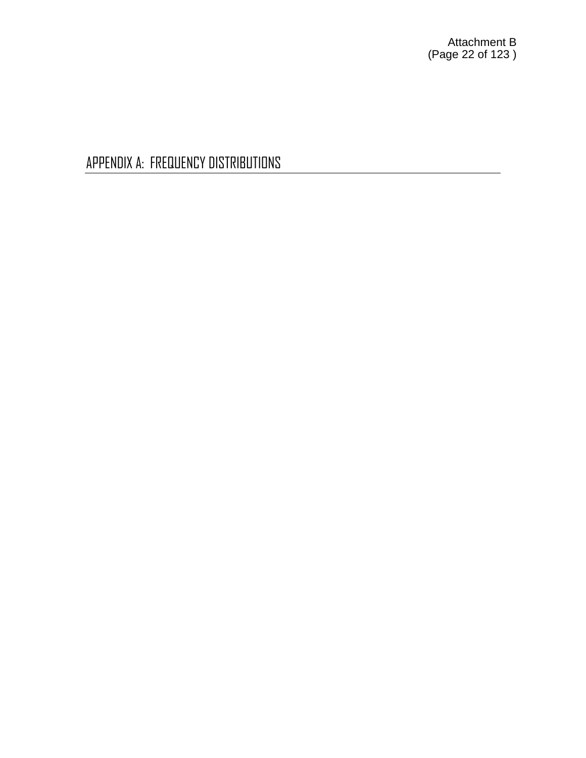# APPENDIX A: FREQUENCY DISTRIBUTIONS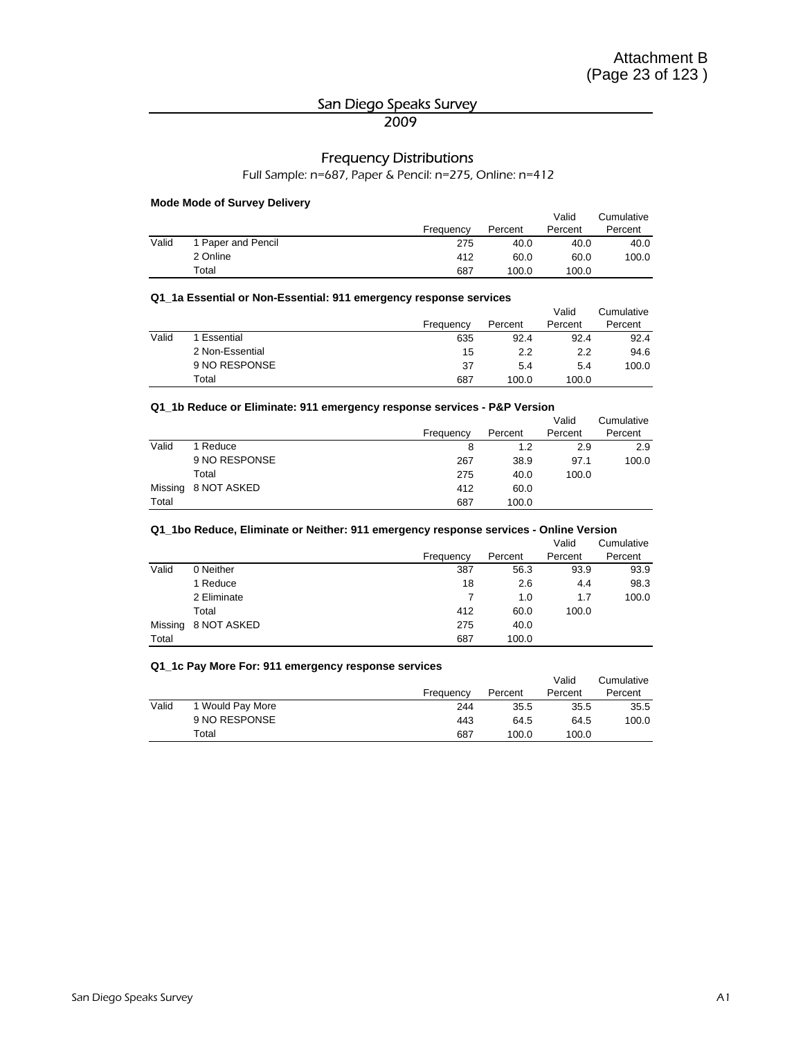Attachment B
(Page 23 of 123 )

## San Diego Speaks Survey

2009

## Frequency Distributions

Full Sample: n=687, Paper & Pencil: n=275, Online: n=412

**Mode Mode of Survey Delivery**

| | | Frequency | Percent | Valid Percent | Cumulative Percent |
|---|---|---|---|---|---|
| Valid | 1 Paper and Pencil | 275 | 40.0 | 40.0 | 40.0 |
| | 2 Online | 412 | 60.0 | 60.0 | 100.0 |
| | Total | 687 | 100.0 | 100.0 | |

**Q1_1a Essential or Non-Essential: 911 emergency response services**

| | | Frequency | Percent | Valid Percent | Cumulative Percent |
|---|---|---|---|---|---|
| Valid | 1 Essential | 635 | 92.4 | 92.4 | 92.4 |
| | 2 Non-Essential | 15 | 2.2 | 2.2 | 94.6 |
| | 9 NO RESPONSE | 37 | 5.4 | 5.4 | 100.0 |
| | Total | 687 | 100.0 | 100.0 | |

**Q1_1b Reduce or Eliminate: 911 emergency response services - P&P Version**

| | | Frequency | Percent | Valid Percent | Cumulative Percent |
|---|---|---|---|---|---|
| Valid | 1 Reduce | 8 | 1.2 | 2.9 | 2.9 |
| | 9 NO RESPONSE | 267 | 38.9 | 97.1 | 100.0 |
| | Total | 275 | 40.0 | 100.0 | |
| Missing | 8 NOT ASKED | 412 | 60.0 | | |
| Total | | 687 | 100.0 | | |

**Q1_1bo Reduce, Eliminate or Neither: 911 emergency response services - Online Version**

| | | Frequency | Percent | Valid Percent | Cumulative Percent |
|---|---|---|---|---|---|
| Valid | 0 Neither | 387 | 56.3 | 93.9 | 93.9 |
| | 1 Reduce | 18 | 2.6 | 4.4 | 98.3 |
| | 2 Eliminate | 7 | 1.0 | 1.7 | 100.0 |
| | Total | 412 | 60.0 | 100.0 | |
| Missing | 8 NOT ASKED | 275 | 40.0 | | |
| Total | | 687 | 100.0 | | |

**Q1_1c Pay More For: 911 emergency response services**

| | | Frequency | Percent | Valid Percent | Cumulative Percent |
|---|---|---|---|---|---|
| Valid | 1 Would Pay More | 244 | 35.5 | 35.5 | 35.5 |
| | 9 NO RESPONSE | 443 | 64.5 | 64.5 | 100.0 |
| | Total | 687 | 100.0 | 100.0 | |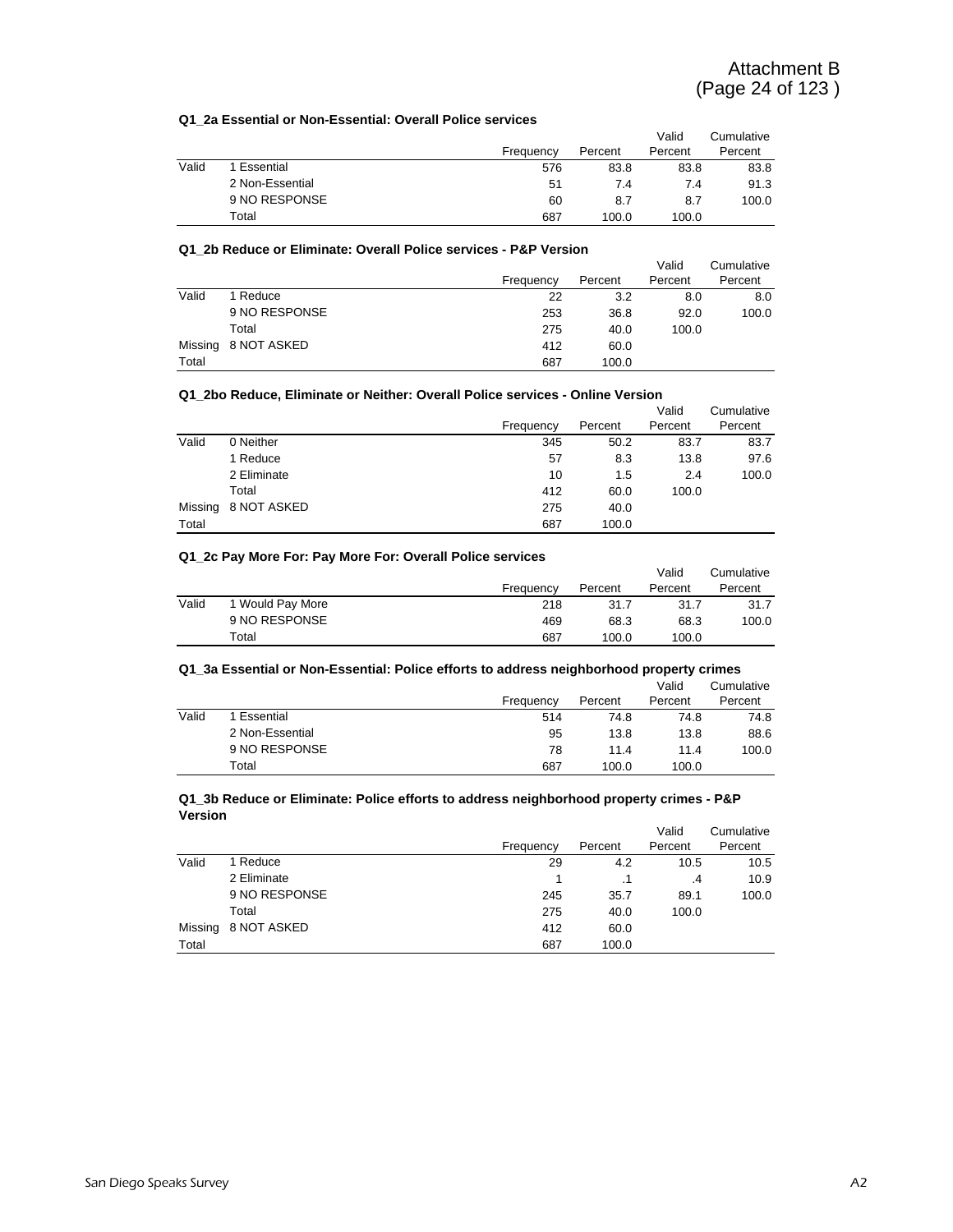**Q1_2a Essential or Non-Essential: Overall Police services**

| | | Frequency | Percent | Valid Percent | Cumulative Percent |
|---|---|---|---|---|---|
| Valid | 1 Essential | 576 | 83.8 | 83.8 | 83.8 |
| | 2 Non-Essential | 51 | 7.4 | 7.4 | 91.3 |
| | 9 NO RESPONSE | 60 | 8.7 | 8.7 | 100.0 |
| | Total | 687 | 100.0 | 100.0 | |

**Q1_2b Reduce or Eliminate: Overall Police services - P&P Version**

| | | Frequency | Percent | Valid Percent | Cumulative Percent |
|---|---|---|---|---|---|
| Valid | 1 Reduce | 22 | 3.2 | 8.0 | 8.0 |
| | 9 NO RESPONSE | 253 | 36.8 | 92.0 | 100.0 |
| | Total | 275 | 40.0 | 100.0 | |
| Missing | 8 NOT ASKED | 412 | 60.0 | | |
| Total | | 687 | 100.0 | | |

**Q1_2bo Reduce, Eliminate or Neither: Overall Police services - Online Version**

| | | Frequency | Percent | Valid Percent | Cumulative Percent |
|---|---|---|---|---|---|
| Valid | 0 Neither | 345 | 50.2 | 83.7 | 83.7 |
| | 1 Reduce | 57 | 8.3 | 13.8 | 97.6 |
| | 2 Eliminate | 10 | 1.5 | 2.4 | 100.0 |
| | Total | 412 | 60.0 | 100.0 | |
| Missing | 8 NOT ASKED | 275 | 40.0 | | |
| Total | | 687 | 100.0 | | |

**Q1_2c Pay More For: Pay More For: Overall Police services**

| | | Frequency | Percent | Valid Percent | Cumulative Percent |
|---|---|---|---|---|---|
| Valid | 1 Would Pay More | 218 | 31.7 | 31.7 | 31.7 |
| | 9 NO RESPONSE | 469 | 68.3 | 68.3 | 100.0 |
| | Total | 687 | 100.0 | 100.0 | |

**Q1_3a Essential or Non-Essential: Police efforts to address neighborhood property crimes**

| | | Frequency | Percent | Valid Percent | Cumulative Percent |
|---|---|---|---|---|---|
| Valid | 1 Essential | 514 | 74.8 | 74.8 | 74.8 |
| | 2 Non-Essential | 95 | 13.8 | 13.8 | 88.6 |
| | 9 NO RESPONSE | 78 | 11.4 | 11.4 | 100.0 |
| | Total | 687 | 100.0 | 100.0 | |

**Q1_3b Reduce or Eliminate: Police efforts to address neighborhood property crimes - P&P Version**

| | | Frequency | Percent | Valid Percent | Cumulative Percent |
|---|---|---|---|---|---|
| Valid | 1 Reduce | 29 | 4.2 | 10.5 | 10.5 |
| | 2 Eliminate | 1 | .1 | .4 | 10.9 |
| | 9 NO RESPONSE | 245 | 35.7 | 89.1 | 100.0 |
| | Total | 275 | 40.0 | 100.0 | |
| Missing | 8 NOT ASKED | 412 | 60.0 | | |
| Total | | 687 | 100.0 | | |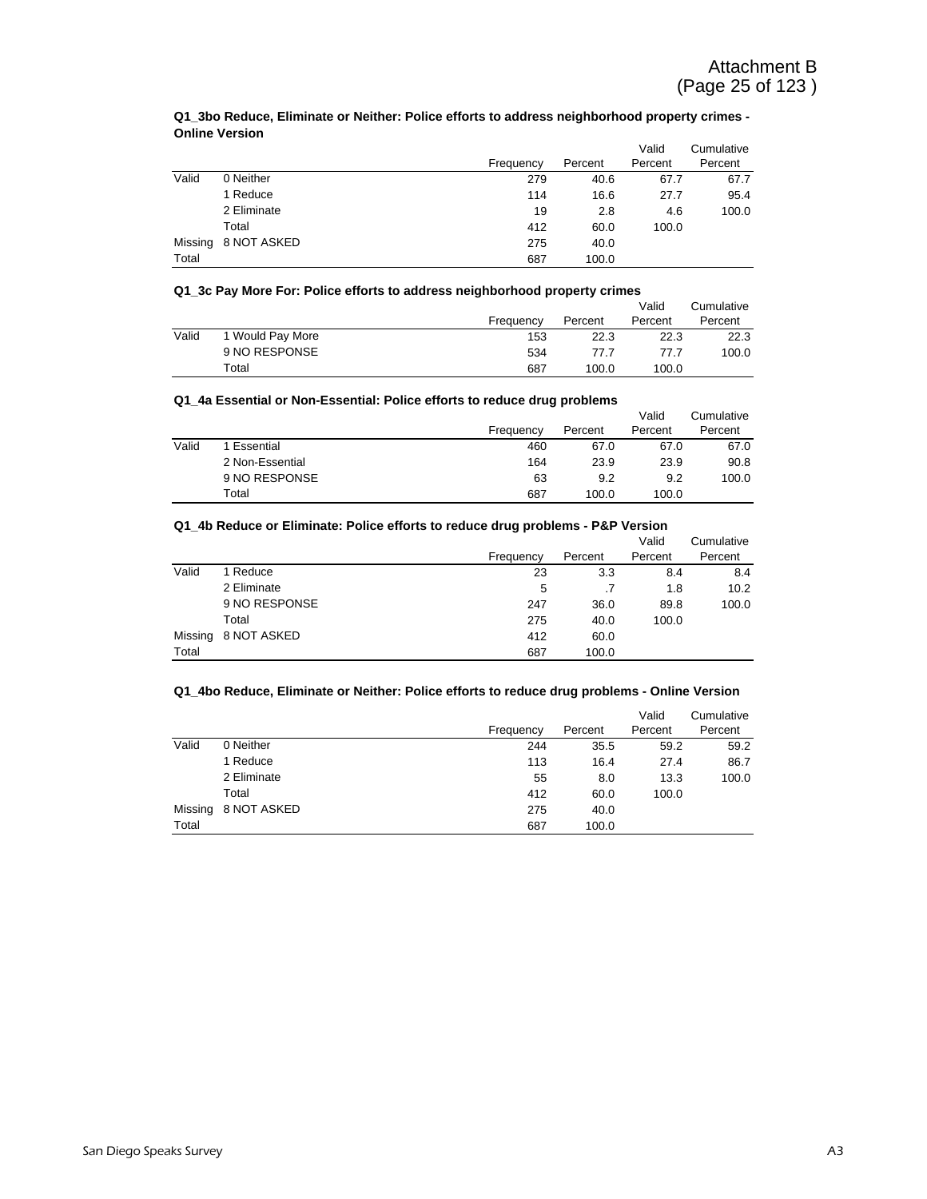**Q1_3bo Reduce, Eliminate or Neither: Police efforts to address neighborhood property crimes - Online Version**

| | | Frequency | Percent | Valid Percent | Cumulative Percent |
|---|---|---|---|---|---|
| Valid | 0 Neither | 279 | 40.6 | 67.7 | 67.7 |
| | 1 Reduce | 114 | 16.6 | 27.7 | 95.4 |
| | 2 Eliminate | 19 | 2.8 | 4.6 | 100.0 |
| | Total | 412 | 60.0 | 100.0 | |
| Missing | 8 NOT ASKED | 275 | 40.0 | | |
| Total | | 687 | 100.0 | | |

**Q1_3c Pay More For: Police efforts to address neighborhood property crimes**

| | | Frequency | Percent | Valid Percent | Cumulative Percent |
|---|---|---|---|---|---|
| Valid | 1 Would Pay More | 153 | 22.3 | 22.3 | 22.3 |
| | 9 NO RESPONSE | 534 | 77.7 | 77.7 | 100.0 |
| | Total | 687 | 100.0 | 100.0 | |

**Q1_4a Essential or Non-Essential: Police efforts to reduce drug problems**

| | | Frequency | Percent | Valid Percent | Cumulative Percent |
|---|---|---|---|---|---|
| Valid | 1 Essential | 460 | 67.0 | 67.0 | 67.0 |
| | 2 Non-Essential | 164 | 23.9 | 23.9 | 90.8 |
| | 9 NO RESPONSE | 63 | 9.2 | 9.2 | 100.0 |
| | Total | 687 | 100.0 | 100.0 | |

**Q1_4b Reduce or Eliminate: Police efforts to reduce drug problems - P&P Version**

| | | Frequency | Percent | Valid Percent | Cumulative Percent |
|---|---|---|---|---|---|
| Valid | 1 Reduce | 23 | 3.3 | 8.4 | 8.4 |
| | 2 Eliminate | 5 | .7 | 1.8 | 10.2 |
| | 9 NO RESPONSE | 247 | 36.0 | 89.8 | 100.0 |
| | Total | 275 | 40.0 | 100.0 | |
| Missing | 8 NOT ASKED | 412 | 60.0 | | |
| Total | | 687 | 100.0 | | |

**Q1_4bo Reduce, Eliminate or Neither: Police efforts to reduce drug problems - Online Version**

| | | Frequency | Percent | Valid Percent | Cumulative Percent |
|---|---|---|---|---|---|
| Valid | 0 Neither | 244 | 35.5 | 59.2 | 59.2 |
| | 1 Reduce | 113 | 16.4 | 27.4 | 86.7 |
| | 2 Eliminate | 55 | 8.0 | 13.3 | 100.0 |
| | Total | 412 | 60.0 | 100.0 | |
| Missing | 8 NOT ASKED | 275 | 40.0 | | |
| Total | | 687 | 100.0 | | |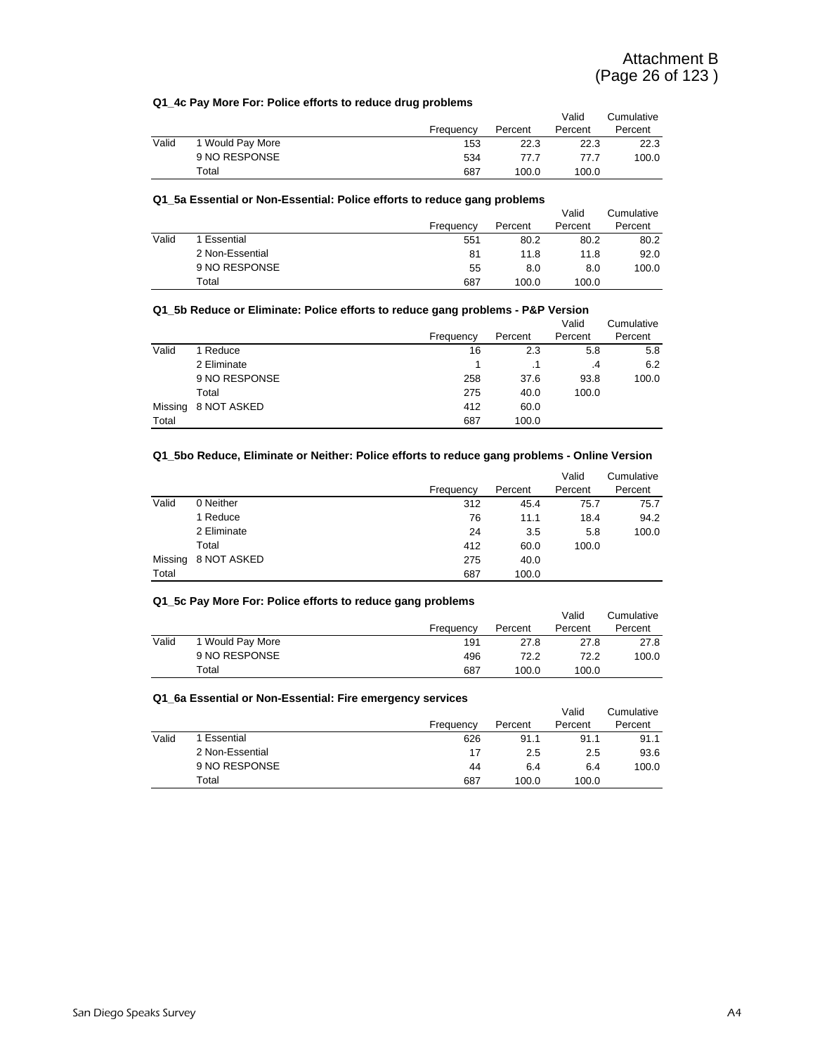**Q1_4c Pay More For: Police efforts to reduce drug problems**

| | | Frequency | Percent | Valid Percent | Cumulative Percent |
|---|---|---|---|---|---|
| Valid | 1 Would Pay More | 153 | 22.3 | 22.3 | 22.3 |
| | 9 NO RESPONSE | 534 | 77.7 | 77.7 | 100.0 |
| | Total | 687 | 100.0 | 100.0 | |

**Q1_5a Essential or Non-Essential: Police efforts to reduce gang problems**

| | | Frequency | Percent | Valid Percent | Cumulative Percent |
|---|---|---|---|---|---|
| Valid | 1 Essential | 551 | 80.2 | 80.2 | 80.2 |
| | 2 Non-Essential | 81 | 11.8 | 11.8 | 92.0 |
| | 9 NO RESPONSE | 55 | 8.0 | 8.0 | 100.0 |
| | Total | 687 | 100.0 | 100.0 | |

**Q1_5b Reduce or Eliminate: Police efforts to reduce gang problems - P&P Version**

| | | Frequency | Percent | Valid Percent | Cumulative Percent |
|---|---|---|---|---|---|
| Valid | 1 Reduce | 16 | 2.3 | 5.8 | 5.8 |
| | 2 Eliminate | 1 | .1 | .4 | 6.2 |
| | 9 NO RESPONSE | 258 | 37.6 | 93.8 | 100.0 |
| | Total | 275 | 40.0 | 100.0 | |
| Missing | 8 NOT ASKED | 412 | 60.0 | | |
| Total | | 687 | 100.0 | | |

**Q1_5bo Reduce, Eliminate or Neither: Police efforts to reduce gang problems - Online Version**

| | | Frequency | Percent | Valid Percent | Cumulative Percent |
|---|---|---|---|---|---|
| Valid | 0 Neither | 312 | 45.4 | 75.7 | 75.7 |
| | 1 Reduce | 76 | 11.1 | 18.4 | 94.2 |
| | 2 Eliminate | 24 | 3.5 | 5.8 | 100.0 |
| | Total | 412 | 60.0 | 100.0 | |
| Missing | 8 NOT ASKED | 275 | 40.0 | | |
| Total | | 687 | 100.0 | | |

**Q1_5c Pay More For: Police efforts to reduce gang problems**

| | | Frequency | Percent | Valid Percent | Cumulative Percent |
|---|---|---|---|---|---|
| Valid | 1 Would Pay More | 191 | 27.8 | 27.8 | 27.8 |
| | 9 NO RESPONSE | 496 | 72.2 | 72.2 | 100.0 |
| | Total | 687 | 100.0 | 100.0 | |

**Q1_6a Essential or Non-Essential: Fire emergency services**

| | | Frequency | Percent | Valid Percent | Cumulative Percent |
|---|---|---|---|---|---|
| Valid | 1 Essential | 626 | 91.1 | 91.1 | 91.1 |
| | 2 Non-Essential | 17 | 2.5 | 2.5 | 93.6 |
| | 9 NO RESPONSE | 44 | 6.4 | 6.4 | 100.0 |
| | Total | 687 | 100.0 | 100.0 | |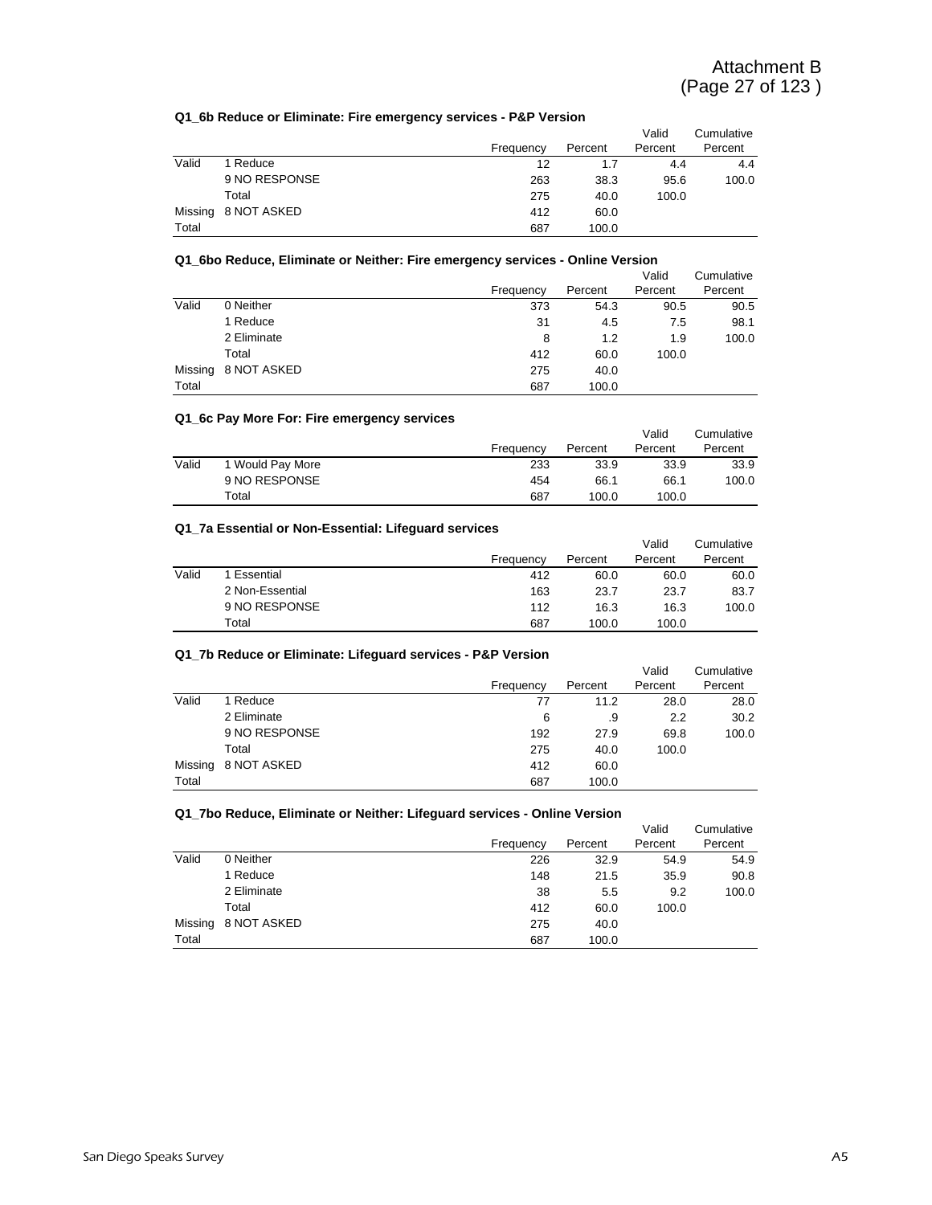Attachment B
(Page 27 of 123 )

**Q1_6b Reduce or Eliminate: Fire emergency services - P&P Version**

| | | Frequency | Percent | Valid Percent | Cumulative Percent |
|---|---|---|---|---|---|
| Valid | 1 Reduce | 12 | 1.7 | 4.4 | 4.4 |
| | 9 NO RESPONSE | 263 | 38.3 | 95.6 | 100.0 |
| | Total | 275 | 40.0 | 100.0 | |
| Missing | 8 NOT ASKED | 412 | 60.0 | | |
| Total | | 687 | 100.0 | | |

**Q1_6bo Reduce, Eliminate or Neither: Fire emergency services - Online Version**

| | | Frequency | Percent | Valid Percent | Cumulative Percent |
|---|---|---|---|---|---|
| Valid | 0 Neither | 373 | 54.3 | 90.5 | 90.5 |
| | 1 Reduce | 31 | 4.5 | 7.5 | 98.1 |
| | 2 Eliminate | 8 | 1.2 | 1.9 | 100.0 |
| | Total | 412 | 60.0 | 100.0 | |
| Missing | 8 NOT ASKED | 275 | 40.0 | | |
| Total | | 687 | 100.0 | | |

**Q1_6c Pay More For: Fire emergency services**

| | | Frequency | Percent | Valid Percent | Cumulative Percent |
|---|---|---|---|---|---|
| Valid | 1 Would Pay More | 233 | 33.9 | 33.9 | 33.9 |
| | 9 NO RESPONSE | 454 | 66.1 | 66.1 | 100.0 |
| | Total | 687 | 100.0 | 100.0 | |

**Q1_7a Essential or Non-Essential: Lifeguard services**

| | | Frequency | Percent | Valid Percent | Cumulative Percent |
|---|---|---|---|---|---|
| Valid | 1 Essential | 412 | 60.0 | 60.0 | 60.0 |
| | 2 Non-Essential | 163 | 23.7 | 23.7 | 83.7 |
| | 9 NO RESPONSE | 112 | 16.3 | 16.3 | 100.0 |
| | Total | 687 | 100.0 | 100.0 | |

**Q1_7b Reduce or Eliminate: Lifeguard services - P&P Version**

| | | Frequency | Percent | Valid Percent | Cumulative Percent |
|---|---|---|---|---|---|
| Valid | 1 Reduce | 77 | 11.2 | 28.0 | 28.0 |
| | 2 Eliminate | 6 | .9 | 2.2 | 30.2 |
| | 9 NO RESPONSE | 192 | 27.9 | 69.8 | 100.0 |
| | Total | 275 | 40.0 | 100.0 | |
| Missing | 8 NOT ASKED | 412 | 60.0 | | |
| Total | | 687 | 100.0 | | |

**Q1_7bo Reduce, Eliminate or Neither: Lifeguard services - Online Version**

| | | Frequency | Percent | Valid Percent | Cumulative Percent |
|---|---|---|---|---|---|
| Valid | 0 Neither | 226 | 32.9 | 54.9 | 54.9 |
| | 1 Reduce | 148 | 21.5 | 35.9 | 90.8 |
| | 2 Eliminate | 38 | 5.5 | 9.2 | 100.0 |
| | Total | 412 | 60.0 | 100.0 | |
| Missing | 8 NOT ASKED | 275 | 40.0 | | |
| Total | | 687 | 100.0 | | |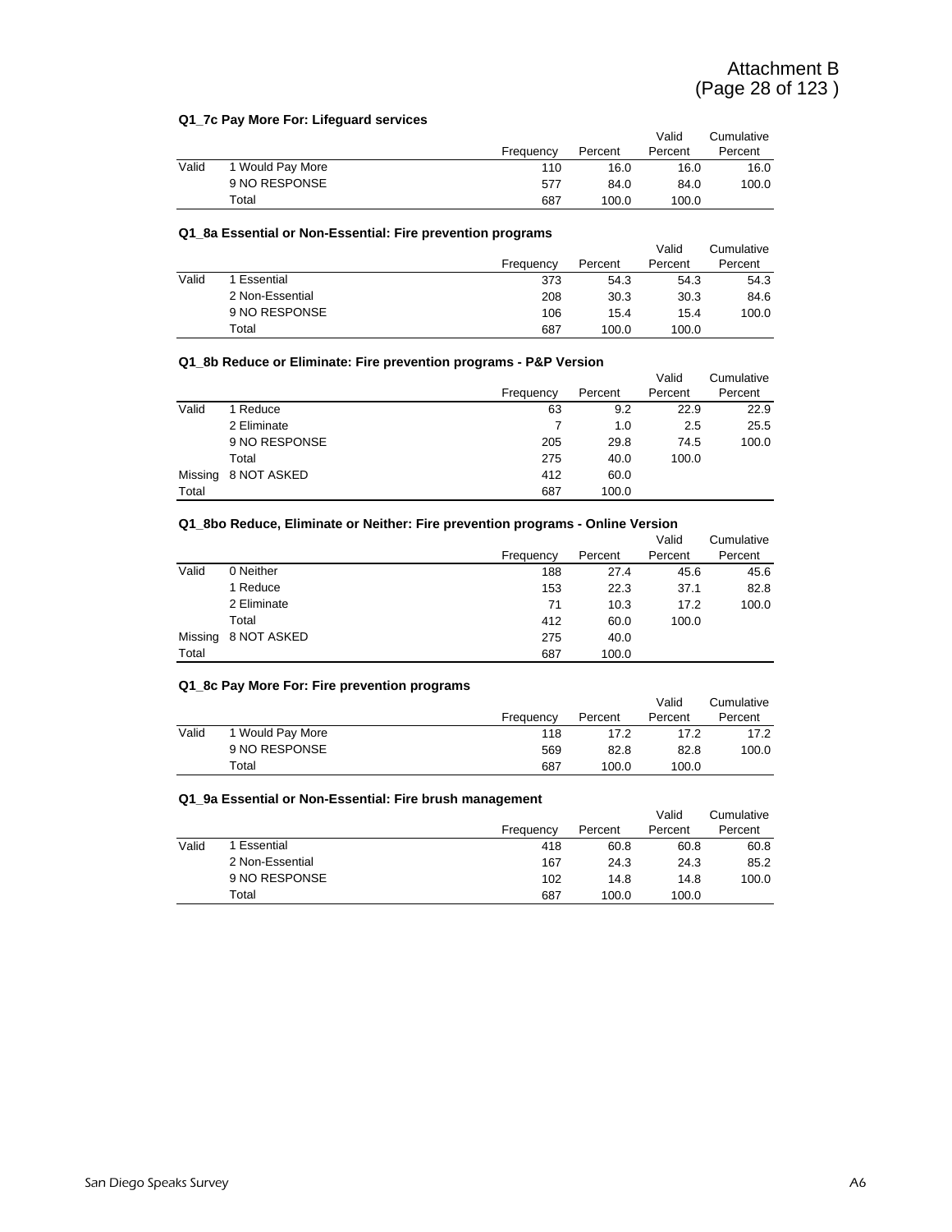Attachment B
(Page 28 of 123 )

**Q1_7c Pay More For: Lifeguard services**

| | | Frequency | Percent | Valid Percent | Cumulative Percent |
|---|---|---|---|---|---|
| Valid | 1 Would Pay More | 110 | 16.0 | 16.0 | 16.0 |
| | 9 NO RESPONSE | 577 | 84.0 | 84.0 | 100.0 |
| | Total | 687 | 100.0 | 100.0 | |

**Q1_8a Essential or Non-Essential: Fire prevention programs**

| | | Frequency | Percent | Valid Percent | Cumulative Percent |
|---|---|---|---|---|---|
| Valid | 1 Essential | 373 | 54.3 | 54.3 | 54.3 |
| | 2 Non-Essential | 208 | 30.3 | 30.3 | 84.6 |
| | 9 NO RESPONSE | 106 | 15.4 | 15.4 | 100.0 |
| | Total | 687 | 100.0 | 100.0 | |

**Q1_8b Reduce or Eliminate: Fire prevention programs - P&P Version**

| | | Frequency | Percent | Valid Percent | Cumulative Percent |
|---|---|---|---|---|---|
| Valid | 1 Reduce | 63 | 9.2 | 22.9 | 22.9 |
| | 2 Eliminate | 7 | 1.0 | 2.5 | 25.5 |
| | 9 NO RESPONSE | 205 | 29.8 | 74.5 | 100.0 |
| | Total | 275 | 40.0 | 100.0 | |
| Missing | 8 NOT ASKED | 412 | 60.0 | | |
| Total | | 687 | 100.0 | | |

**Q1_8bo Reduce, Eliminate or Neither: Fire prevention programs - Online Version**

| | | Frequency | Percent | Valid Percent | Cumulative Percent |
|---|---|---|---|---|---|
| Valid | 0 Neither | 188 | 27.4 | 45.6 | 45.6 |
| | 1 Reduce | 153 | 22.3 | 37.1 | 82.8 |
| | 2 Eliminate | 71 | 10.3 | 17.2 | 100.0 |
| | Total | 412 | 60.0 | 100.0 | |
| Missing | 8 NOT ASKED | 275 | 40.0 | | |
| Total | | 687 | 100.0 | | |

**Q1_8c Pay More For: Fire prevention programs**

| | | Frequency | Percent | Valid Percent | Cumulative Percent |
|---|---|---|---|---|---|
| Valid | 1 Would Pay More | 118 | 17.2 | 17.2 | 17.2 |
| | 9 NO RESPONSE | 569 | 82.8 | 82.8 | 100.0 |
| | Total | 687 | 100.0 | 100.0 | |

**Q1_9a Essential or Non-Essential: Fire brush management**

| | | Frequency | Percent | Valid Percent | Cumulative Percent |
|---|---|---|---|---|---|
| Valid | 1 Essential | 418 | 60.8 | 60.8 | 60.8 |
| | 2 Non-Essential | 167 | 24.3 | 24.3 | 85.2 |
| | 9 NO RESPONSE | 102 | 14.8 | 14.8 | 100.0 |
| | Total | 687 | 100.0 | 100.0 | |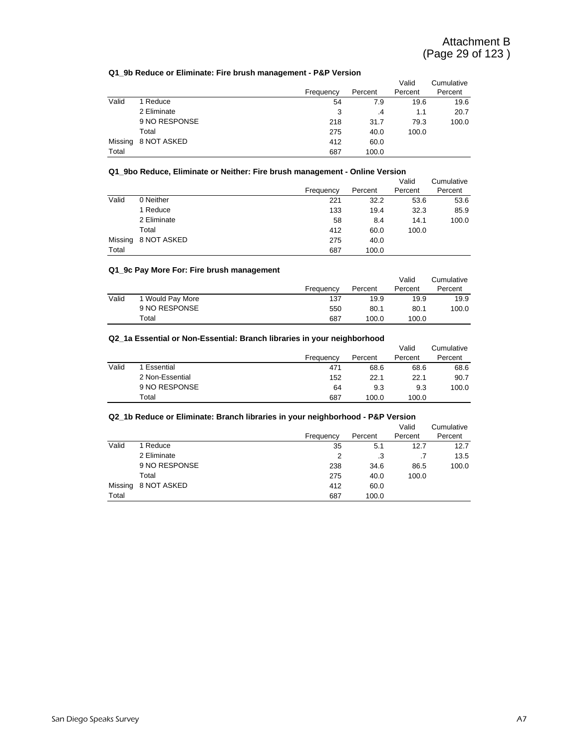Attachment B
(Page 29 of 123 )

**Q1_9b Reduce or Eliminate: Fire brush management - P&P Version**

| | | Frequency | Percent | Valid Percent | Cumulative Percent |
|---|---|---|---|---|---|
| Valid | 1 Reduce | 54 | 7.9 | 19.6 | 19.6 |
| | 2 Eliminate | 3 | .4 | 1.1 | 20.7 |
| | 9 NO RESPONSE | 218 | 31.7 | 79.3 | 100.0 |
| | Total | 275 | 40.0 | 100.0 | |
| Missing | 8 NOT ASKED | 412 | 60.0 | | |
| Total | | 687 | 100.0 | | |

**Q1_9bo Reduce, Eliminate or Neither: Fire brush management - Online Version**

| | | Frequency | Percent | Valid Percent | Cumulative Percent |
|---|---|---|---|---|---|
| Valid | 0 Neither | 221 | 32.2 | 53.6 | 53.6 |
| | 1 Reduce | 133 | 19.4 | 32.3 | 85.9 |
| | 2 Eliminate | 58 | 8.4 | 14.1 | 100.0 |
| | Total | 412 | 60.0 | 100.0 | |
| Missing | 8 NOT ASKED | 275 | 40.0 | | |
| Total | | 687 | 100.0 | | |

**Q1_9c Pay More For: Fire brush management**

| | | Frequency | Percent | Valid Percent | Cumulative Percent |
|---|---|---|---|---|---|
| Valid | 1 Would Pay More | 137 | 19.9 | 19.9 | 19.9 |
| | 9 NO RESPONSE | 550 | 80.1 | 80.1 | 100.0 |
| | Total | 687 | 100.0 | 100.0 | |

**Q2_1a Essential or Non-Essential: Branch libraries in your neighborhood**

| | | Frequency | Percent | Valid Percent | Cumulative Percent |
|---|---|---|---|---|---|
| Valid | 1 Essential | 471 | 68.6 | 68.6 | 68.6 |
| | 2 Non-Essential | 152 | 22.1 | 22.1 | 90.7 |
| | 9 NO RESPONSE | 64 | 9.3 | 9.3 | 100.0 |
| | Total | 687 | 100.0 | 100.0 | |

**Q2_1b Reduce or Eliminate: Branch libraries in your neighborhood - P&P Version**

| | | Frequency | Percent | Valid Percent | Cumulative Percent |
|---|---|---|---|---|---|
| Valid | 1 Reduce | 35 | 5.1 | 12.7 | 12.7 |
| | 2 Eliminate | 2 | .3 | .7 | 13.5 |
| | 9 NO RESPONSE | 238 | 34.6 | 86.5 | 100.0 |
| | Total | 275 | 40.0 | 100.0 | |
| Missing | 8 NOT ASKED | 412 | 60.0 | | |
| Total | | 687 | 100.0 | | |

San Diego Speaks Survey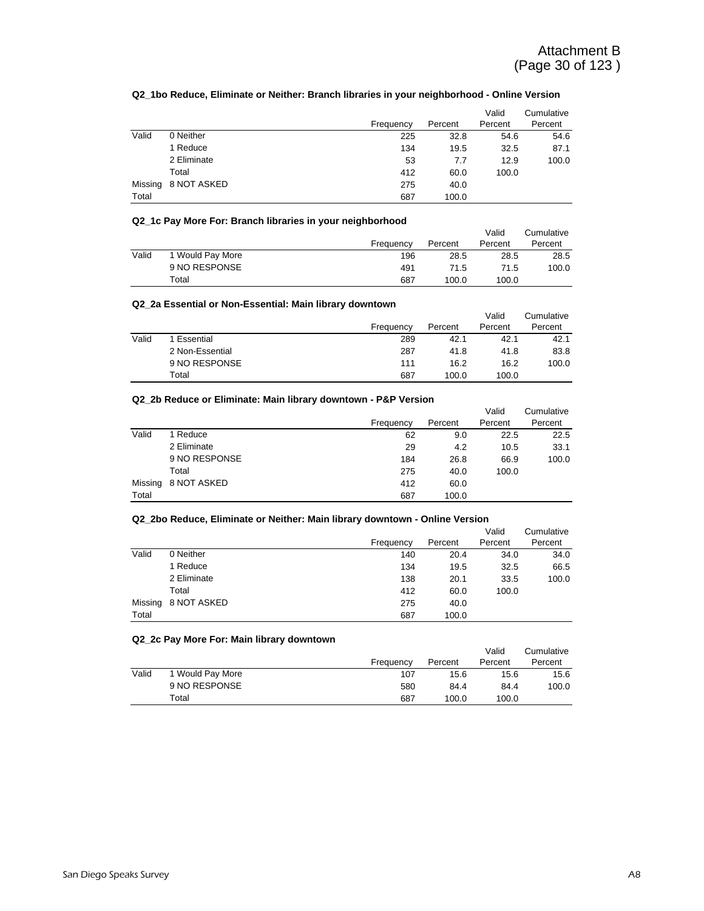Attachment B
(Page 30 of 123 )

**Q2_1bo Reduce, Eliminate or Neither: Branch libraries in your neighborhood - Online Version**

| | | Frequency | Percent | Valid Percent | Cumulative Percent |
|---|---|---|---|---|---|
| Valid | 0 Neither | 225 | 32.8 | 54.6 | 54.6 |
| | 1 Reduce | 134 | 19.5 | 32.5 | 87.1 |
| | 2 Eliminate | 53 | 7.7 | 12.9 | 100.0 |
| | Total | 412 | 60.0 | 100.0 | |
| Missing | 8 NOT ASKED | 275 | 40.0 | | |
| Total | | 687 | 100.0 | | |

**Q2_1c Pay More For: Branch libraries in your neighborhood**

| | | Frequency | Percent | Valid Percent | Cumulative Percent |
|---|---|---|---|---|---|
| Valid | 1 Would Pay More | 196 | 28.5 | 28.5 | 28.5 |
| | 9 NO RESPONSE | 491 | 71.5 | 71.5 | 100.0 |
| | Total | 687 | 100.0 | 100.0 | |

**Q2_2a Essential or Non-Essential: Main library downtown**

| | | Frequency | Percent | Valid Percent | Cumulative Percent |
|---|---|---|---|---|---|
| Valid | 1 Essential | 289 | 42.1 | 42.1 | 42.1 |
| | 2 Non-Essential | 287 | 41.8 | 41.8 | 83.8 |
| | 9 NO RESPONSE | 111 | 16.2 | 16.2 | 100.0 |
| | Total | 687 | 100.0 | 100.0 | |

**Q2_2b Reduce or Eliminate: Main library downtown - P&P Version**

| | | Frequency | Percent | Valid Percent | Cumulative Percent |
|---|---|---|---|---|---|
| Valid | 1 Reduce | 62 | 9.0 | 22.5 | 22.5 |
| | 2 Eliminate | 29 | 4.2 | 10.5 | 33.1 |
| | 9 NO RESPONSE | 184 | 26.8 | 66.9 | 100.0 |
| | Total | 275 | 40.0 | 100.0 | |
| Missing | 8 NOT ASKED | 412 | 60.0 | | |
| Total | | 687 | 100.0 | | |

**Q2_2bo Reduce, Eliminate or Neither: Main library downtown - Online Version**

| | | Frequency | Percent | Valid Percent | Cumulative Percent |
|---|---|---|---|---|---|
| Valid | 0 Neither | 140 | 20.4 | 34.0 | 34.0 |
| | 1 Reduce | 134 | 19.5 | 32.5 | 66.5 |
| | 2 Eliminate | 138 | 20.1 | 33.5 | 100.0 |
| | Total | 412 | 60.0 | 100.0 | |
| Missing | 8 NOT ASKED | 275 | 40.0 | | |
| Total | | 687 | 100.0 | | |

**Q2_2c Pay More For: Main library downtown**

| | | Frequency | Percent | Valid Percent | Cumulative Percent |
|---|---|---|---|---|---|
| Valid | 1 Would Pay More | 107 | 15.6 | 15.6 | 15.6 |
| | 9 NO RESPONSE | 580 | 84.4 | 84.4 | 100.0 |
| | Total | 687 | 100.0 | 100.0 | |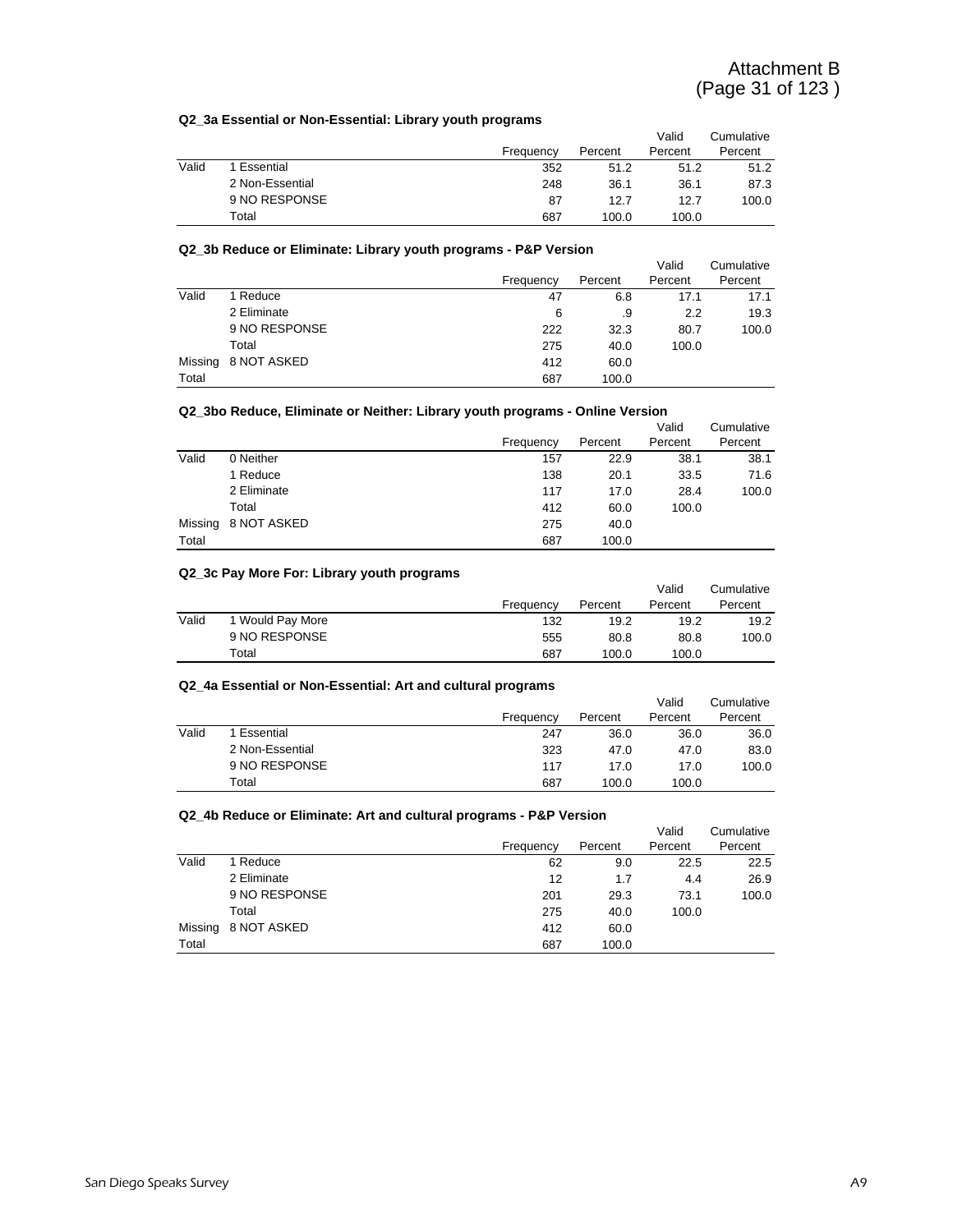**Q2_3a Essential or Non-Essential: Library youth programs**

| | | Frequency | Percent | Valid Percent | Cumulative Percent |
|---|---|---|---|---|---|
| Valid | 1 Essential | 352 | 51.2 | 51.2 | 51.2 |
| | 2 Non-Essential | 248 | 36.1 | 36.1 | 87.3 |
| | 9 NO RESPONSE | 87 | 12.7 | 12.7 | 100.0 |
| | Total | 687 | 100.0 | 100.0 | |

**Q2_3b Reduce or Eliminate: Library youth programs - P&P Version**

| | | Frequency | Percent | Valid Percent | Cumulative Percent |
|---|---|---|---|---|---|
| Valid | 1 Reduce | 47 | 6.8 | 17.1 | 17.1 |
| | 2 Eliminate | 6 | .9 | 2.2 | 19.3 |
| | 9 NO RESPONSE | 222 | 32.3 | 80.7 | 100.0 |
| | Total | 275 | 40.0 | 100.0 | |
| Missing | 8 NOT ASKED | 412 | 60.0 | | |
| Total | | 687 | 100.0 | | |

**Q2_3bo Reduce, Eliminate or Neither: Library youth programs - Online Version**

| | | Frequency | Percent | Valid Percent | Cumulative Percent |
|---|---|---|---|---|---|
| Valid | 0 Neither | 157 | 22.9 | 38.1 | 38.1 |
| | 1 Reduce | 138 | 20.1 | 33.5 | 71.6 |
| | 2 Eliminate | 117 | 17.0 | 28.4 | 100.0 |
| | Total | 412 | 60.0 | 100.0 | |
| Missing | 8 NOT ASKED | 275 | 40.0 | | |
| Total | | 687 | 100.0 | | |

**Q2_3c Pay More For: Library youth programs**

| | | Frequency | Percent | Valid Percent | Cumulative Percent |
|---|---|---|---|---|---|
| Valid | 1 Would Pay More | 132 | 19.2 | 19.2 | 19.2 |
| | 9 NO RESPONSE | 555 | 80.8 | 80.8 | 100.0 |
| | Total | 687 | 100.0 | 100.0 | |

**Q2_4a Essential or Non-Essential: Art and cultural programs**

| | | Frequency | Percent | Valid Percent | Cumulative Percent |
|---|---|---|---|---|---|
| Valid | 1 Essential | 247 | 36.0 | 36.0 | 36.0 |
| | 2 Non-Essential | 323 | 47.0 | 47.0 | 83.0 |
| | 9 NO RESPONSE | 117 | 17.0 | 17.0 | 100.0 |
| | Total | 687 | 100.0 | 100.0 | |

**Q2_4b Reduce or Eliminate: Art and cultural programs - P&P Version**

| | | Frequency | Percent | Valid Percent | Cumulative Percent |
|---|---|---|---|---|---|
| Valid | 1 Reduce | 62 | 9.0 | 22.5 | 22.5 |
| | 2 Eliminate | 12 | 1.7 | 4.4 | 26.9 |
| | 9 NO RESPONSE | 201 | 29.3 | 73.1 | 100.0 |
| | Total | 275 | 40.0 | 100.0 | |
| Missing | 8 NOT ASKED | 412 | 60.0 | | |
| Total | | 687 | 100.0 | | |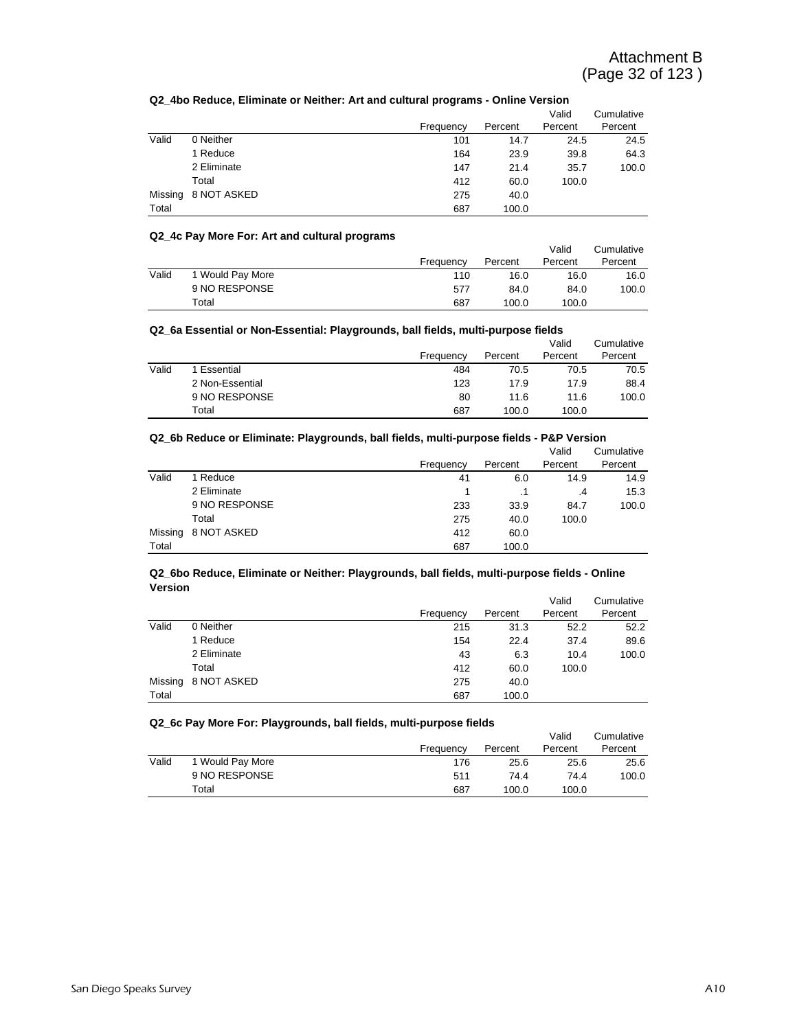Attachment B
(Page 32 of 123 )

**Q2_4bo Reduce, Eliminate or Neither: Art and cultural programs - Online Version**

| | | Frequency | Percent | Valid Percent | Cumulative Percent |
|---|---|---|---|---|---|
| Valid | 0 Neither | 101 | 14.7 | 24.5 | 24.5 |
| | 1 Reduce | 164 | 23.9 | 39.8 | 64.3 |
| | 2 Eliminate | 147 | 21.4 | 35.7 | 100.0 |
| | Total | 412 | 60.0 | 100.0 | |
| Missing | 8 NOT ASKED | 275 | 40.0 | | |
| Total | | 687 | 100.0 | | |

**Q2_4c Pay More For: Art and cultural programs**

| | | Frequency | Percent | Valid Percent | Cumulative Percent |
|---|---|---|---|---|---|
| Valid | 1 Would Pay More | 110 | 16.0 | 16.0 | 16.0 |
| | 9 NO RESPONSE | 577 | 84.0 | 84.0 | 100.0 |
| | Total | 687 | 100.0 | 100.0 | |

**Q2_6a Essential or Non-Essential: Playgrounds, ball fields, multi-purpose fields**

| | | Frequency | Percent | Valid Percent | Cumulative Percent |
|---|---|---|---|---|---|
| Valid | 1 Essential | 484 | 70.5 | 70.5 | 70.5 |
| | 2 Non-Essential | 123 | 17.9 | 17.9 | 88.4 |
| | 9 NO RESPONSE | 80 | 11.6 | 11.6 | 100.0 |
| | Total | 687 | 100.0 | 100.0 | |

**Q2_6b Reduce or Eliminate: Playgrounds, ball fields, multi-purpose fields - P&P Version**

| | | Frequency | Percent | Valid Percent | Cumulative Percent |
|---|---|---|---|---|---|
| Valid | 1 Reduce | 41 | 6.0 | 14.9 | 14.9 |
| | 2 Eliminate | 1 | .1 | .4 | 15.3 |
| | 9 NO RESPONSE | 233 | 33.9 | 84.7 | 100.0 |
| | Total | 275 | 40.0 | 100.0 | |
| Missing | 8 NOT ASKED | 412 | 60.0 | | |
| Total | | 687 | 100.0 | | |

**Q2_6bo Reduce, Eliminate or Neither: Playgrounds, ball fields, multi-purpose fields - Online Version**

| | | Frequency | Percent | Valid Percent | Cumulative Percent |
|---|---|---|---|---|---|
| Valid | 0 Neither | 215 | 31.3 | 52.2 | 52.2 |
| | 1 Reduce | 154 | 22.4 | 37.4 | 89.6 |
| | 2 Eliminate | 43 | 6.3 | 10.4 | 100.0 |
| | Total | 412 | 60.0 | 100.0 | |
| Missing | 8 NOT ASKED | 275 | 40.0 | | |
| Total | | 687 | 100.0 | | |

**Q2_6c Pay More For: Playgrounds, ball fields, multi-purpose fields**

| | | Frequency | Percent | Valid Percent | Cumulative Percent |
|---|---|---|---|---|---|
| Valid | 1 Would Pay More | 176 | 25.6 | 25.6 | 25.6 |
| | 9 NO RESPONSE | 511 | 74.4 | 74.4 | 100.0 |
| | Total | 687 | 100.0 | 100.0 | |

San Diego Speaks Survey A10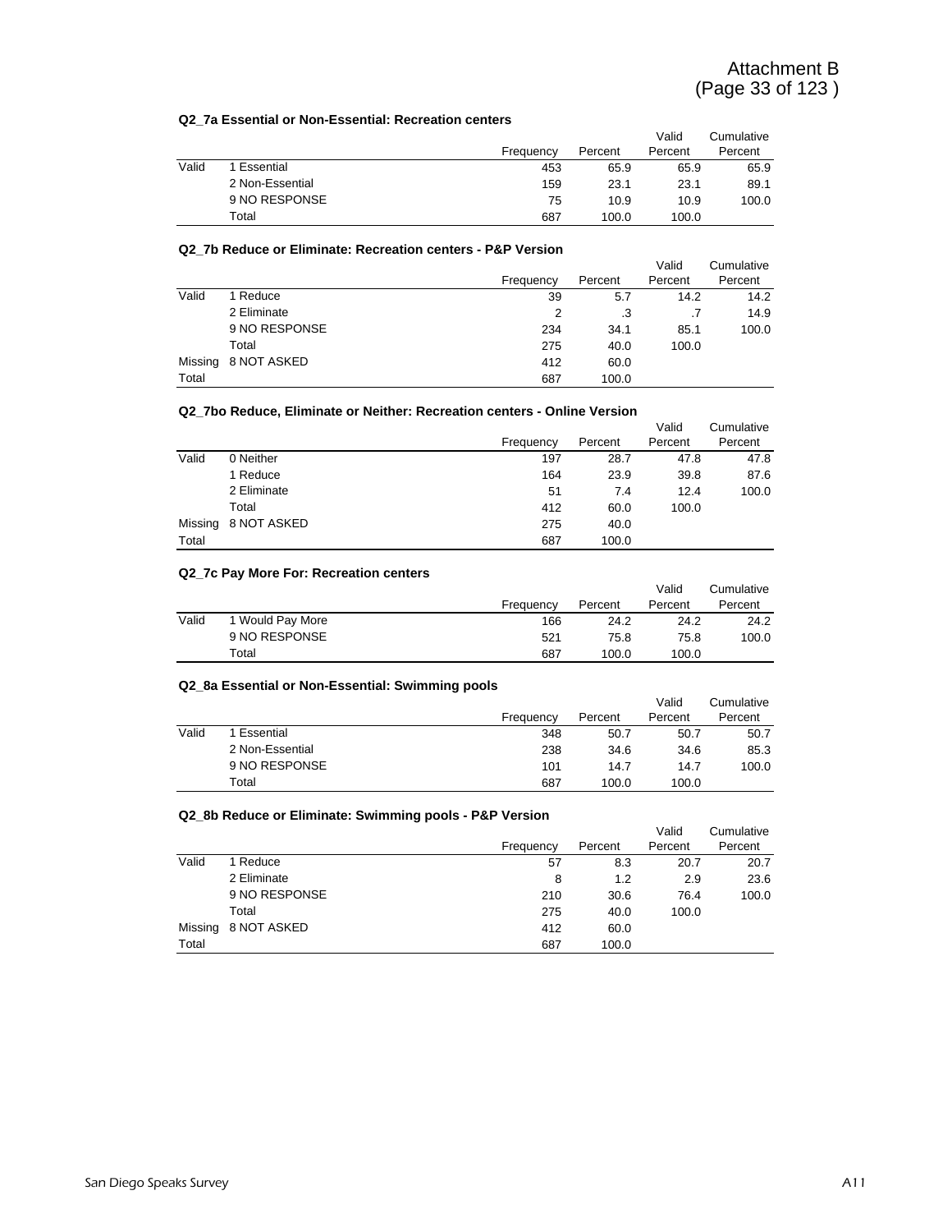**Q2_7a Essential or Non-Essential: Recreation centers**

| | | Frequency | Percent | Valid Percent | Cumulative Percent |
|---|---|---|---|---|---|
| Valid | 1 Essential | 453 | 65.9 | 65.9 | 65.9 |
| | 2 Non-Essential | 159 | 23.1 | 23.1 | 89.1 |
| | 9 NO RESPONSE | 75 | 10.9 | 10.9 | 100.0 |
| | Total | 687 | 100.0 | 100.0 | |

**Q2_7b Reduce or Eliminate: Recreation centers - P&P Version**

| | | Frequency | Percent | Valid Percent | Cumulative Percent |
|---|---|---|---|---|---|
| Valid | 1 Reduce | 39 | 5.7 | 14.2 | 14.2 |
| | 2 Eliminate | 2 | .3 | .7 | 14.9 |
| | 9 NO RESPONSE | 234 | 34.1 | 85.1 | 100.0 |
| | Total | 275 | 40.0 | 100.0 | |
| Missing | 8 NOT ASKED | 412 | 60.0 | | |
| Total | | 687 | 100.0 | | |

**Q2_7bo Reduce, Eliminate or Neither: Recreation centers - Online Version**

| | | Frequency | Percent | Valid Percent | Cumulative Percent |
|---|---|---|---|---|---|
| Valid | 0 Neither | 197 | 28.7 | 47.8 | 47.8 |
| | 1 Reduce | 164 | 23.9 | 39.8 | 87.6 |
| | 2 Eliminate | 51 | 7.4 | 12.4 | 100.0 |
| | Total | 412 | 60.0 | 100.0 | |
| Missing | 8 NOT ASKED | 275 | 40.0 | | |
| Total | | 687 | 100.0 | | |

**Q2_7c Pay More For: Recreation centers**

| | | Frequency | Percent | Valid Percent | Cumulative Percent |
|---|---|---|---|---|---|
| Valid | 1 Would Pay More | 166 | 24.2 | 24.2 | 24.2 |
| | 9 NO RESPONSE | 521 | 75.8 | 75.8 | 100.0 |
| | Total | 687 | 100.0 | 100.0 | |

**Q2_8a Essential or Non-Essential: Swimming pools**

| | | Frequency | Percent | Valid Percent | Cumulative Percent |
|---|---|---|---|---|---|
| Valid | 1 Essential | 348 | 50.7 | 50.7 | 50.7 |
| | 2 Non-Essential | 238 | 34.6 | 34.6 | 85.3 |
| | 9 NO RESPONSE | 101 | 14.7 | 14.7 | 100.0 |
| | Total | 687 | 100.0 | 100.0 | |

**Q2_8b Reduce or Eliminate: Swimming pools - P&P Version**

| | | Frequency | Percent | Valid Percent | Cumulative Percent |
|---|---|---|---|---|---|
| Valid | 1 Reduce | 57 | 8.3 | 20.7 | 20.7 |
| | 2 Eliminate | 8 | 1.2 | 2.9 | 23.6 |
| | 9 NO RESPONSE | 210 | 30.6 | 76.4 | 100.0 |
| | Total | 275 | 40.0 | 100.0 | |
| Missing | 8 NOT ASKED | 412 | 60.0 | | |
| Total | | 687 | 100.0 | | |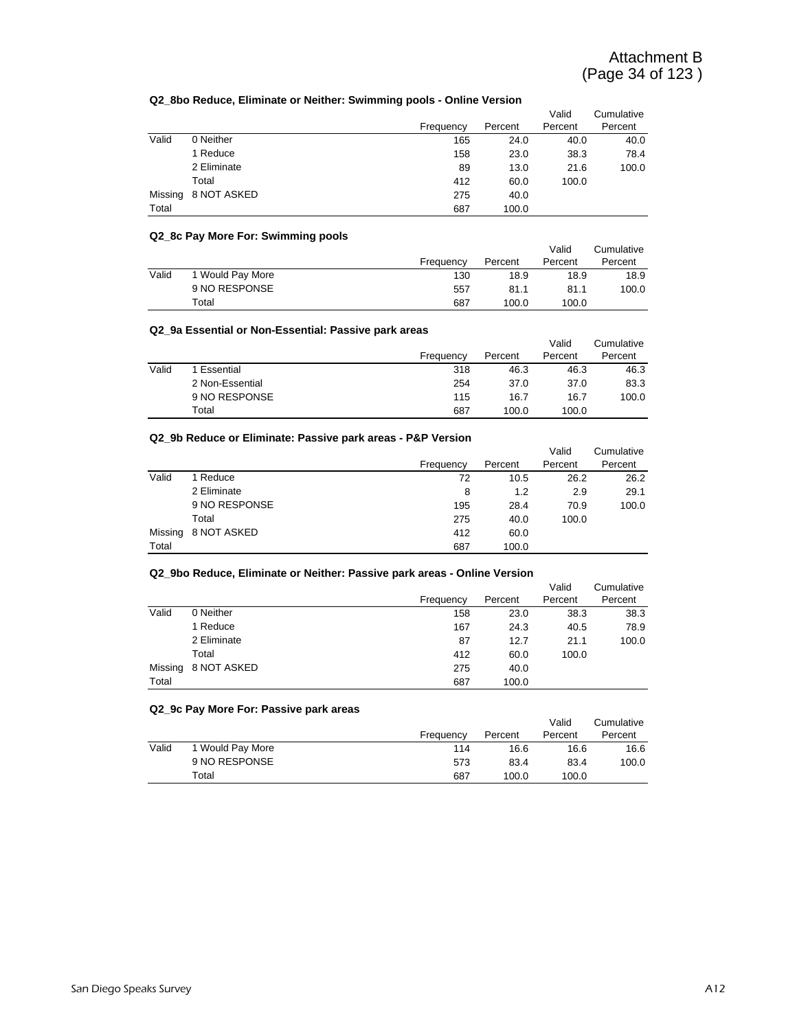**Q2_8bo Reduce, Eliminate or Neither: Swimming pools - Online Version**

| | | Frequency | Percent | Valid Percent | Cumulative Percent |
|---|---|---|---|---|---|
| Valid | 0 Neither | 165 | 24.0 | 40.0 | 40.0 |
| | 1 Reduce | 158 | 23.0 | 38.3 | 78.4 |
| | 2 Eliminate | 89 | 13.0 | 21.6 | 100.0 |
| | Total | 412 | 60.0 | 100.0 | |
| Missing | 8 NOT ASKED | 275 | 40.0 | | |
| Total | | 687 | 100.0 | | |

**Q2_8c Pay More For: Swimming pools**

| | | Frequency | Percent | Valid Percent | Cumulative Percent |
|---|---|---|---|---|---|
| Valid | 1 Would Pay More | 130 | 18.9 | 18.9 | 18.9 |
| | 9 NO RESPONSE | 557 | 81.1 | 81.1 | 100.0 |
| | Total | 687 | 100.0 | 100.0 | |

**Q2_9a Essential or Non-Essential: Passive park areas**

| | | Frequency | Percent | Valid Percent | Cumulative Percent |
|---|---|---|---|---|---|
| Valid | 1 Essential | 318 | 46.3 | 46.3 | 46.3 |
| | 2 Non-Essential | 254 | 37.0 | 37.0 | 83.3 |
| | 9 NO RESPONSE | 115 | 16.7 | 16.7 | 100.0 |
| | Total | 687 | 100.0 | 100.0 | |

**Q2_9b Reduce or Eliminate: Passive park areas - P&P Version**

| | | Frequency | Percent | Valid Percent | Cumulative Percent |
|---|---|---|---|---|---|
| Valid | 1 Reduce | 72 | 10.5 | 26.2 | 26.2 |
| | 2 Eliminate | 8 | 1.2 | 2.9 | 29.1 |
| | 9 NO RESPONSE | 195 | 28.4 | 70.9 | 100.0 |
| | Total | 275 | 40.0 | 100.0 | |
| Missing | 8 NOT ASKED | 412 | 60.0 | | |
| Total | | 687 | 100.0 | | |

**Q2_9bo Reduce, Eliminate or Neither: Passive park areas - Online Version**

| | | Frequency | Percent | Valid Percent | Cumulative Percent |
|---|---|---|---|---|---|
| Valid | 0 Neither | 158 | 23.0 | 38.3 | 38.3 |
| | 1 Reduce | 167 | 24.3 | 40.5 | 78.9 |
| | 2 Eliminate | 87 | 12.7 | 21.1 | 100.0 |
| | Total | 412 | 60.0 | 100.0 | |
| Missing | 8 NOT ASKED | 275 | 40.0 | | |
| Total | | 687 | 100.0 | | |

**Q2_9c Pay More For: Passive park areas**

| | | Frequency | Percent | Valid Percent | Cumulative Percent |
|---|---|---|---|---|---|
| Valid | 1 Would Pay More | 114 | 16.6 | 16.6 | 16.6 |
| | 9 NO RESPONSE | 573 | 83.4 | 83.4 | 100.0 |
| | Total | 687 | 100.0 | 100.0 | |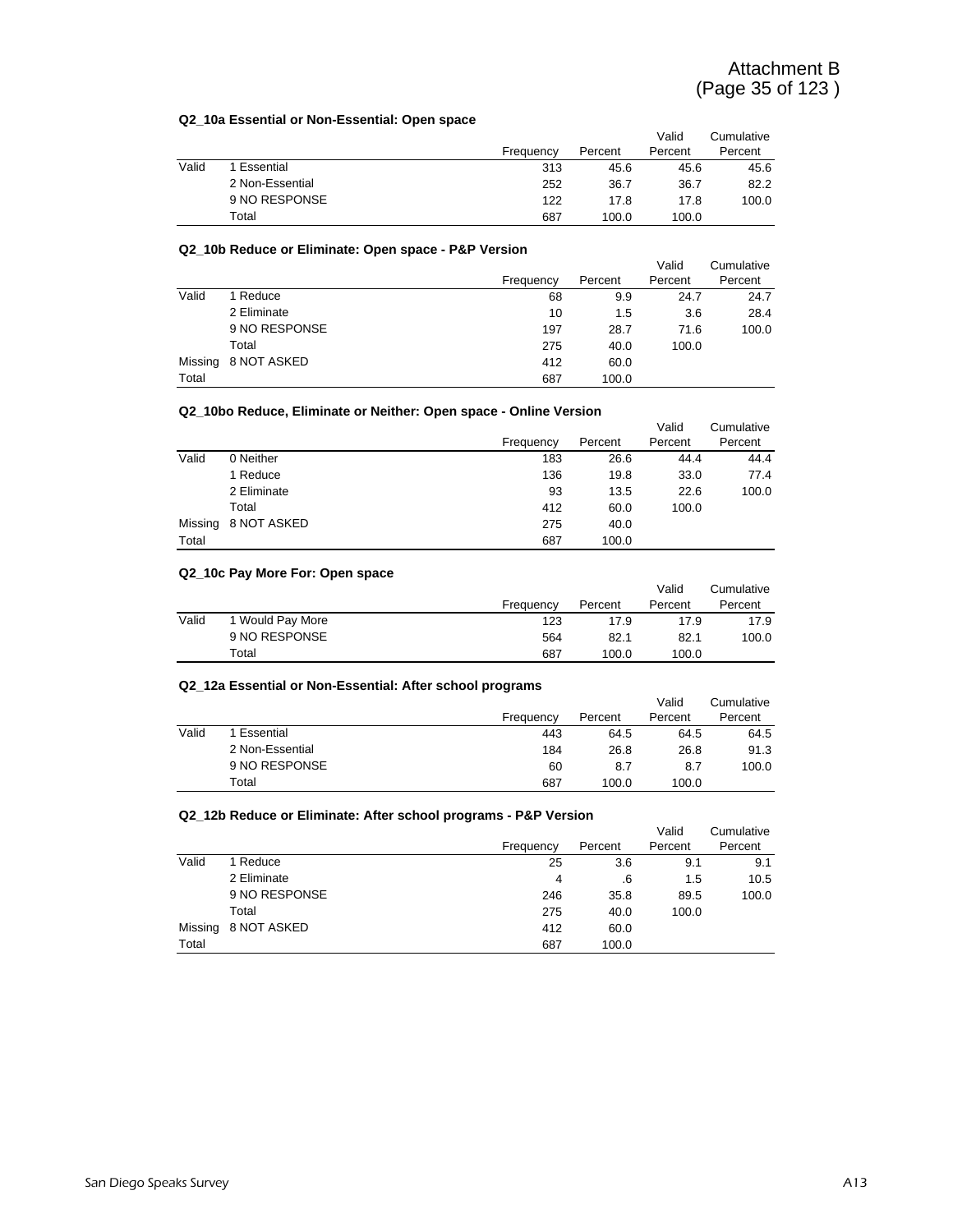**Q2_10a Essential or Non-Essential: Open space**

| | | Frequency | Percent | Valid Percent | Cumulative Percent |
|---|---|---|---|---|---|
| Valid | 1 Essential | 313 | 45.6 | 45.6 | 45.6 |
| | 2 Non-Essential | 252 | 36.7 | 36.7 | 82.2 |
| | 9 NO RESPONSE | 122 | 17.8 | 17.8 | 100.0 |
| | Total | 687 | 100.0 | 100.0 | |

**Q2_10b Reduce or Eliminate: Open space - P&P Version**

| | | Frequency | Percent | Valid Percent | Cumulative Percent |
|---|---|---|---|---|---|
| Valid | 1 Reduce | 68 | 9.9 | 24.7 | 24.7 |
| | 2 Eliminate | 10 | 1.5 | 3.6 | 28.4 |
| | 9 NO RESPONSE | 197 | 28.7 | 71.6 | 100.0 |
| | Total | 275 | 40.0 | 100.0 | |
| Missing | 8 NOT ASKED | 412 | 60.0 | | |
| Total | | 687 | 100.0 | | |

**Q2_10bo Reduce, Eliminate or Neither: Open space - Online Version**

| | | Frequency | Percent | Valid Percent | Cumulative Percent |
|---|---|---|---|---|---|
| Valid | 0 Neither | 183 | 26.6 | 44.4 | 44.4 |
| | 1 Reduce | 136 | 19.8 | 33.0 | 77.4 |
| | 2 Eliminate | 93 | 13.5 | 22.6 | 100.0 |
| | Total | 412 | 60.0 | 100.0 | |
| Missing | 8 NOT ASKED | 275 | 40.0 | | |
| Total | | 687 | 100.0 | | |

**Q2_10c Pay More For: Open space**

| | | Frequency | Percent | Valid Percent | Cumulative Percent |
|---|---|---|---|---|---|
| Valid | 1 Would Pay More | 123 | 17.9 | 17.9 | 17.9 |
| | 9 NO RESPONSE | 564 | 82.1 | 82.1 | 100.0 |
| | Total | 687 | 100.0 | 100.0 | |

**Q2_12a Essential or Non-Essential: After school programs**

| | | Frequency | Percent | Valid Percent | Cumulative Percent |
|---|---|---|---|---|---|
| Valid | 1 Essential | 443 | 64.5 | 64.5 | 64.5 |
| | 2 Non-Essential | 184 | 26.8 | 26.8 | 91.3 |
| | 9 NO RESPONSE | 60 | 8.7 | 8.7 | 100.0 |
| | Total | 687 | 100.0 | 100.0 | |

**Q2_12b Reduce or Eliminate: After school programs - P&P Version**

| | | Frequency | Percent | Valid Percent | Cumulative Percent |
|---|---|---|---|---|---|
| Valid | 1 Reduce | 25 | 3.6 | 9.1 | 9.1 |
| | 2 Eliminate | 4 | .6 | 1.5 | 10.5 |
| | 9 NO RESPONSE | 246 | 35.8 | 89.5 | 100.0 |
| | Total | 275 | 40.0 | 100.0 | |
| Missing | 8 NOT ASKED | 412 | 60.0 | | |
| Total | | 687 | 100.0 | | |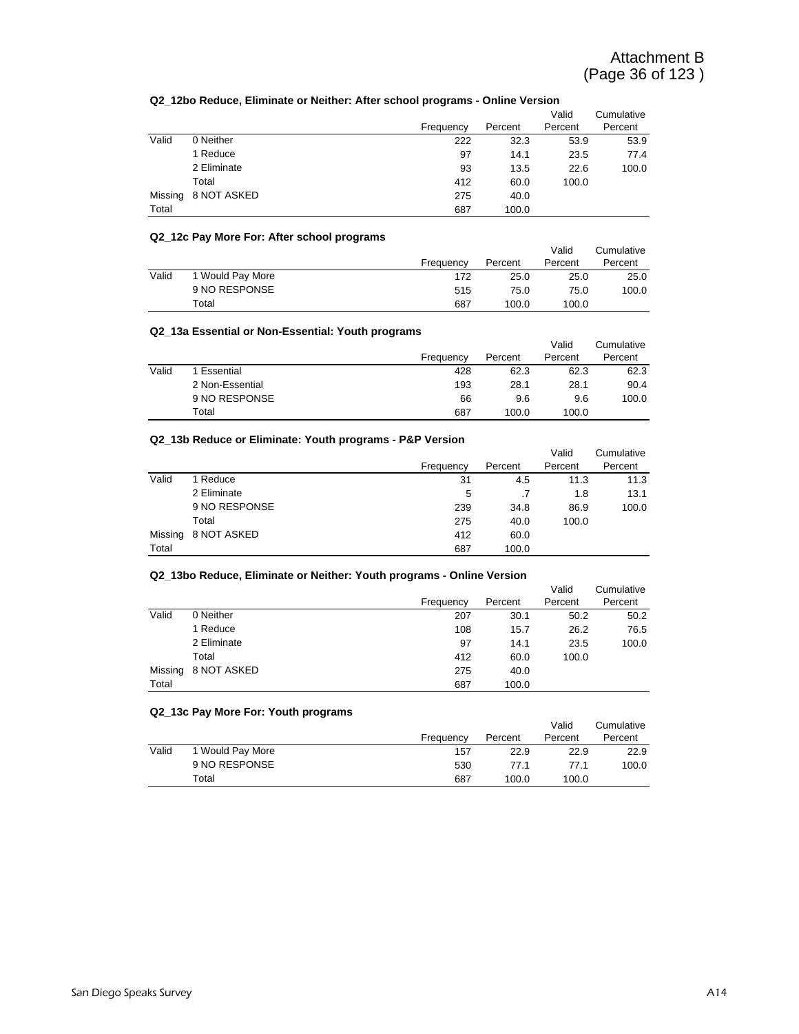**Q2_12bo Reduce, Eliminate or Neither: After school programs - Online Version**

| | | Frequency | Percent | Valid Percent | Cumulative Percent |
|---|---|---|---|---|---|
| Valid | 0 Neither | 222 | 32.3 | 53.9 | 53.9 |
| | 1 Reduce | 97 | 14.1 | 23.5 | 77.4 |
| | 2 Eliminate | 93 | 13.5 | 22.6 | 100.0 |
| | Total | 412 | 60.0 | 100.0 | |
| Missing | 8 NOT ASKED | 275 | 40.0 | | |
| Total | | 687 | 100.0 | | |

**Q2_12c Pay More For: After school programs**

| | | Frequency | Percent | Valid Percent | Cumulative Percent |
|---|---|---|---|---|---|
| Valid | 1 Would Pay More | 172 | 25.0 | 25.0 | 25.0 |
| | 9 NO RESPONSE | 515 | 75.0 | 75.0 | 100.0 |
| | Total | 687 | 100.0 | 100.0 | |

**Q2_13a Essential or Non-Essential: Youth programs**

| | | Frequency | Percent | Valid Percent | Cumulative Percent |
|---|---|---|---|---|---|
| Valid | 1 Essential | 428 | 62.3 | 62.3 | 62.3 |
| | 2 Non-Essential | 193 | 28.1 | 28.1 | 90.4 |
| | 9 NO RESPONSE | 66 | 9.6 | 9.6 | 100.0 |
| | Total | 687 | 100.0 | 100.0 | |

**Q2_13b Reduce or Eliminate: Youth programs - P&P Version**

| | | Frequency | Percent | Valid Percent | Cumulative Percent |
|---|---|---|---|---|---|
| Valid | 1 Reduce | 31 | 4.5 | 11.3 | 11.3 |
| | 2 Eliminate | 5 | .7 | 1.8 | 13.1 |
| | 9 NO RESPONSE | 239 | 34.8 | 86.9 | 100.0 |
| | Total | 275 | 40.0 | 100.0 | |
| Missing | 8 NOT ASKED | 412 | 60.0 | | |
| Total | | 687 | 100.0 | | |

**Q2_13bo Reduce, Eliminate or Neither: Youth programs - Online Version**

| | | Frequency | Percent | Valid Percent | Cumulative Percent |
|---|---|---|---|---|---|
| Valid | 0 Neither | 207 | 30.1 | 50.2 | 50.2 |
| | 1 Reduce | 108 | 15.7 | 26.2 | 76.5 |
| | 2 Eliminate | 97 | 14.1 | 23.5 | 100.0 |
| | Total | 412 | 60.0 | 100.0 | |
| Missing | 8 NOT ASKED | 275 | 40.0 | | |
| Total | | 687 | 100.0 | | |

**Q2_13c Pay More For: Youth programs**

| | | Frequency | Percent | Valid Percent | Cumulative Percent |
|---|---|---|---|---|---|
| Valid | 1 Would Pay More | 157 | 22.9 | 22.9 | 22.9 |
| | 9 NO RESPONSE | 530 | 77.1 | 77.1 | 100.0 |
| | Total | 687 | 100.0 | 100.0 | |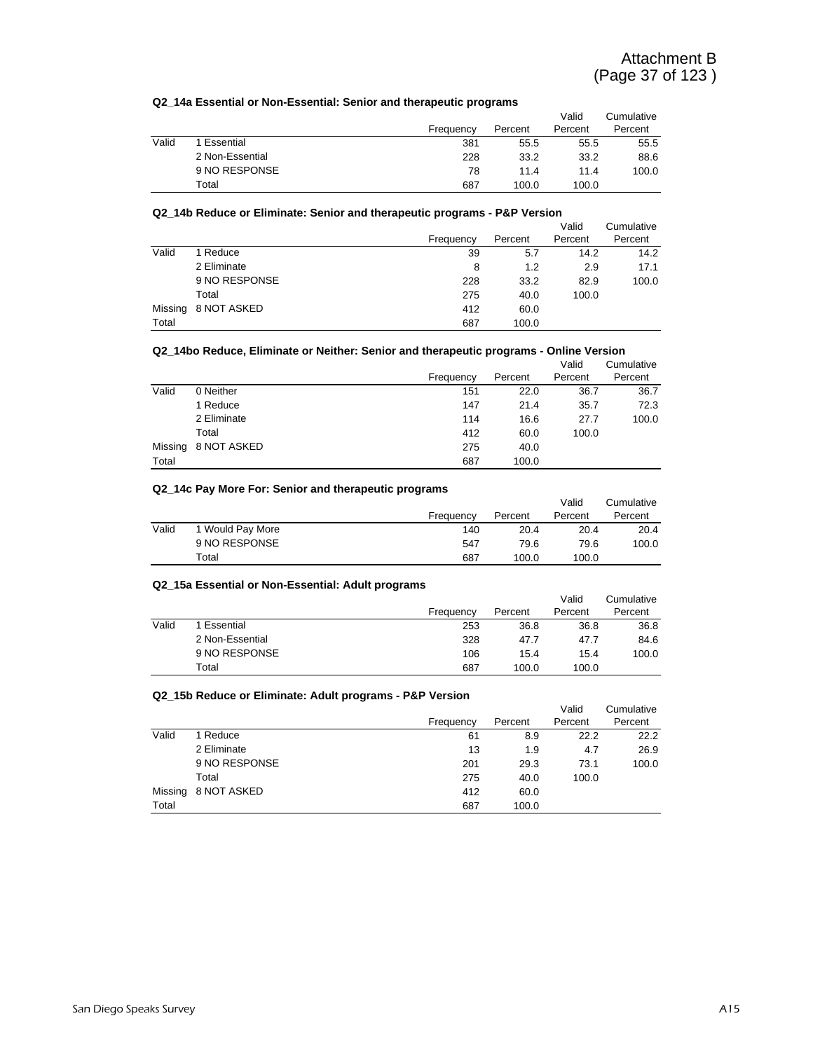**Q2_14a Essential or Non-Essential: Senior and therapeutic programs**

| | | Frequency | Percent | Valid Percent | Cumulative Percent |
|---|---|---|---|---|---|
| Valid | 1 Essential | 381 | 55.5 | 55.5 | 55.5 |
| | 2 Non-Essential | 228 | 33.2 | 33.2 | 88.6 |
| | 9 NO RESPONSE | 78 | 11.4 | 11.4 | 100.0 |
| | Total | 687 | 100.0 | 100.0 | |

**Q2_14b Reduce or Eliminate: Senior and therapeutic programs - P&P Version**

| | | Frequency | Percent | Valid Percent | Cumulative Percent |
|---|---|---|---|---|---|
| Valid | 1 Reduce | 39 | 5.7 | 14.2 | 14.2 |
| | 2 Eliminate | 8 | 1.2 | 2.9 | 17.1 |
| | 9 NO RESPONSE | 228 | 33.2 | 82.9 | 100.0 |
| | Total | 275 | 40.0 | 100.0 | |
| Missing | 8 NOT ASKED | 412 | 60.0 | | |
| Total | | 687 | 100.0 | | |

**Q2_14bo Reduce, Eliminate or Neither: Senior and therapeutic programs - Online Version**

| | | Frequency | Percent | Valid Percent | Cumulative Percent |
|---|---|---|---|---|---|
| Valid | 0 Neither | 151 | 22.0 | 36.7 | 36.7 |
| | 1 Reduce | 147 | 21.4 | 35.7 | 72.3 |
| | 2 Eliminate | 114 | 16.6 | 27.7 | 100.0 |
| | Total | 412 | 60.0 | 100.0 | |
| Missing | 8 NOT ASKED | 275 | 40.0 | | |
| Total | | 687 | 100.0 | | |

**Q2_14c Pay More For: Senior and therapeutic programs**

| | | Frequency | Percent | Valid Percent | Cumulative Percent |
|---|---|---|---|---|---|
| Valid | 1 Would Pay More | 140 | 20.4 | 20.4 | 20.4 |
| | 9 NO RESPONSE | 547 | 79.6 | 79.6 | 100.0 |
| | Total | 687 | 100.0 | 100.0 | |

**Q2_15a Essential or Non-Essential: Adult programs**

| | | Frequency | Percent | Valid Percent | Cumulative Percent |
|---|---|---|---|---|---|
| Valid | 1 Essential | 253 | 36.8 | 36.8 | 36.8 |
| | 2 Non-Essential | 328 | 47.7 | 47.7 | 84.6 |
| | 9 NO RESPONSE | 106 | 15.4 | 15.4 | 100.0 |
| | Total | 687 | 100.0 | 100.0 | |

**Q2_15b Reduce or Eliminate: Adult programs - P&P Version**

| | | Frequency | Percent | Valid Percent | Cumulative Percent |
|---|---|---|---|---|---|
| Valid | 1 Reduce | 61 | 8.9 | 22.2 | 22.2 |
| | 2 Eliminate | 13 | 1.9 | 4.7 | 26.9 |
| | 9 NO RESPONSE | 201 | 29.3 | 73.1 | 100.0 |
| | Total | 275 | 40.0 | 100.0 | |
| Missing | 8 NOT ASKED | 412 | 60.0 | | |
| Total | | 687 | 100.0 | | |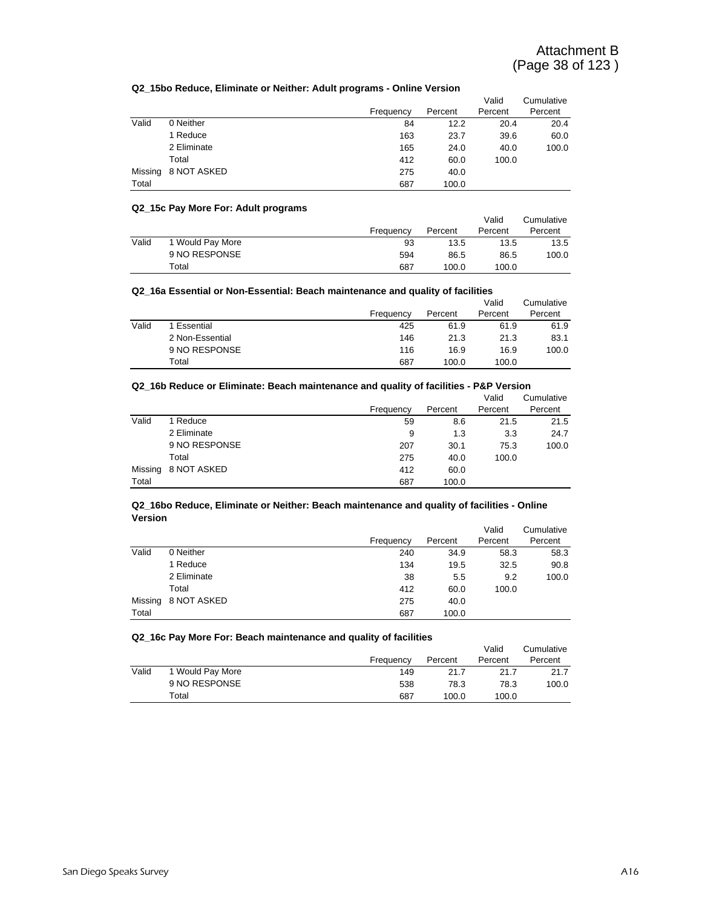**Q2_15bo Reduce, Eliminate or Neither: Adult programs - Online Version**

| | | Frequency | Percent | Valid Percent | Cumulative Percent |
|---|---|---|---|---|---|
| Valid | 0 Neither | 84 | 12.2 | 20.4 | 20.4 |
| | 1 Reduce | 163 | 23.7 | 39.6 | 60.0 |
| | 2 Eliminate | 165 | 24.0 | 40.0 | 100.0 |
| | Total | 412 | 60.0 | 100.0 | |
| Missing | 8 NOT ASKED | 275 | 40.0 | | |
| Total | | 687 | 100.0 | | |

**Q2_15c Pay More For: Adult programs**

| | | Frequency | Percent | Valid Percent | Cumulative Percent |
|---|---|---|---|---|---|
| Valid | 1 Would Pay More | 93 | 13.5 | 13.5 | 13.5 |
| | 9 NO RESPONSE | 594 | 86.5 | 86.5 | 100.0 |
| | Total | 687 | 100.0 | 100.0 | |

**Q2_16a Essential or Non-Essential: Beach maintenance and quality of facilities**

| | | Frequency | Percent | Valid Percent | Cumulative Percent |
|---|---|---|---|---|---|
| Valid | 1 Essential | 425 | 61.9 | 61.9 | 61.9 |
| | 2 Non-Essential | 146 | 21.3 | 21.3 | 83.1 |
| | 9 NO RESPONSE | 116 | 16.9 | 16.9 | 100.0 |
| | Total | 687 | 100.0 | 100.0 | |

**Q2_16b Reduce or Eliminate: Beach maintenance and quality of facilities - P&P Version**

| | | Frequency | Percent | Valid Percent | Cumulative Percent |
|---|---|---|---|---|---|
| Valid | 1 Reduce | 59 | 8.6 | 21.5 | 21.5 |
| | 2 Eliminate | 9 | 1.3 | 3.3 | 24.7 |
| | 9 NO RESPONSE | 207 | 30.1 | 75.3 | 100.0 |
| | Total | 275 | 40.0 | 100.0 | |
| Missing | 8 NOT ASKED | 412 | 60.0 | | |
| Total | | 687 | 100.0 | | |

**Q2_16bo Reduce, Eliminate or Neither: Beach maintenance and quality of facilities - Online Version**

| | | Frequency | Percent | Valid Percent | Cumulative Percent |
|---|---|---|---|---|---|
| Valid | 0 Neither | 240 | 34.9 | 58.3 | 58.3 |
| | 1 Reduce | 134 | 19.5 | 32.5 | 90.8 |
| | 2 Eliminate | 38 | 5.5 | 9.2 | 100.0 |
| | Total | 412 | 60.0 | 100.0 | |
| Missing | 8 NOT ASKED | 275 | 40.0 | | |
| Total | | 687 | 100.0 | | |

**Q2_16c Pay More For: Beach maintenance and quality of facilities**

| | | Frequency | Percent | Valid Percent | Cumulative Percent |
|---|---|---|---|---|---|
| Valid | 1 Would Pay More | 149 | 21.7 | 21.7 | 21.7 |
| | 9 NO RESPONSE | 538 | 78.3 | 78.3 | 100.0 |
| | Total | 687 | 100.0 | 100.0 | |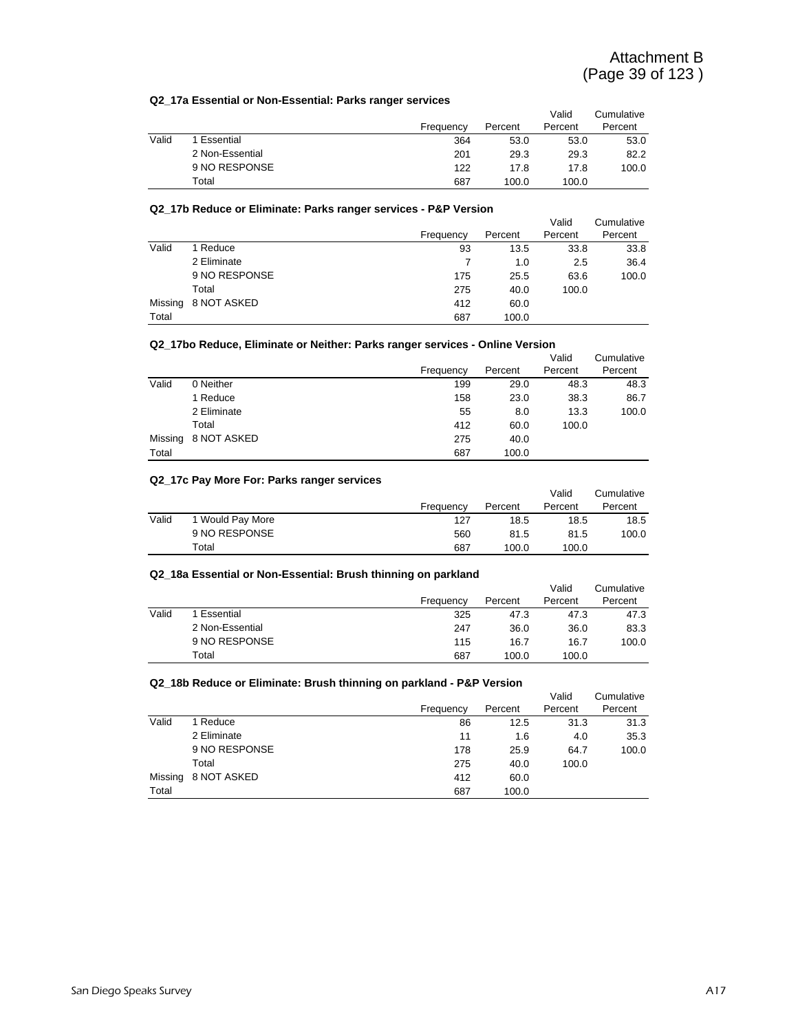**Q2_17a Essential or Non-Essential: Parks ranger services**

| | | Frequency | Percent | Valid Percent | Cumulative Percent |
|---|---|---|---|---|---|
| Valid | 1 Essential | 364 | 53.0 | 53.0 | 53.0 |
| | 2 Non-Essential | 201 | 29.3 | 29.3 | 82.2 |
| | 9 NO RESPONSE | 122 | 17.8 | 17.8 | 100.0 |
| | Total | 687 | 100.0 | 100.0 | |

**Q2_17b Reduce or Eliminate: Parks ranger services - P&P Version**

| | | Frequency | Percent | Valid Percent | Cumulative Percent |
|---|---|---|---|---|---|
| Valid | 1 Reduce | 93 | 13.5 | 33.8 | 33.8 |
| | 2 Eliminate | 7 | 1.0 | 2.5 | 36.4 |
| | 9 NO RESPONSE | 175 | 25.5 | 63.6 | 100.0 |
| | Total | 275 | 40.0 | 100.0 | |
| Missing | 8 NOT ASKED | 412 | 60.0 | | |
| Total | | 687 | 100.0 | | |

**Q2_17bo Reduce, Eliminate or Neither: Parks ranger services - Online Version**

| | | Frequency | Percent | Valid Percent | Cumulative Percent |
|---|---|---|---|---|---|
| Valid | 0 Neither | 199 | 29.0 | 48.3 | 48.3 |
| | 1 Reduce | 158 | 23.0 | 38.3 | 86.7 |
| | 2 Eliminate | 55 | 8.0 | 13.3 | 100.0 |
| | Total | 412 | 60.0 | 100.0 | |
| Missing | 8 NOT ASKED | 275 | 40.0 | | |
| Total | | 687 | 100.0 | | |

**Q2_17c Pay More For: Parks ranger services**

| | | Frequency | Percent | Valid Percent | Cumulative Percent |
|---|---|---|---|---|---|
| Valid | 1 Would Pay More | 127 | 18.5 | 18.5 | 18.5 |
| | 9 NO RESPONSE | 560 | 81.5 | 81.5 | 100.0 |
| | Total | 687 | 100.0 | 100.0 | |

**Q2_18a Essential or Non-Essential: Brush thinning on parkland**

| | | Frequency | Percent | Valid Percent | Cumulative Percent |
|---|---|---|---|---|---|
| Valid | 1 Essential | 325 | 47.3 | 47.3 | 47.3 |
| | 2 Non-Essential | 247 | 36.0 | 36.0 | 83.3 |
| | 9 NO RESPONSE | 115 | 16.7 | 16.7 | 100.0 |
| | Total | 687 | 100.0 | 100.0 | |

**Q2_18b Reduce or Eliminate: Brush thinning on parkland - P&P Version**

| | | Frequency | Percent | Valid Percent | Cumulative Percent |
|---|---|---|---|---|---|
| Valid | 1 Reduce | 86 | 12.5 | 31.3 | 31.3 |
| | 2 Eliminate | 11 | 1.6 | 4.0 | 35.3 |
| | 9 NO RESPONSE | 178 | 25.9 | 64.7 | 100.0 |
| | Total | 275 | 40.0 | 100.0 | |
| Missing | 8 NOT ASKED | 412 | 60.0 | | |
| Total | | 687 | 100.0 | | |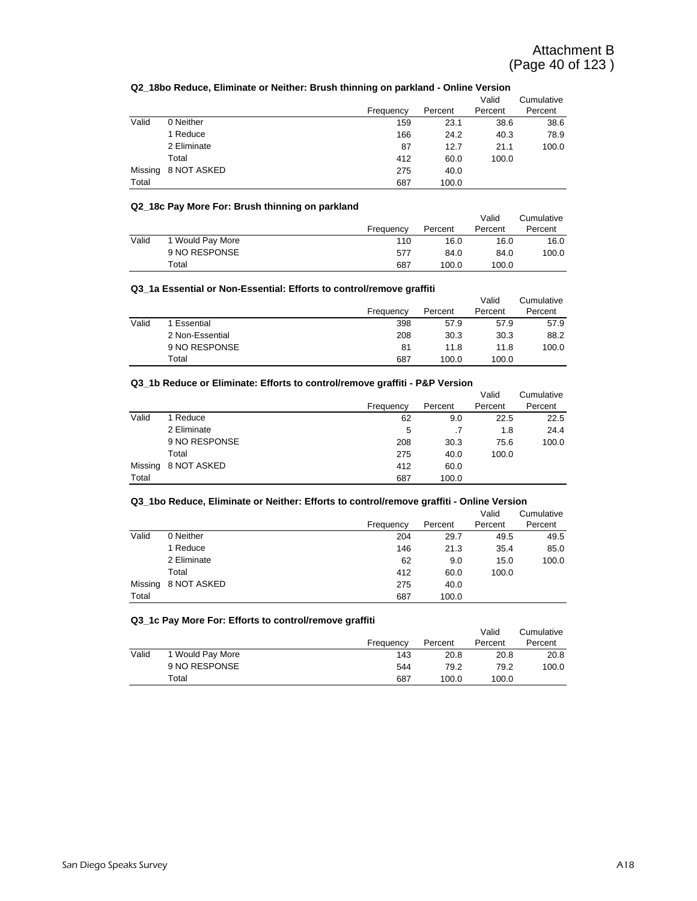**Q2_18bo Reduce, Eliminate or Neither: Brush thinning on parkland - Online Version**

| | | Frequency | Percent | Valid Percent | Cumulative Percent |
|---|---|---|---|---|---|
| Valid | 0 Neither | 159 | 23.1 | 38.6 | 38.6 |
| | 1 Reduce | 166 | 24.2 | 40.3 | 78.9 |
| | 2 Eliminate | 87 | 12.7 | 21.1 | 100.0 |
| | Total | 412 | 60.0 | 100.0 | |
| Missing | 8 NOT ASKED | 275 | 40.0 | | |
| Total | | 687 | 100.0 | | |

**Q2_18c Pay More For: Brush thinning on parkland**

| | | Frequency | Percent | Valid Percent | Cumulative Percent |
|---|---|---|---|---|---|
| Valid | 1 Would Pay More | 110 | 16.0 | 16.0 | 16.0 |
| | 9 NO RESPONSE | 577 | 84.0 | 84.0 | 100.0 |
| | Total | 687 | 100.0 | 100.0 | |

**Q3_1a Essential or Non-Essential: Efforts to control/remove graffiti**

| | | Frequency | Percent | Valid Percent | Cumulative Percent |
|---|---|---|---|---|---|
| Valid | 1 Essential | 398 | 57.9 | 57.9 | 57.9 |
| | 2 Non-Essential | 208 | 30.3 | 30.3 | 88.2 |
| | 9 NO RESPONSE | 81 | 11.8 | 11.8 | 100.0 |
| | Total | 687 | 100.0 | 100.0 | |

**Q3_1b Reduce or Eliminate: Efforts to control/remove graffiti - P&P Version**

| | | Frequency | Percent | Valid Percent | Cumulative Percent |
|---|---|---|---|---|---|
| Valid | 1 Reduce | 62 | 9.0 | 22.5 | 22.5 |
| | 2 Eliminate | 5 | .7 | 1.8 | 24.4 |
| | 9 NO RESPONSE | 208 | 30.3 | 75.6 | 100.0 |
| | Total | 275 | 40.0 | 100.0 | |
| Missing | 8 NOT ASKED | 412 | 60.0 | | |
| Total | | 687 | 100.0 | | |

**Q3_1bo Reduce, Eliminate or Neither: Efforts to control/remove graffiti - Online Version**

| | | Frequency | Percent | Valid Percent | Cumulative Percent |
|---|---|---|---|---|---|
| Valid | 0 Neither | 204 | 29.7 | 49.5 | 49.5 |
| | 1 Reduce | 146 | 21.3 | 35.4 | 85.0 |
| | 2 Eliminate | 62 | 9.0 | 15.0 | 100.0 |
| | Total | 412 | 60.0 | 100.0 | |
| Missing | 8 NOT ASKED | 275 | 40.0 | | |
| Total | | 687 | 100.0 | | |

**Q3_1c Pay More For: Efforts to control/remove graffiti**

| | | Frequency | Percent | Valid Percent | Cumulative Percent |
|---|---|---|---|---|---|
| Valid | 1 Would Pay More | 143 | 20.8 | 20.8 | 20.8 |
| | 9 NO RESPONSE | 544 | 79.2 | 79.2 | 100.0 |
| | Total | 687 | 100.0 | 100.0 | |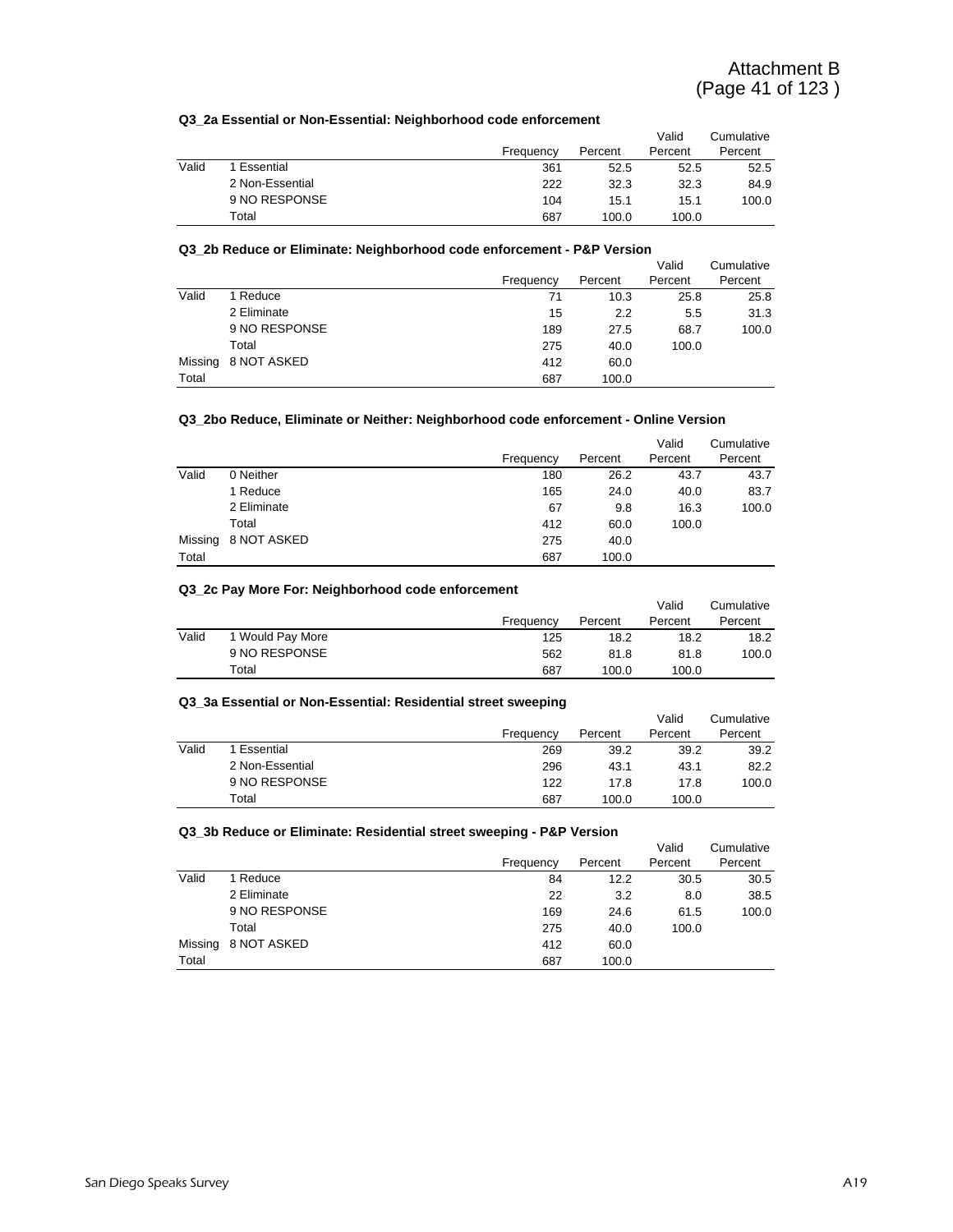**Q3_2a Essential or Non-Essential: Neighborhood code enforcement**

| | | Frequency | Percent | Valid Percent | Cumulative Percent |
|---|---|---|---|---|---|
| Valid | 1 Essential | 361 | 52.5 | 52.5 | 52.5 |
| | 2 Non-Essential | 222 | 32.3 | 32.3 | 84.9 |
| | 9 NO RESPONSE | 104 | 15.1 | 15.1 | 100.0 |
| | Total | 687 | 100.0 | 100.0 | |

**Q3_2b Reduce or Eliminate: Neighborhood code enforcement - P&P Version**

| | | Frequency | Percent | Valid Percent | Cumulative Percent |
|---|---|---|---|---|---|
| Valid | 1 Reduce | 71 | 10.3 | 25.8 | 25.8 |
| | 2 Eliminate | 15 | 2.2 | 5.5 | 31.3 |
| | 9 NO RESPONSE | 189 | 27.5 | 68.7 | 100.0 |
| | Total | 275 | 40.0 | 100.0 | |
| Missing | 8 NOT ASKED | 412 | 60.0 | | |
| Total | | 687 | 100.0 | | |

**Q3_2bo Reduce, Eliminate or Neither: Neighborhood code enforcement - Online Version**

| | | Frequency | Percent | Valid Percent | Cumulative Percent |
|---|---|---|---|---|---|
| Valid | 0 Neither | 180 | 26.2 | 43.7 | 43.7 |
| | 1 Reduce | 165 | 24.0 | 40.0 | 83.7 |
| | 2 Eliminate | 67 | 9.8 | 16.3 | 100.0 |
| | Total | 412 | 60.0 | 100.0 | |
| Missing | 8 NOT ASKED | 275 | 40.0 | | |
| Total | | 687 | 100.0 | | |

**Q3_2c Pay More For: Neighborhood code enforcement**

| | | Frequency | Percent | Valid Percent | Cumulative Percent |
|---|---|---|---|---|---|
| Valid | 1 Would Pay More | 125 | 18.2 | 18.2 | 18.2 |
| | 9 NO RESPONSE | 562 | 81.8 | 81.8 | 100.0 |
| | Total | 687 | 100.0 | 100.0 | |

**Q3_3a Essential or Non-Essential: Residential street sweeping**

| | | Frequency | Percent | Valid Percent | Cumulative Percent |
|---|---|---|---|---|---|
| Valid | 1 Essential | 269 | 39.2 | 39.2 | 39.2 |
| | 2 Non-Essential | 296 | 43.1 | 43.1 | 82.2 |
| | 9 NO RESPONSE | 122 | 17.8 | 17.8 | 100.0 |
| | Total | 687 | 100.0 | 100.0 | |

**Q3_3b Reduce or Eliminate: Residential street sweeping - P&P Version**

| | | Frequency | Percent | Valid Percent | Cumulative Percent |
|---|---|---|---|---|---|
| Valid | 1 Reduce | 84 | 12.2 | 30.5 | 30.5 |
| | 2 Eliminate | 22 | 3.2 | 8.0 | 38.5 |
| | 9 NO RESPONSE | 169 | 24.6 | 61.5 | 100.0 |
| | Total | 275 | 40.0 | 100.0 | |
| Missing | 8 NOT ASKED | 412 | 60.0 | | |
| Total | | 687 | 100.0 | | |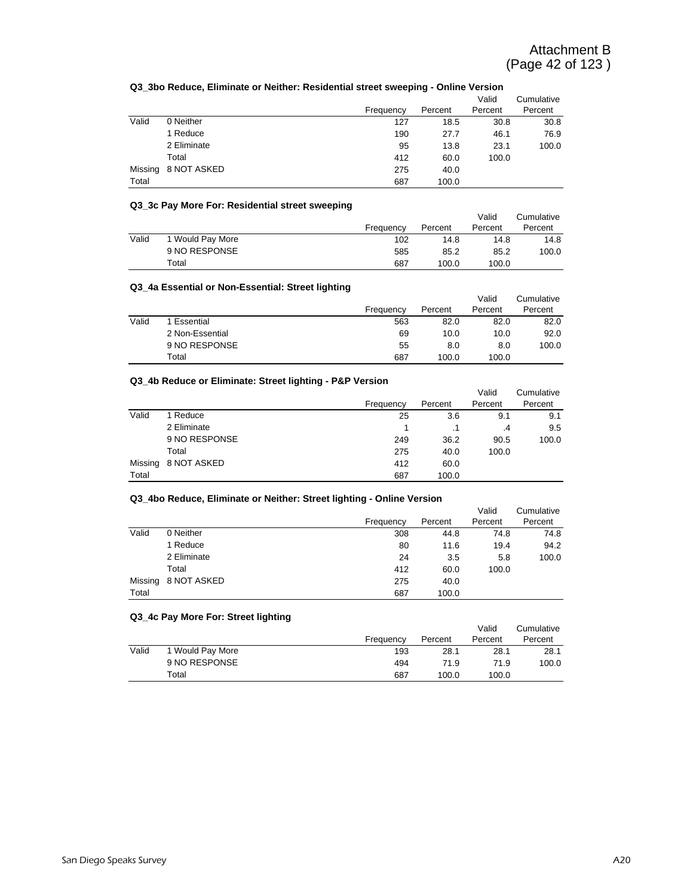**Q3_3bo Reduce, Eliminate or Neither: Residential street sweeping - Online Version**

| | | Frequency | Percent | Valid Percent | Cumulative Percent |
|---|---|---|---|---|---|
| Valid | 0 Neither | 127 | 18.5 | 30.8 | 30.8 |
| | 1 Reduce | 190 | 27.7 | 46.1 | 76.9 |
| | 2 Eliminate | 95 | 13.8 | 23.1 | 100.0 |
| | Total | 412 | 60.0 | 100.0 | |
| Missing | 8 NOT ASKED | 275 | 40.0 | | |
| Total | | 687 | 100.0 | | |

**Q3_3c Pay More For: Residential street sweeping**

| | | Frequency | Percent | Valid Percent | Cumulative Percent |
|---|---|---|---|---|---|
| Valid | 1 Would Pay More | 102 | 14.8 | 14.8 | 14.8 |
| | 9 NO RESPONSE | 585 | 85.2 | 85.2 | 100.0 |
| | Total | 687 | 100.0 | 100.0 | |

**Q3_4a Essential or Non-Essential: Street lighting**

| | | Frequency | Percent | Valid Percent | Cumulative Percent |
|---|---|---|---|---|---|
| Valid | 1 Essential | 563 | 82.0 | 82.0 | 82.0 |
| | 2 Non-Essential | 69 | 10.0 | 10.0 | 92.0 |
| | 9 NO RESPONSE | 55 | 8.0 | 8.0 | 100.0 |
| | Total | 687 | 100.0 | 100.0 | |

**Q3_4b Reduce or Eliminate: Street lighting - P&P Version**

| | | Frequency | Percent | Valid Percent | Cumulative Percent |
|---|---|---|---|---|---|
| Valid | 1 Reduce | 25 | 3.6 | 9.1 | 9.1 |
| | 2 Eliminate | 1 | .1 | .4 | 9.5 |
| | 9 NO RESPONSE | 249 | 36.2 | 90.5 | 100.0 |
| | Total | 275 | 40.0 | 100.0 | |
| Missing | 8 NOT ASKED | 412 | 60.0 | | |
| Total | | 687 | 100.0 | | |

**Q3_4bo Reduce, Eliminate or Neither: Street lighting - Online Version**

| | | Frequency | Percent | Valid Percent | Cumulative Percent |
|---|---|---|---|---|---|
| Valid | 0 Neither | 308 | 44.8 | 74.8 | 74.8 |
| | 1 Reduce | 80 | 11.6 | 19.4 | 94.2 |
| | 2 Eliminate | 24 | 3.5 | 5.8 | 100.0 |
| | Total | 412 | 60.0 | 100.0 | |
| Missing | 8 NOT ASKED | 275 | 40.0 | | |
| Total | | 687 | 100.0 | | |

**Q3_4c Pay More For: Street lighting**

| | | Frequency | Percent | Valid Percent | Cumulative Percent |
|---|---|---|---|---|---|
| Valid | 1 Would Pay More | 193 | 28.1 | 28.1 | 28.1 |
| | 9 NO RESPONSE | 494 | 71.9 | 71.9 | 100.0 |
| | Total | 687 | 100.0 | 100.0 | |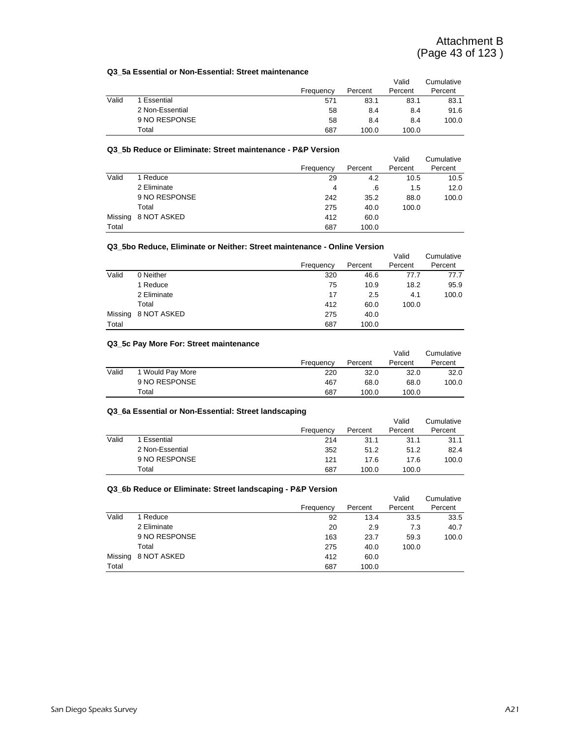**Q3_5a Essential or Non-Essential: Street maintenance**

| | | Frequency | Percent | Valid Percent | Cumulative Percent |
|---|---|---|---|---|---|
| Valid | 1 Essential | 571 | 83.1 | 83.1 | 83.1 |
| | 2 Non-Essential | 58 | 8.4 | 8.4 | 91.6 |
| | 9 NO RESPONSE | 58 | 8.4 | 8.4 | 100.0 |
| | Total | 687 | 100.0 | 100.0 | |

**Q3_5b Reduce or Eliminate: Street maintenance - P&P Version**

| | | Frequency | Percent | Valid Percent | Cumulative Percent |
|---|---|---|---|---|---|
| Valid | 1 Reduce | 29 | 4.2 | 10.5 | 10.5 |
| | 2 Eliminate | 4 | .6 | 1.5 | 12.0 |
| | 9 NO RESPONSE | 242 | 35.2 | 88.0 | 100.0 |
| | Total | 275 | 40.0 | 100.0 | |
| Missing | 8 NOT ASKED | 412 | 60.0 | | |
| Total | | 687 | 100.0 | | |

**Q3_5bo Reduce, Eliminate or Neither: Street maintenance - Online Version**

| | | Frequency | Percent | Valid Percent | Cumulative Percent |
|---|---|---|---|---|---|
| Valid | 0 Neither | 320 | 46.6 | 77.7 | 77.7 |
| | 1 Reduce | 75 | 10.9 | 18.2 | 95.9 |
| | 2 Eliminate | 17 | 2.5 | 4.1 | 100.0 |
| | Total | 412 | 60.0 | 100.0 | |
| Missing | 8 NOT ASKED | 275 | 40.0 | | |
| Total | | 687 | 100.0 | | |

**Q3_5c Pay More For: Street maintenance**

| | | Frequency | Percent | Valid Percent | Cumulative Percent |
|---|---|---|---|---|---|
| Valid | 1 Would Pay More | 220 | 32.0 | 32.0 | 32.0 |
| | 9 NO RESPONSE | 467 | 68.0 | 68.0 | 100.0 |
| | Total | 687 | 100.0 | 100.0 | |

**Q3_6a Essential or Non-Essential: Street landscaping**

| | | Frequency | Percent | Valid Percent | Cumulative Percent |
|---|---|---|---|---|---|
| Valid | 1 Essential | 214 | 31.1 | 31.1 | 31.1 |
| | 2 Non-Essential | 352 | 51.2 | 51.2 | 82.4 |
| | 9 NO RESPONSE | 121 | 17.6 | 17.6 | 100.0 |
| | Total | 687 | 100.0 | 100.0 | |

**Q3_6b Reduce or Eliminate: Street landscaping - P&P Version**

| | | Frequency | Percent | Valid Percent | Cumulative Percent |
|---|---|---|---|---|---|
| Valid | 1 Reduce | 92 | 13.4 | 33.5 | 33.5 |
| | 2 Eliminate | 20 | 2.9 | 7.3 | 40.7 |
| | 9 NO RESPONSE | 163 | 23.7 | 59.3 | 100.0 |
| | Total | 275 | 40.0 | 100.0 | |
| Missing | 8 NOT ASKED | 412 | 60.0 | | |
| Total | | 687 | 100.0 | | |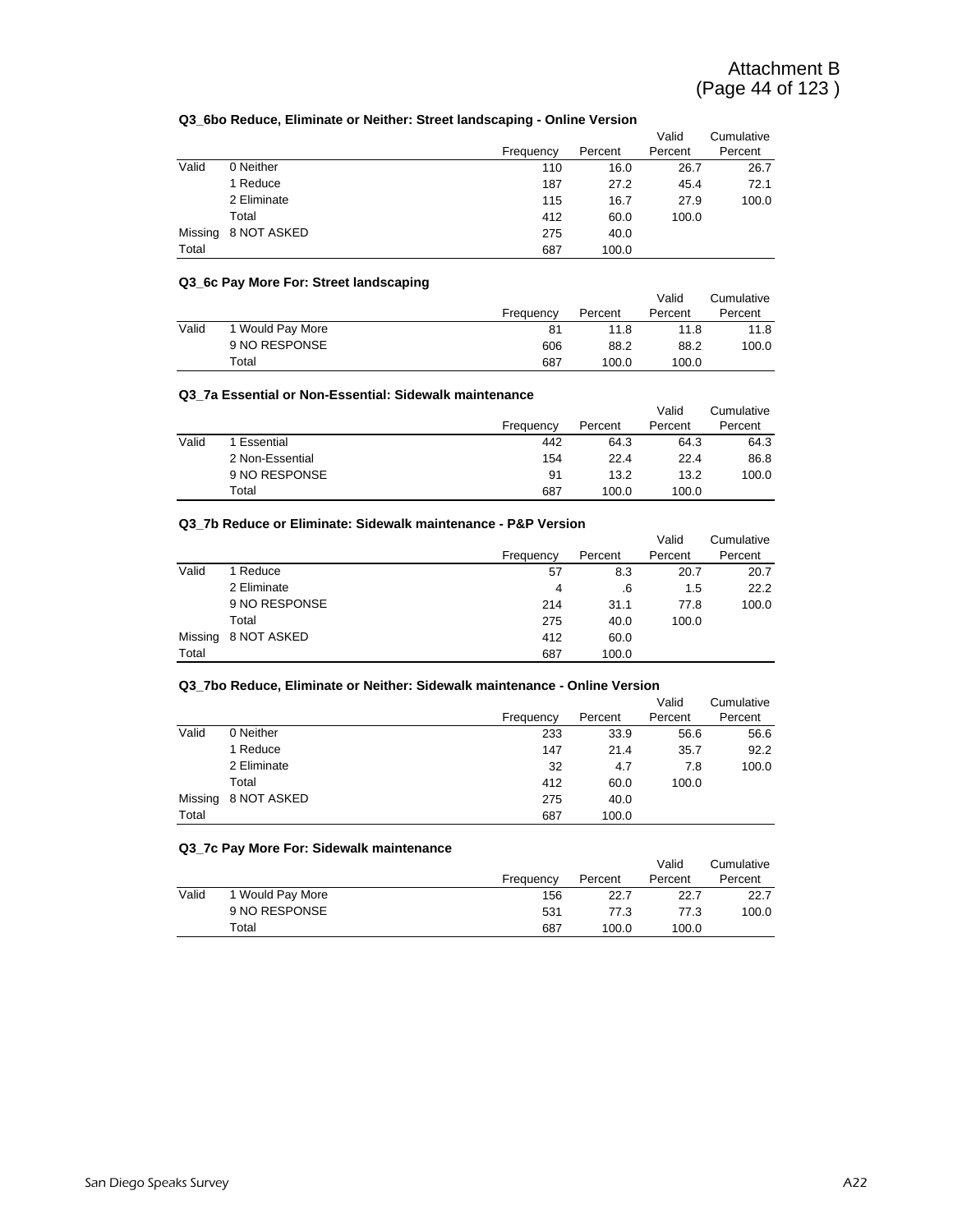**Q3_6bo Reduce, Eliminate or Neither: Street landscaping - Online Version**

| | | Frequency | Percent | Valid Percent | Cumulative Percent |
|---|---|---|---|---|---|
| Valid | 0 Neither | 110 | 16.0 | 26.7 | 26.7 |
| | 1 Reduce | 187 | 27.2 | 45.4 | 72.1 |
| | 2 Eliminate | 115 | 16.7 | 27.9 | 100.0 |
| | Total | 412 | 60.0 | 100.0 | |
| Missing | 8 NOT ASKED | 275 | 40.0 | | |
| Total | | 687 | 100.0 | | |

**Q3_6c Pay More For: Street landscaping**

| | | Frequency | Percent | Valid Percent | Cumulative Percent |
|---|---|---|---|---|---|
| Valid | 1 Would Pay More | 81 | 11.8 | 11.8 | 11.8 |
| | 9 NO RESPONSE | 606 | 88.2 | 88.2 | 100.0 |
| | Total | 687 | 100.0 | 100.0 | |

**Q3_7a Essential or Non-Essential: Sidewalk maintenance**

| | | Frequency | Percent | Valid Percent | Cumulative Percent |
|---|---|---|---|---|---|
| Valid | 1 Essential | 442 | 64.3 | 64.3 | 64.3 |
| | 2 Non-Essential | 154 | 22.4 | 22.4 | 86.8 |
| | 9 NO RESPONSE | 91 | 13.2 | 13.2 | 100.0 |
| | Total | 687 | 100.0 | 100.0 | |

**Q3_7b Reduce or Eliminate: Sidewalk maintenance - P&P Version**

| | | Frequency | Percent | Valid Percent | Cumulative Percent |
|---|---|---|---|---|---|
| Valid | 1 Reduce | 57 | 8.3 | 20.7 | 20.7 |
| | 2 Eliminate | 4 | .6 | 1.5 | 22.2 |
| | 9 NO RESPONSE | 214 | 31.1 | 77.8 | 100.0 |
| | Total | 275 | 40.0 | 100.0 | |
| Missing | 8 NOT ASKED | 412 | 60.0 | | |
| Total | | 687 | 100.0 | | |

**Q3_7bo Reduce, Eliminate or Neither: Sidewalk maintenance - Online Version**

| | | Frequency | Percent | Valid Percent | Cumulative Percent |
|---|---|---|---|---|---|
| Valid | 0 Neither | 233 | 33.9 | 56.6 | 56.6 |
| | 1 Reduce | 147 | 21.4 | 35.7 | 92.2 |
| | 2 Eliminate | 32 | 4.7 | 7.8 | 100.0 |
| | Total | 412 | 60.0 | 100.0 | |
| Missing | 8 NOT ASKED | 275 | 40.0 | | |
| Total | | 687 | 100.0 | | |

**Q3_7c Pay More For: Sidewalk maintenance**

| | | Frequency | Percent | Valid Percent | Cumulative Percent |
|---|---|---|---|---|---|
| Valid | 1 Would Pay More | 156 | 22.7 | 22.7 | 22.7 |
| | 9 NO RESPONSE | 531 | 77.3 | 77.3 | 100.0 |
| | Total | 687 | 100.0 | 100.0 | |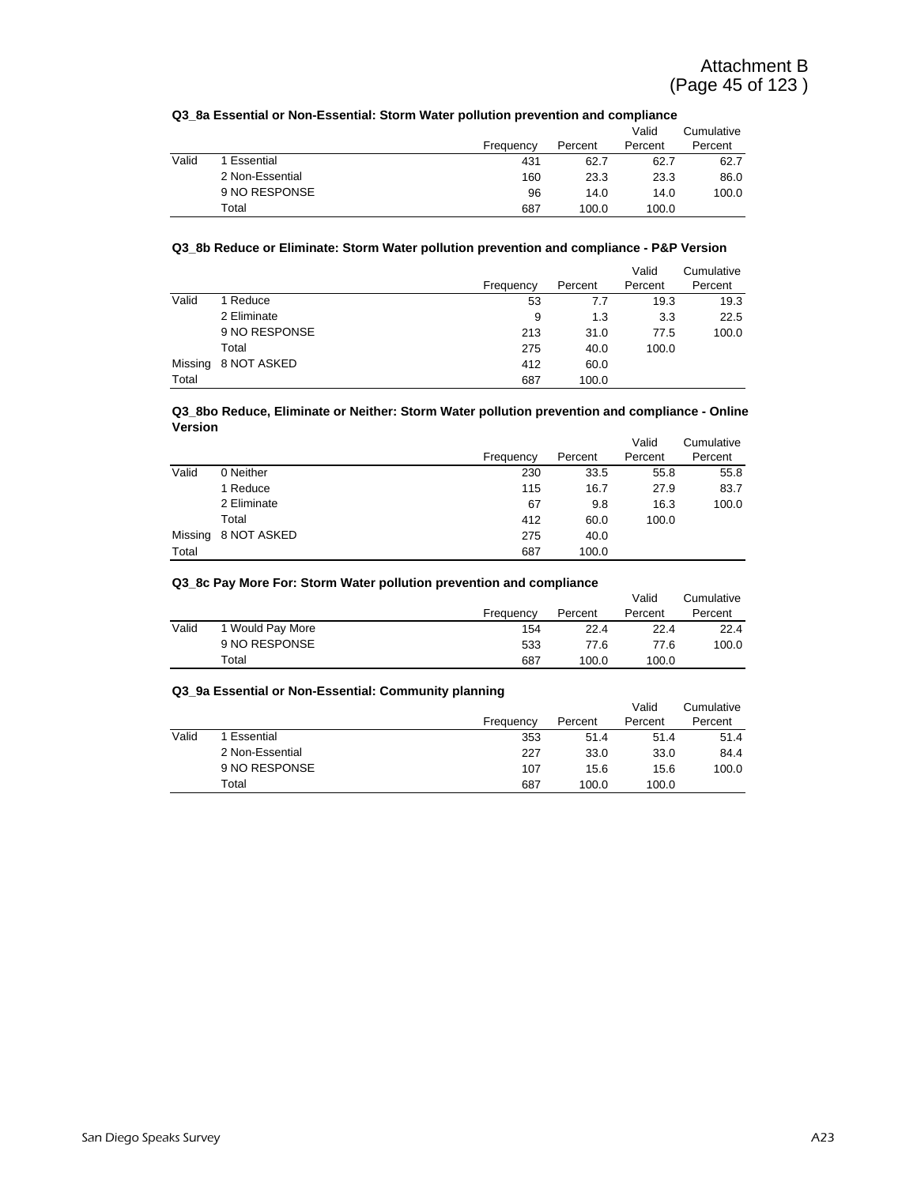**Q3_8a Essential or Non-Essential: Storm Water pollution prevention and compliance**

| | | Frequency | Percent | Valid Percent | Cumulative Percent |
|---|---|---|---|---|---|
| Valid | 1 Essential | 431 | 62.7 | 62.7 | 62.7 |
| | 2 Non-Essential | 160 | 23.3 | 23.3 | 86.0 |
| | 9 NO RESPONSE | 96 | 14.0 | 14.0 | 100.0 |
| | Total | 687 | 100.0 | 100.0 | |

**Q3_8b Reduce or Eliminate: Storm Water pollution prevention and compliance - P&P Version**

| | | Frequency | Percent | Valid Percent | Cumulative Percent |
|---|---|---|---|---|---|
| Valid | 1 Reduce | 53 | 7.7 | 19.3 | 19.3 |
| | 2 Eliminate | 9 | 1.3 | 3.3 | 22.5 |
| | 9 NO RESPONSE | 213 | 31.0 | 77.5 | 100.0 |
| | Total | 275 | 40.0 | 100.0 | |
| Missing | 8 NOT ASKED | 412 | 60.0 | | |
| Total | | 687 | 100.0 | | |

**Q3_8bo Reduce, Eliminate or Neither: Storm Water pollution prevention and compliance - Online Version**

| | | Frequency | Percent | Valid Percent | Cumulative Percent |
|---|---|---|---|---|---|
| Valid | 0 Neither | 230 | 33.5 | 55.8 | 55.8 |
| | 1 Reduce | 115 | 16.7 | 27.9 | 83.7 |
| | 2 Eliminate | 67 | 9.8 | 16.3 | 100.0 |
| | Total | 412 | 60.0 | 100.0 | |
| Missing | 8 NOT ASKED | 275 | 40.0 | | |
| Total | | 687 | 100.0 | | |

**Q3_8c Pay More For: Storm Water pollution prevention and compliance**

| | | Frequency | Percent | Valid Percent | Cumulative Percent |
|---|---|---|---|---|---|
| Valid | 1 Would Pay More | 154 | 22.4 | 22.4 | 22.4 |
| | 9 NO RESPONSE | 533 | 77.6 | 77.6 | 100.0 |
| | Total | 687 | 100.0 | 100.0 | |

**Q3_9a Essential or Non-Essential: Community planning**

| | | Frequency | Percent | Valid Percent | Cumulative Percent |
|---|---|---|---|---|---|
| Valid | 1 Essential | 353 | 51.4 | 51.4 | 51.4 |
| | 2 Non-Essential | 227 | 33.0 | 33.0 | 84.4 |
| | 9 NO RESPONSE | 107 | 15.6 | 15.6 | 100.0 |
| | Total | 687 | 100.0 | 100.0 | |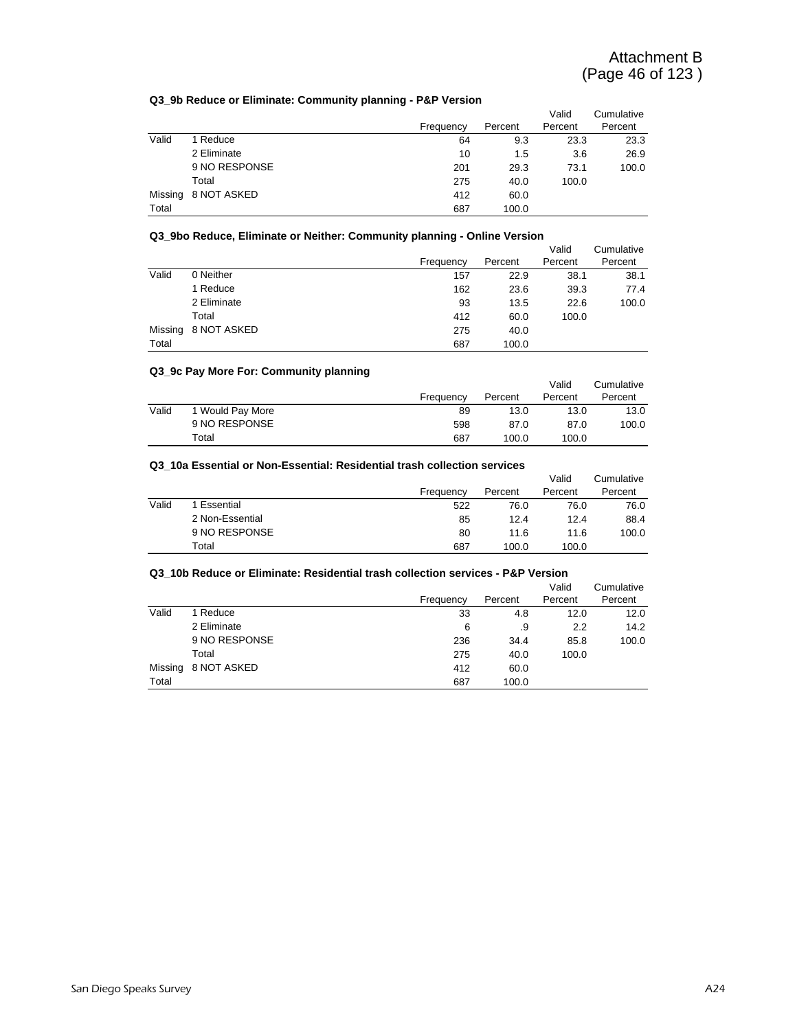**Q3_9b Reduce or Eliminate: Community planning - P&P Version**

| | | Frequency | Percent | Valid Percent | Cumulative Percent |
|---|---|---|---|---|---|
| Valid | 1 Reduce | 64 | 9.3 | 23.3 | 23.3 |
| | 2 Eliminate | 10 | 1.5 | 3.6 | 26.9 |
| | 9 NO RESPONSE | 201 | 29.3 | 73.1 | 100.0 |
| | Total | 275 | 40.0 | 100.0 | |
| Missing | 8 NOT ASKED | 412 | 60.0 | | |
| Total | | 687 | 100.0 | | |

**Q3_9bo Reduce, Eliminate or Neither: Community planning - Online Version**

| | | Frequency | Percent | Valid Percent | Cumulative Percent |
|---|---|---|---|---|---|
| Valid | 0 Neither | 157 | 22.9 | 38.1 | 38.1 |
| | 1 Reduce | 162 | 23.6 | 39.3 | 77.4 |
| | 2 Eliminate | 93 | 13.5 | 22.6 | 100.0 |
| | Total | 412 | 60.0 | 100.0 | |
| Missing | 8 NOT ASKED | 275 | 40.0 | | |
| Total | | 687 | 100.0 | | |

**Q3_9c Pay More For: Community planning**

| | | Frequency | Percent | Valid Percent | Cumulative Percent |
|---|---|---|---|---|---|
| Valid | 1 Would Pay More | 89 | 13.0 | 13.0 | 13.0 |
| | 9 NO RESPONSE | 598 | 87.0 | 87.0 | 100.0 |
| | Total | 687 | 100.0 | 100.0 | |

**Q3_10a Essential or Non-Essential: Residential trash collection services**

| | | Frequency | Percent | Valid Percent | Cumulative Percent |
|---|---|---|---|---|---|
| Valid | 1 Essential | 522 | 76.0 | 76.0 | 76.0 |
| | 2 Non-Essential | 85 | 12.4 | 12.4 | 88.4 |
| | 9 NO RESPONSE | 80 | 11.6 | 11.6 | 100.0 |
| | Total | 687 | 100.0 | 100.0 | |

**Q3_10b Reduce or Eliminate: Residential trash collection services - P&P Version**

| | | Frequency | Percent | Valid Percent | Cumulative Percent |
|---|---|---|---|---|---|
| Valid | 1 Reduce | 33 | 4.8 | 12.0 | 12.0 |
| | 2 Eliminate | 6 | .9 | 2.2 | 14.2 |
| | 9 NO RESPONSE | 236 | 34.4 | 85.8 | 100.0 |
| | Total | 275 | 40.0 | 100.0 | |
| Missing | 8 NOT ASKED | 412 | 60.0 | | |
| Total | | 687 | 100.0 | | |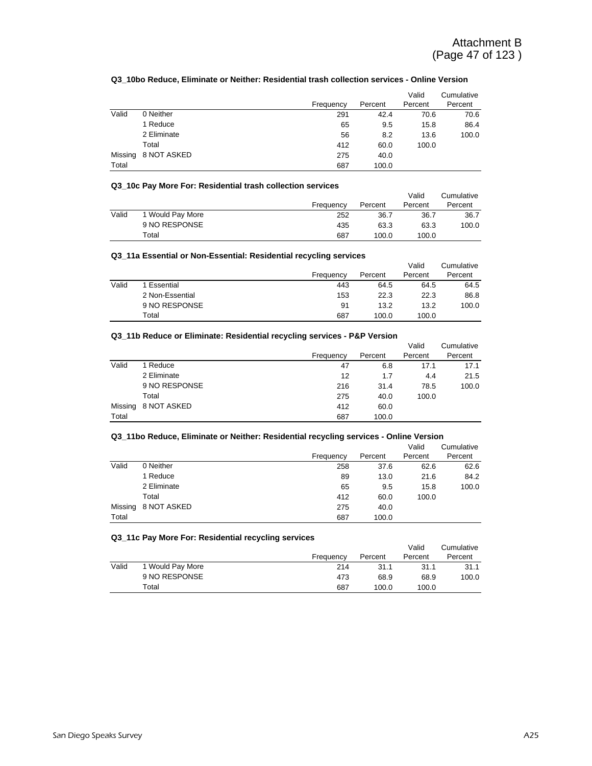**Q3_10bo Reduce, Eliminate or Neither: Residential trash collection services - Online Version**

| | | Frequency | Percent | Valid Percent | Cumulative Percent |
|---|---|---|---|---|---|
| Valid | 0 Neither | 291 | 42.4 | 70.6 | 70.6 |
| | 1 Reduce | 65 | 9.5 | 15.8 | 86.4 |
| | 2 Eliminate | 56 | 8.2 | 13.6 | 100.0 |
| | Total | 412 | 60.0 | 100.0 | |
| Missing | 8 NOT ASKED | 275 | 40.0 | | |
| Total | | 687 | 100.0 | | |

**Q3_10c Pay More For: Residential trash collection services**

| | | Frequency | Percent | Valid Percent | Cumulative Percent |
|---|---|---|---|---|---|
| Valid | 1 Would Pay More | 252 | 36.7 | 36.7 | 36.7 |
| | 9 NO RESPONSE | 435 | 63.3 | 63.3 | 100.0 |
| | Total | 687 | 100.0 | 100.0 | |

**Q3_11a Essential or Non-Essential: Residential recycling services**

| | | Frequency | Percent | Valid Percent | Cumulative Percent |
|---|---|---|---|---|---|
| Valid | 1 Essential | 443 | 64.5 | 64.5 | 64.5 |
| | 2 Non-Essential | 153 | 22.3 | 22.3 | 86.8 |
| | 9 NO RESPONSE | 91 | 13.2 | 13.2 | 100.0 |
| | Total | 687 | 100.0 | 100.0 | |

**Q3_11b Reduce or Eliminate: Residential recycling services - P&P Version**

| | | Frequency | Percent | Valid Percent | Cumulative Percent |
|---|---|---|---|---|---|
| Valid | 1 Reduce | 47 | 6.8 | 17.1 | 17.1 |
| | 2 Eliminate | 12 | 1.7 | 4.4 | 21.5 |
| | 9 NO RESPONSE | 216 | 31.4 | 78.5 | 100.0 |
| | Total | 275 | 40.0 | 100.0 | |
| Missing | 8 NOT ASKED | 412 | 60.0 | | |
| Total | | 687 | 100.0 | | |

**Q3_11bo Reduce, Eliminate or Neither: Residential recycling services - Online Version**

| | | Frequency | Percent | Valid Percent | Cumulative Percent |
|---|---|---|---|---|---|
| Valid | 0 Neither | 258 | 37.6 | 62.6 | 62.6 |
| | 1 Reduce | 89 | 13.0 | 21.6 | 84.2 |
| | 2 Eliminate | 65 | 9.5 | 15.8 | 100.0 |
| | Total | 412 | 60.0 | 100.0 | |
| Missing | 8 NOT ASKED | 275 | 40.0 | | |
| Total | | 687 | 100.0 | | |

**Q3_11c Pay More For: Residential recycling services**

| | | Frequency | Percent | Valid Percent | Cumulative Percent |
|---|---|---|---|---|---|
| Valid | 1 Would Pay More | 214 | 31.1 | 31.1 | 31.1 |
| | 9 NO RESPONSE | 473 | 68.9 | 68.9 | 100.0 |
| | Total | 687 | 100.0 | 100.0 | |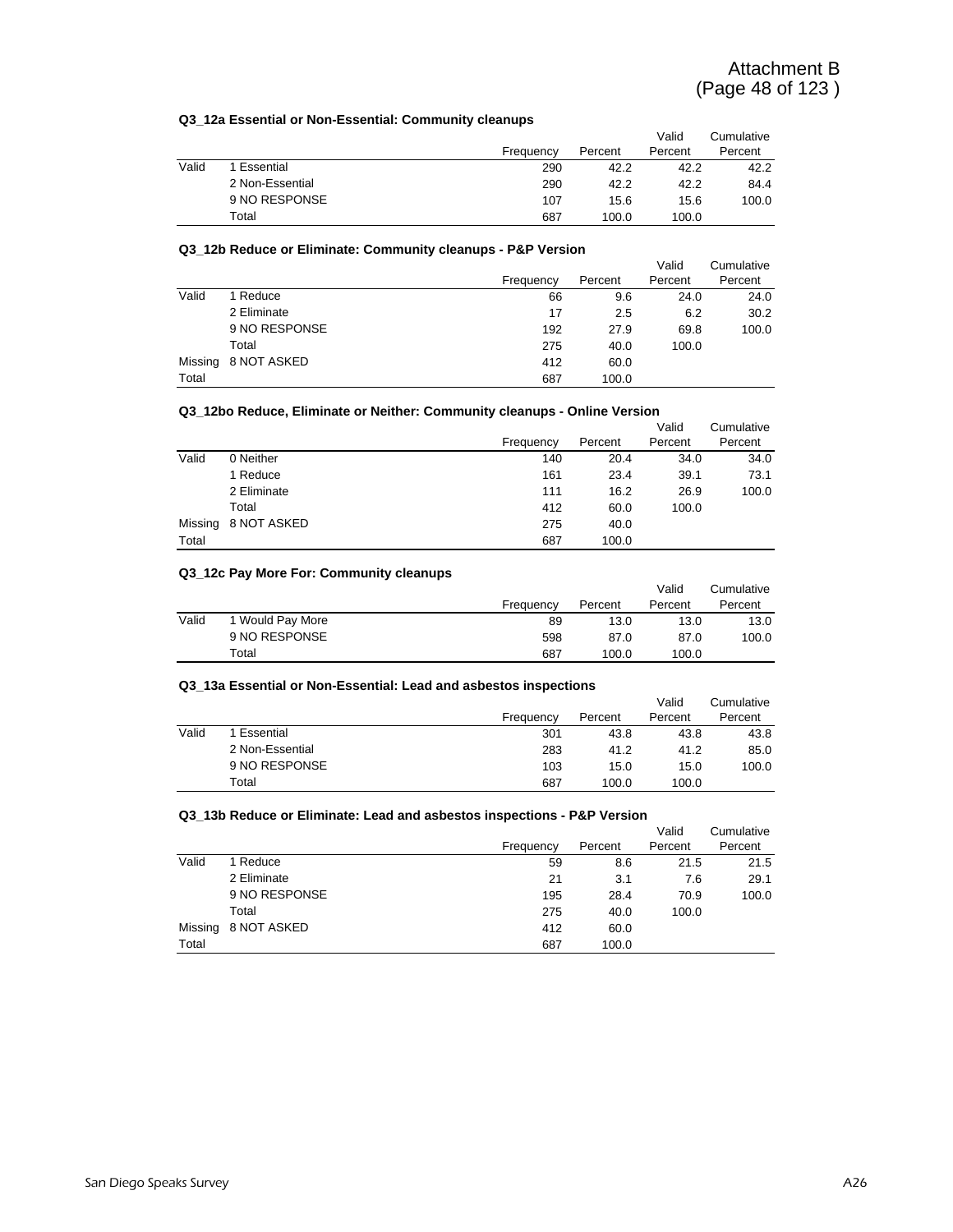**Q3_12a Essential or Non-Essential: Community cleanups**

| | | Frequency | Percent | Valid Percent | Cumulative Percent |
|---|---|---|---|---|---|
| Valid | 1 Essential | 290 | 42.2 | 42.2 | 42.2 |
| | 2 Non-Essential | 290 | 42.2 | 42.2 | 84.4 |
| | 9 NO RESPONSE | 107 | 15.6 | 15.6 | 100.0 |
| | Total | 687 | 100.0 | 100.0 | |

**Q3_12b Reduce or Eliminate: Community cleanups - P&P Version**

| | | Frequency | Percent | Valid Percent | Cumulative Percent |
|---|---|---|---|---|---|
| Valid | 1 Reduce | 66 | 9.6 | 24.0 | 24.0 |
| | 2 Eliminate | 17 | 2.5 | 6.2 | 30.2 |
| | 9 NO RESPONSE | 192 | 27.9 | 69.8 | 100.0 |
| | Total | 275 | 40.0 | 100.0 | |
| Missing | 8 NOT ASKED | 412 | 60.0 | | |
| Total | | 687 | 100.0 | | |

**Q3_12bo Reduce, Eliminate or Neither: Community cleanups - Online Version**

| | | Frequency | Percent | Valid Percent | Cumulative Percent |
|---|---|---|---|---|---|
| Valid | 0 Neither | 140 | 20.4 | 34.0 | 34.0 |
| | 1 Reduce | 161 | 23.4 | 39.1 | 73.1 |
| | 2 Eliminate | 111 | 16.2 | 26.9 | 100.0 |
| | Total | 412 | 60.0 | 100.0 | |
| Missing | 8 NOT ASKED | 275 | 40.0 | | |
| Total | | 687 | 100.0 | | |

**Q3_12c Pay More For: Community cleanups**

| | | Frequency | Percent | Valid Percent | Cumulative Percent |
|---|---|---|---|---|---|
| Valid | 1 Would Pay More | 89 | 13.0 | 13.0 | 13.0 |
| | 9 NO RESPONSE | 598 | 87.0 | 87.0 | 100.0 |
| | Total | 687 | 100.0 | 100.0 | |

**Q3_13a Essential or Non-Essential: Lead and asbestos inspections**

| | | Frequency | Percent | Valid Percent | Cumulative Percent |
|---|---|---|---|---|---|
| Valid | 1 Essential | 301 | 43.8 | 43.8 | 43.8 |
| | 2 Non-Essential | 283 | 41.2 | 41.2 | 85.0 |
| | 9 NO RESPONSE | 103 | 15.0 | 15.0 | 100.0 |
| | Total | 687 | 100.0 | 100.0 | |

**Q3_13b Reduce or Eliminate: Lead and asbestos inspections - P&P Version**

| | | Frequency | Percent | Valid Percent | Cumulative Percent |
|---|---|---|---|---|---|
| Valid | 1 Reduce | 59 | 8.6 | 21.5 | 21.5 |
| | 2 Eliminate | 21 | 3.1 | 7.6 | 29.1 |
| | 9 NO RESPONSE | 195 | 28.4 | 70.9 | 100.0 |
| | Total | 275 | 40.0 | 100.0 | |
| Missing | 8 NOT ASKED | 412 | 60.0 | | |
| Total | | 687 | 100.0 | | |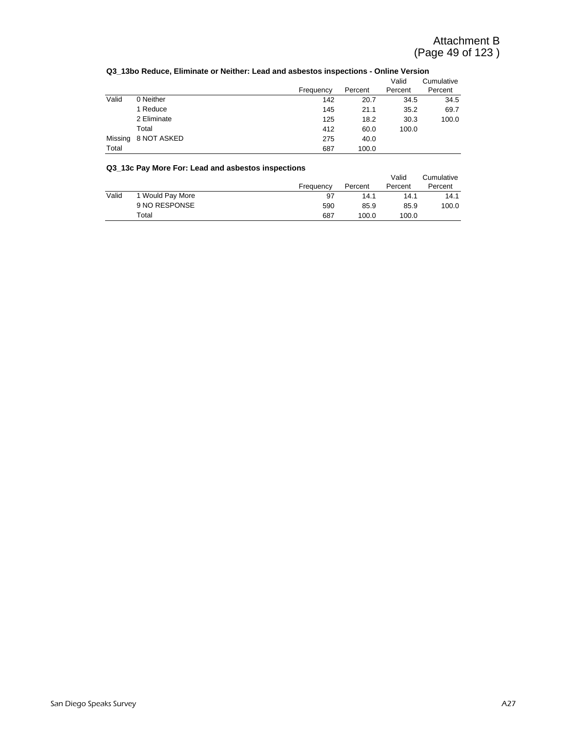**Q3_13bo Reduce, Eliminate or Neither: Lead and asbestos inspections - Online Version**

| | | Frequency | Percent | Valid Percent | Cumulative Percent |
|---|---|---|---|---|---|
| Valid | 0 Neither | 142 | 20.7 | 34.5 | 34.5 |
| | 1 Reduce | 145 | 21.1 | 35.2 | 69.7 |
| | 2 Eliminate | 125 | 18.2 | 30.3 | 100.0 |
| | Total | 412 | 60.0 | 100.0 | |
| Missing | 8 NOT ASKED | 275 | 40.0 | | |
| Total | | 687 | 100.0 | | |

**Q3_13c Pay More For: Lead and asbestos inspections**

| | | Frequency | Percent | Valid Percent | Cumulative Percent |
|---|---|---|---|---|---|
| Valid | 1 Would Pay More | 97 | 14.1 | 14.1 | 14.1 |
| | 9 NO RESPONSE | 590 | 85.9 | 85.9 | 100.0 |
| | Total | 687 | 100.0 | 100.0 | |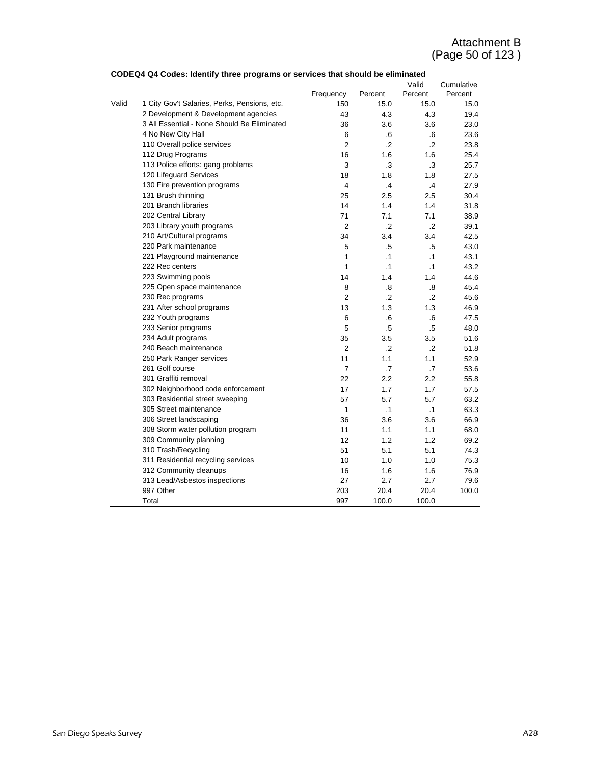**CODEQ4 Q4 Codes: Identify three programs or services that should be eliminated**

| | | Frequency | Percent | Valid Percent | Cumulative Percent |
|---|---|---|---|---|---|
| Valid | 1 City Gov't Salaries, Perks, Pensions, etc. | 150 | 15.0 | 15.0 | 15.0 |
| | 2 Development & Development agencies | 43 | 4.3 | 4.3 | 19.4 |
| | 3 All Essential - None Should Be Eliminated | 36 | 3.6 | 3.6 | 23.0 |
| | 4 No New City Hall | 6 | .6 | .6 | 23.6 |
| | 110 Overall police services | 2 | .2 | .2 | 23.8 |
| | 112 Drug Programs | 16 | 1.6 | 1.6 | 25.4 |
| | 113 Police efforts: gang problems | 3 | .3 | .3 | 25.7 |
| | 120 Lifeguard Services | 18 | 1.8 | 1.8 | 27.5 |
| | 130 Fire prevention programs | 4 | .4 | .4 | 27.9 |
| | 131 Brush thinning | 25 | 2.5 | 2.5 | 30.4 |
| | 201 Branch libraries | 14 | 1.4 | 1.4 | 31.8 |
| | 202 Central Library | 71 | 7.1 | 7.1 | 38.9 |
| | 203 Library youth programs | 2 | .2 | .2 | 39.1 |
| | 210 Art/Cultural programs | 34 | 3.4 | 3.4 | 42.5 |
| | 220 Park maintenance | 5 | .5 | .5 | 43.0 |
| | 221 Playground maintenance | 1 | .1 | .1 | 43.1 |
| | 222 Rec centers | 1 | .1 | .1 | 43.2 |
| | 223 Swimming pools | 14 | 1.4 | 1.4 | 44.6 |
| | 225 Open space maintenance | 8 | .8 | .8 | 45.4 |
| | 230 Rec programs | 2 | .2 | .2 | 45.6 |
| | 231 After school programs | 13 | 1.3 | 1.3 | 46.9 |
| | 232 Youth programs | 6 | .6 | .6 | 47.5 |
| | 233 Senior programs | 5 | .5 | .5 | 48.0 |
| | 234 Adult programs | 35 | 3.5 | 3.5 | 51.6 |
| | 240 Beach maintenance | 2 | .2 | .2 | 51.8 |
| | 250 Park Ranger services | 11 | 1.1 | 1.1 | 52.9 |
| | 261 Golf course | 7 | .7 | .7 | 53.6 |
| | 301 Graffiti removal | 22 | 2.2 | 2.2 | 55.8 |
| | 302 Neighborhood code enforcement | 17 | 1.7 | 1.7 | 57.5 |
| | 303 Residential street sweeping | 57 | 5.7 | 5.7 | 63.2 |
| | 305 Street maintenance | 1 | .1 | .1 | 63.3 |
| | 306 Street landscaping | 36 | 3.6 | 3.6 | 66.9 |
| | 308 Storm water pollution program | 11 | 1.1 | 1.1 | 68.0 |
| | 309 Community planning | 12 | 1.2 | 1.2 | 69.2 |
| | 310 Trash/Recycling | 51 | 5.1 | 5.1 | 74.3 |
| | 311 Residential recycling services | 10 | 1.0 | 1.0 | 75.3 |
| | 312 Community cleanups | 16 | 1.6 | 1.6 | 76.9 |
| | 313 Lead/Asbestos inspections | 27 | 2.7 | 2.7 | 79.6 |
| | 997 Other | 203 | 20.4 | 20.4 | 100.0 |
| | Total | 997 | 100.0 | 100.0 | |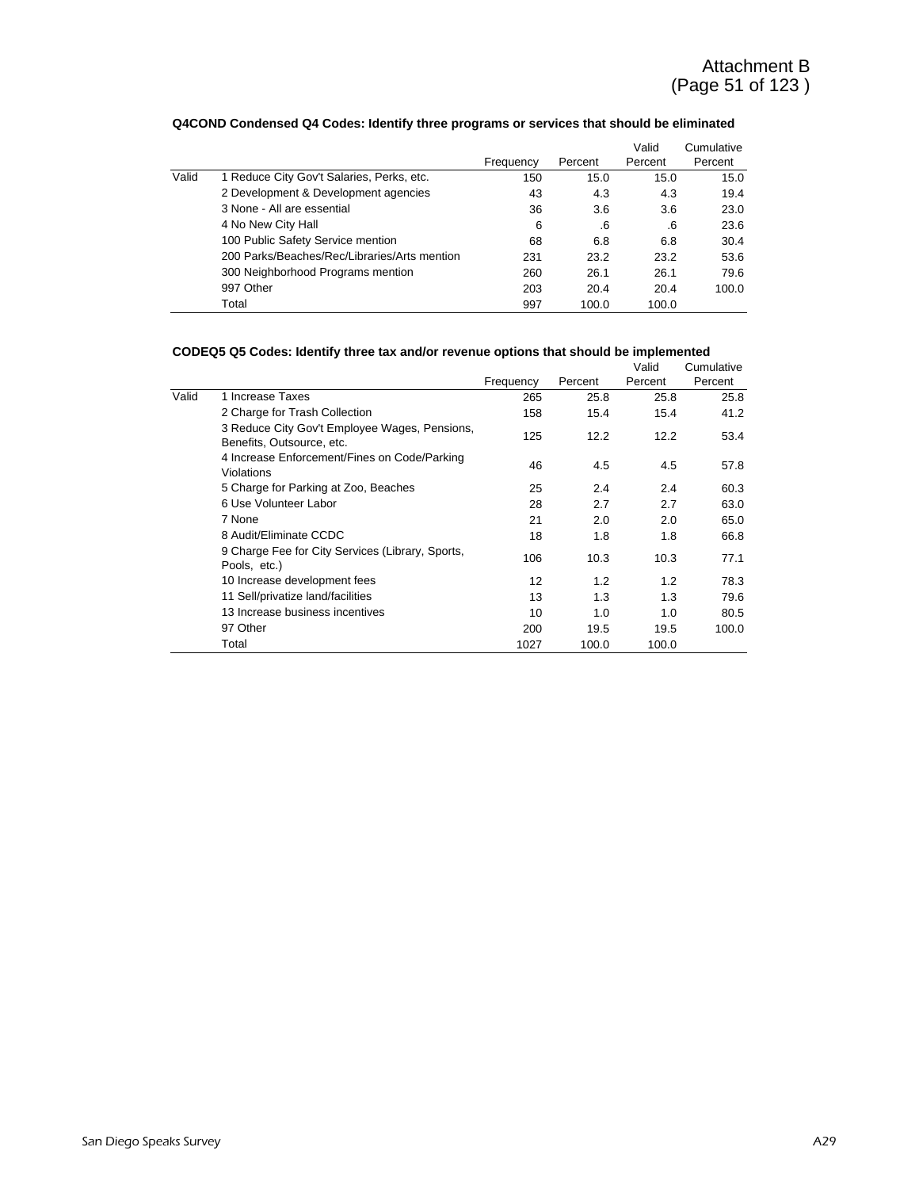**Q4COND Condensed Q4 Codes: Identify three programs or services that should be eliminated**

| | | Frequency | Percent | Valid Percent | Cumulative Percent |
|---|---|---|---|---|---|
| Valid | 1 Reduce City Gov't Salaries, Perks, etc. | 150 | 15.0 | 15.0 | 15.0 |
| | 2 Development & Development agencies | 43 | 4.3 | 4.3 | 19.4 |
| | 3 None - All are essential | 36 | 3.6 | 3.6 | 23.0 |
| | 4 No New City Hall | 6 | .6 | .6 | 23.6 |
| | 100 Public Safety Service mention | 68 | 6.8 | 6.8 | 30.4 |
| | 200 Parks/Beaches/Rec/Libraries/Arts mention | 231 | 23.2 | 23.2 | 53.6 |
| | 300 Neighborhood Programs mention | 260 | 26.1 | 26.1 | 79.6 |
| | 997 Other | 203 | 20.4 | 20.4 | 100.0 |
| | Total | 997 | 100.0 | 100.0 | |

**CODEQ5 Q5 Codes: Identify three tax and/or revenue options that should be implemented**

| | | Frequency | Percent | Valid Percent | Cumulative Percent |
|---|---|---|---|---|---|
| Valid | 1 Increase Taxes | 265 | 25.8 | 25.8 | 25.8 |
| | 2 Charge for Trash Collection | 158 | 15.4 | 15.4 | 41.2 |
| | 3 Reduce City Gov't Employee Wages, Pensions, Benefits, Outsource, etc. | 125 | 12.2 | 12.2 | 53.4 |
| | 4 Increase Enforcement/Fines on Code/Parking Violations | 46 | 4.5 | 4.5 | 57.8 |
| | 5 Charge for Parking at Zoo, Beaches | 25 | 2.4 | 2.4 | 60.3 |
| | 6 Use Volunteer Labor | 28 | 2.7 | 2.7 | 63.0 |
| | 7 None | 21 | 2.0 | 2.0 | 65.0 |
| | 8 Audit/Eliminate CCDC | 18 | 1.8 | 1.8 | 66.8 |
| | 9 Charge Fee for City Services (Library, Sports, Pools, etc.) | 106 | 10.3 | 10.3 | 77.1 |
| | 10 Increase development fees | 12 | 1.2 | 1.2 | 78.3 |
| | 11 Sell/privatize land/facilities | 13 | 1.3 | 1.3 | 79.6 |
| | 13 Increase business incentives | 10 | 1.0 | 1.0 | 80.5 |
| | 97 Other | 200 | 19.5 | 19.5 | 100.0 |
| | Total | 1027 | 100.0 | 100.0 | |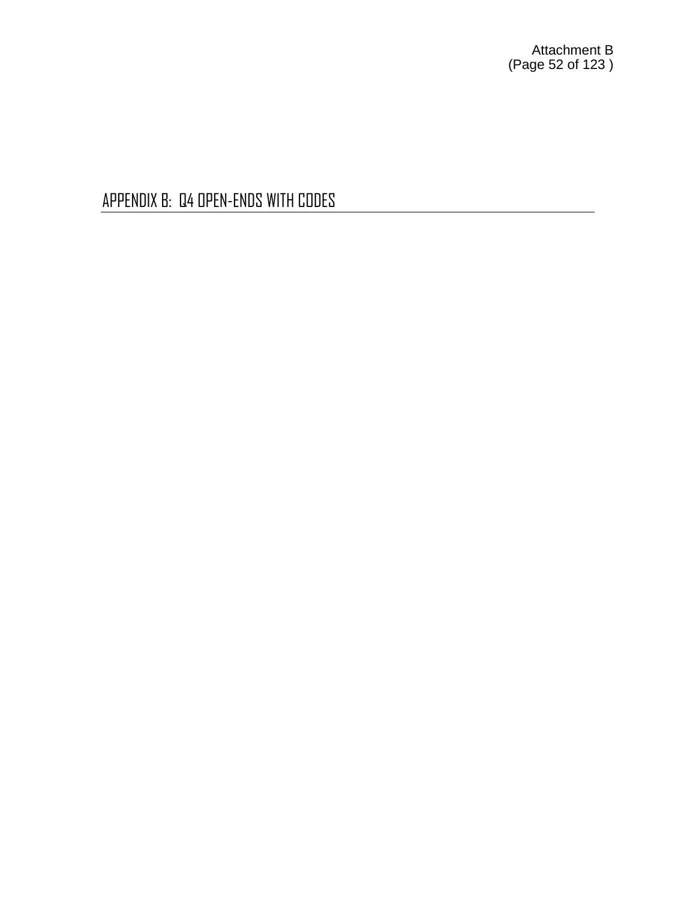# APPENDIX B: Q4 OPEN-ENDS WITH CODES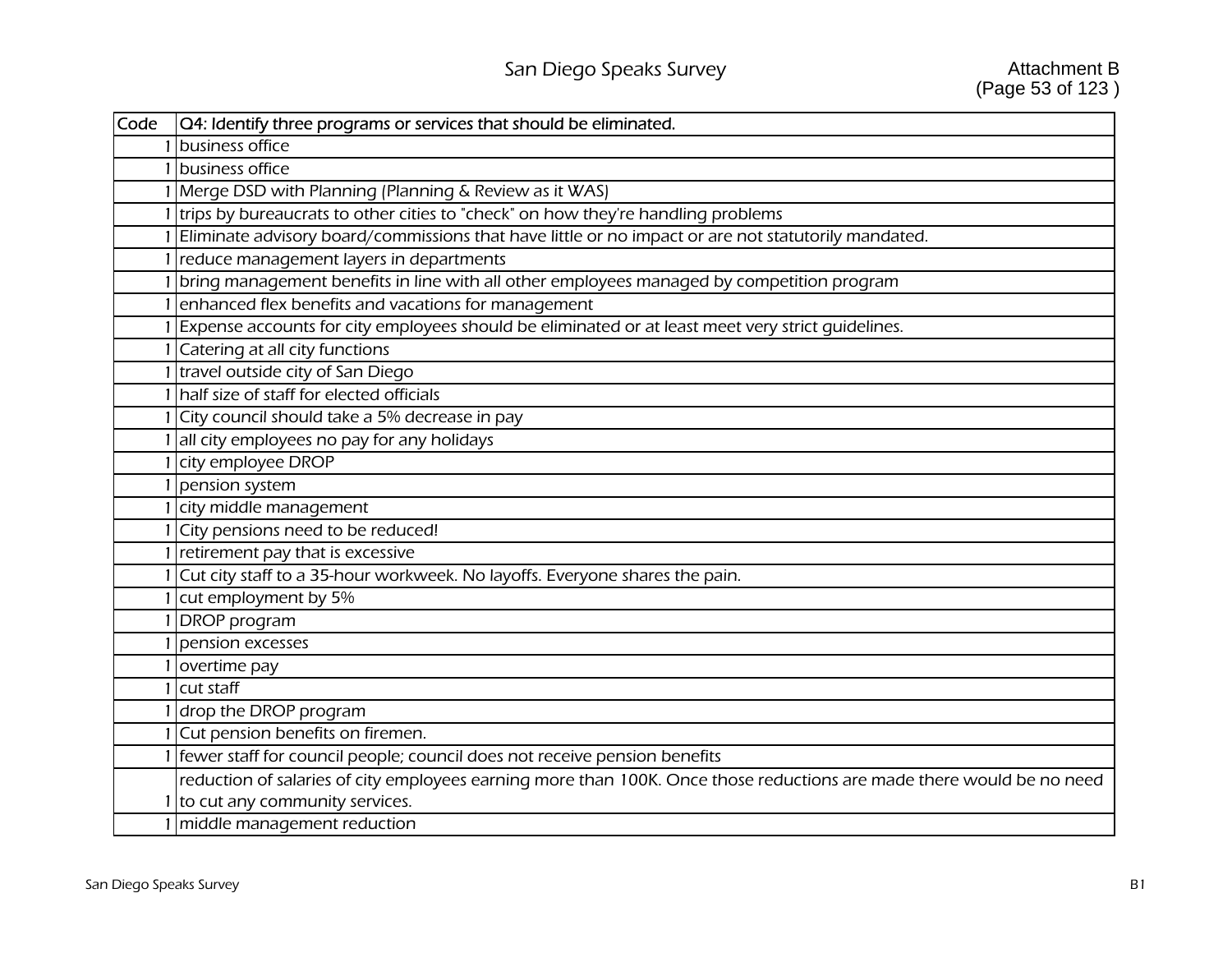| Code | Q4: Identify three programs or services that should be eliminated. |
|---|---|
| 1 | business office |
| 1 | business office |
| 1 | Merge DSD with Planning (Planning & Review as it WAS) |
| 1 | trips by bureaucrats to other cities to "check" on how they're handling problems |
| 1 | Eliminate advisory board/commissions that have little or no impact or are not statutorily mandated. |
| 1 | reduce management layers in departments |
| 1 | bring management benefits in line with all other employees managed by competition program |
| 1 | enhanced flex benefits and vacations for management |
| 1 | Expense accounts for city employees should be eliminated or at least meet very strict guidelines. |
| 1 | Catering at all city functions |
| 1 | travel outside city of San Diego |
| 1 | half size of staff for elected officials |
| 1 | City council should take a 5% decrease in pay |
| 1 | all city employees no pay for any holidays |
| 1 | city employee DROP |
| 1 | pension system |
| 1 | city middle management |
| 1 | City pensions need to be reduced! |
| 1 | retirement pay that is excessive |
| 1 | Cut city staff to a 35-hour workweek. No layoffs. Everyone shares the pain. |
| 1 | cut employment by 5% |
| 1 | DROP program |
| 1 | pension excesses |
| 1 | overtime pay |
| 1 | cut staff |
| 1 | drop the DROP program |
| 1 | Cut pension benefits on firemen. |
| 1 | fewer staff for council people; council does not receive pension benefits |
| 1 | reduction of salaries of city employees earning more than 100K. Once those reductions are made there would be no need to cut any community services. |
| 1 | middle management reduction |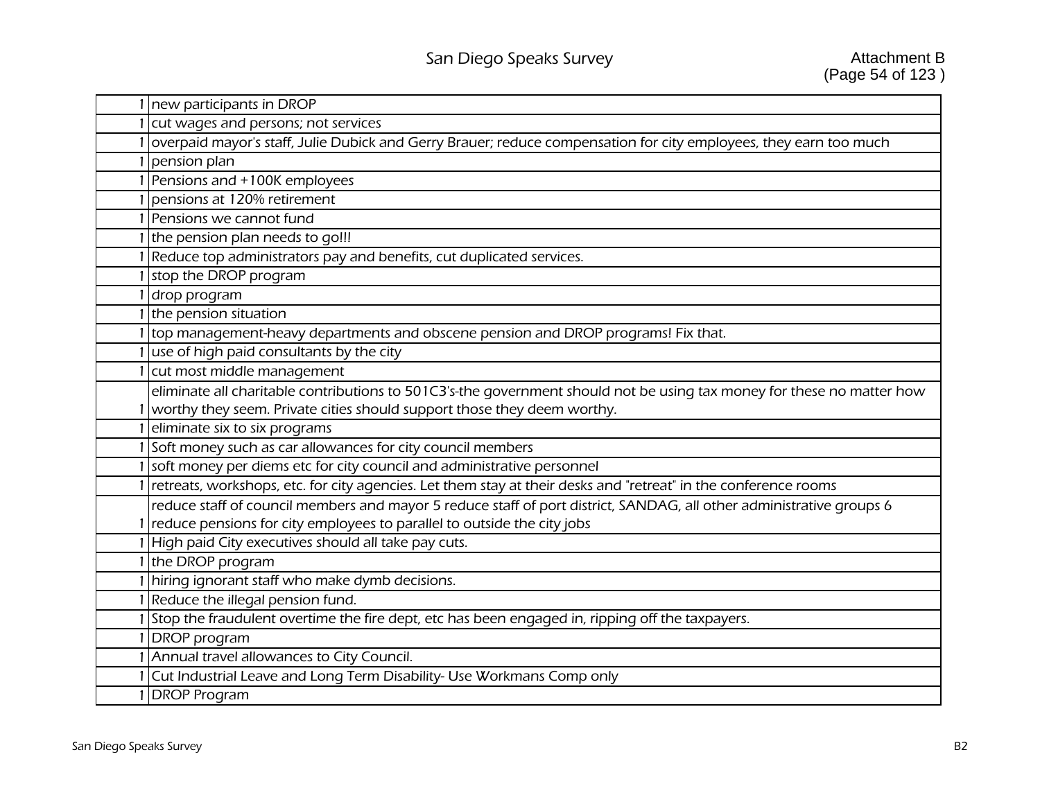| | |
|---|---|
| 1 | new participants in DROP |
| 1 | cut wages and persons; not services |
| 1 | overpaid mayor's staff, Julie Dubick and Gerry Brauer; reduce compensation for city employees, they earn too much |
| 1 | pension plan |
| 1 | Pensions and +100K employees |
| 1 | pensions at 120% retirement |
| 1 | Pensions we cannot fund |
| 1 | the pension plan needs to go!!! |
| 1 | Reduce top administrators pay and benefits, cut duplicated services. |
| 1 | stop the DROP program |
| 1 | drop program |
| 1 | the pension situation |
| 1 | top management-heavy departments and obscene pension and DROP programs! Fix that. |
| 1 | use of high paid consultants by the city |
| 1 | cut most middle management |
| 1 | eliminate all charitable contributions to 501C3's-the government should not be using tax money for these no matter how worthy they seem. Private cities should support those they deem worthy. |
| 1 | eliminate six to six programs |
| 1 | Soft money such as car allowances for city council members |
| 1 | soft money per diems etc for city council and administrative personnel |
| 1 | retreats, workshops, etc. for city agencies. Let them stay at their desks and "retreat" in the conference rooms |
| 1 | reduce staff of council members and mayor 5 reduce staff of port district, SANDAG, all other administrative groups 6 reduce pensions for city employees to parallel to outside the city jobs |
| 1 | High paid City executives should all take pay cuts. |
| 1 | the DROP program |
| 1 | hiring ignorant staff who make dymb decisions. |
| 1 | Reduce the illegal pension fund. |
| 1 | Stop the fraudulent overtime the fire dept, etc has been engaged in, ripping off the taxpayers. |
| 1 | DROP program |
| 1 | Annual travel allowances to City Council. |
| 1 | Cut Industrial Leave and Long Term Disability- Use Workmans Comp only |
| 1 | DROP Program |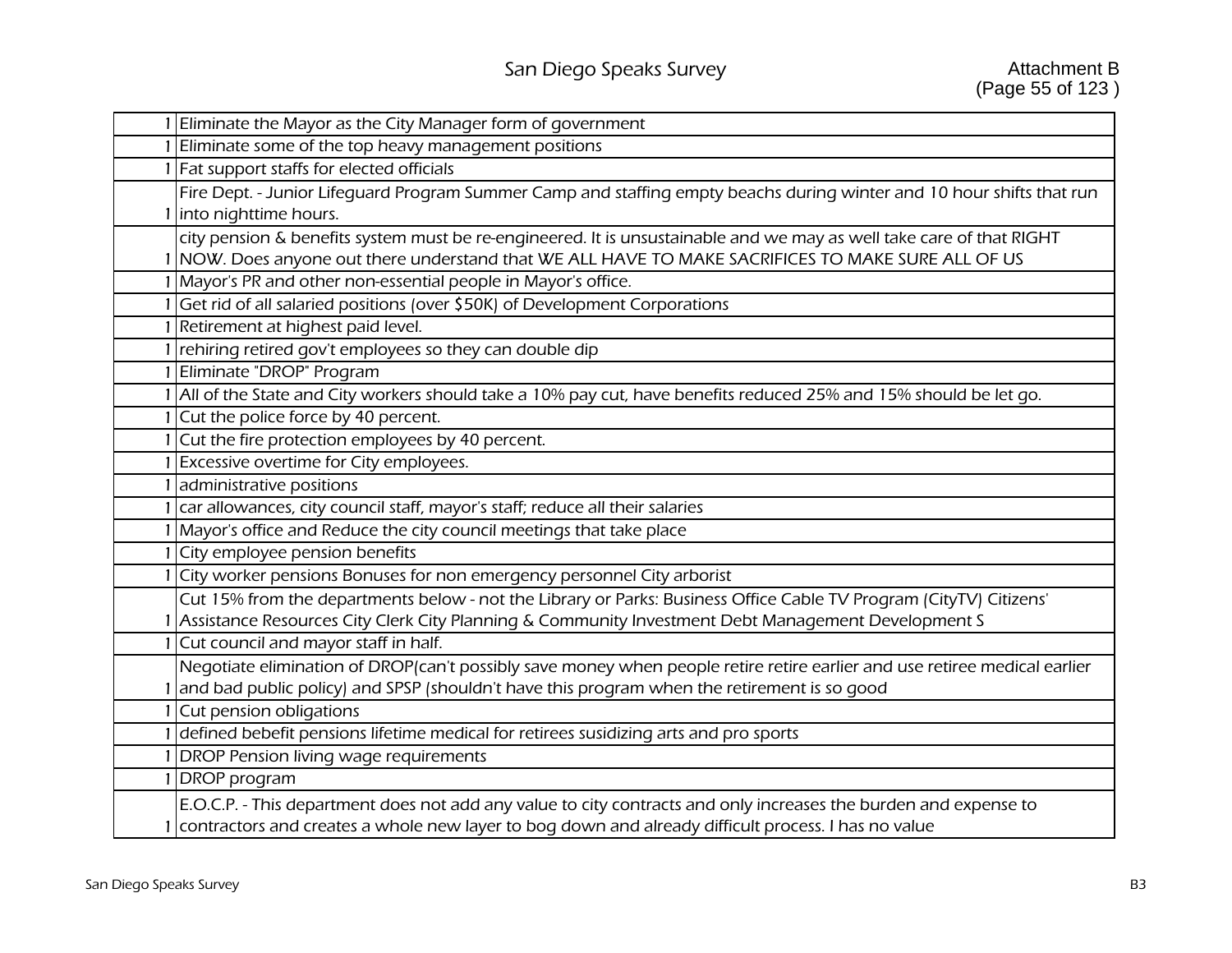| | |
|---|---|
| 1 | Eliminate the Mayor as the City Manager form of government |
| 1 | Eliminate some of the top heavy management positions |
| 1 | Fat support staffs for elected officials |
| 1 | Fire Dept. - Junior Lifeguard Program Summer Camp and staffing empty beachs during winter and 10 hour shifts that run into nighttime hours. |
| 1 | city pension & benefits system must be re-engineered. It is unsustainable and we may as well take care of that RIGHT NOW. Does anyone out there understand that WE ALL HAVE TO MAKE SACRIFICES TO MAKE SURE ALL OF US |
| 1 | Mayor's PR and other non-essential people in Mayor's office. |
| 1 | Get rid of all salaried positions (over $50K) of Development Corporations |
| 1 | Retirement at highest paid level. |
| 1 | rehiring retired gov't employees so they can double dip |
| 1 | Eliminate "DROP" Program |
| 1 | All of the State and City workers should take a 10% pay cut, have benefits reduced 25% and 15% should be let go. |
| 1 | Cut the police force by 40 percent. |
| 1 | Cut the fire protection employees by 40 percent. |
| 1 | Excessive overtime for City employees. |
| 1 | administrative positions |
| 1 | car allowances, city council staff, mayor's staff; reduce all their salaries |
| 1 | Mayor's office and Reduce the city council meetings that take place |
| 1 | City employee pension benefits |
| 1 | City worker pensions Bonuses for non emergency personnel City arborist |
| 1 | Cut 15% from the departments below - not the Library or Parks: Business Office Cable TV Program (CityTV) Citizens' Assistance Resources City Clerk City Planning & Community Investment Debt Management Development S |
| 1 | Cut council and mayor staff in half. |
| 1 | Negotiate elimination of DROP(can't possibly save money when people retire retire earlier and use retiree medical earlier and bad public policy) and SPSP (shouldn't have this program when the retirement is so good |
| 1 | Cut pension obligations |
| 1 | defined bebefit pensions lifetime medical for retirees susidizing arts and pro sports |
| 1 | DROP Pension living wage requirements |
| 1 | DROP program |
| 1 | E.O.C.P. - This department does not add any value to city contracts and only increases the burden and expense to contractors and creates a whole new layer to bog down and already difficult process. I has no value |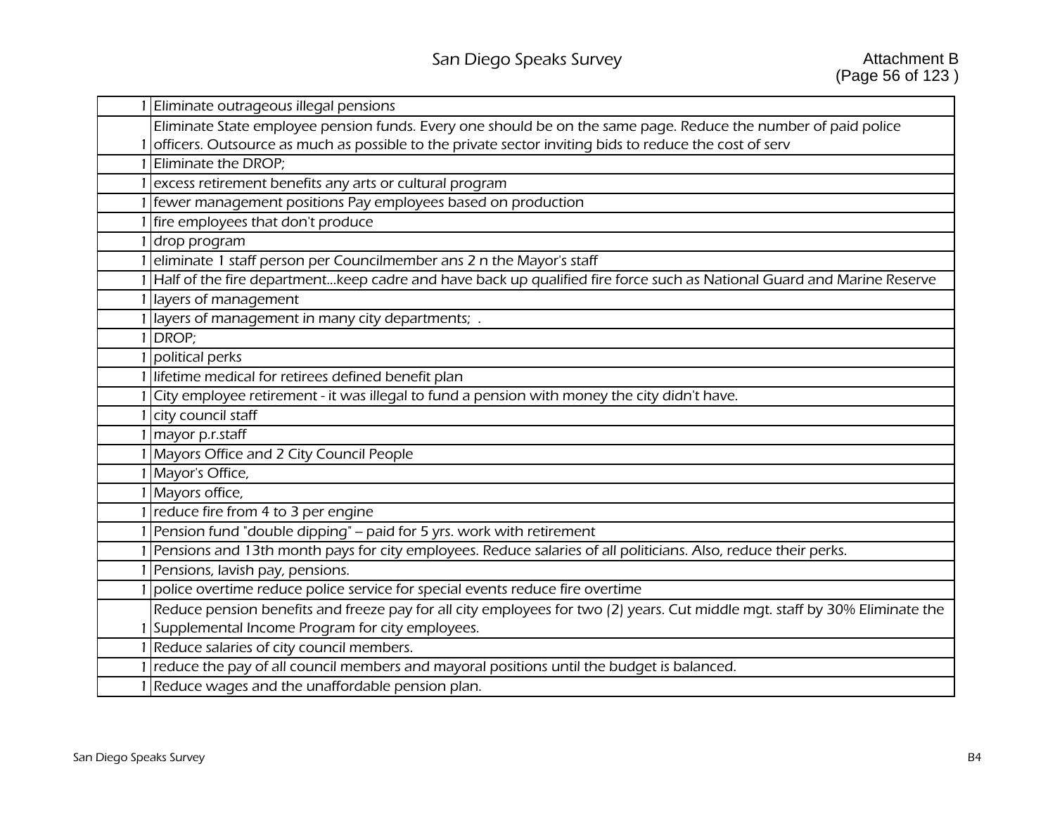| | |
|---|---|
| 1 | Eliminate outrageous illegal pensions |
| 1 | Eliminate State employee pension funds. Every one should be on the same page. Reduce the number of paid police officers. Outsource as much as possible to the private sector inviting bids to reduce the cost of serv |
| 1 | Eliminate the DROP; |
| 1 | excess retirement benefits any arts or cultural program |
| 1 | fewer management positions Pay employees based on production |
| 1 | fire employees that don't produce |
| 1 | drop program |
| 1 | eliminate 1 staff person per Councilmember ans 2 n the Mayor's staff |
| 1 | Half of the fire department...keep cadre and have back up qualified fire force such as National Guard and Marine Reserve |
| 1 | layers of management |
| 1 | layers of management in many city departments; . |
| 1 | DROP; |
| 1 | political perks |
| 1 | lifetime medical for retirees defined benefit plan |
| 1 | City employee retirement - it was illegal to fund a pension with money the city didn't have. |
| 1 | city council staff |
| 1 | mayor p.r.staff |
| 1 | Mayors Office and 2 City Council People |
| 1 | Mayor's Office, |
| 1 | Mayors office, |
| 1 | reduce fire from 4 to 3 per engine |
| 1 | Pension fund "double dipping" -- paid for 5 yrs. work with retirement |
| 1 | Pensions and 13th month pays for city employees. Reduce salaries of all politicians. Also, reduce their perks. |
| 1 | Pensions, lavish pay, pensions. |
| 1 | police overtime reduce police service for special events reduce fire overtime |
| 1 | Reduce pension benefits and freeze pay for all city employees for two (2) years. Cut middle mgt. staff by 30% Eliminate the Supplemental Income Program for city employees. |
| 1 | Reduce salaries of city council members. |
| 1 | reduce the pay of all council members and mayoral positions until the budget is balanced. |
| 1 | Reduce wages and the unaffordable pension plan. |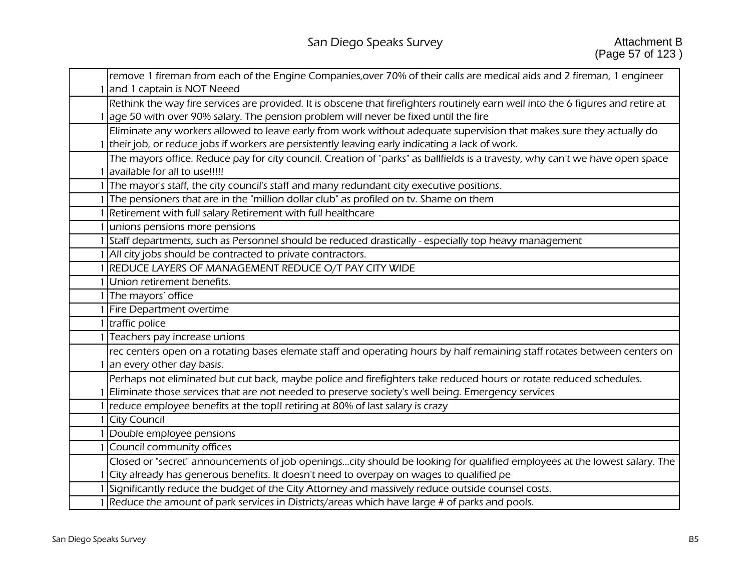| | |
|---|---|
| 1 | remove 1 fireman from each of the Engine Companies,over 70% of their calls are medical aids and 2 fireman, 1 engineer and 1 captain is NOT Neeed |
| 1 | Rethink the way fire services are provided. It is obscene that firefighters routinely earn well into the 6 figures and retire at age 50 with over 90% salary. The pension problem will never be fixed until the fire |
| 1 | Eliminate any workers allowed to leave early from work without adequate supervision that makes sure they actually do their job, or reduce jobs if workers are persistently leaving early indicating a lack of work. |
| 1 | The mayors office. Reduce pay for city council. Creation of "parks" as ballfields is a travesty, why can't we have open space available for all to use!!!!! |
| 1 | The mayor's staff, the city council's staff and many redundant city executive positions. |
| 1 | The pensioners that are in the "million dollar club" as profiled on tv. Shame on them |
| 1 | Retirement with full salary Retirement with full healthcare |
| 1 | unions pensions more pensions |
| 1 | Staff departments, such as Personnel should be reduced drastically - especially top heavy management |
| 1 | All city jobs should be contracted to private contractors. |
| 1 | REDUCE LAYERS OF MANAGEMENT REDUCE O/T PAY CITY WIDE |
| 1 | Union retirement benefits. |
| 1 | The mayors' office |
| 1 | Fire Department overtime |
| 1 | traffic police |
| 1 | Teachers pay increase unions |
| 1 | rec centers open on a rotating bases elemate staff and operating hours by half remaining staff rotates between centers on an every other day basis. |
| 1 | Perhaps not eliminated but cut back, maybe police and firefighters take reduced hours or rotate reduced schedules. Eliminate those services that are not needed to preserve society's well being. Emergency services |
| 1 | reduce employee benefits at the top!! retiring at 80% of last salary is crazy |
| 1 | City Council |
| 1 | Double employee pensions |
| 1 | Council community offices |
| 1 | Closed or "secret" announcements of job openings...city should be looking for qualified employees at the lowest salary. The City already has generous benefits. It doesn't need to overpay on wages to qualified pe |
| 1 | Significantly reduce the budget of the City Attorney and massively reduce outside counsel costs. |
| 1 | Reduce the amount of park services in Districts/areas which have large # of parks and pools. |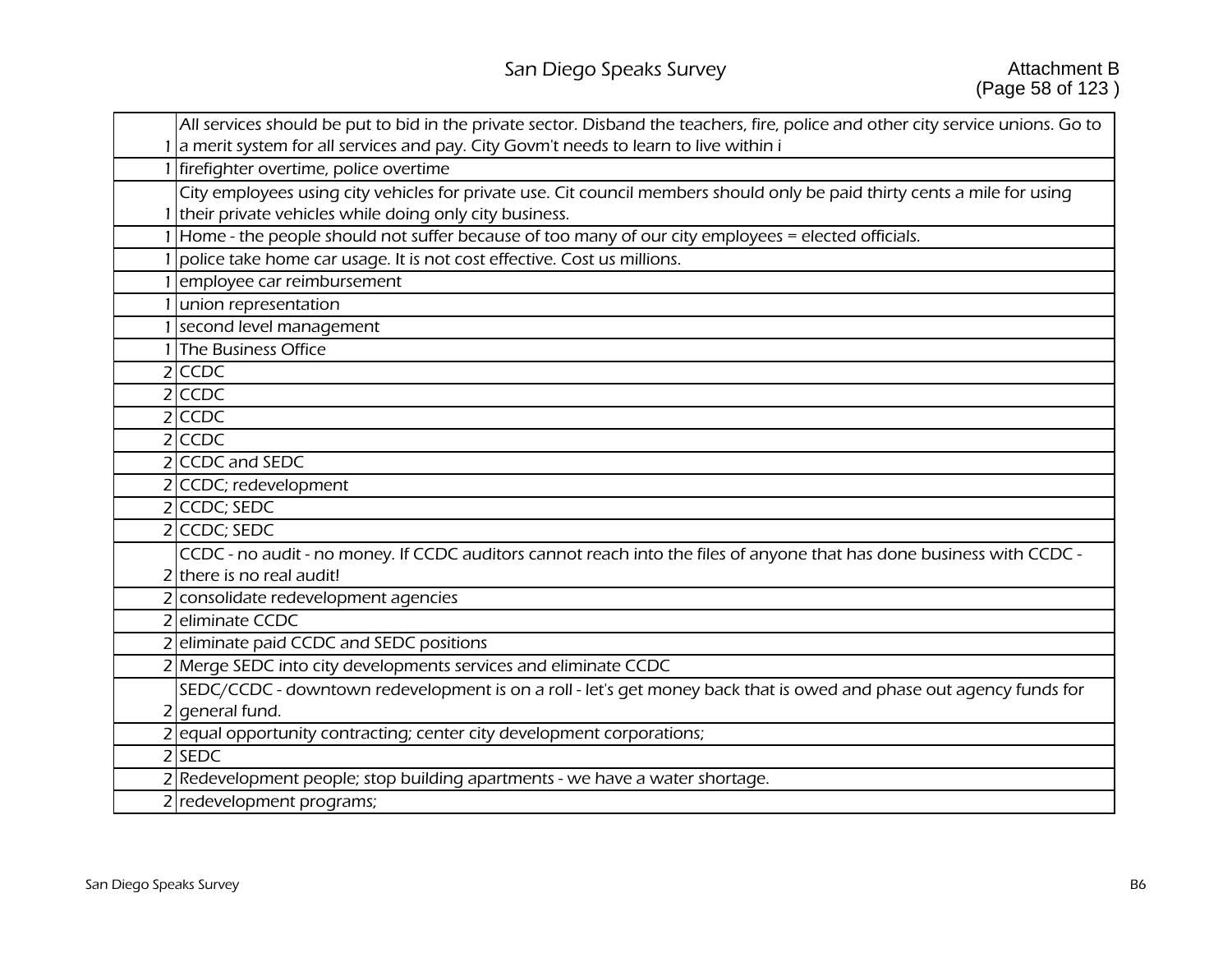| | |
|---|---|
| 1 | All services should be put to bid in the private sector. Disband the teachers, fire, police and other city service unions. Go to a merit system for all services and pay. City Govm't needs to learn to live within i |
| 1 | firefighter overtime, police overtime |
| 1 | City employees using city vehicles for private use. Cit council members should only be paid thirty cents a mile for using their private vehicles while doing only city business. |
| 1 | Home - the people should not suffer because of too many of our city employees = elected officials. |
| 1 | police take home car usage. It is not cost effective. Cost us millions. |
| 1 | employee car reimbursement |
| 1 | union representation |
| 1 | second level management |
| 1 | The Business Office |
| 2 | CCDC |
| 2 | CCDC |
| 2 | CCDC |
| 2 | CCDC |
| 2 | CCDC and SEDC |
| 2 | CCDC; redevelopment |
| 2 | CCDC; SEDC |
| 2 | CCDC; SEDC |
| 2 | CCDC - no audit - no money. If CCDC auditors cannot reach into the files of anyone that has done business with CCDC - there is no real audit! |
| 2 | consolidate redevelopment agencies |
| 2 | eliminate CCDC |
| 2 | eliminate paid CCDC and SEDC positions |
| 2 | Merge SEDC into city developments services and eliminate CCDC |
| 2 | SEDC/CCDC - downtown redevelopment is on a roll - let's get money back that is owed and phase out agency funds for general fund. |
| 2 | equal opportunity contracting; center city development corporations; |
| 2 | SEDC |
| 2 | Redevelopment people; stop building apartments - we have a water shortage. |
| 2 | redevelopment programs; |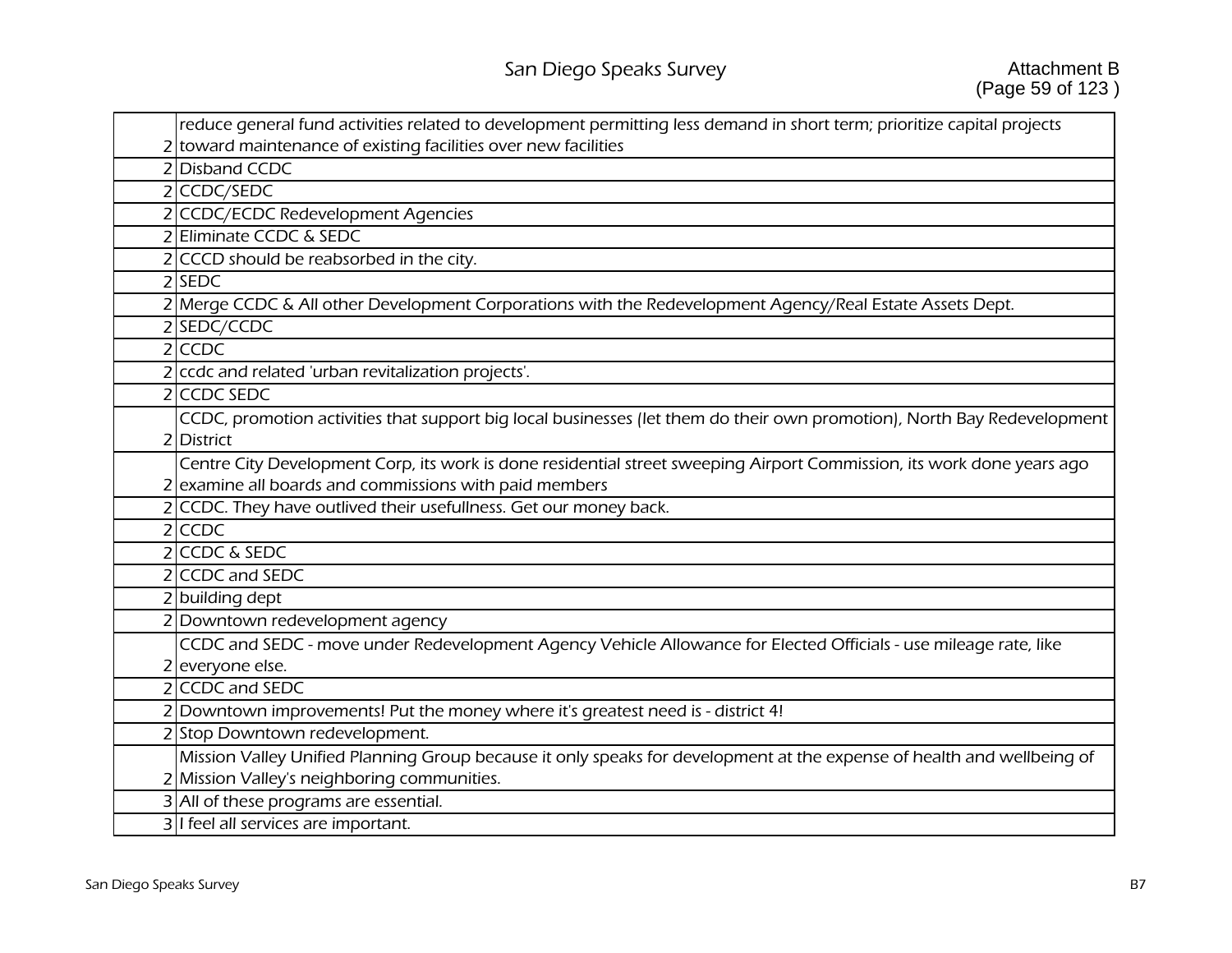| | |
|---|---|
| 2 | reduce general fund activities related to development permitting less demand in short term; prioritize capital projects toward maintenance of existing facilities over new facilities |
| 2 | Disband CCDC |
| 2 | CCDC/SEDC |
| 2 | CCDC/ECDC Redevelopment Agencies |
| 2 | Eliminate CCDC & SEDC |
| 2 | CCCD should be reabsorbed in the city. |
| 2 | SEDC |
| 2 | Merge CCDC & All other Development Corporations with the Redevelopment Agency/Real Estate Assets Dept. |
| 2 | SEDC/CCDC |
| 2 | CCDC |
| 2 | ccdc and related 'urban revitalization projects'. |
| 2 | CCDC SEDC |
| 2 | CCDC, promotion activities that support big local businesses (let them do their own promotion), North Bay Redevelopment District |
| 2 | Centre City Development Corp, its work is done residential street sweeping Airport Commission, its work done years ago examine all boards and commissions with paid members |
| 2 | CCDC. They have outlived their usefullness. Get our money back. |
| 2 | CCDC |
| 2 | CCDC & SEDC |
| 2 | CCDC and SEDC |
| 2 | building dept |
| 2 | Downtown redevelopment agency |
| 2 | CCDC and SEDC - move under Redevelopment Agency Vehicle Allowance for Elected Officials - use mileage rate, like everyone else. |
| 2 | CCDC and SEDC |
| 2 | Downtown improvements! Put the money where it's greatest need is - district 4! |
| 2 | Stop Downtown redevelopment. |
| 2 | Mission Valley Unified Planning Group because it only speaks for development at the expense of health and wellbeing of Mission Valley's neighboring communities. |
| 3 | All of these programs are essential. |
| 3 | I feel all services are important. |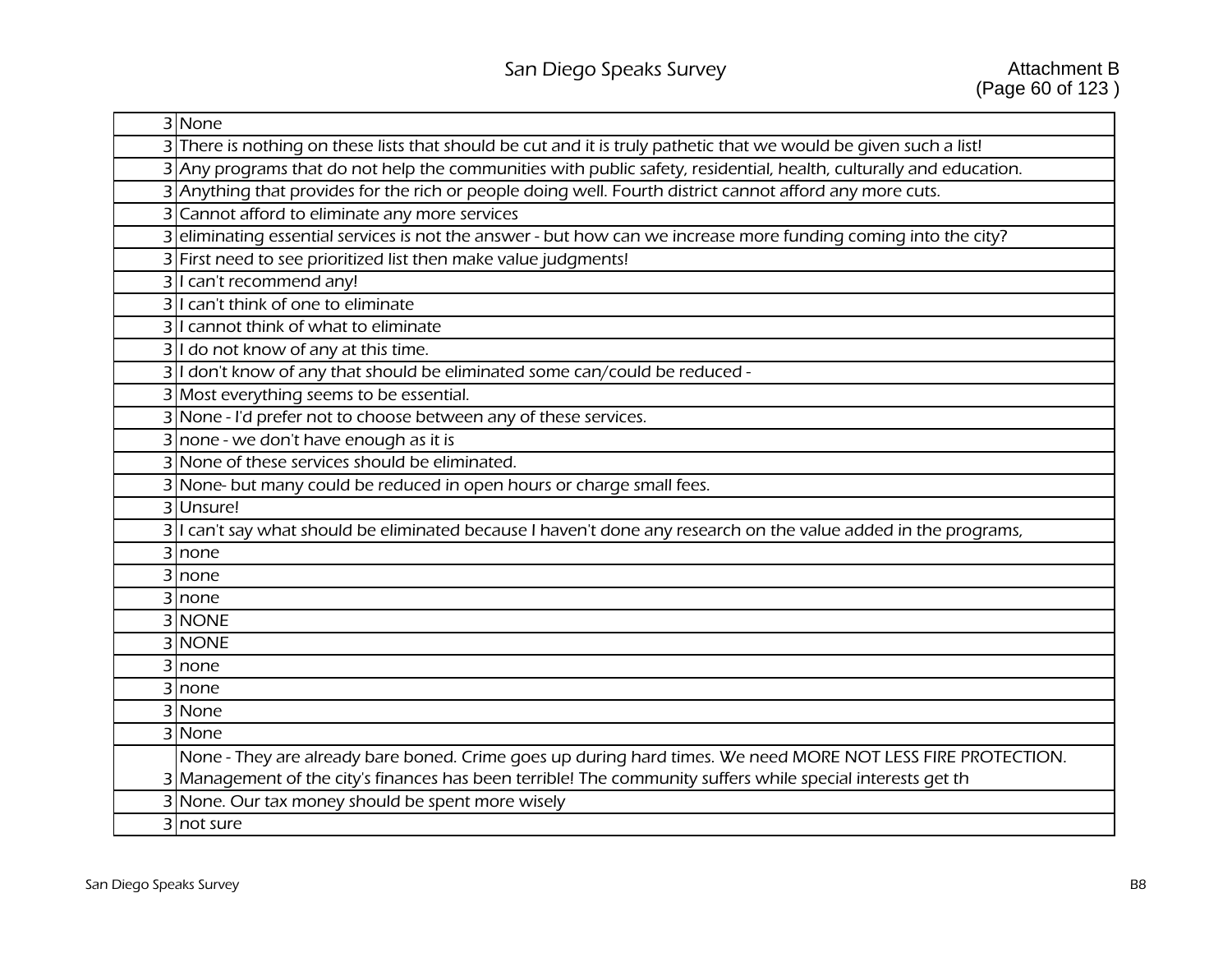| | |
|---|---|
| 3 | None |
| 3 | There is nothing on these lists that should be cut and it is truly pathetic that we would be given such a list! |
| 3 | Any programs that do not help the communities with public safety, residential, health, culturally and education. |
| 3 | Anything that provides for the rich or people doing well. Fourth district cannot afford any more cuts. |
| 3 | Cannot afford to eliminate any more services |
| 3 | eliminating essential services is not the answer - but how can we increase more funding coming into the city? |
| 3 | First need to see prioritized list then make value judgments! |
| 3 | I can't recommend any! |
| 3 | I can't think of one to eliminate |
| 3 | I cannot think of what to eliminate |
| 3 | I do not know of any at this time. |
| 3 | I don't know of any that should be eliminated some can/could be reduced - |
| 3 | Most everything seems to be essential. |
| 3 | None - I'd prefer not to choose between any of these services. |
| 3 | none - we don't have enough as it is |
| 3 | None of these services should be eliminated. |
| 3 | None- but many could be reduced in open hours or charge small fees. |
| 3 | Unsure! |
| 3 | I can't say what should be eliminated because I haven't done any research on the value added in the programs, |
| 3 | none |
| 3 | none |
| 3 | none |
| 3 | NONE |
| 3 | NONE |
| 3 | none |
| 3 | none |
| 3 | None |
| 3 | None |
| 3 | None - They are already bare boned. Crime goes up during hard times. We need MORE NOT LESS FIRE PROTECTION. Management of the city's finances has been terrible! The community suffers while special interests get th |
| 3 | None. Our tax money should be spent more wisely |
| 3 | not sure |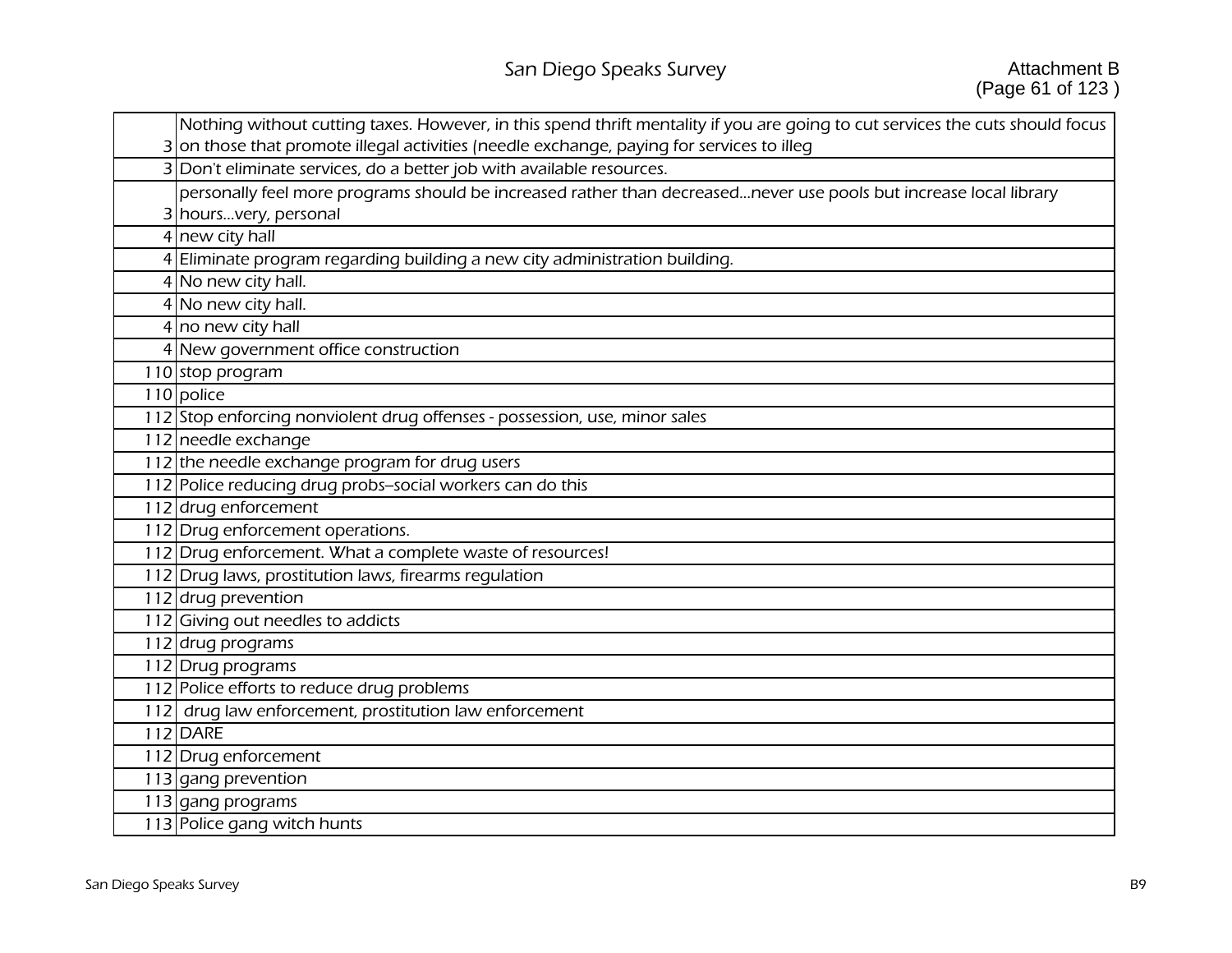| | |
|---|---|
| 3 | Nothing without cutting taxes. However, in this spend thrift mentality if you are going to cut services the cuts should focus on those that promote illegal activities (needle exchange, paying for services to illeg |
| 3 | Don't eliminate services, do a better job with available resources. |
| 3 | personally feel more programs should be increased rather than decreased...never use pools but increase local library hours...very, personal |
| 4 | new city hall |
| 4 | Eliminate program regarding building a new city administration building. |
| 4 | No new city hall. |
| 4 | No new city hall. |
| 4 | no new city hall |
| 4 | New government office construction |
| 110 | stop program |
| 110 | police |
| 112 | Stop enforcing nonviolent drug offenses - possession, use, minor sales |
| 112 | needle exchange |
| 112 | the needle exchange program for drug users |
| 112 | Police reducing drug probs--social workers can do this |
| 112 | drug enforcement |
| 112 | Drug enforcement operations. |
| 112 | Drug enforcement. What a complete waste of resources! |
| 112 | Drug laws, prostitution laws, firearms regulation |
| 112 | drug prevention |
| 112 | Giving out needles to addicts |
| 112 | drug programs |
| 112 | Drug programs |
| 112 | Police efforts to reduce drug problems |
| 112 | drug law enforcement, prostitution law enforcement |
| 112 | DARE |
| 112 | Drug enforcement |
| 113 | gang prevention |
| 113 | gang programs |
| 113 | Police gang witch hunts |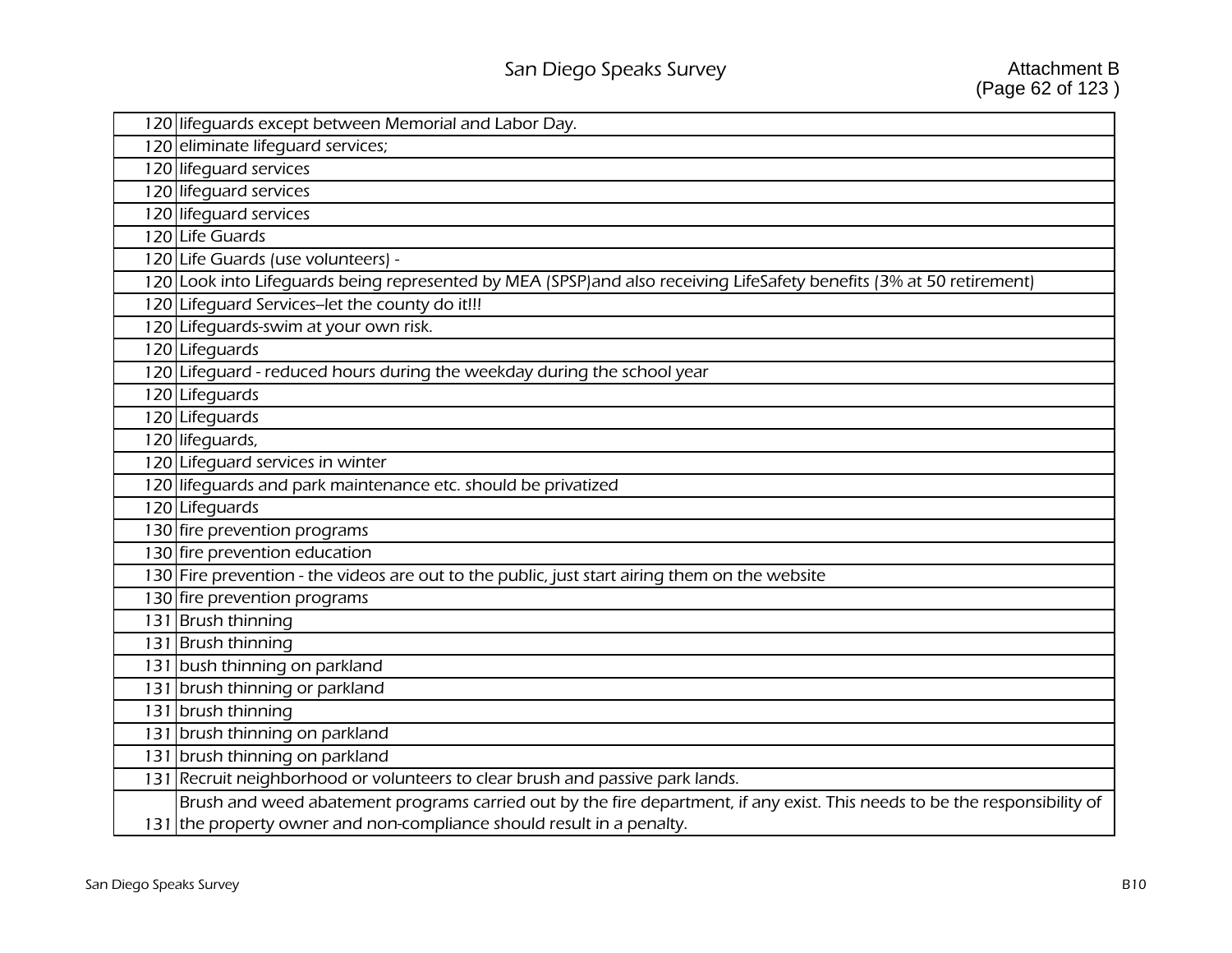| | |
|---|---|
| 120 | lifeguards except between Memorial and Labor Day. |
| 120 | eliminate lifeguard services; |
| 120 | lifeguard services |
| 120 | lifeguard services |
| 120 | lifeguard services |
| 120 | Life Guards |
| 120 | Life Guards (use volunteers) - |
| 120 | Look into Lifeguards being represented by MEA (SPSP)and also receiving LifeSafety benefits (3% at 50 retirement) |
| 120 | Lifeguard Services--let the county do it!!! |
| 120 | Lifeguards-swim at your own risk. |
| 120 | Lifeguards |
| 120 | Lifeguard - reduced hours during the weekday during the school year |
| 120 | Lifeguards |
| 120 | Lifeguards |
| 120 | lifeguards, |
| 120 | Lifeguard services in winter |
| 120 | lifeguards and park maintenance etc. should be privatized |
| 120 | Lifeguards |
| 130 | fire prevention programs |
| 130 | fire prevention education |
| 130 | Fire prevention - the videos are out to the public, just start airing them on the website |
| 130 | fire prevention programs |
| 131 | Brush thinning |
| 131 | Brush thinning |
| 131 | bush thinning on parkland |
| 131 | brush thinning or parkland |
| 131 | brush thinning |
| 131 | brush thinning on parkland |
| 131 | brush thinning on parkland |
| 131 | Recruit neighborhood or volunteers to clear brush and passive park lands. |
| 131 | Brush and weed abatement programs carried out by the fire department, if any exist. This needs to be the responsibility of the property owner and non-compliance should result in a penalty. |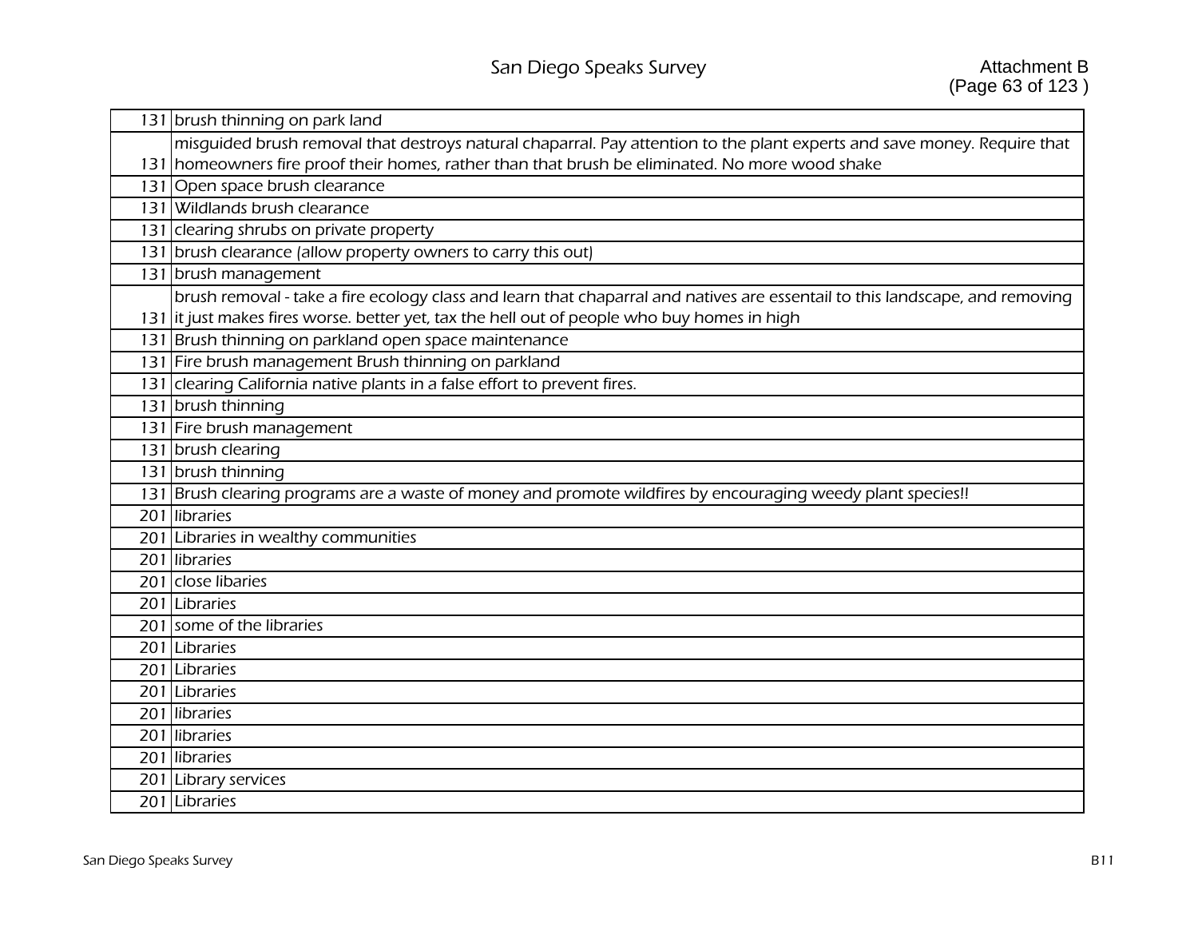| | |
|---|---|
| 131 | brush thinning on park land |
| 131 | misguided brush removal that destroys natural chaparral. Pay attention to the plant experts and save money. Require that homeowners fire proof their homes, rather than that brush be eliminated. No more wood shake |
| 131 | Open space brush clearance |
| 131 | Wildlands brush clearance |
| 131 | clearing shrubs on private property |
| 131 | brush clearance (allow property owners to carry this out) |
| 131 | brush management |
| 131 | brush removal - take a fire ecology class and learn that chaparral and natives are essentail to this landscape, and removing it just makes fires worse. better yet, tax the hell out of people who buy homes in high |
| 131 | Brush thinning on parkland open space maintenance |
| 131 | Fire brush management Brush thinning on parkland |
| 131 | clearing California native plants in a false effort to prevent fires. |
| 131 | brush thinning |
| 131 | Fire brush management |
| 131 | brush clearing |
| 131 | brush thinning |
| 131 | Brush clearing programs are a waste of money and promote wildfires by encouraging weedy plant species!! |
| 201 | libraries |
| 201 | Libraries in wealthy communities |
| 201 | libraries |
| 201 | close libaries |
| 201 | Libraries |
| 201 | some of the libraries |
| 201 | Libraries |
| 201 | Libraries |
| 201 | Libraries |
| 201 | libraries |
| 201 | libraries |
| 201 | libraries |
| 201 | Library services |
| 201 | Libraries |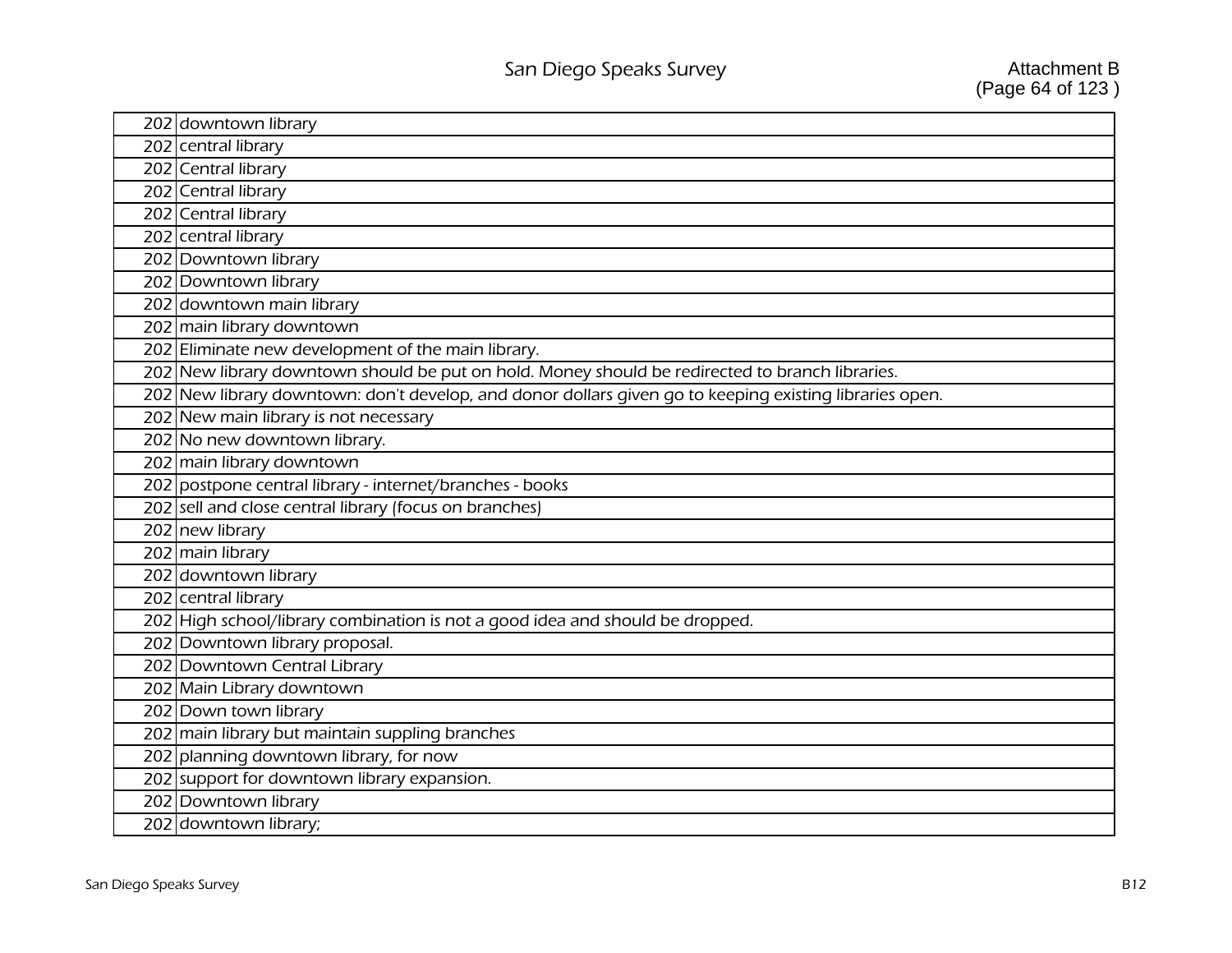| | |
|---|---|
| 202 | downtown library |
| 202 | central library |
| 202 | Central library |
| 202 | Central library |
| 202 | Central library |
| 202 | central library |
| 202 | Downtown library |
| 202 | Downtown library |
| 202 | downtown main library |
| 202 | main library downtown |
| 202 | Eliminate new development of the main library. |
| 202 | New library downtown should be put on hold. Money should be redirected to branch libraries. |
| 202 | New library downtown: don't develop, and donor dollars given go to keeping existing libraries open. |
| 202 | New main library is not necessary |
| 202 | No new downtown library. |
| 202 | main library downtown |
| 202 | postpone central library - internet/branches - books |
| 202 | sell and close central library (focus on branches) |
| 202 | new library |
| 202 | main library |
| 202 | downtown library |
| 202 | central library |
| 202 | High school/library combination is not a good idea and should be dropped. |
| 202 | Downtown library proposal. |
| 202 | Downtown Central Library |
| 202 | Main Library downtown |
| 202 | Down town library |
| 202 | main library but maintain suppling branches |
| 202 | planning downtown library, for now |
| 202 | support for downtown library expansion. |
| 202 | Downtown library |
| 202 | downtown library; |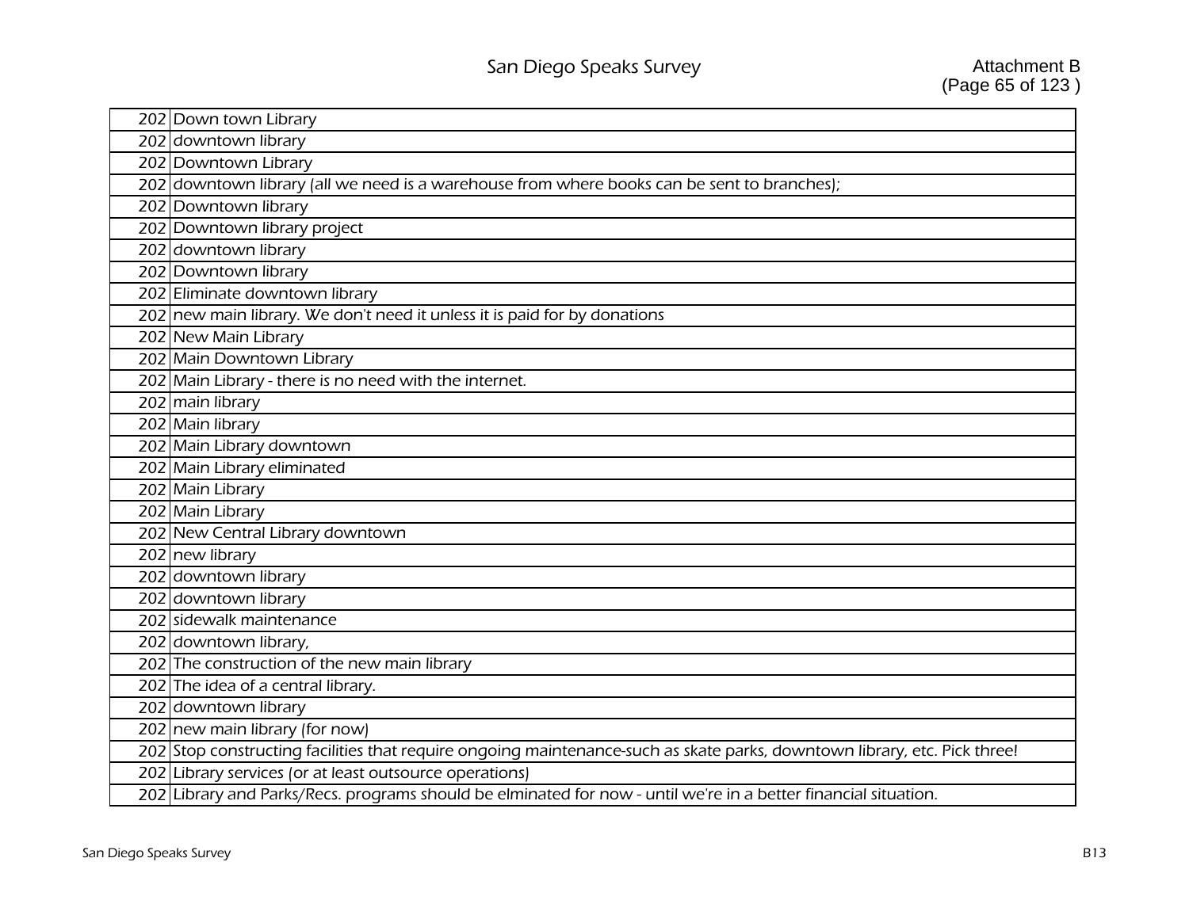| | |
|---|---|
| 202 | Down town Library |
| 202 | downtown library |
| 202 | Downtown Library |
| 202 | downtown library (all we need is a warehouse from where books can be sent to branches); |
| 202 | Downtown library |
| 202 | Downtown library project |
| 202 | downtown library |
| 202 | Downtown library |
| 202 | Eliminate downtown library |
| 202 | new main library. We don't need it unless it is paid for by donations |
| 202 | New Main Library |
| 202 | Main Downtown Library |
| 202 | Main Library - there is no need with the internet. |
| 202 | main library |
| 202 | Main library |
| 202 | Main Library downtown |
| 202 | Main Library eliminated |
| 202 | Main Library |
| 202 | Main Library |
| 202 | New Central Library downtown |
| 202 | new library |
| 202 | downtown library |
| 202 | downtown library |
| 202 | sidewalk maintenance |
| 202 | downtown library, |
| 202 | The construction of the new main library |
| 202 | The idea of a central library. |
| 202 | downtown library |
| 202 | new main library (for now) |
| 202 | Stop constructing facilities that require ongoing maintenance-such as skate parks, downtown library, etc. Pick three! |
| 202 | Library services (or at least outsource operations) |
| 202 | Library and Parks/Recs. programs should be elminated for now - until we're in a better financial situation. |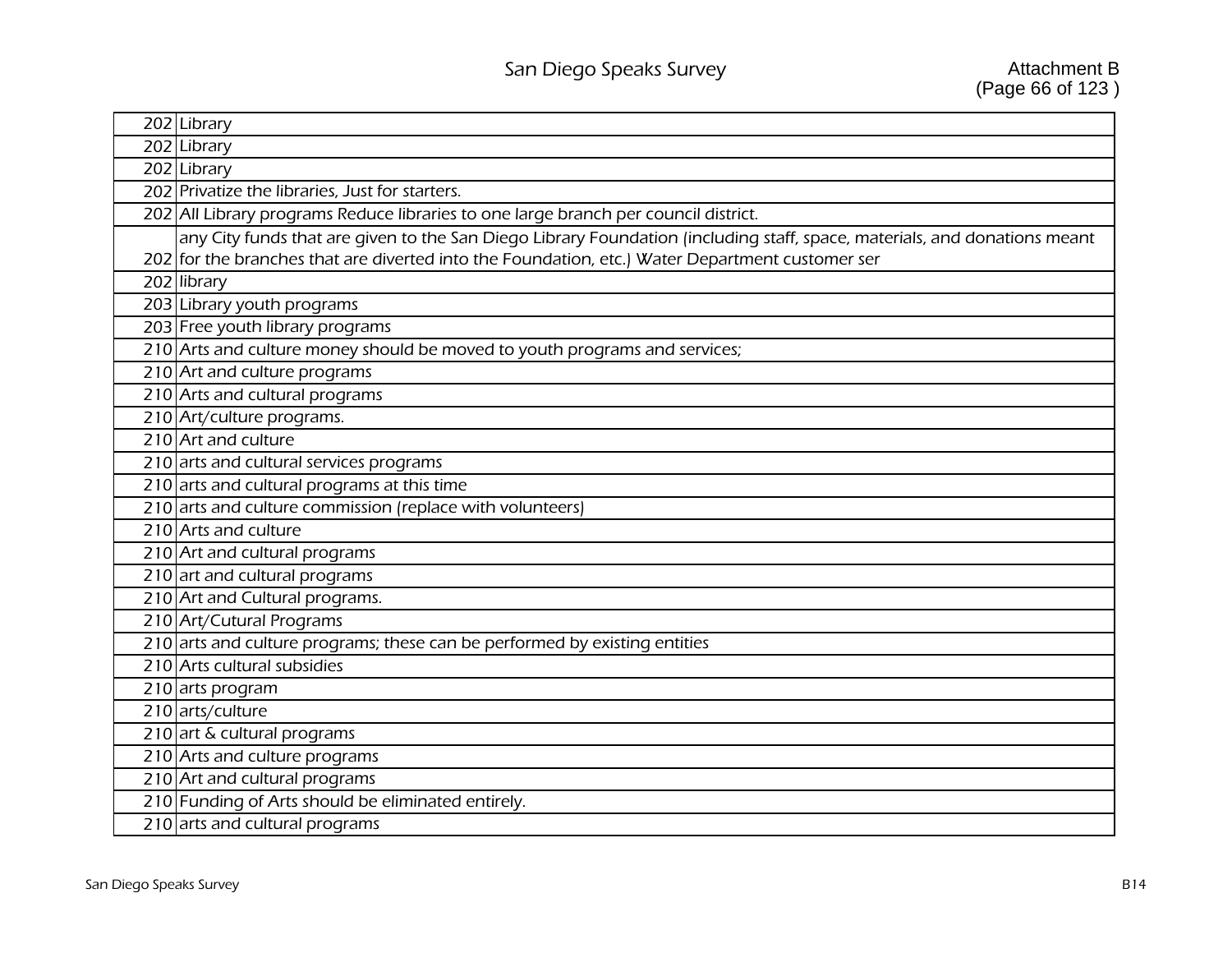| | |
|---|---|
| 202 | Library |
| 202 | Library |
| 202 | Library |
| 202 | Privatize the libraries, Just for starters. |
| 202 | All Library programs Reduce libraries to one large branch per council district. |
| 202 | any City funds that are given to the San Diego Library Foundation (including staff, space, materials, and donations meant for the branches that are diverted into the Foundation, etc.) Water Department customer ser |
| 202 | library |
| 203 | Library youth programs |
| 203 | Free youth library programs |
| 210 | Arts and culture money should be moved to youth programs and services; |
| 210 | Art and culture programs |
| 210 | Arts and cultural programs |
| 210 | Art/culture programs. |
| 210 | Art and culture |
| 210 | arts and cultural services programs |
| 210 | arts and cultural programs at this time |
| 210 | arts and culture commission (replace with volunteers) |
| 210 | Arts and culture |
| 210 | Art and cultural programs |
| 210 | art and cultural programs |
| 210 | Art and Cultural programs. |
| 210 | Art/Cutural Programs |
| 210 | arts and culture programs; these can be performed by existing entities |
| 210 | Arts cultural subsidies |
| 210 | arts program |
| 210 | arts/culture |
| 210 | art & cultural programs |
| 210 | Arts and culture programs |
| 210 | Art and cultural programs |
| 210 | Funding of Arts should be eliminated entirely. |
| 210 | arts and cultural programs |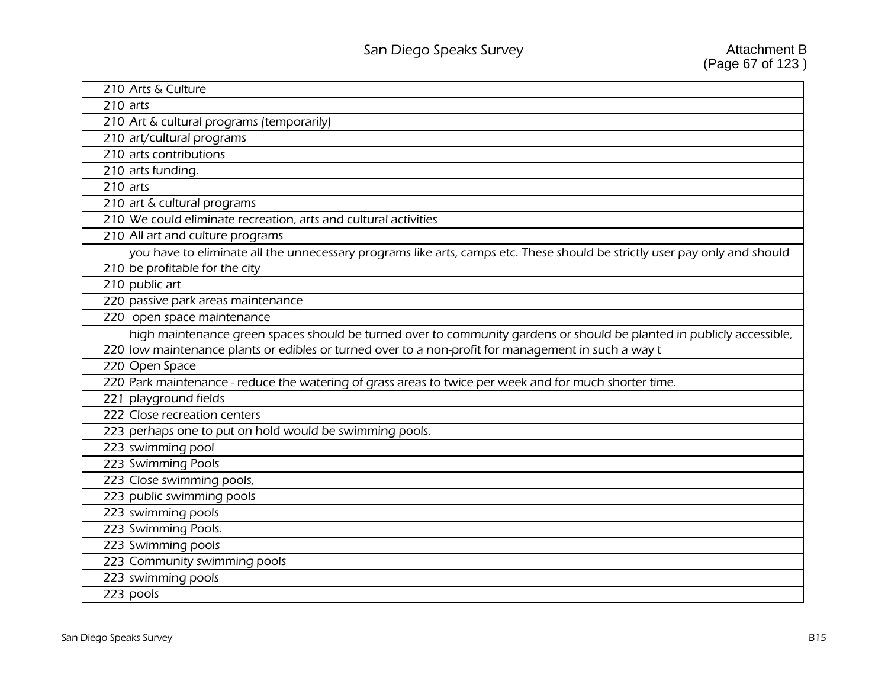| | |
|---|---|
| 210 | Arts & Culture |
| 210 | arts |
| 210 | Art & cultural programs (temporarily) |
| 210 | art/cultural programs |
| 210 | arts contributions |
| 210 | arts funding. |
| 210 | arts |
| 210 | art & cultural programs |
| 210 | We could eliminate recreation, arts and cultural activities |
| 210 | All art and culture programs |
| 210 | you have to eliminate all the unnecessary programs like arts, camps etc. These should be strictly user pay only and should be profitable for the city |
| 210 | public art |
| 220 | passive park areas maintenance |
| 220 | open space maintenance |
| 220 | high maintenance green spaces should be turned over to community gardens or should be planted in publicly accessible, low maintenance plants or edibles or turned over to a non-profit for management in such a way t |
| 220 | Open Space |
| 220 | Park maintenance - reduce the watering of grass areas to twice per week and for much shorter time. |
| 221 | playground fields |
| 222 | Close recreation centers |
| 223 | perhaps one to put on hold would be swimming pools. |
| 223 | swimming pool |
| 223 | Swimming Pools |
| 223 | Close swimming pools, |
| 223 | public swimming pools |
| 223 | swimming pools |
| 223 | Swimming Pools. |
| 223 | Swimming pools |
| 223 | Community swimming pools |
| 223 | swimming pools |
| 223 | pools |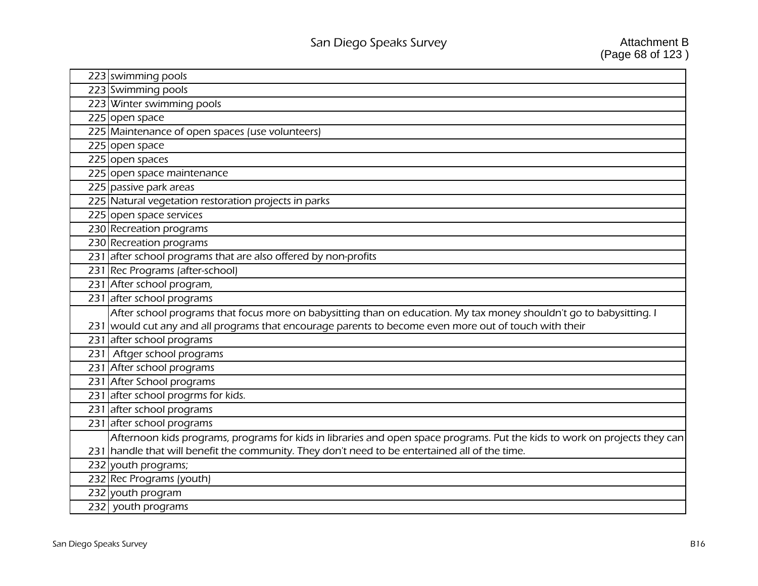| | |
|---|---|
| 223 | swimming pools |
| 223 | Swimming pools |
| 223 | Winter swimming pools |
| 225 | open space |
| 225 | Maintenance of open spaces (use volunteers) |
| 225 | open space |
| 225 | open spaces |
| 225 | open space maintenance |
| 225 | passive park areas |
| 225 | Natural vegetation restoration projects in parks |
| 225 | open space services |
| 230 | Recreation programs |
| 230 | Recreation programs |
| 231 | after school programs that are also offered by non-profits |
| 231 | Rec Programs (after-school) |
| 231 | After school program, |
| 231 | after school programs |
| 231 | After school programs that focus more on babysitting than on education. My tax money shouldn't go to babysitting. I would cut any and all programs that encourage parents to become even more out of touch with their |
| 231 | after school programs |
| 231 | Aftger school programs |
| 231 | After school programs |
| 231 | After School programs |
| 231 | after school progrms for kids. |
| 231 | after school programs |
| 231 | after school programs |
| 231 | Afternoon kids programs, programs for kids in libraries and open space programs. Put the kids to work on projects they can handle that will benefit the community. They don't need to be entertained all of the time. |
| 232 | youth programs; |
| 232 | Rec Programs (youth) |
| 232 | youth program |
| 232 | youth programs |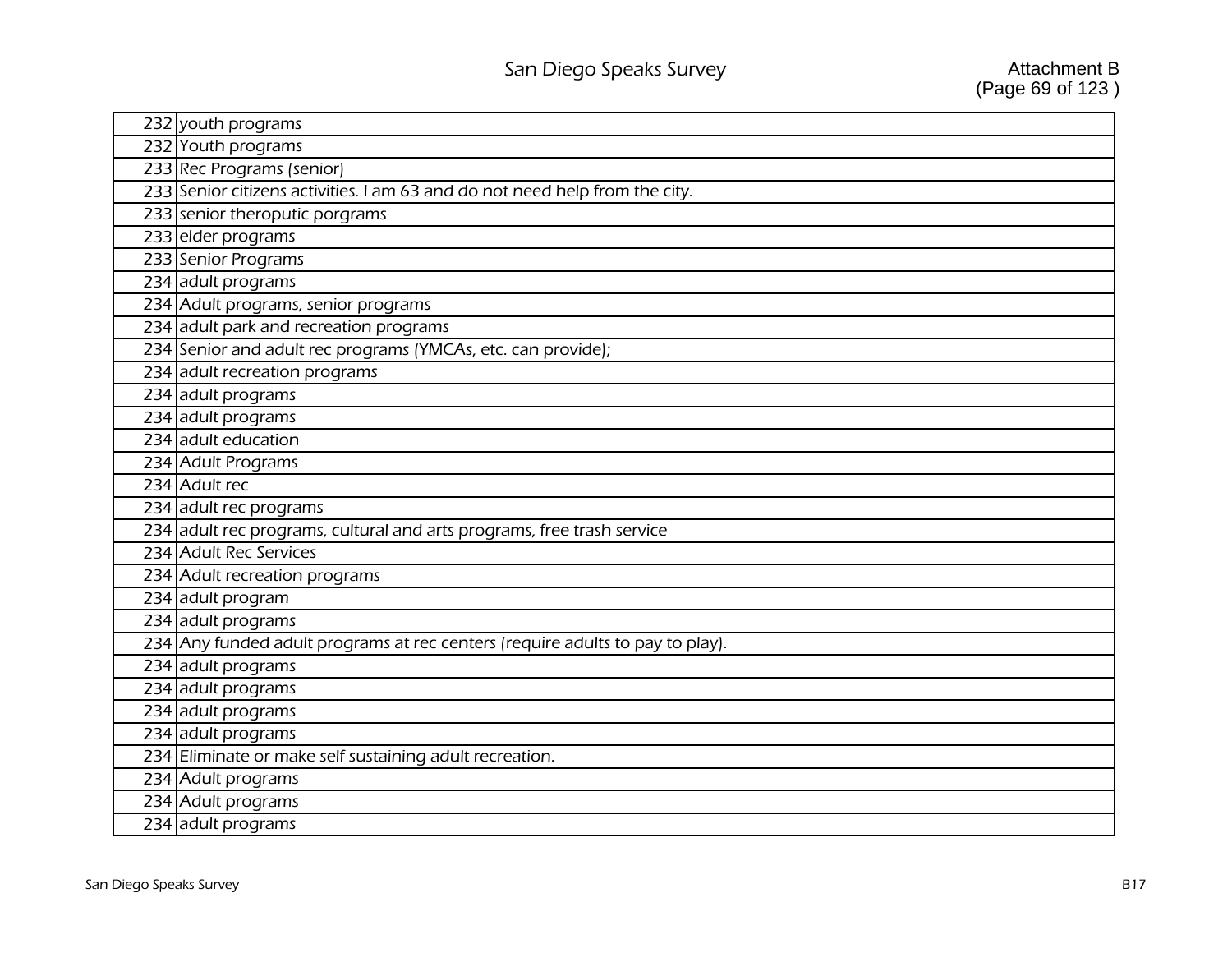| | |
|---|---|
| 232 | youth programs |
| 232 | Youth programs |
| 233 | Rec Programs (senior) |
| 233 | Senior citizens activities. I am 63 and do not need help from the city. |
| 233 | senior theroputic porgrams |
| 233 | elder programs |
| 233 | Senior Programs |
| 234 | adult programs |
| 234 | Adult programs, senior programs |
| 234 | adult park and recreation programs |
| 234 | Senior and adult rec programs (YMCAs, etc. can provide); |
| 234 | adult recreation programs |
| 234 | adult programs |
| 234 | adult programs |
| 234 | adult education |
| 234 | Adult Programs |
| 234 | Adult rec |
| 234 | adult rec programs |
| 234 | adult rec programs, cultural and arts programs, free trash service |
| 234 | Adult Rec Services |
| 234 | Adult recreation programs |
| 234 | adult program |
| 234 | adult programs |
| 234 | Any funded adult programs at rec centers (require adults to pay to play). |
| 234 | adult programs |
| 234 | adult programs |
| 234 | adult programs |
| 234 | adult programs |
| 234 | Eliminate or make self sustaining adult recreation. |
| 234 | Adult programs |
| 234 | Adult programs |
| 234 | adult programs |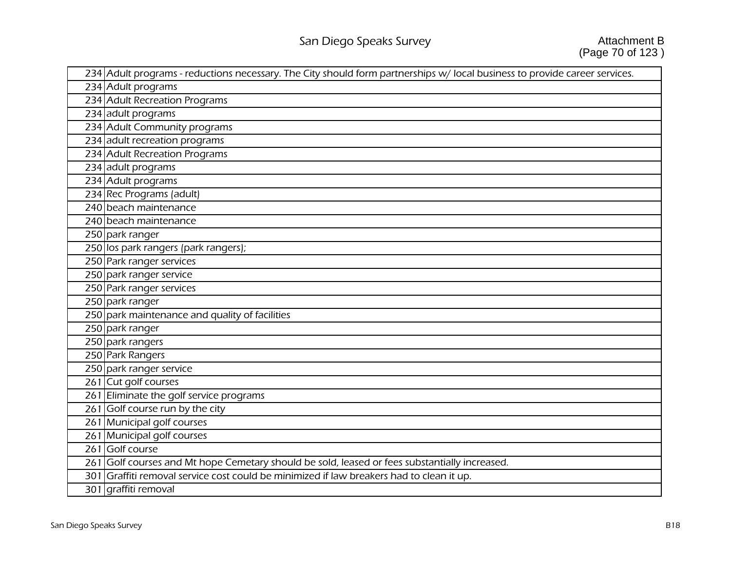| | |
|---|---|
| 234 | Adult programs - reductions necessary. The City should form partnerships w/ local business to provide career services. |
| 234 | Adult programs |
| 234 | Adult Recreation Programs |
| 234 | adult programs |
| 234 | Adult Community programs |
| 234 | adult recreation programs |
| 234 | Adult Recreation Programs |
| 234 | adult programs |
| 234 | Adult programs |
| 234 | Rec Programs (adult) |
| 240 | beach maintenance |
| 240 | beach maintenance |
| 250 | park ranger |
| 250 | los park rangers (park rangers); |
| 250 | Park ranger services |
| 250 | park ranger service |
| 250 | Park ranger services |
| 250 | park ranger |
| 250 | park maintenance and quality of facilities |
| 250 | park ranger |
| 250 | park rangers |
| 250 | Park Rangers |
| 250 | park ranger service |
| 261 | Cut golf courses |
| 261 | Eliminate the golf service programs |
| 261 | Golf course run by the city |
| 261 | Municipal golf courses |
| 261 | Municipal golf courses |
| 261 | Golf course |
| 261 | Golf courses and Mt hope Cemetary should be sold, leased or fees substantially increased. |
| 301 | Graffiti removal service cost could be minimized if law breakers had to clean it up. |
| 301 | graffiti removal |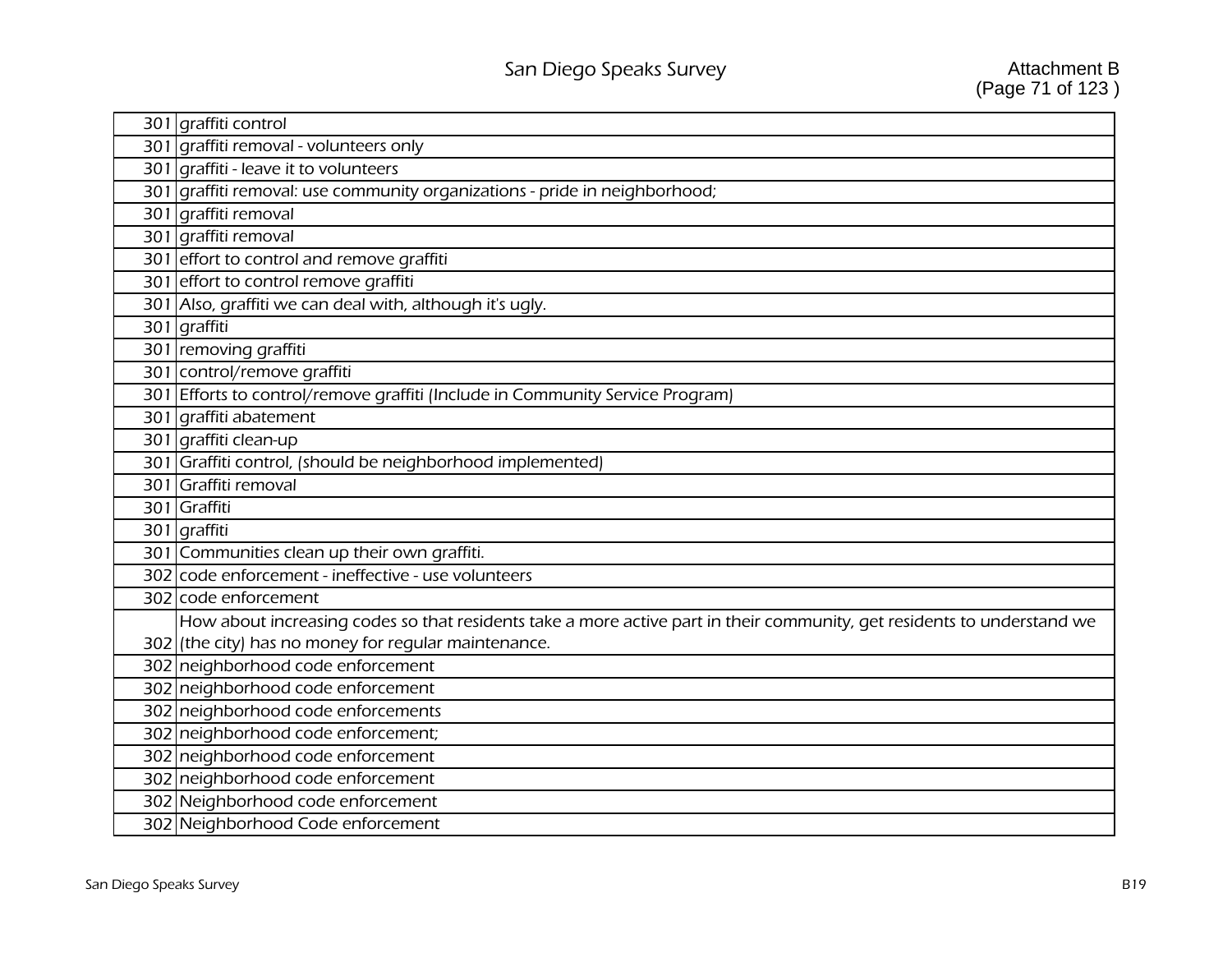| | |
|---|---|
| 301 | graffiti control |
| 301 | graffiti removal - volunteers only |
| 301 | graffiti - leave it to volunteers |
| 301 | graffiti removal: use community organizations - pride in neighborhood; |
| 301 | graffiti removal |
| 301 | graffiti removal |
| 301 | effort to control and remove graffiti |
| 301 | effort to control remove graffiti |
| 301 | Also, graffiti we can deal with, although it's ugly. |
| 301 | graffiti |
| 301 | removing graffiti |
| 301 | control/remove graffiti |
| 301 | Efforts to control/remove graffiti (Include in Community Service Program) |
| 301 | graffiti abatement |
| 301 | graffiti clean-up |
| 301 | Graffiti control, (should be neighborhood implemented) |
| 301 | Graffiti removal |
| 301 | Graffiti |
| 301 | graffiti |
| 301 | Communities clean up their own graffiti. |
| 302 | code enforcement - ineffective - use volunteers |
| 302 | code enforcement |
| 302 | How about increasing codes so that residents take a more active part in their community, get residents to understand we (the city) has no money for regular maintenance. |
| 302 | neighborhood code enforcement |
| 302 | neighborhood code enforcement |
| 302 | neighborhood code enforcements |
| 302 | neighborhood code enforcement; |
| 302 | neighborhood code enforcement |
| 302 | neighborhood code enforcement |
| 302 | Neighborhood code enforcement |
| 302 | Neighborhood Code enforcement |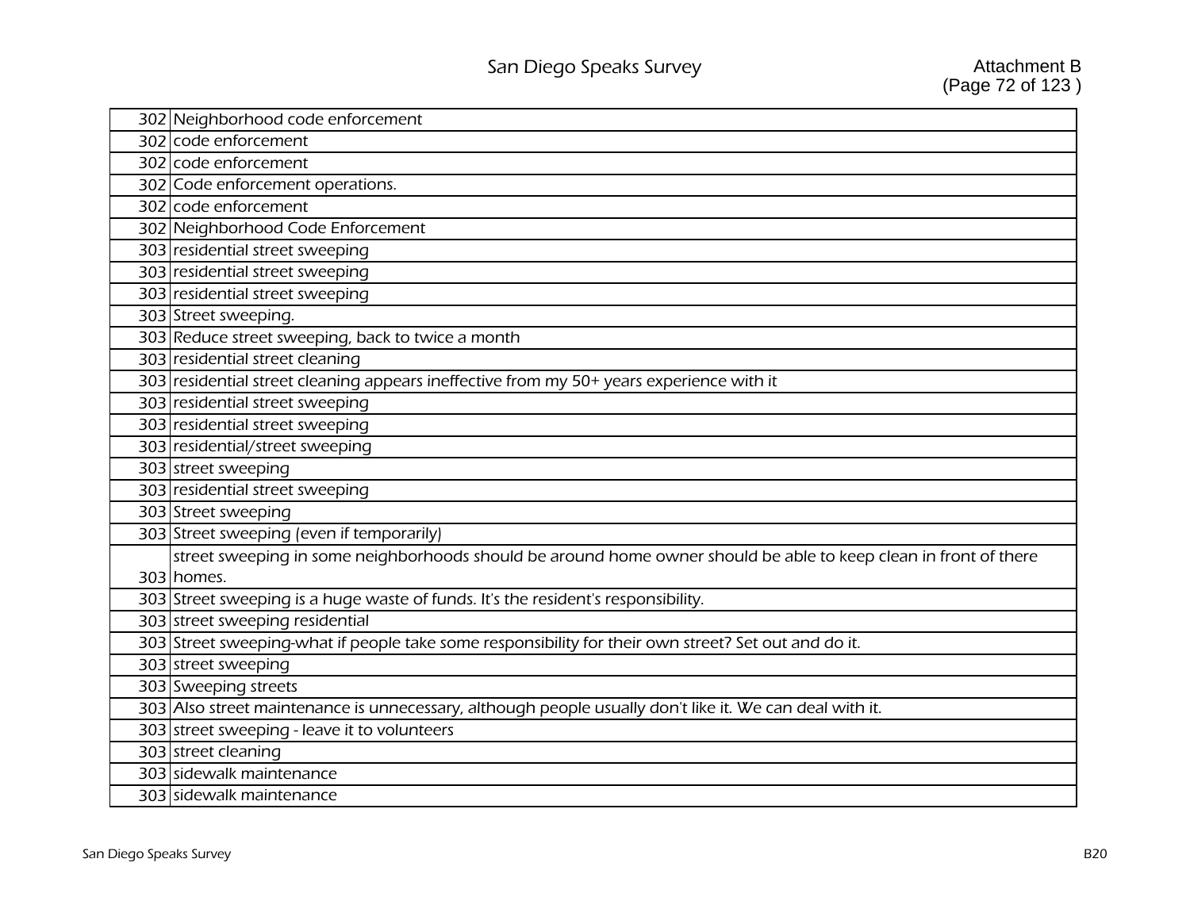| | |
|---|---|
| 302 | Neighborhood code enforcement |
| 302 | code enforcement |
| 302 | code enforcement |
| 302 | Code enforcement operations. |
| 302 | code enforcement |
| 302 | Neighborhood Code Enforcement |
| 303 | residential street sweeping |
| 303 | residential street sweeping |
| 303 | residential street sweeping |
| 303 | Street sweeping. |
| 303 | Reduce street sweeping, back to twice a month |
| 303 | residential street cleaning |
| 303 | residential street cleaning appears ineffective from my 50+ years experience with it |
| 303 | residential street sweeping |
| 303 | residential street sweeping |
| 303 | residential/street sweeping |
| 303 | street sweeping |
| 303 | residential street sweeping |
| 303 | Street sweeping |
| 303 | Street sweeping (even if temporarily) |
| 303 | street sweeping in some neighborhoods should be around home owner should be able to keep clean in front of there homes. |
| 303 | Street sweeping is a huge waste of funds. It's the resident's responsibility. |
| 303 | street sweeping residential |
| 303 | Street sweeping-what if people take some responsibility for their own street? Set out and do it. |
| 303 | street sweeping |
| 303 | Sweeping streets |
| 303 | Also street maintenance is unnecessary, although people usually don't like it. We can deal with it. |
| 303 | street sweeping - leave it to volunteers |
| 303 | street cleaning |
| 303 | sidewalk maintenance |
| 303 | sidewalk maintenance |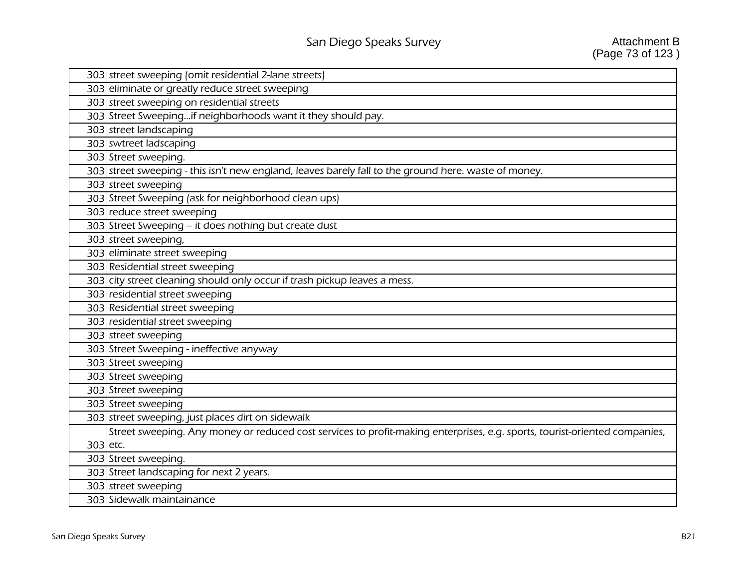| | |
|---|---|
| 303 | street sweeping (omit residential 2-lane streets) |
| 303 | eliminate or greatly reduce street sweeping |
| 303 | street sweeping on residential streets |
| 303 | Street Sweeping...if neighborhoods want it they should pay. |
| 303 | street landscaping |
| 303 | swtreet ladscaping |
| 303 | Street sweeping. |
| 303 | street sweeping - this isn't new england, leaves barely fall to the ground here. waste of money. |
| 303 | street sweeping |
| 303 | Street Sweeping (ask for neighborhood clean ups) |
| 303 | reduce street sweeping |
| 303 | Street Sweeping -- it does nothing but create dust |
| 303 | street sweeping, |
| 303 | eliminate street sweeping |
| 303 | Residential street sweeping |
| 303 | city street cleaning should only occur if trash pickup leaves a mess. |
| 303 | residential street sweeping |
| 303 | Residential street sweeping |
| 303 | residential street sweeping |
| 303 | street sweeping |
| 303 | Street Sweeping - ineffective anyway |
| 303 | Street sweeping |
| 303 | Street sweeping |
| 303 | Street sweeping |
| 303 | Street sweeping |
| 303 | street sweeping, just places dirt on sidewalk |
| 303 | Street sweeping. Any money or reduced cost services to profit-making enterprises, e.g. sports, tourist-oriented companies, etc. |
| 303 | Street sweeping. |
| 303 | Street landscaping for next 2 years. |
| 303 | street sweeping |
| 303 | Sidewalk maintainance |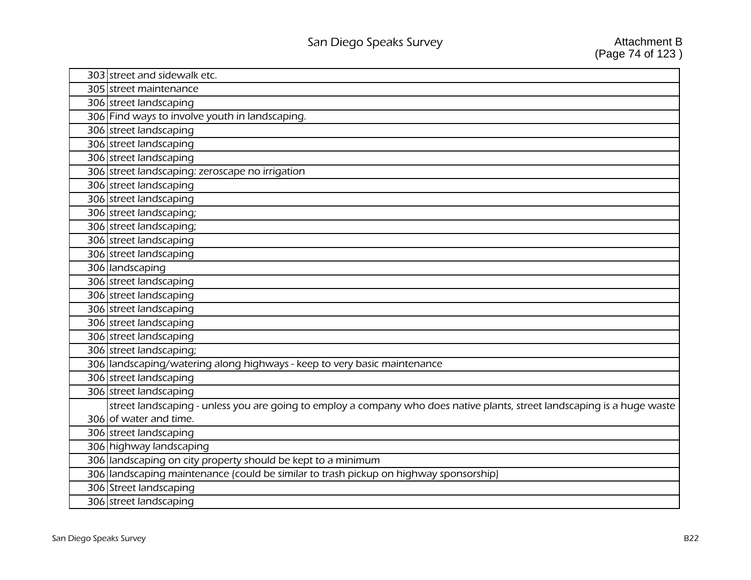| | |
|---|---|
| 303 | street and sidewalk etc. |
| 305 | street maintenance |
| 306 | street landscaping |
| 306 | Find ways to involve youth in landscaping. |
| 306 | street landscaping |
| 306 | street landscaping |
| 306 | street landscaping |
| 306 | street landscaping: zeroscape no irrigation |
| 306 | street landscaping |
| 306 | street landscaping |
| 306 | street landscaping; |
| 306 | street landscaping; |
| 306 | street landscaping |
| 306 | street landscaping |
| 306 | landscaping |
| 306 | street landscaping |
| 306 | street landscaping |
| 306 | street landscaping |
| 306 | street landscaping |
| 306 | street landscaping |
| 306 | street landscaping; |
| 306 | landscaping/watering along highways - keep to very basic maintenance |
| 306 | street landscaping |
| 306 | street landscaping |
| 306 | street landscaping - unless you are going to employ a company who does native plants, street landscaping is a huge waste of water and time. |
| 306 | street landscaping |
| 306 | highway landscaping |
| 306 | landscaping on city property should be kept to a minimum |
| 306 | landscaping maintenance (could be similar to trash pickup on highway sponsorship) |
| 306 | Street landscaping |
| 306 | street landscaping |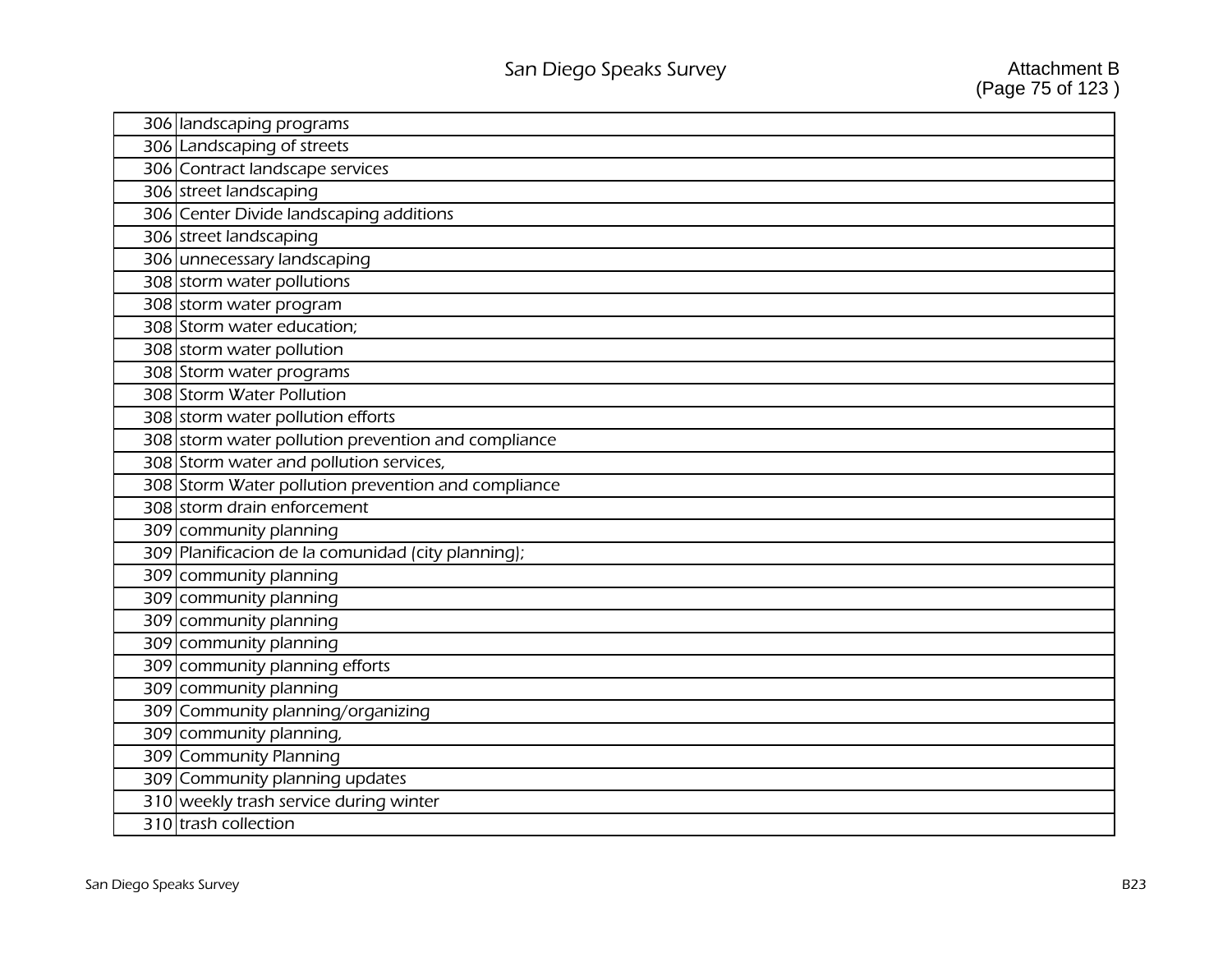| | |
|---|---|
| 306 | landscaping programs |
| 306 | Landscaping of streets |
| 306 | Contract landscape services |
| 306 | street landscaping |
| 306 | Center Divide landscaping additions |
| 306 | street landscaping |
| 306 | unnecessary landscaping |
| 308 | storm water pollutions |
| 308 | storm water program |
| 308 | Storm water education; |
| 308 | storm water pollution |
| 308 | Storm water programs |
| 308 | Storm Water Pollution |
| 308 | storm water pollution efforts |
| 308 | storm water pollution prevention and compliance |
| 308 | Storm water and pollution services, |
| 308 | Storm Water pollution prevention and compliance |
| 308 | storm drain enforcement |
| 309 | community planning |
| 309 | Planificacion de la comunidad (city planning); |
| 309 | community planning |
| 309 | community planning |
| 309 | community planning |
| 309 | community planning |
| 309 | community planning efforts |
| 309 | community planning |
| 309 | Community planning/organizing |
| 309 | community planning, |
| 309 | Community Planning |
| 309 | Community planning updates |
| 310 | weekly trash service during winter |
| 310 | trash collection |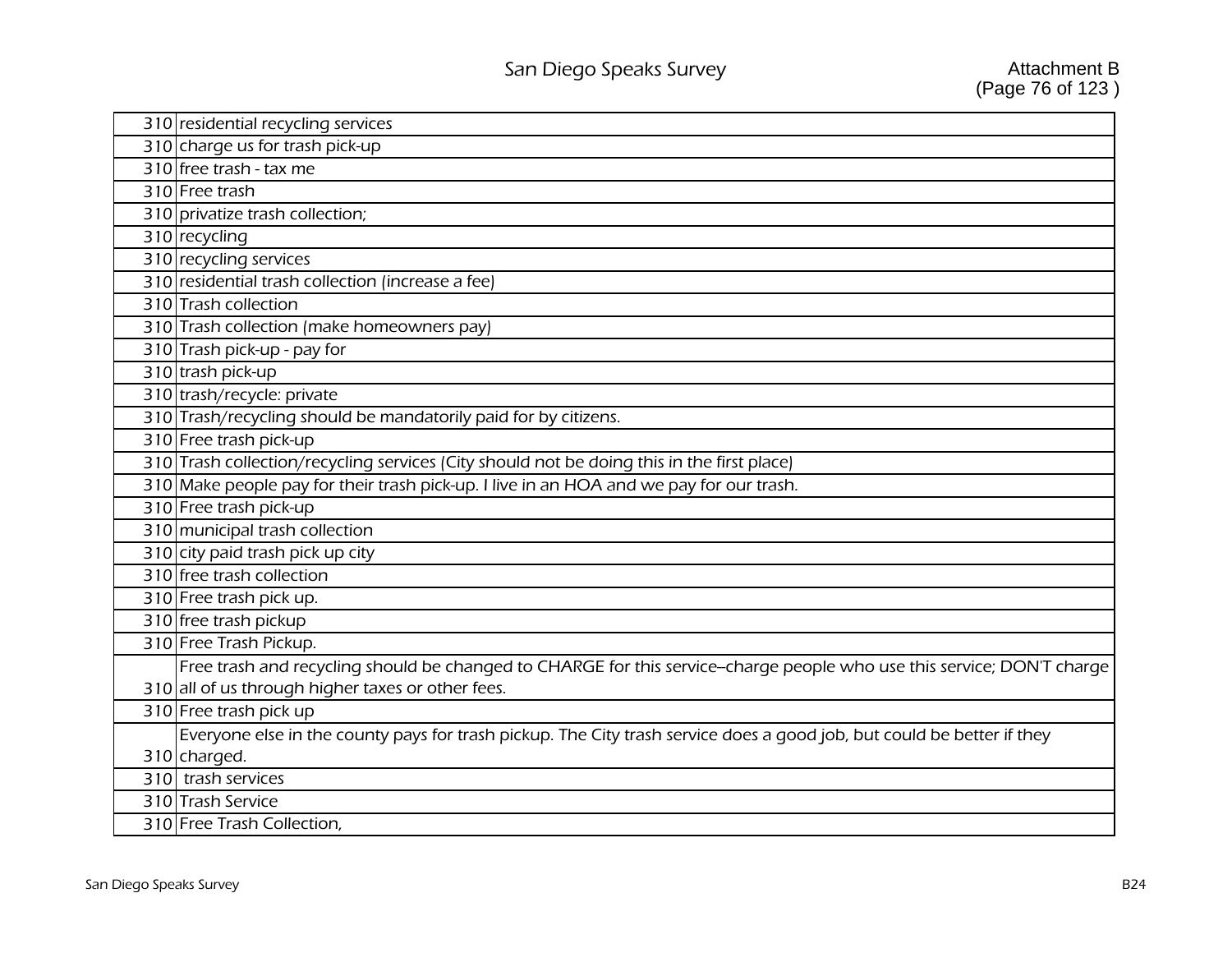| | |
|---|---|
| 310 | residential recycling services |
| 310 | charge us for trash pick-up |
| 310 | free trash - tax me |
| 310 | Free trash |
| 310 | privatize trash collection; |
| 310 | recycling |
| 310 | recycling services |
| 310 | residential trash collection (increase a fee) |
| 310 | Trash collection |
| 310 | Trash collection (make homeowners pay) |
| 310 | Trash pick-up - pay for |
| 310 | trash pick-up |
| 310 | trash/recycle: private |
| 310 | Trash/recycling should be mandatorily paid for by citizens. |
| 310 | Free trash pick-up |
| 310 | Trash collection/recycling services (City should not be doing this in the first place) |
| 310 | Make people pay for their trash pick-up. I live in an HOA and we pay for our trash. |
| 310 | Free trash pick-up |
| 310 | municipal trash collection |
| 310 | city paid trash pick up city |
| 310 | free trash collection |
| 310 | Free trash pick up. |
| 310 | free trash pickup |
| 310 | Free Trash Pickup. |
| 310 | Free trash and recycling should be changed to CHARGE for this service--charge people who use this service; DON'T charge all of us through higher taxes or other fees. |
| 310 | Free trash pick up |
| 310 | Everyone else in the county pays for trash pickup. The City trash service does a good job, but could be better if they charged. |
| 310 | trash services |
| 310 | Trash Service |
| 310 | Free Trash Collection, |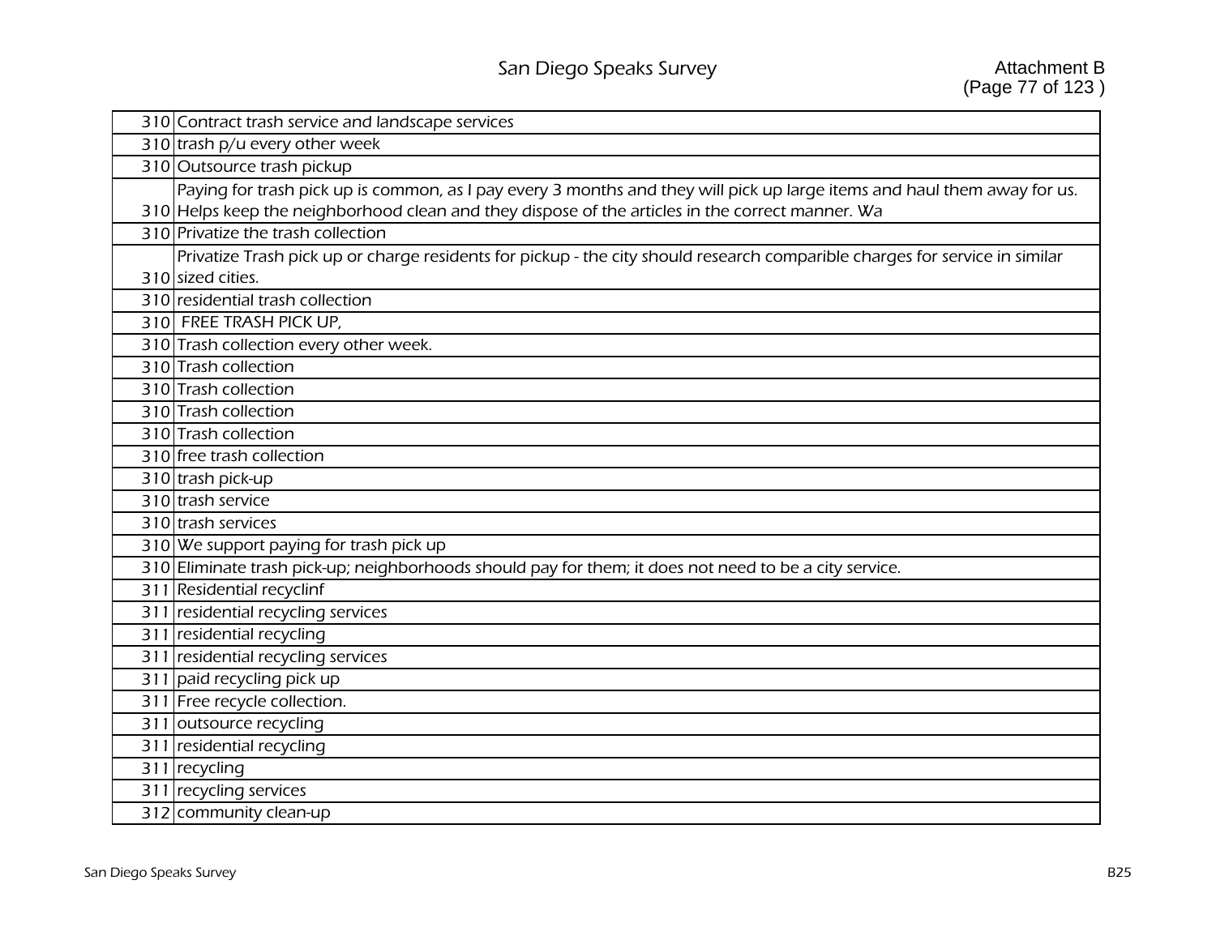| | |
|---|---|
| 310 | Contract trash service and landscape services |
| 310 | trash p/u every other week |
| 310 | Outsource trash pickup |
| 310 | Paying for trash pick up is common, as I pay every 3 months and they will pick up large items and haul them away for us. Helps keep the neighborhood clean and they dispose of the articles in the correct manner. Wa |
| 310 | Privatize the trash collection |
| 310 | Privatize Trash pick up or charge residents for pickup - the city should research comparible charges for service in similar sized cities. |
| 310 | residential trash collection |
| 310 | FREE TRASH PICK UP, |
| 310 | Trash collection every other week. |
| 310 | Trash collection |
| 310 | Trash collection |
| 310 | Trash collection |
| 310 | Trash collection |
| 310 | free trash collection |
| 310 | trash pick-up |
| 310 | trash service |
| 310 | trash services |
| 310 | We support paying for trash pick up |
| 310 | Eliminate trash pick-up; neighborhoods should pay for them; it does not need to be a city service. |
| 311 | Residential recyclinf |
| 311 | residential recycling services |
| 311 | residential recycling |
| 311 | residential recycling services |
| 311 | paid recycling pick up |
| 311 | Free recycle collection. |
| 311 | outsource recycling |
| 311 | residential recycling |
| 311 | recycling |
| 311 | recycling services |
| 312 | community clean-up |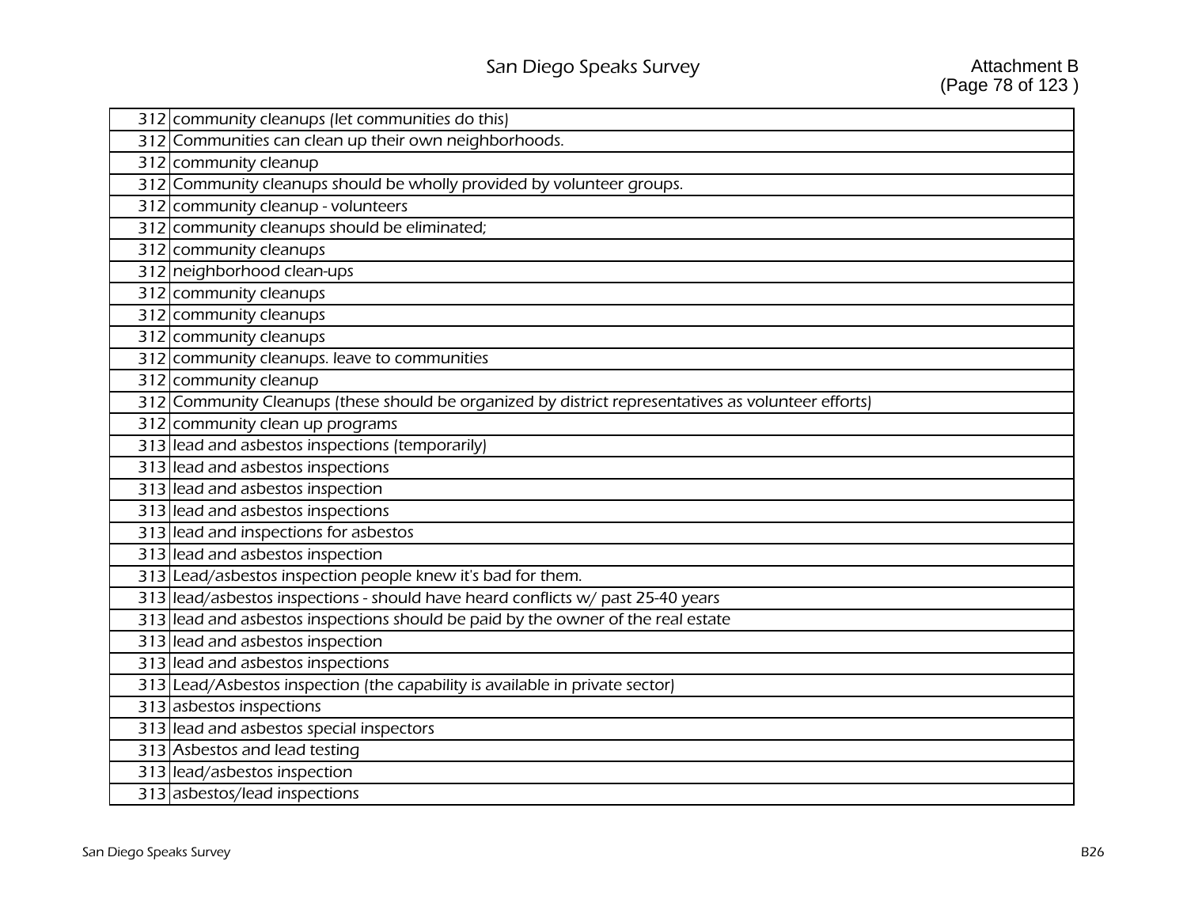| | |
|---|---|
| 312 | community cleanups (let communities do this) |
| 312 | Communities can clean up their own neighborhoods. |
| 312 | community cleanup |
| 312 | Community cleanups should be wholly provided by volunteer groups. |
| 312 | community cleanup - volunteers |
| 312 | community cleanups should be eliminated; |
| 312 | community cleanups |
| 312 | neighborhood clean-ups |
| 312 | community cleanups |
| 312 | community cleanups |
| 312 | community cleanups |
| 312 | community cleanups. leave to communities |
| 312 | community cleanup |
| 312 | Community Cleanups (these should be organized by district representatives as volunteer efforts) |
| 312 | community clean up programs |
| 313 | lead and asbestos inspections (temporarily) |
| 313 | lead and asbestos inspections |
| 313 | lead and asbestos inspection |
| 313 | lead and asbestos inspections |
| 313 | lead and inspections for asbestos |
| 313 | lead and asbestos inspection |
| 313 | Lead/asbestos inspection people knew it's bad for them. |
| 313 | lead/asbestos inspections - should have heard conflicts w/ past 25-40 years |
| 313 | lead and asbestos inspections should be paid by the owner of the real estate |
| 313 | lead and asbestos inspection |
| 313 | lead and asbestos inspections |
| 313 | Lead/Asbestos inspection (the capability is available in private sector) |
| 313 | asbestos inspections |
| 313 | lead and asbestos special inspectors |
| 313 | Asbestos and lead testing |
| 313 | lead/asbestos inspection |
| 313 | asbestos/lead inspections |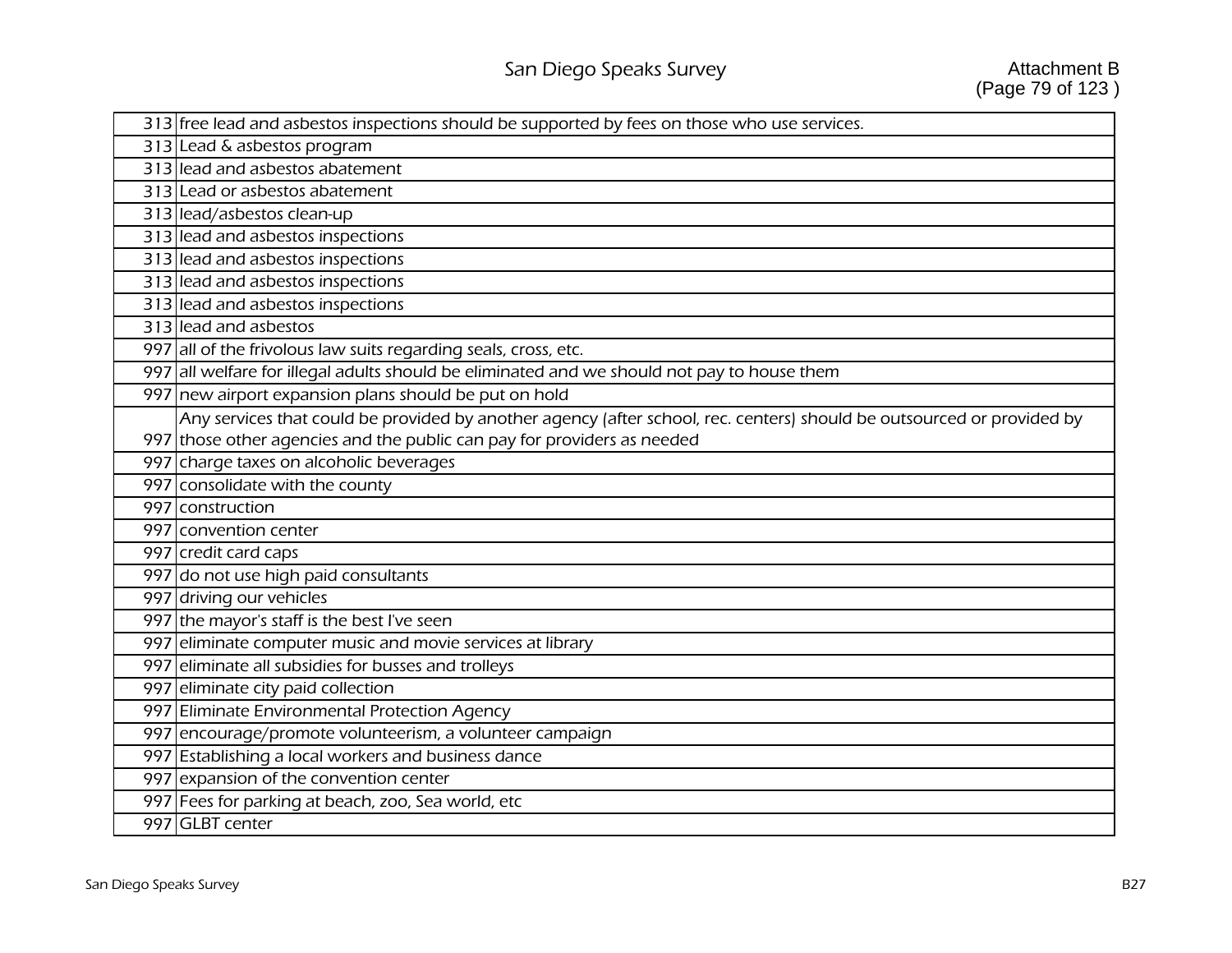| | |
|---|---|
| 313 | free lead and asbestos inspections should be supported by fees on those who use services. |
| 313 | Lead & asbestos program |
| 313 | lead and asbestos abatement |
| 313 | Lead or asbestos abatement |
| 313 | lead/asbestos clean-up |
| 313 | lead and asbestos inspections |
| 313 | lead and asbestos inspections |
| 313 | lead and asbestos inspections |
| 313 | lead and asbestos inspections |
| 313 | lead and asbestos |
| 997 | all of the frivolous law suits regarding seals, cross, etc. |
| 997 | all welfare for illegal adults should be eliminated and we should not pay to house them |
| 997 | new airport expansion plans should be put on hold |
| 997 | Any services that could be provided by another agency (after school, rec. centers) should be outsourced or provided by those other agencies and the public can pay for providers as needed |
| 997 | charge taxes on alcoholic beverages |
| 997 | consolidate with the county |
| 997 | construction |
| 997 | convention center |
| 997 | credit card caps |
| 997 | do not use high paid consultants |
| 997 | driving our vehicles |
| 997 | the mayor's staff is the best I've seen |
| 997 | eliminate computer music and movie services at library |
| 997 | eliminate all subsidies for busses and trolleys |
| 997 | eliminate city paid collection |
| 997 | Eliminate Environmental Protection Agency |
| 997 | encourage/promote volunteerism, a volunteer campaign |
| 997 | Establishing a local workers and business dance |
| 997 | expansion of the convention center |
| 997 | Fees for parking at beach, zoo, Sea world, etc |
| 997 | GLBT center |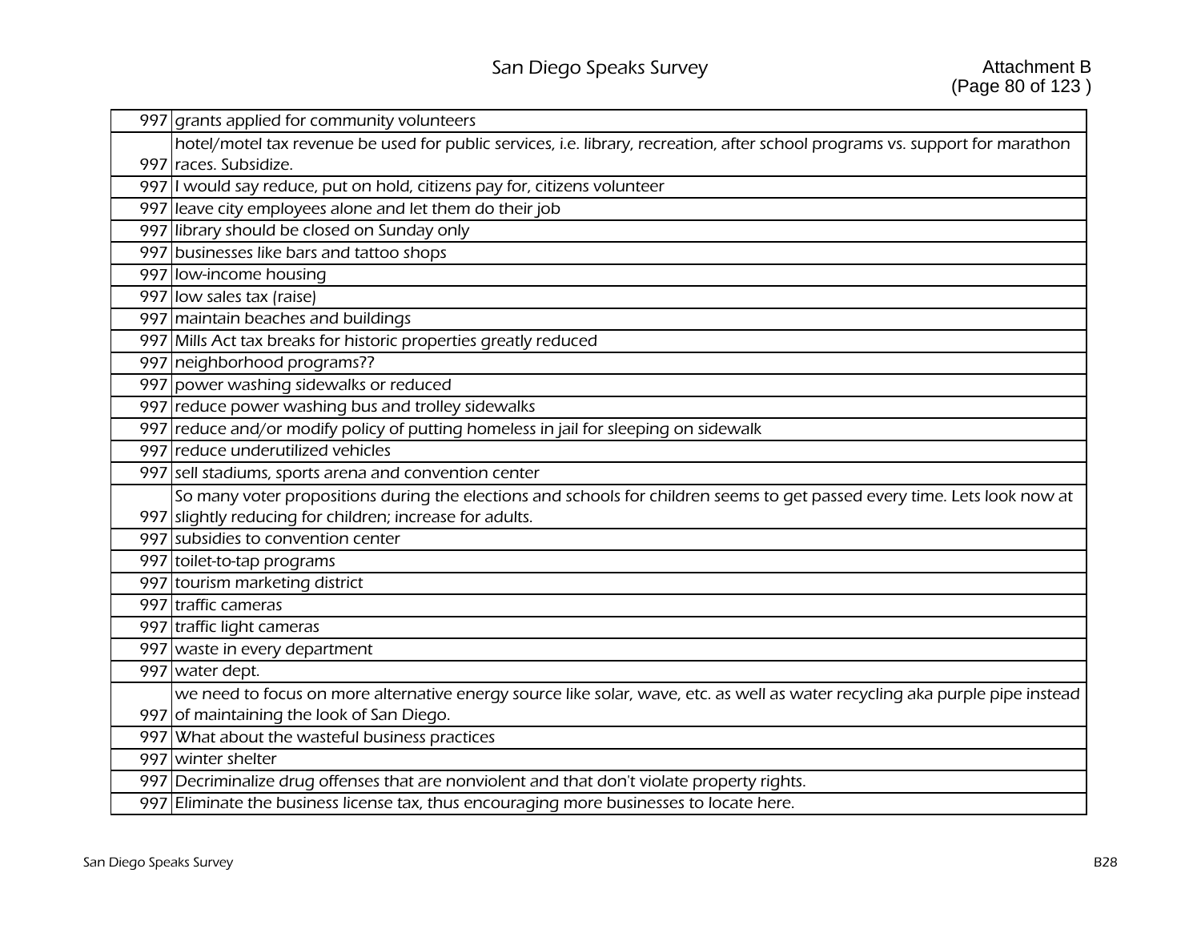| | |
|---|---|
| 997 | grants applied for community volunteers |
| 997 | hotel/motel tax revenue be used for public services, i.e. library, recreation, after school programs vs. support for marathon races. Subsidize. |
| 997 | I would say reduce, put on hold, citizens pay for, citizens volunteer |
| 997 | leave city employees alone and let them do their job |
| 997 | library should be closed on Sunday only |
| 997 | businesses like bars and tattoo shops |
| 997 | low-income housing |
| 997 | low sales tax (raise) |
| 997 | maintain beaches and buildings |
| 997 | Mills Act tax breaks for historic properties greatly reduced |
| 997 | neighborhood programs?? |
| 997 | power washing sidewalks or reduced |
| 997 | reduce power washing bus and trolley sidewalks |
| 997 | reduce and/or modify policy of putting homeless in jail for sleeping on sidewalk |
| 997 | reduce underutilized vehicles |
| 997 | sell stadiums, sports arena and convention center |
| 997 | So many voter propositions during the elections and schools for children seems to get passed every time. Lets look now at slightly reducing for children; increase for adults. |
| 997 | subsidies to convention center |
| 997 | toilet-to-tap programs |
| 997 | tourism marketing district |
| 997 | traffic cameras |
| 997 | traffic light cameras |
| 997 | waste in every department |
| 997 | water dept. |
| 997 | we need to focus on more alternative energy source like solar, wave, etc. as well as water recycling aka purple pipe instead of maintaining the look of San Diego. |
| 997 | What about the wasteful business practices |
| 997 | winter shelter |
| 997 | Decriminalize drug offenses that are nonviolent and that don't violate property rights. |
| 997 | Eliminate the business license tax, thus encouraging more businesses to locate here. |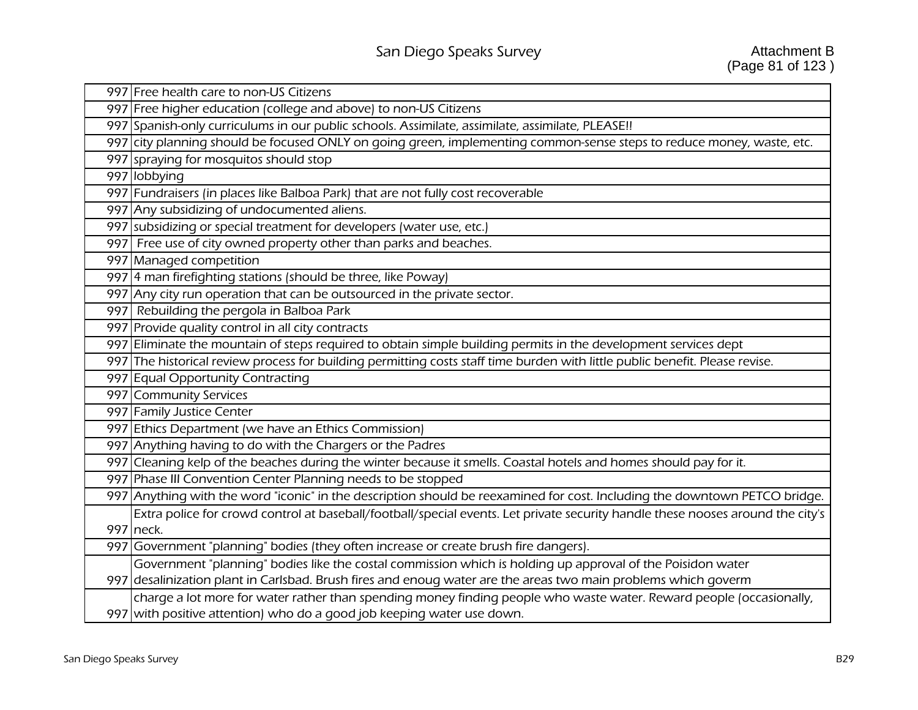# San Diego Speaks Survey

Attachment B

| | |
|---|---|
| 997 | Free health care to non-US Citizens |
| 997 | Free higher education (college and above) to non-US Citizens |
| 997 | Spanish-only curriculums in our public schools. Assimilate, assimilate, assimilate, PLEASE!! |
| 997 | city planning should be focused ONLY on going green, implementing common-sense steps to reduce money, waste, etc. |
| 997 | spraying for mosquitos should stop |
| 997 | lobbying |
| 997 | Fundraisers (in places like Balboa Park) that are not fully cost recoverable |
| 997 | Any subsidizing of undocumented aliens. |
| 997 | subsidizing or special treatment for developers (water use, etc.) |
| 997 | Free use of city owned property other than parks and beaches. |
| 997 | Managed competition |
| 997 | 4 man firefighting stations (should be three, like Poway) |
| 997 | Any city run operation that can be outsourced in the private sector. |
| 997 | Rebuilding the pergola in Balboa Park |
| 997 | Provide quality control in all city contracts |
| 997 | Eliminate the mountain of steps required to obtain simple building permits in the development services dept |
| 997 | The historical review process for building permitting costs staff time burden with little public benefit. Please revise. |
| 997 | Equal Opportunity Contracting |
| 997 | Community Services |
| 997 | Family Justice Center |
| 997 | Ethics Department (we have an Ethics Commission) |
| 997 | Anything having to do with the Chargers or the Padres |
| 997 | Cleaning kelp of the beaches during the winter because it smells. Coastal hotels and homes should pay for it. |
| 997 | Phase III Convention Center Planning needs to be stopped |
| 997 | Anything with the word "iconic" in the description should be reexamined for cost. Including the downtown PETCO bridge. |
| 997 | Extra police for crowd control at baseball/football/special events. Let private security handle these nooses around the city's neck. |
| 997 | Government "planning" bodies (they often increase or create brush fire dangers). |
| 997 | Government "planning" bodies like the costal commission which is holding up approval of the Poisidon water desalinization plant in Carlsbad. Brush fires and enoug water are the areas two main problems which goverm |
| 997 | charge a lot more for water rather than spending money finding people who waste water. Reward people (occasionally, with positive attention) who do a good job keeping water use down. |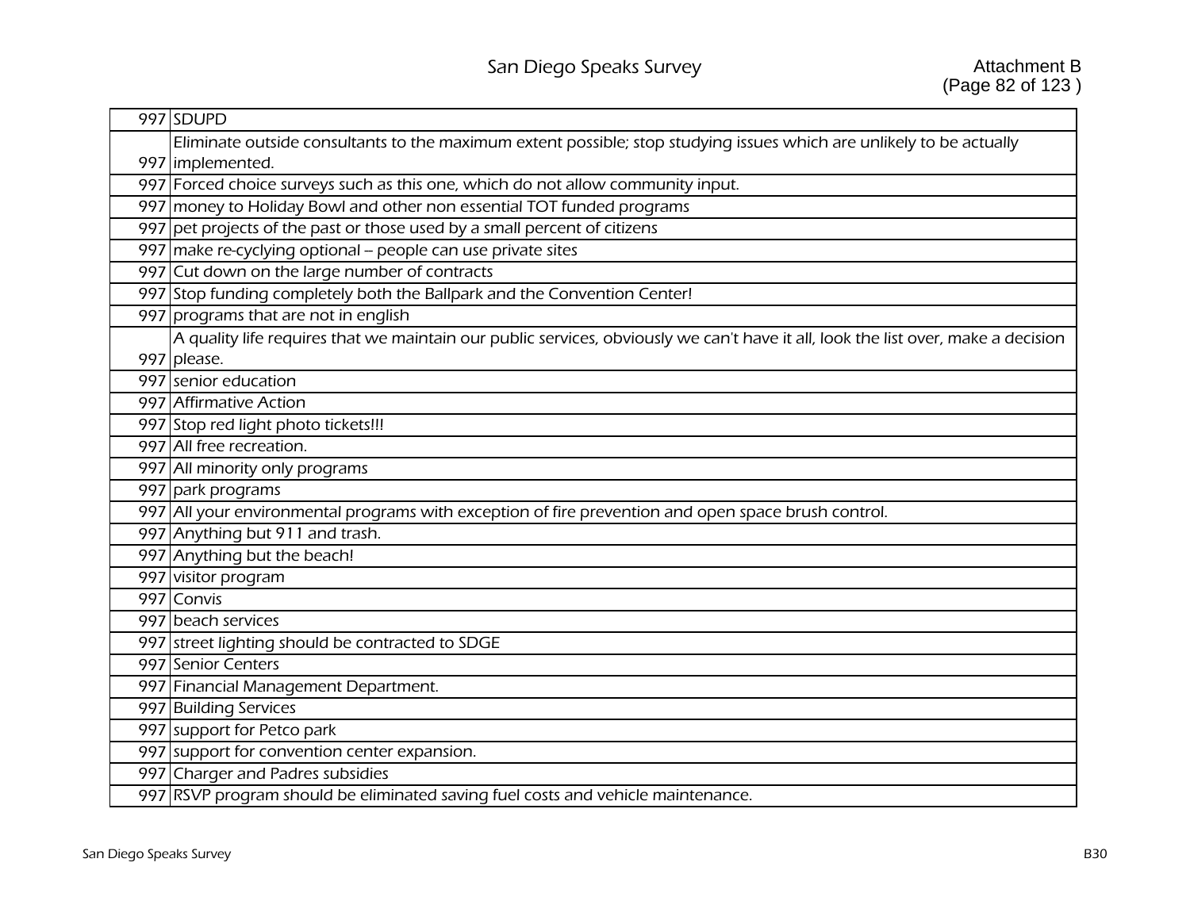| | |
|---|---|
| 997 | SDUPD |
| 997 | Eliminate outside consultants to the maximum extent possible; stop studying issues which are unlikely to be actually implemented. |
| 997 | Forced choice surveys such as this one, which do not allow community input. |
| 997 | money to Holiday Bowl and other non essential TOT funded programs |
| 997 | pet projects of the past or those used by a small percent of citizens |
| 997 | make re-cycling optional -- people can use private sites |
| 997 | Cut down on the large number of contracts |
| 997 | Stop funding completely both the Ballpark and the Convention Center! |
| 997 | programs that are not in english |
| 997 | A quality life requires that we maintain our public services, obviously we can't have it all, look the list over, make a decision please. |
| 997 | senior education |
| 997 | Affirmative Action |
| 997 | Stop red light photo tickets!!! |
| 997 | All free recreation. |
| 997 | All minority only programs |
| 997 | park programs |
| 997 | All your environmental programs with exception of fire prevention and open space brush control. |
| 997 | Anything but 911 and trash. |
| 997 | Anything but the beach! |
| 997 | visitor program |
| 997 | Convis |
| 997 | beach services |
| 997 | street lighting should be contracted to SDGE |
| 997 | Senior Centers |
| 997 | Financial Management Department. |
| 997 | Building Services |
| 997 | support for Petco park |
| 997 | support for convention center expansion. |
| 997 | Charger and Padres subsidies |
| 997 | RSVP program should be eliminated saving fuel costs and vehicle maintenance. |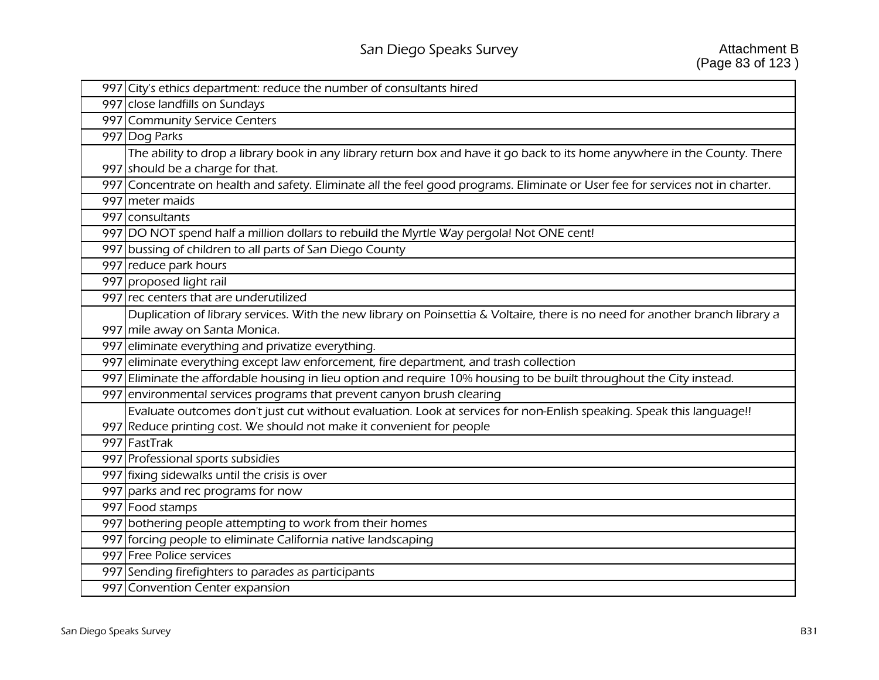| | |
|---|---|
| 997 | City's ethics department: reduce the number of consultants hired |
| 997 | close landfills on Sundays |
| 997 | Community Service Centers |
| 997 | Dog Parks |
| 997 | The ability to drop a library book in any library return box and have it go back to its home anywhere in the County. There should be a charge for that. |
| 997 | Concentrate on health and safety. Eliminate all the feel good programs. Eliminate or User fee for services not in charter. |
| 997 | meter maids |
| 997 | consultants |
| 997 | DO NOT spend half a million dollars to rebuild the Myrtle Way pergola! Not ONE cent! |
| 997 | bussing of children to all parts of San Diego County |
| 997 | reduce park hours |
| 997 | proposed light rail |
| 997 | rec centers that are underutilized |
| 997 | Duplication of library services. With the new library on Poinsettia & Voltaire, there is no need for another branch library a mile away on Santa Monica. |
| 997 | eliminate everything and privatize everything. |
| 997 | eliminate everything except law enforcement, fire department, and trash collection |
| 997 | Eliminate the affordable housing in lieu option and require 10% housing to be built throughout the City instead. |
| 997 | environmental services programs that prevent canyon brush clearing |
| 997 | Evaluate outcomes don't just cut without evaluation. Look at services for non-Enlish speaking. Speak this language!! Reduce printing cost. We should not make it convenient for people |
| 997 | FastTrak |
| 997 | Professional sports subsidies |
| 997 | fixing sidewalks until the crisis is over |
| 997 | parks and rec programs for now |
| 997 | Food stamps |
| 997 | bothering people attempting to work from their homes |
| 997 | forcing people to eliminate California native landscaping |
| 997 | Free Police services |
| 997 | Sending firefighters to parades as participants |
| 997 | Convention Center expansion |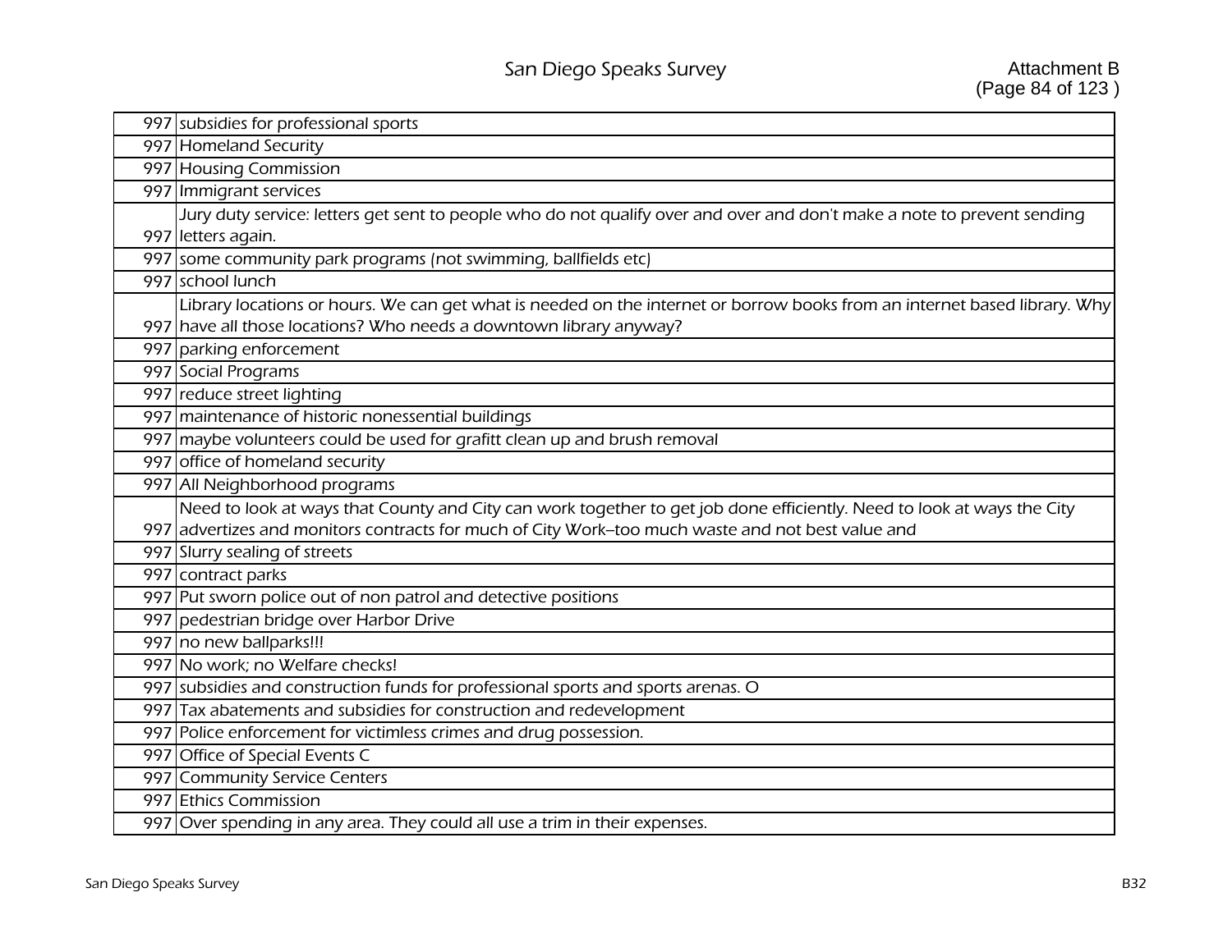| | |
|---|---|
| 997 | subsidies for professional sports |
| 997 | Homeland Security |
| 997 | Housing Commission |
| 997 | Immigrant services |
| 997 | Jury duty service: letters get sent to people who do not qualify over and over and don't make a note to prevent sending letters again. |
| 997 | some community park programs (not swimming, ballfields etc) |
| 997 | school lunch |
| 997 | Library locations or hours. We can get what is needed on the internet or borrow books from an internet based library. Why have all those locations? Who needs a downtown library anyway? |
| 997 | parking enforcement |
| 997 | Social Programs |
| 997 | reduce street lighting |
| 997 | maintenance of historic nonessential buildings |
| 997 | maybe volunteers could be used for grafitt clean up and brush removal |
| 997 | office of homeland security |
| 997 | All Neighborhood programs |
| 997 | Need to look at ways that County and City can work together to get job done efficiently. Need to look at ways the City advertizes and monitors contracts for much of City Work--too much waste and not best value and |
| 997 | Slurry sealing of streets |
| 997 | contract parks |
| 997 | Put sworn police out of non patrol and detective positions |
| 997 | pedestrian bridge over Harbor Drive |
| 997 | no new ballparks!!! |
| 997 | No work; no Welfare checks! |
| 997 | subsidies and construction funds for professional sports and sports arenas. O |
| 997 | Tax abatements and subsidies for construction and redevelopment |
| 997 | Police enforcement for victimless crimes and drug possession. |
| 997 | Office of Special Events C |
| 997 | Community Service Centers |
| 997 | Ethics Commission |
| 997 | Over spending in any area. They could all use a trim in their expenses. |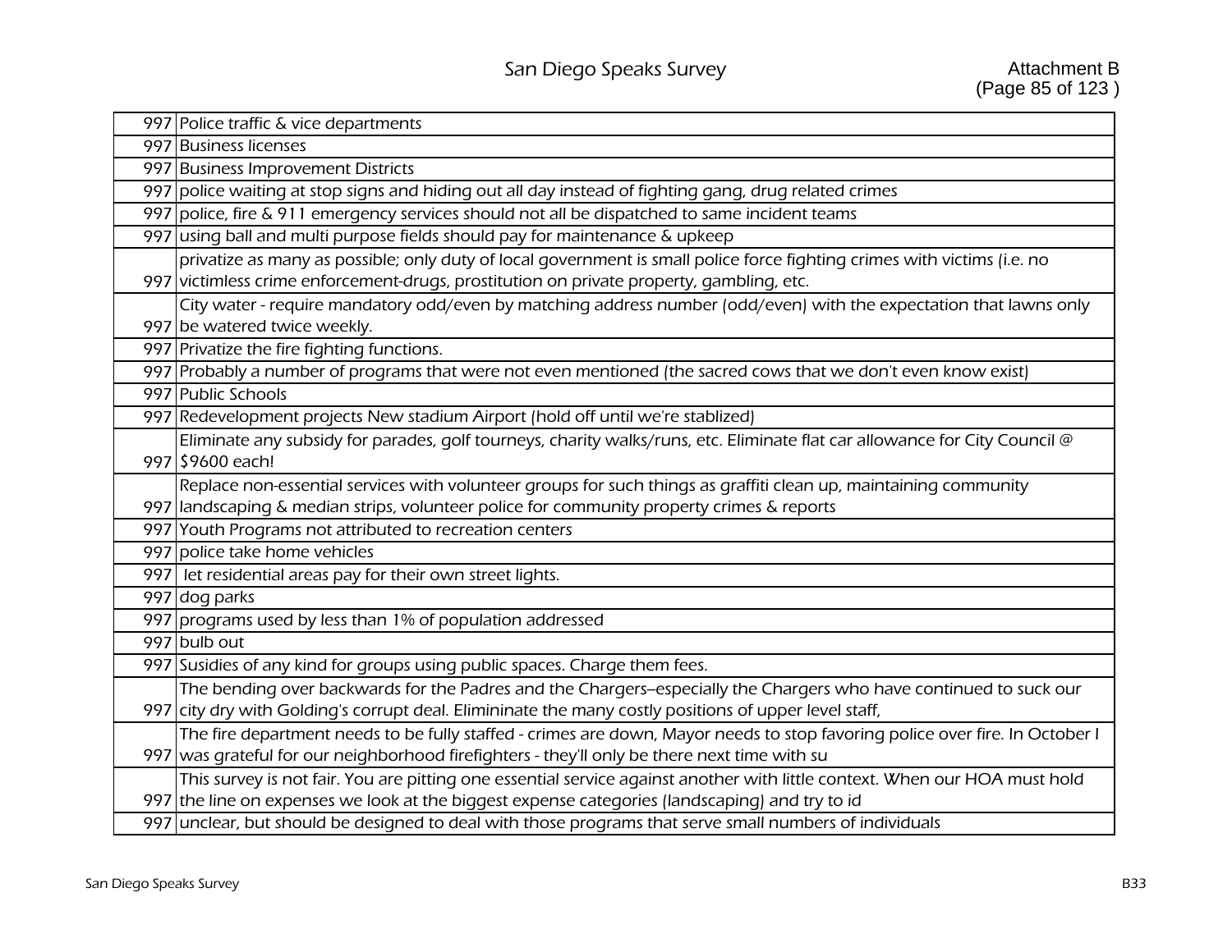| | |
|---|---|
| 997 | Police traffic & vice departments |
| 997 | Business licenses |
| 997 | Business Improvement Districts |
| 997 | police waiting at stop signs and hiding out all day instead of fighting gang, drug related crimes |
| 997 | police, fire & 911 emergency services should not all be dispatched to same incident teams |
| 997 | using ball and multi purpose fields should pay for maintenance & upkeep |
| 997 | privatize as many as possible; only duty of local government is small police force fighting crimes with victims (i.e. no victimless crime enforcement-drugs, prostitution on private property, gambling, etc. |
| 997 | City water - require mandatory odd/even by matching address number (odd/even) with the expectation that lawns only be watered twice weekly. |
| 997 | Privatize the fire fighting functions. |
| 997 | Probably a number of programs that were not even mentioned (the sacred cows that we don't even know exist) |
| 997 | Public Schools |
| 997 | Redevelopment projects New stadium Airport (hold off until we're stablized) |
| 997 | Eliminate any subsidy for parades, golf tourneys, charity walks/runs, etc. Eliminate flat car allowance for City Council @ $9600 each! |
| 997 | Replace non-essential services with volunteer groups for such things as graffiti clean up, maintaining community landscaping & median strips, volunteer police for community property crimes & reports |
| 997 | Youth Programs not attributed to recreation centers |
| 997 | police take home vehicles |
| 997 | let residential areas pay for their own street lights. |
| 997 | dog parks |
| 997 | programs used by less than 1% of population addressed |
| 997 | bulb out |
| 997 | Susidies of any kind for groups using public spaces. Charge them fees. |
| 997 | The bending over backwards for the Padres and the Chargers--especially the Chargers who have continued to suck our city dry with Golding's corrupt deal. Elimininate the many costly positions of upper level staff, |
| 997 | The fire department needs to be fully staffed - crimes are down, Mayor needs to stop favoring police over fire. In October I was grateful for our neighborhood firefighters - they'll only be there next time with su |
| 997 | This survey is not fair. You are pitting one essential service against another with little context. When our HOA must hold the line on expenses we look at the biggest expense categories (landscaping) and try to id |
| 997 | unclear, but should be designed to deal with those programs that serve small numbers of individuals |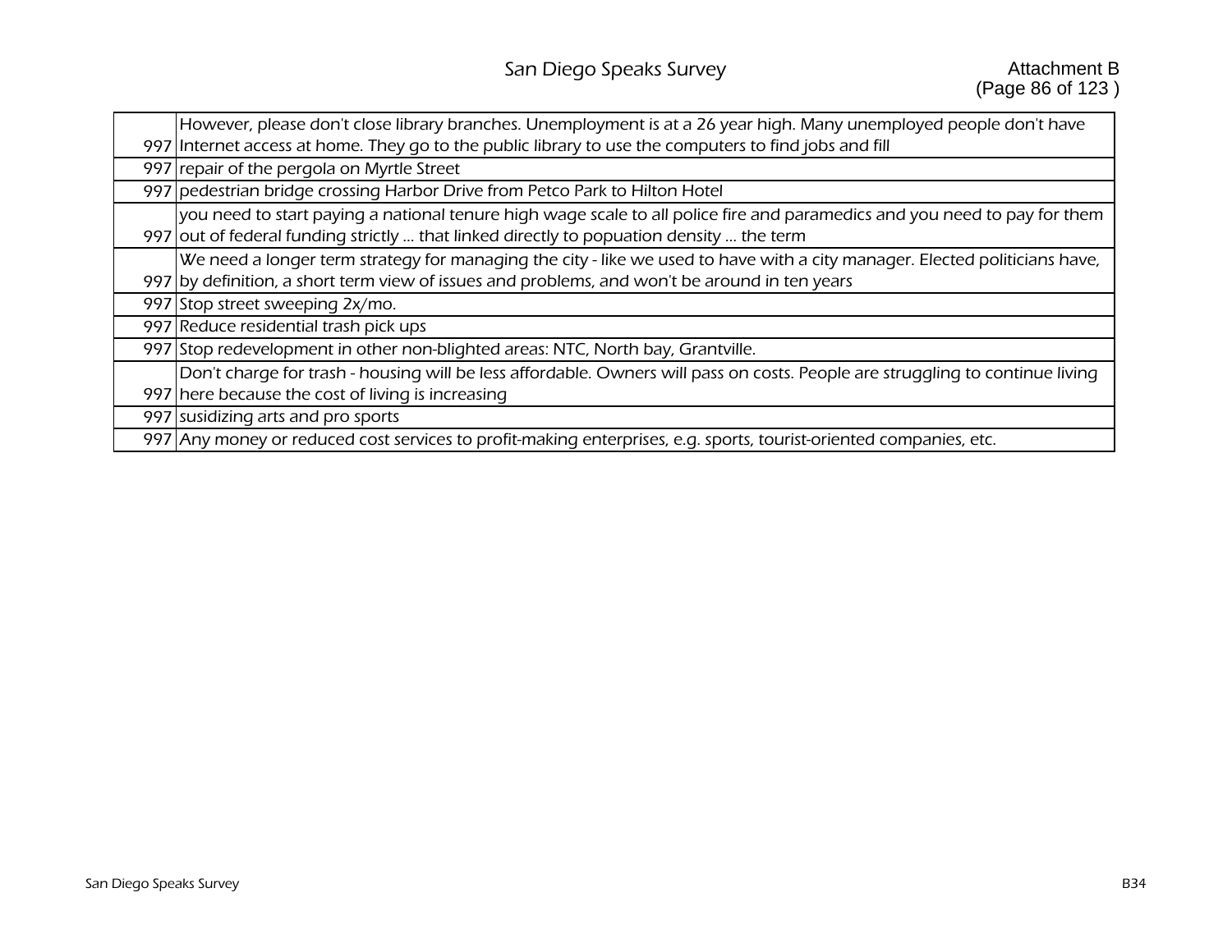| | |
|---|---|
| 997 | However, please don't close library branches. Unemployment is at a 26 year high. Many unemployed people don't have Internet access at home. They go to the public library to use the computers to find jobs and fill |
| 997 | repair of the pergola on Myrtle Street |
| 997 | pedestrian bridge crossing Harbor Drive from Petco Park to Hilton Hotel |
| 997 | you need to start paying a national tenure high wage scale to all police fire and paramedics and you need to pay for them out of federal funding strictly ... that linked directly to popuation density ... the term |
| 997 | We need a longer term strategy for managing the city - like we used to have with a city manager. Elected politicians have, by definition, a short term view of issues and problems, and won't be around in ten years |
| 997 | Stop street sweeping 2x/mo. |
| 997 | Reduce residential trash pick ups |
| 997 | Stop redevelopment in other non-blighted areas: NTC, North bay, Grantville. |
| 997 | Don't charge for trash - housing will be less affordable. Owners will pass on costs. People are struggling to continue living here because the cost of living is increasing |
| 997 | susidizing arts and pro sports |
| 997 | Any money or reduced cost services to profit-making enterprises, e.g. sports, tourist-oriented companies, etc. |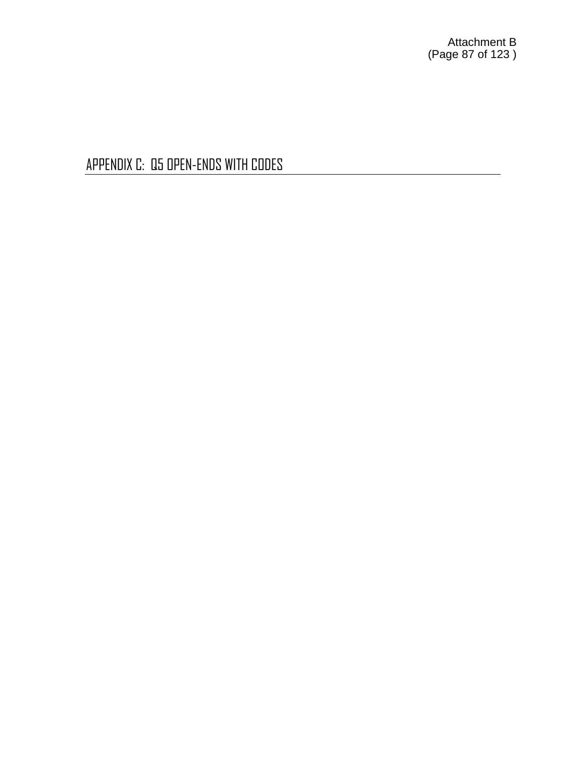# APPENDIX C: Q5 OPEN-ENDS WITH CODES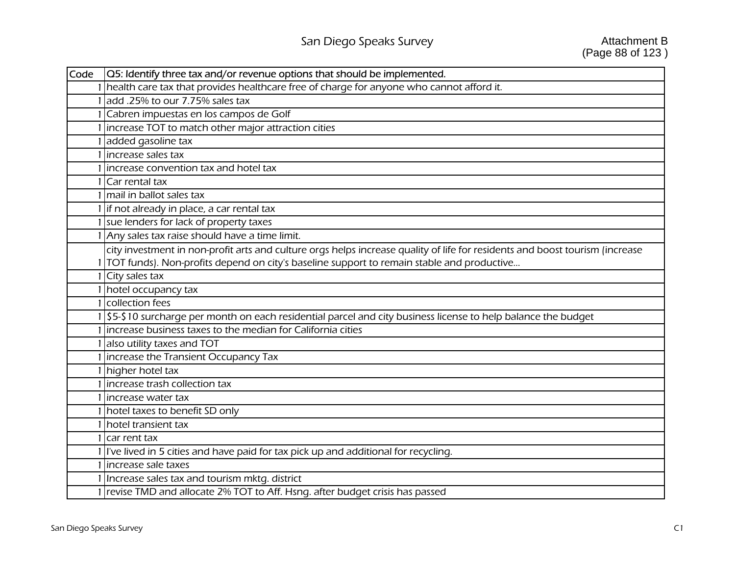| Code | Q5: Identify three tax and/or revenue options that should be implemented. |
|---|---|
| 1 | health care tax that provides healthcare free of charge for anyone who cannot afford it. |
| 1 | add .25% to our 7.75% sales tax |
| 1 | Cabren impuestas en los campos de Golf |
| 1 | increase TOT to match other major attraction cities |
| 1 | added gasoline tax |
| 1 | increase sales tax |
| 1 | increase convention tax and hotel tax |
| 1 | Car rental tax |
| 1 | mail in ballot sales tax |
| 1 | if not already in place, a car rental tax |
| 1 | sue lenders for lack of property taxes |
| 1 | Any sales tax raise should have a time limit. |
| 1 | city investment in non-profit arts and culture orgs helps increase quality of life for residents and boost tourism (increase TOT funds). Non-profits depend on city's baseline support to remain stable and productive... |
| 1 | City sales tax |
| 1 | hotel occupancy tax |
| 1 | collection fees |
| 1 | $5-$10 surcharge per month on each residential parcel and city business license to help balance the budget |
| 1 | increase business taxes to the median for California cities |
| 1 | also utility taxes and TOT |
| 1 | increase the Transient Occupancy Tax |
| 1 | higher hotel tax |
| 1 | increase trash collection tax |
| 1 | increase water tax |
| 1 | hotel taxes to benefit SD only |
| 1 | hotel transient tax |
| 1 | car rent tax |
| 1 | I've lived in 5 cities and have paid for tax pick up and additional for recycling. |
| 1 | increase sale taxes |
| 1 | Increase sales tax and tourism mktg. district |
| 1 | revise TMD and allocate 2% TOT to Aff. Hsng. after budget crisis has passed |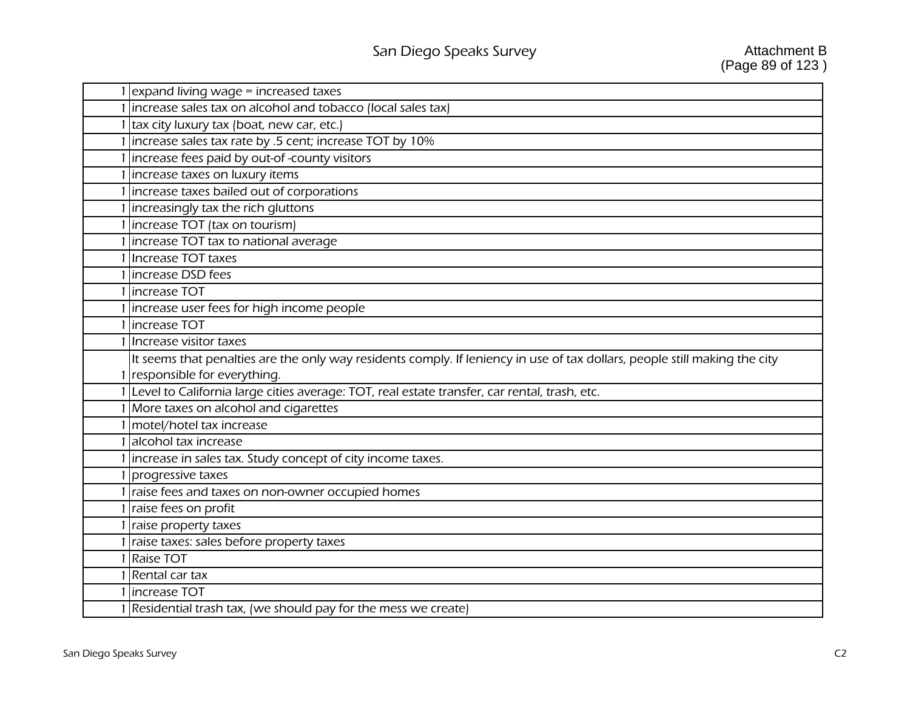| | |
|---|---|
| 1 | expand living wage = increased taxes |
| 1 | increase sales tax on alcohol and tobacco (local sales tax) |
| 1 | tax city luxury tax (boat, new car, etc.) |
| 1 | increase sales tax rate by .5 cent; increase TOT by 10% |
| 1 | increase fees paid by out-of -county visitors |
| 1 | increase taxes on luxury items |
| 1 | increase taxes bailed out of corporations |
| 1 | increasingly tax the rich gluttons |
| 1 | increase TOT (tax on tourism) |
| 1 | increase TOT tax to national average |
| 1 | Increase TOT taxes |
| 1 | increase DSD fees |
| 1 | increase TOT |
| 1 | increase user fees for high income people |
| 1 | increase TOT |
| 1 | Increase visitor taxes |
| 1 | It seems that penalties are the only way residents comply. If leniency in use of tax dollars, people still making the city responsible for everything. |
| 1 | Level to California large cities average: TOT, real estate transfer, car rental, trash, etc. |
| 1 | More taxes on alcohol and cigarettes |
| 1 | motel/hotel tax increase |
| 1 | alcohol tax increase |
| 1 | increase in sales tax. Study concept of city income taxes. |
| 1 | progressive taxes |
| 1 | raise fees and taxes on non-owner occupied homes |
| 1 | raise fees on profit |
| 1 | raise property taxes |
| 1 | raise taxes: sales before property taxes |
| 1 | Raise TOT |
| 1 | Rental car tax |
| 1 | increase TOT |
| 1 | Residential trash tax, (we should pay for the mess we create) |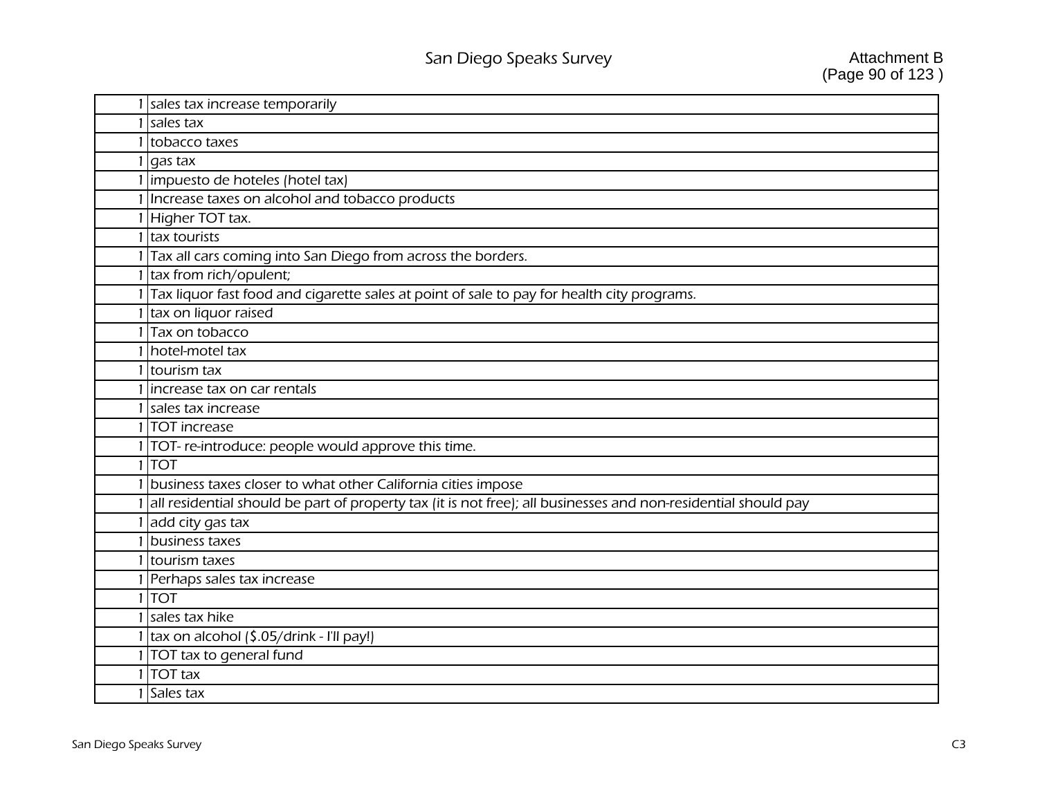| | |
|---|---|
| 1 | sales tax increase temporarily |
| 1 | sales tax |
| 1 | tobacco taxes |
| 1 | gas tax |
| 1 | impuesto de hoteles (hotel tax) |
| 1 | Increase taxes on alcohol and tobacco products |
| 1 | Higher TOT tax. |
| 1 | tax tourists |
| 1 | Tax all cars coming into San Diego from across the borders. |
| 1 | tax from rich/opulent; |
| 1 | Tax liquor fast food and cigarette sales at point of sale to pay for health city programs. |
| 1 | tax on liquor raised |
| 1 | Tax on tobacco |
| 1 | hotel-motel tax |
| 1 | tourism tax |
| 1 | increase tax on car rentals |
| 1 | sales tax increase |
| 1 | TOT increase |
| 1 | TOT- re-introduce: people would approve this time. |
| 1 | TOT |
| 1 | business taxes closer to what other California cities impose |
| 1 | all residential should be part of property tax (it is not free); all businesses and non-residential should pay |
| 1 | add city gas tax |
| 1 | business taxes |
| 1 | tourism taxes |
| 1 | Perhaps sales tax increase |
| 1 | TOT |
| 1 | sales tax hike |
| 1 | tax on alcohol ($.05/drink - I'll pay!) |
| 1 | TOT tax to general fund |
| 1 | TOT tax |
| 1 | Sales tax |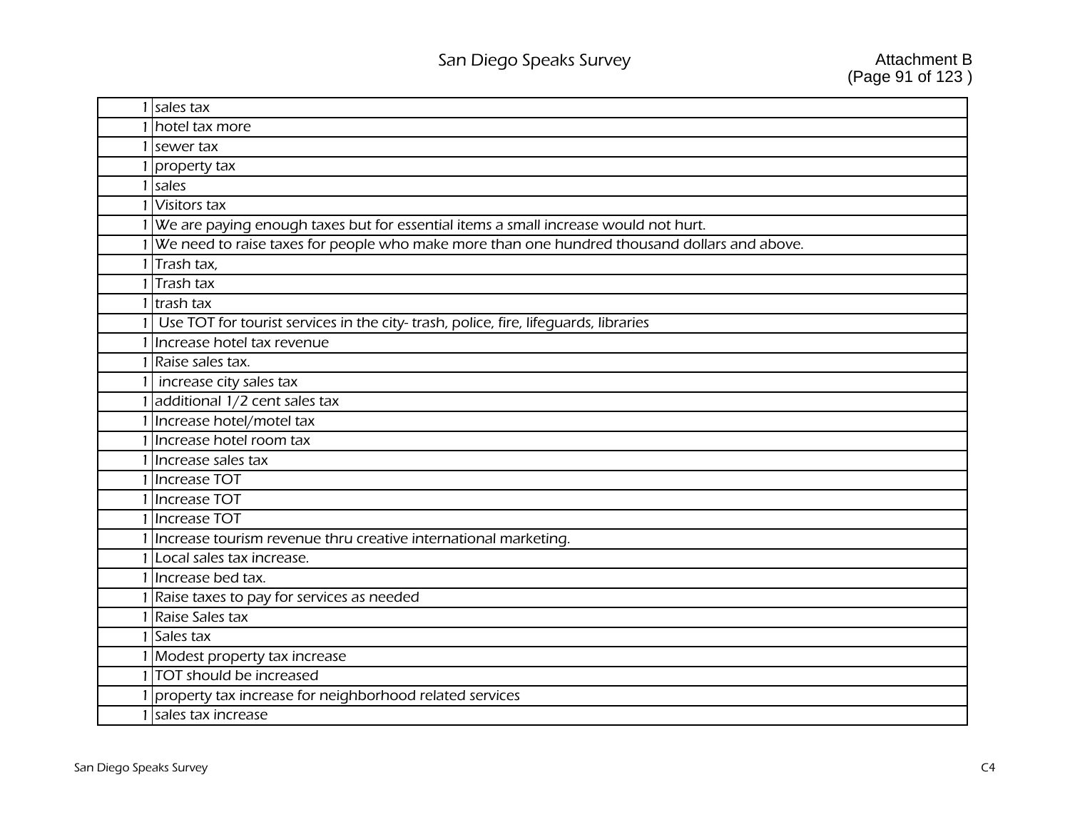| | |
|---|---|
| 1 | sales tax |
| 1 | hotel tax more |
| 1 | sewer tax |
| 1 | property tax |
| 1 | sales |
| 1 | Visitors tax |
| 1 | We are paying enough taxes but for essential items a small increase would not hurt. |
| 1 | We need to raise taxes for people who make more than one hundred thousand dollars and above. |
| 1 | Trash tax, |
| 1 | Trash tax |
| 1 | trash tax |
| 1 | Use TOT for tourist services in the city- trash, police, fire, lifeguards, libraries |
| 1 | Increase hotel tax revenue |
| 1 | Raise sales tax. |
| 1 | increase city sales tax |
| 1 | additional 1/2 cent sales tax |
| 1 | Increase hotel/motel tax |
| 1 | Increase hotel room tax |
| 1 | Increase sales tax |
| 1 | Increase TOT |
| 1 | Increase TOT |
| 1 | Increase TOT |
| 1 | Increase tourism revenue thru creative international marketing. |
| 1 | Local sales tax increase. |
| 1 | Increase bed tax. |
| 1 | Raise taxes to pay for services as needed |
| 1 | Raise Sales tax |
| 1 | Sales tax |
| 1 | Modest property tax increase |
| 1 | TOT should be increased |
| 1 | property tax increase for neighborhood related services |
| 1 | sales tax increase |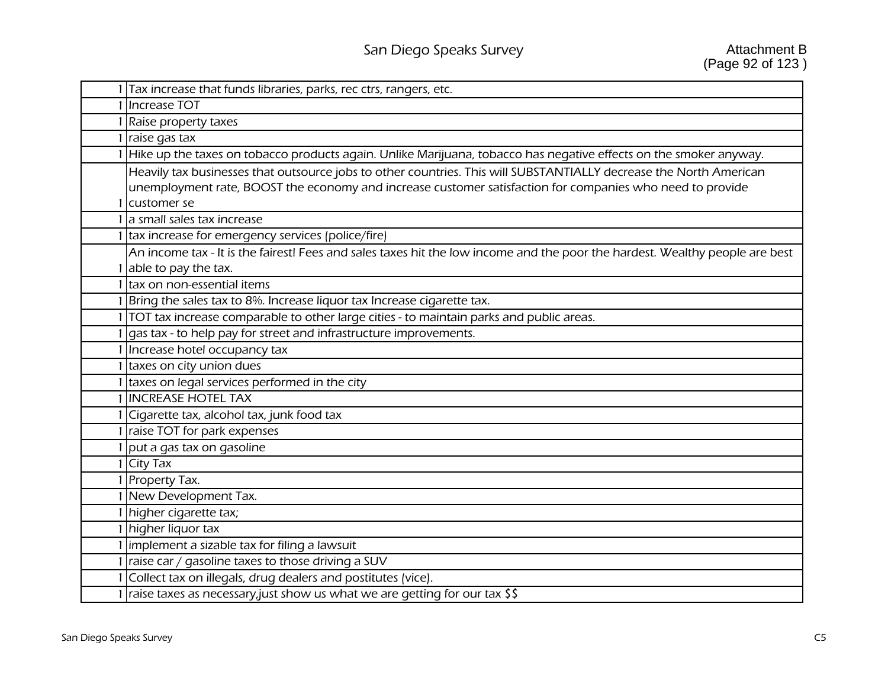| | |
|---|---|
| 1 | Tax increase that funds libraries, parks, rec ctrs, rangers, etc. |
| 1 | Increase TOT |
| 1 | Raise property taxes |
| 1 | raise gas tax |
| 1 | Hike up the taxes on tobacco products again. Unlike Marijuana, tobacco has negative effects on the smoker anyway. |
| 1 | Heavily tax businesses that outsource jobs to other countries. This will SUBSTANTIALLY decrease the North American unemployment rate, BOOST the economy and increase customer satisfaction for companies who need to provide customer se |
| 1 | a small sales tax increase |
| 1 | tax increase for emergency services (police/fire) |
| 1 | An income tax - It is the fairest! Fees and sales taxes hit the low income and the poor the hardest. Wealthy people are best able to pay the tax. |
| 1 | tax on non-essential items |
| 1 | Bring the sales tax to 8%. Increase liquor tax Increase cigarette tax. |
| 1 | TOT tax increase comparable to other large cities - to maintain parks and public areas. |
| 1 | gas tax - to help pay for street and infrastructure improvements. |
| 1 | Increase hotel occupancy tax |
| 1 | taxes on city union dues |
| 1 | taxes on legal services performed in the city |
| 1 | INCREASE HOTEL TAX |
| 1 | Cigarette tax, alcohol tax, junk food tax |
| 1 | raise TOT for park expenses |
| 1 | put a gas tax on gasoline |
| 1 | City Tax |
| 1 | Property Tax. |
| 1 | New Development Tax. |
| 1 | higher cigarette tax; |
| 1 | higher liquor tax |
| 1 | implement a sizable tax for filing a lawsuit |
| 1 | raise car / gasoline taxes to those driving a SUV |
| 1 | Collect tax on illegals, drug dealers and postitutes (vice). |
| 1 | raise taxes as necessary,just show us what we are getting for our tax $$ |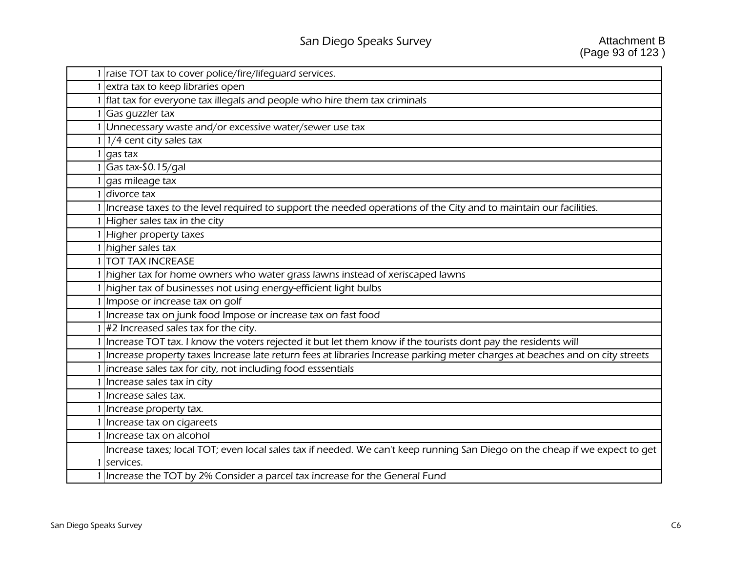| | |
|---|---|
| 1 | raise TOT tax to cover police/fire/lifeguard services. |
| 1 | extra tax to keep libraries open |
| 1 | flat tax for everyone tax illegals and people who hire them tax criminals |
| 1 | Gas guzzler tax |
| 1 | Unnecessary waste and/or excessive water/sewer use tax |
| 1 | 1/4 cent city sales tax |
| 1 | gas tax |
| 1 | Gas tax-$0.15/gal |
| 1 | gas mileage tax |
| 1 | divorce tax |
| 1 | Increase taxes to the level required to support the needed operations of the City and to maintain our facilities. |
| 1 | Higher sales tax in the city |
| 1 | Higher property taxes |
| 1 | higher sales tax |
| 1 | TOT TAX INCREASE |
| 1 | higher tax for home owners who water grass lawns instead of xeriscaped lawns |
| 1 | higher tax of businesses not using energy-efficient light bulbs |
| 1 | Impose or increase tax on golf |
| 1 | Increase tax on junk food Impose or increase tax on fast food |
| 1 | #2 Increased sales tax for the city. |
| 1 | Increase TOT tax. I know the voters rejected it but let them know if the tourists dont pay the residents will |
| 1 | Increase property taxes Increase late return fees at libraries Increase parking meter charges at beaches and on city streets |
| 1 | increase sales tax for city, not including food esssentials |
| 1 | Increase sales tax in city |
| 1 | Increase sales tax. |
| 1 | Increase property tax. |
| 1 | Increase tax on cigareets |
| 1 | Increase tax on alcohol |
| 1 | Increase taxes; local TOT; even local sales tax if needed. We can't keep running San Diego on the cheap if we expect to get services. |
| 1 | Increase the TOT by 2% Consider a parcel tax increase for the General Fund |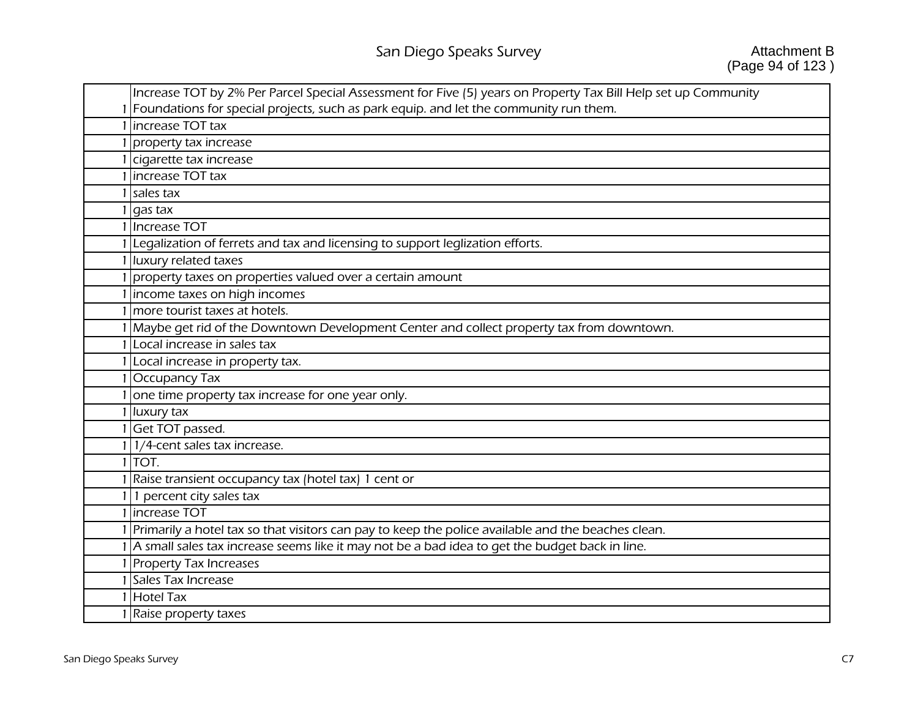| | |
|---|---|
| 1 | Increase TOT by 2% Per Parcel Special Assessment for Five (5) years on Property Tax Bill Help set up Community Foundations for special projects, such as park equip. and let the community run them. |
| 1 | increase TOT tax |
| 1 | property tax increase |
| 1 | cigarette tax increase |
| 1 | increase TOT tax |
| 1 | sales tax |
| 1 | gas tax |
| 1 | Increase TOT |
| 1 | Legalization of ferrets and tax and licensing to support leglization efforts. |
| 1 | luxury related taxes |
| 1 | property taxes on properties valued over a certain amount |
| 1 | income taxes on high incomes |
| 1 | more tourist taxes at hotels. |
| 1 | Maybe get rid of the Downtown Development Center and collect property tax from downtown. |
| 1 | Local increase in sales tax |
| 1 | Local increase in property tax. |
| 1 | Occupancy Tax |
| 1 | one time property tax increase for one year only. |
| 1 | luxury tax |
| 1 | Get TOT passed. |
| 1 | 1/4-cent sales tax increase. |
| 1 | TOT. |
| 1 | Raise transient occupancy tax (hotel tax) 1 cent or |
| 1 | 1 percent city sales tax |
| 1 | increase TOT |
| 1 | Primarily a hotel tax so that visitors can pay to keep the police available and the beaches clean. |
| 1 | A small sales tax increase seems like it may not be a bad idea to get the budget back in line. |
| 1 | Property Tax Increases |
| 1 | Sales Tax Increase |
| 1 | Hotel Tax |
| 1 | Raise property taxes |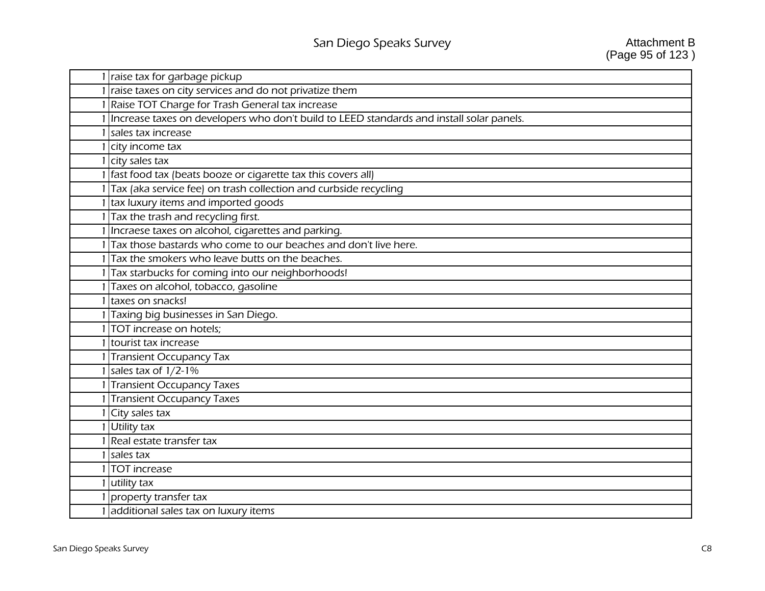| | |
|---|---|
| 1 | raise tax for garbage pickup |
| 1 | raise taxes on city services and do not privatize them |
| 1 | Raise TOT Charge for Trash General tax increase |
| 1 | Increase taxes on developers who don't build to LEED standards and install solar panels. |
| 1 | sales tax increase |
| 1 | city income tax |
| 1 | city sales tax |
| 1 | fast food tax (beats booze or cigarette tax this covers all) |
| 1 | Tax (aka service fee) on trash collection and curbside recycling |
| 1 | tax luxury items and imported goods |
| 1 | Tax the trash and recycling first. |
| 1 | Incraese taxes on alcohol, cigarettes and parking. |
| 1 | Tax those bastards who come to our beaches and don't live here. |
| 1 | Tax the smokers who leave butts on the beaches. |
| 1 | Tax starbucks for coming into our neighborhoods! |
| 1 | Taxes on alcohol, tobacco, gasoline |
| 1 | taxes on snacks! |
| 1 | Taxing big businesses in San Diego. |
| 1 | TOT increase on hotels; |
| 1 | tourist tax increase |
| 1 | Transient Occupancy Tax |
| 1 | sales tax of 1/2-1% |
| 1 | Transient Occupancy Taxes |
| 1 | Transient Occupancy Taxes |
| 1 | City sales tax |
| 1 | Utility tax |
| 1 | Real estate transfer tax |
| 1 | sales tax |
| 1 | TOT increase |
| 1 | utility tax |
| 1 | property transfer tax |
| 1 | additional sales tax on luxury items |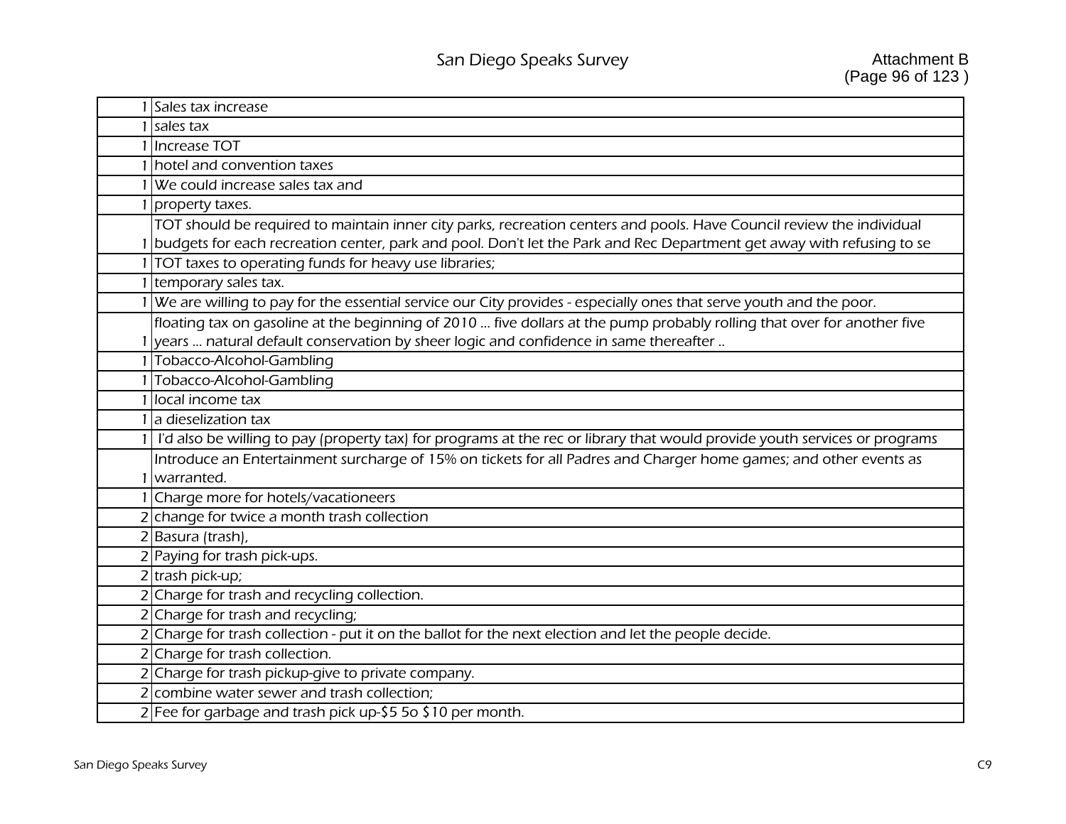| | |
|---|---|
| 1 | Sales tax increase |
| 1 | sales tax |
| 1 | Increase TOT |
| 1 | hotel and convention taxes |
| 1 | We could increase sales tax and |
| 1 | property taxes. |
| 1 | TOT should be required to maintain inner city parks, recreation centers and pools. Have Council review the individual budgets for each recreation center, park and pool. Don't let the Park and Rec Department get away with refusing to se |
| 1 | TOT taxes to operating funds for heavy use libraries; |
| 1 | temporary sales tax. |
| 1 | We are willing to pay for the essential service our City provides - especially ones that serve youth and the poor. |
| 1 | floating tax on gasoline at the beginning of 2010 ... five dollars at the pump probably rolling that over for another five years ... natural default conservation by sheer logic and confidence in same thereafter .. |
| 1 | Tobacco-Alcohol-Gambling |
| 1 | Tobacco-Alcohol-Gambling |
| 1 | local income tax |
| 1 | a dieselization tax |
| 1 | I'd also be willing to pay (property tax) for programs at the rec or library that would provide youth services or programs |
| 1 | Introduce an Entertainment surcharge of 15% on tickets for all Padres and Charger home games; and other events as warranted. |
| 1 | Charge more for hotels/vacationeers |
| 2 | change for twice a month trash collection |
| 2 | Basura (trash), |
| 2 | Paying for trash pick-ups. |
| 2 | trash pick-up; |
| 2 | Charge for trash and recycling collection. |
| 2 | Charge for trash and recycling; |
| 2 | Charge for trash collection - put it on the ballot for the next election and let the people decide. |
| 2 | Charge for trash collection. |
| 2 | Charge for trash pickup-give to private company. |
| 2 | combine water sewer and trash collection; |
| 2 | Fee for garbage and trash pick up-$5 5o $10 per month. |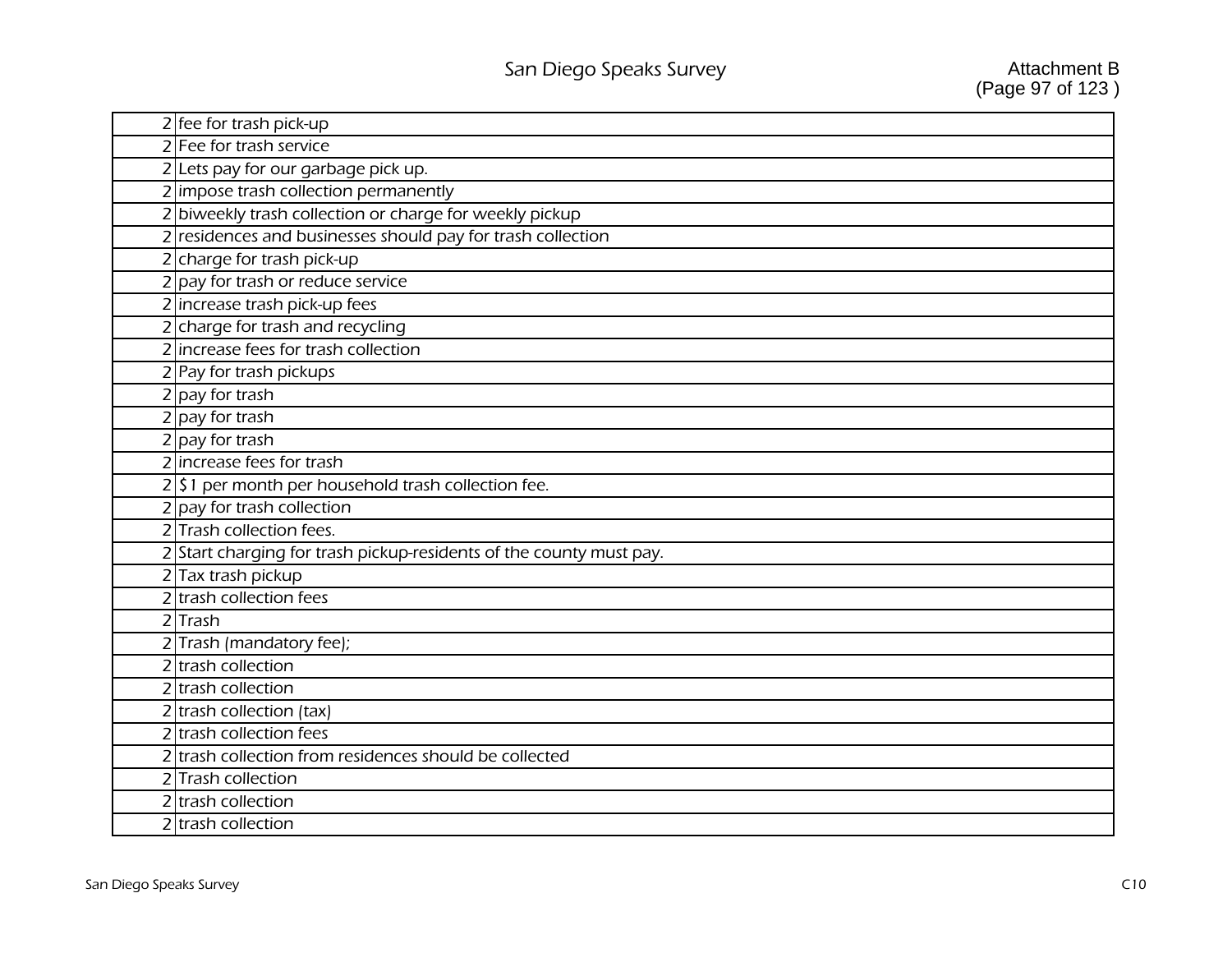| | |
|---|---|
| 2 | fee for trash pick-up |
| 2 | Fee for trash service |
| 2 | Lets pay for our garbage pick up. |
| 2 | impose trash collection permanently |
| 2 | biweekly trash collection or charge for weekly pickup |
| 2 | residences and businesses should pay for trash collection |
| 2 | charge for trash pick-up |
| 2 | pay for trash or reduce service |
| 2 | increase trash pick-up fees |
| 2 | charge for trash and recycling |
| 2 | increase fees for trash collection |
| 2 | Pay for trash pickups |
| 2 | pay for trash |
| 2 | pay for trash |
| 2 | pay for trash |
| 2 | increase fees for trash |
| 2 | $1 per month per household trash collection fee. |
| 2 | pay for trash collection |
| 2 | Trash collection fees. |
| 2 | Start charging for trash pickup-residents of the county must pay. |
| 2 | Tax trash pickup |
| 2 | trash collection fees |
| 2 | Trash |
| 2 | Trash (mandatory fee); |
| 2 | trash collection |
| 2 | trash collection |
| 2 | trash collection (tax) |
| 2 | trash collection fees |
| 2 | trash collection from residences should be collected |
| 2 | Trash collection |
| 2 | trash collection |
| 2 | trash collection |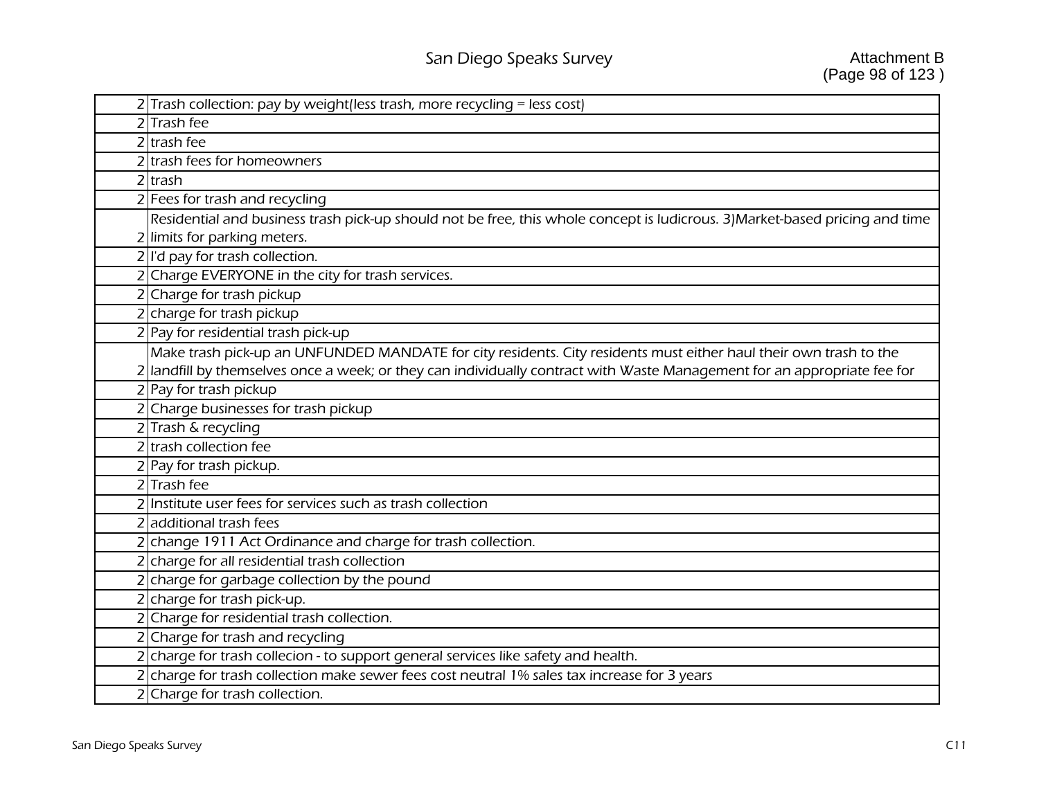| | |
|---|---|
| 2 | Trash collection: pay by weight(less trash, more recycling = less cost) |
| 2 | Trash fee |
| 2 | trash fee |
| 2 | trash fees for homeowners |
| 2 | trash |
| 2 | Fees for trash and recycling |
| 2 | Residential and business trash pick-up should not be free, this whole concept is ludicrous. 3)Market-based pricing and time limits for parking meters. |
| 2 | I'd pay for trash collection. |
| 2 | Charge EVERYONE in the city for trash services. |
| 2 | Charge for trash pickup |
| 2 | charge for trash pickup |
| 2 | Pay for residential trash pick-up |
| 2 | Make trash pick-up an UNFUNDED MANDATE for city residents. City residents must either haul their own trash to the landfill by themselves once a week; or they can individually contract with Waste Management for an appropriate fee for |
| 2 | Pay for trash pickup |
| 2 | Charge businesses for trash pickup |
| 2 | Trash & recycling |
| 2 | trash collection fee |
| 2 | Pay for trash pickup. |
| 2 | Trash fee |
| 2 | Institute user fees for services such as trash collection |
| 2 | additional trash fees |
| 2 | change 1911 Act Ordinance and charge for trash collection. |
| 2 | charge for all residential trash collection |
| 2 | charge for garbage collection by the pound |
| 2 | charge for trash pick-up. |
| 2 | Charge for residential trash collection. |
| 2 | Charge for trash and recycling |
| 2 | charge for trash collecion - to support general services like safety and health. |
| 2 | charge for trash collection make sewer fees cost neutral 1% sales tax increase for 3 years |
| 2 | Charge for trash collection. |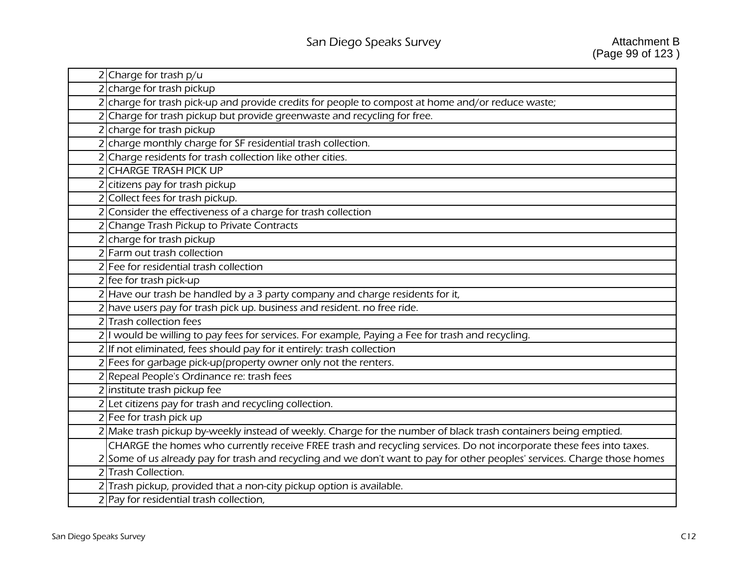| | |
|---|---|
| 2 | Charge for trash p/u |
| 2 | charge for trash pickup |
| 2 | charge for trash pick-up and provide credits for people to compost at home and/or reduce waste; |
| 2 | Charge for trash pickup but provide greenwaste and recycling for free. |
| 2 | charge for trash pickup |
| 2 | charge monthly charge for SF residential trash collection. |
| 2 | Charge residents for trash collection like other cities. |
| 2 | CHARGE TRASH PICK UP |
| 2 | citizens pay for trash pickup |
| 2 | Collect fees for trash pickup. |
| 2 | Consider the effectiveness of a charge for trash collection |
| 2 | Change Trash Pickup to Private Contracts |
| 2 | charge for trash pickup |
| 2 | Farm out trash collection |
| 2 | Fee for residential trash collection |
| 2 | fee for trash pick-up |
| 2 | Have our trash be handled by a 3 party company and charge residents for it, |
| 2 | have users pay for trash pick up. business and resident. no free ride. |
| 2 | Trash collection fees |
| 2 | I would be willing to pay fees for services. For example, Paying a Fee for trash and recycling. |
| 2 | If not eliminated, fees should pay for it entirely: trash collection |
| 2 | Fees for garbage pick-up(property owner only not the renters. |
| 2 | Repeal People's Ordinance re: trash fees |
| 2 | institute trash pickup fee |
| 2 | Let citizens pay for trash and recycling collection. |
| 2 | Fee for trash pick up |
| 2 | Make trash pickup by-weekly instead of weekly. Charge for the number of black trash containers being emptied. |
| 2 | CHARGE the homes who currently receive FREE trash and recycling services. Do not incorporate these fees into taxes. Some of us already pay for trash and recycling and we don't want to pay for other peoples' services. Charge those homes |
| 2 | Trash Collection. |
| 2 | Trash pickup, provided that a non-city pickup option is available. |
| 2 | Pay for residential trash collection, |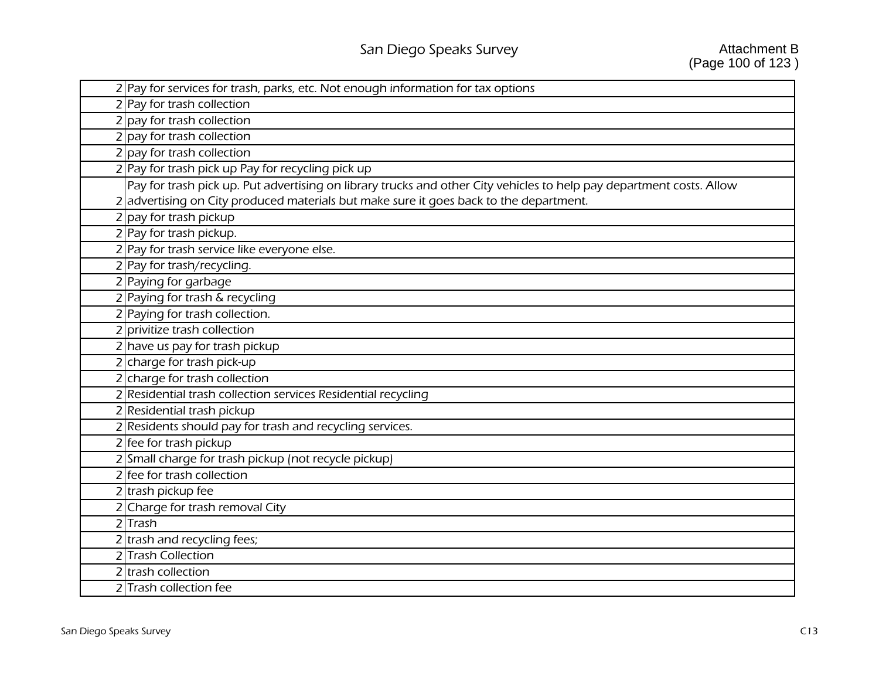| | |
|---|---|
| 2 | Pay for services for trash, parks, etc. Not enough information for tax options |
| 2 | Pay for trash collection |
| 2 | pay for trash collection |
| 2 | pay for trash collection |
| 2 | pay for trash collection |
| 2 | Pay for trash pick up Pay for recycling pick up |
| 2 | Pay for trash pick up. Put advertising on library trucks and other City vehicles to help pay department costs. Allow advertising on City produced materials but make sure it goes back to the department. |
| 2 | pay for trash pickup |
| 2 | Pay for trash pickup. |
| 2 | Pay for trash service like everyone else. |
| 2 | Pay for trash/recycling. |
| 2 | Paying for garbage |
| 2 | Paying for trash & recycling |
| 2 | Paying for trash collection. |
| 2 | privitize trash collection |
| 2 | have us pay for trash pickup |
| 2 | charge for trash pick-up |
| 2 | charge for trash collection |
| 2 | Residential trash collection services Residential recycling |
| 2 | Residential trash pickup |
| 2 | Residents should pay for trash and recycling services. |
| 2 | fee for trash pickup |
| 2 | Small charge for trash pickup (not recycle pickup) |
| 2 | fee for trash collection |
| 2 | trash pickup fee |
| 2 | Charge for trash removal City |
| 2 | Trash |
| 2 | trash and recycling fees; |
| 2 | Trash Collection |
| 2 | trash collection |
| 2 | Trash collection fee |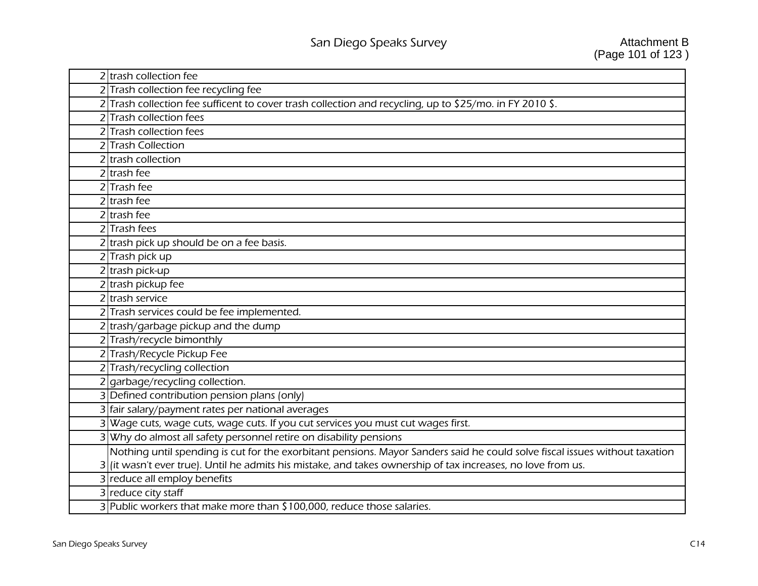| | |
|---|---|
| 2 | trash collection fee |
| 2 | Trash collection fee recycling fee |
| 2 | Trash collection fee sufficent to cover trash collection and recycling, up to $25/mo. in FY 2010 $. |
| 2 | Trash collection fees |
| 2 | Trash collection fees |
| 2 | Trash Collection |
| 2 | trash collection |
| 2 | trash fee |
| 2 | Trash fee |
| 2 | trash fee |
| 2 | trash fee |
| 2 | Trash fees |
| 2 | trash pick up should be on a fee basis. |
| 2 | Trash pick up |
| 2 | trash pick-up |
| 2 | trash pickup fee |
| 2 | trash service |
| 2 | Trash services could be fee implemented. |
| 2 | trash/garbage pickup and the dump |
| 2 | Trash/recycle bimonthly |
| 2 | Trash/Recycle Pickup Fee |
| 2 | Trash/recycling collection |
| 2 | garbage/recycling collection. |
| 3 | Defined contribution pension plans (only) |
| 3 | fair salary/payment rates per national averages |
| 3 | Wage cuts, wage cuts, wage cuts. If you cut services you must cut wages first. |
| 3 | Why do almost all safety personnel retire on disability pensions |
| 3 | Nothing until spending is cut for the exorbitant pensions. Mayor Sanders said he could solve fiscal issues without taxation (it wasn't ever true). Until he admits his mistake, and takes ownership of tax increases, no love from us. |
| 3 | reduce all employ benefits |
| 3 | reduce city staff |
| 3 | Public workers that make more than $100,000, reduce those salaries. |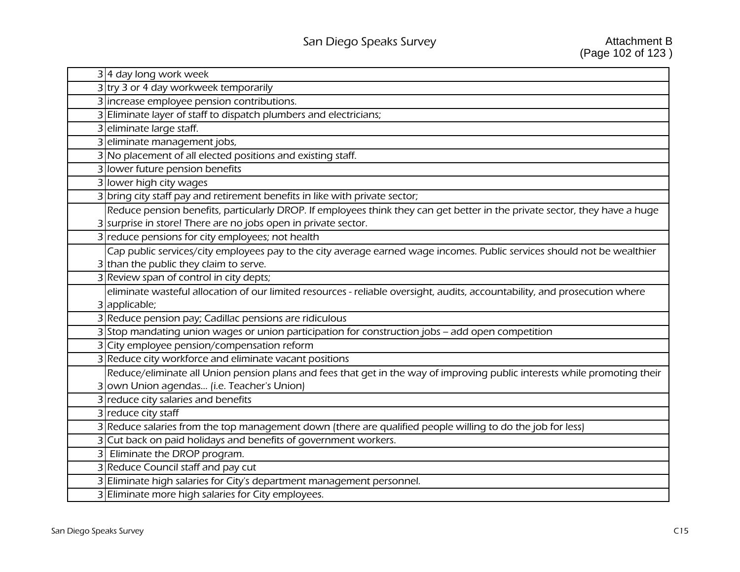| | |
|---|---|
| 3 | 4 day long work week |
| 3 | try 3 or 4 day workweek temporarily |
| 3 | increase employee pension contributions. |
| 3 | Eliminate layer of staff to dispatch plumbers and electricians; |
| 3 | eliminate large staff. |
| 3 | eliminate management jobs, |
| 3 | No placement of all elected positions and existing staff. |
| 3 | lower future pension benefits |
| 3 | lower high city wages |
| 3 | bring city staff pay and retirement benefits in like with private sector; |
| 3 | Reduce pension benefits, particularly DROP. If employees think they can get better in the private sector, they have a huge surprise in store! There are no jobs open in private sector. |
| 3 | reduce pensions for city employees; not health |
| 3 | Cap public services/city employees pay to the city average earned wage incomes. Public services should not be wealthier than the public they claim to serve. |
| 3 | Review span of control in city depts; |
| 3 | eliminate wasteful allocation of our limited resources - reliable oversight, audits, accountability, and prosecution where applicable; |
| 3 | Reduce pension pay; Cadillac pensions are ridiculous |
| 3 | Stop mandating union wages or union participation for construction jobs – add open competition |
| 3 | City employee pension/compensation reform |
| 3 | Reduce city workforce and eliminate vacant positions |
| 3 | Reduce/eliminate all Union pension plans and fees that get in the way of improving public interests while promoting their own Union agendas... (i.e. Teacher's Union) |
| 3 | reduce city salaries and benefits |
| 3 | reduce city staff |
| 3 | Reduce salaries from the top management down (there are qualified people willing to do the job for less) |
| 3 | Cut back on paid holidays and benefits of government workers. |
| 3 | Eliminate the DROP program. |
| 3 | Reduce Council staff and pay cut |
| 3 | Eliminate high salaries for City's department management personnel. |
| 3 | Eliminate more high salaries for City employees. |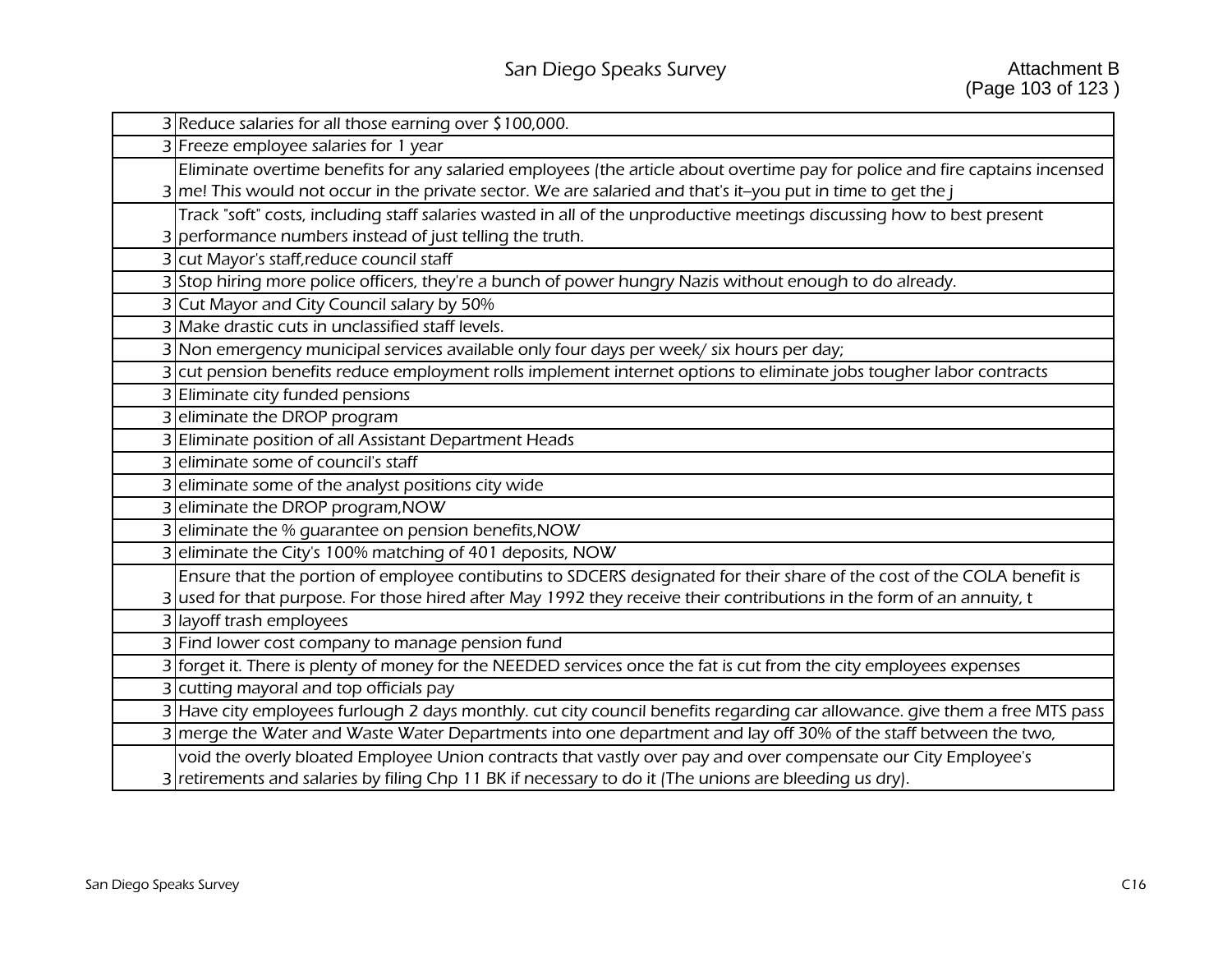| | |
|---|---|
| 3 | Reduce salaries for all those earning over $100,000. |
| 3 | Freeze employee salaries for 1 year |
| 3 | Eliminate overtime benefits for any salaried employees (the article about overtime pay for police and fire captains incensed me! This would not occur in the private sector. We are salaried and that's it--you put in time to get the j |
| 3 | Track "soft" costs, including staff salaries wasted in all of the unproductive meetings discussing how to best present performance numbers instead of just telling the truth. |
| 3 | cut Mayor's staff,reduce council staff |
| 3 | Stop hiring more police officers, they're a bunch of power hungry Nazis without enough to do already. |
| 3 | Cut Mayor and City Council salary by 50% |
| 3 | Make drastic cuts in unclassified staff levels. |
| 3 | Non emergency municipal services available only four days per week/ six hours per day; |
| 3 | cut pension benefits reduce employment rolls implement internet options to eliminate jobs tougher labor contracts |
| 3 | Eliminate city funded pensions |
| 3 | eliminate the DROP program |
| 3 | Eliminate position of all Assistant Department Heads |
| 3 | eliminate some of council's staff |
| 3 | eliminate some of the analyst positions city wide |
| 3 | eliminate the DROP program,NOW |
| 3 | eliminate the % guarantee on pension benefits,NOW |
| 3 | eliminate the City's 100% matching of 401 deposits, NOW |
| 3 | Ensure that the portion of employee contibutins to SDCERS designated for their share of the cost of the COLA benefit is used for that purpose. For those hired after May 1992 they receive their contributions in the form of an annuity, t |
| 3 | layoff trash employees |
| 3 | Find lower cost company to manage pension fund |
| 3 | forget it. There is plenty of money for the NEEDED services once the fat is cut from the city employees expenses |
| 3 | cutting mayoral and top officials pay |
| 3 | Have city employees furlough 2 days monthly. cut city council benefits regarding car allowance. give them a free MTS pass |
| 3 | merge the Water and Waste Water Departments into one department and lay off 30% of the staff between the two, |
| 3 | void the overly bloated Employee Union contracts that vastly over pay and over compensate our City Employee's retirements and salaries by filing Chp 11 BK if necessary to do it (The unions are bleeding us dry). |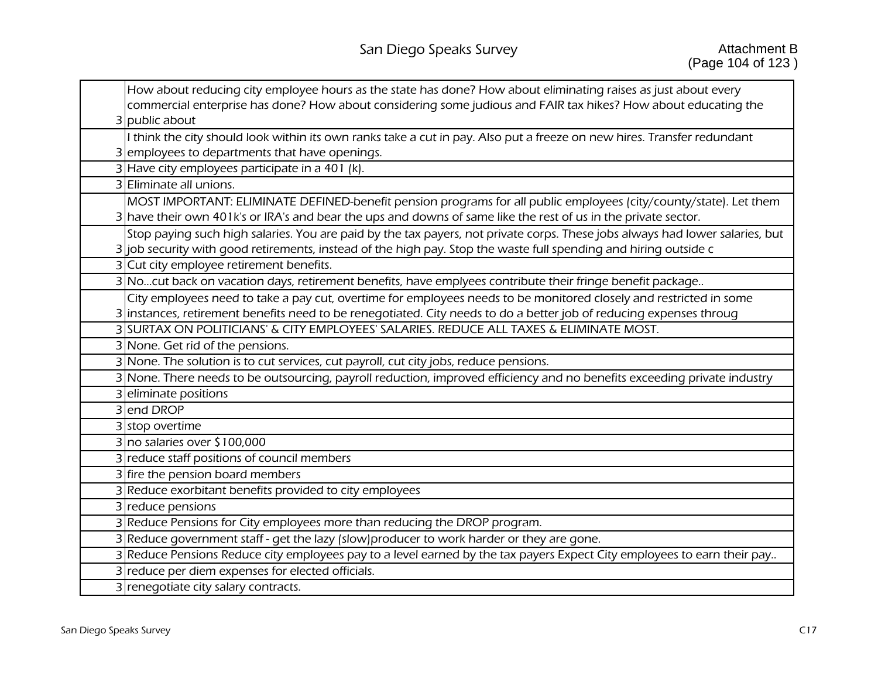| | |
|---|---|
| 3 | How about reducing city employee hours as the state has done? How about eliminating raises as just about every commercial enterprise has done? How about considering some judious and FAIR tax hikes? How about educating the public about |
| 3 | I think the city should look within its own ranks take a cut in pay. Also put a freeze on new hires. Transfer redundant employees to departments that have openings. |
| 3 | Have city employees participate in a 401 (k). |
| 3 | Eliminate all unions. |
| 3 | MOST IMPORTANT: ELIMINATE DEFINED-benefit pension programs for all public employees (city/county/state). Let them have their own 401k's or IRA's and bear the ups and downs of same like the rest of us in the private sector. |
| 3 | Stop paying such high salaries. You are paid by the tax payers, not private corps. These jobs always had lower salaries, but job security with good retirements, instead of the high pay. Stop the waste full spending and hiring outside c |
| 3 | Cut city employee retirement benefits. |
| 3 | No...cut back on vacation days, retirement benefits, have emplyees contribute their fringe benefit package.. |
| 3 | City employees need to take a pay cut, overtime for employees needs to be monitored closely and restricted in some instances, retirement benefits need to be renegotiated. City needs to do a better job of reducing expenses throug |
| 3 | SURTAX ON POLITICIANS' & CITY EMPLOYEES' SALARIES. REDUCE ALL TAXES & ELIMINATE MOST. |
| 3 | None. Get rid of the pensions. |
| 3 | None. The solution is to cut services, cut payroll, cut city jobs, reduce pensions. |
| 3 | None. There needs to be outsourcing, payroll reduction, improved efficiency and no benefits exceeding private industry |
| 3 | eliminate positions |
| 3 | end DROP |
| 3 | stop overtime |
| 3 | no salaries over $100,000 |
| 3 | reduce staff positions of council members |
| 3 | fire the pension board members |
| 3 | Reduce exorbitant benefits provided to city employees |
| 3 | reduce pensions |
| 3 | Reduce Pensions for City employees more than reducing the DROP program. |
| 3 | Reduce government staff - get the lazy (slow)producer to work harder or they are gone. |
| 3 | Reduce Pensions Reduce city employees pay to a level earned by the tax payers Expect City employees to earn their pay.. |
| 3 | reduce per diem expenses for elected officials. |
| 3 | renegotiate city salary contracts. |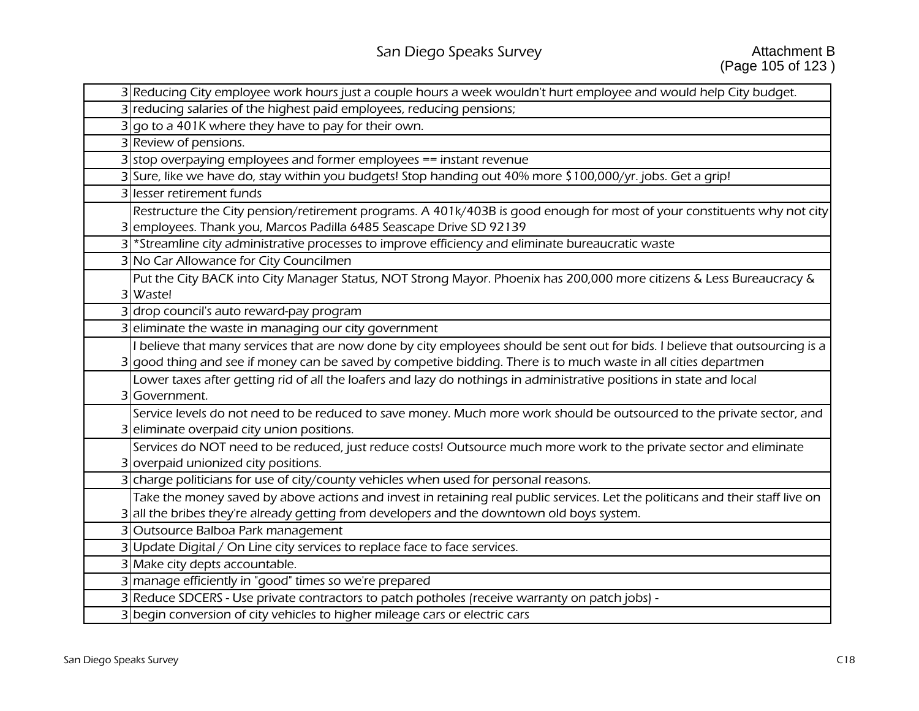| | |
|---|---|
| 3 | Reducing City employee work hours just a couple hours a week wouldn't hurt employee and would help City budget. |
| 3 | reducing salaries of the highest paid employees, reducing pensions; |
| 3 | go to a 401K where they have to pay for their own. |
| 3 | Review of pensions. |
| 3 | stop overpaying employees and former employees == instant revenue |
| 3 | Sure, like we have do, stay within you budgets! Stop handing out 40% more $100,000/yr. jobs. Get a grip! |
| 3 | lesser retirement funds |
| 3 | Restructure the City pension/retirement programs. A 401k/403B is good enough for most of your constituents why not city employees. Thank you, Marcos Padilla 6485 Seascape Drive SD 92139 |
| 3 | *Streamline city administrative processes to improve efficiency and eliminate bureaucratic waste |
| 3 | No Car Allowance for City Councilmen |
| 3 | Put the City BACK into City Manager Status, NOT Strong Mayor. Phoenix has 200,000 more citizens & Less Bureaucracy & Waste! |
| 3 | drop council's auto reward-pay program |
| 3 | eliminate the waste in managing our city government |
| 3 | I believe that many services that are now done by city employees should be sent out for bids. I believe that outsourcing is a good thing and see if money can be saved by competive bidding. There is to much waste in all cities departmen |
| 3 | Lower taxes after getting rid of all the loafers and lazy do nothings in administrative positions in state and local Government. |
| 3 | Service levels do not need to be reduced to save money. Much more work should be outsourced to the private sector, and eliminate overpaid city union positions. |
| 3 | Services do NOT need to be reduced, just reduce costs! Outsource much more work to the private sector and eliminate overpaid unionized city positions. |
| 3 | charge politicians for use of city/county vehicles when used for personal reasons. |
| 3 | Take the money saved by above actions and invest in retaining real public services. Let the politicans and their staff live on all the bribes they're already getting from developers and the downtown old boys system. |
| 3 | Outsource Balboa Park management |
| 3 | Update Digital / On Line city services to replace face to face services. |
| 3 | Make city depts accountable. |
| 3 | manage efficiently in "good" times so we're prepared |
| 3 | Reduce SDCERS - Use private contractors to patch potholes (receive warranty on patch jobs) - |
| 3 | begin conversion of city vehicles to higher mileage cars or electric cars |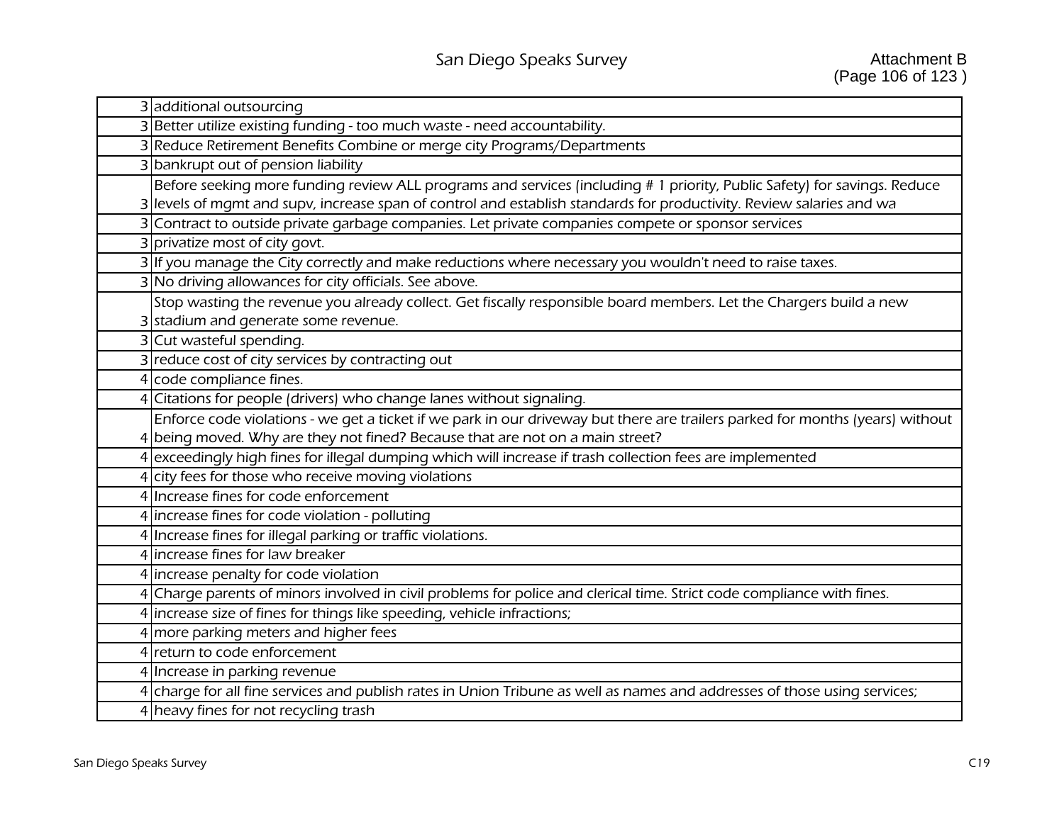| | |
|---|---|
| 3 | additional outsourcing |
| 3 | Better utilize existing funding - too much waste - need accountability. |
| 3 | Reduce Retirement Benefits Combine or merge city Programs/Departments |
| 3 | bankrupt out of pension liability |
| 3 | Before seeking more funding review ALL programs and services (including # 1 priority, Public Safety) for savings. Reduce levels of mgmt and supv, increase span of control and establish standards for productivity. Review salaries and wa |
| 3 | Contract to outside private garbage companies. Let private companies compete or sponsor services |
| 3 | privatize most of city govt. |
| 3 | If you manage the City correctly and make reductions where necessary you wouldn't need to raise taxes. |
| 3 | No driving allowances for city officials. See above. |
| 3 | Stop wasting the revenue you already collect. Get fiscally responsible board members. Let the Chargers build a new stadium and generate some revenue. |
| 3 | Cut wasteful spending. |
| 3 | reduce cost of city services by contracting out |
| 4 | code compliance fines. |
| 4 | Citations for people (drivers) who change lanes without signaling. |
| 4 | Enforce code violations - we get a ticket if we park in our driveway but there are trailers parked for months (years) without being moved. Why are they not fined? Because that are not on a main street? |
| 4 | exceedingly high fines for illegal dumping which will increase if trash collection fees are implemented |
| 4 | city fees for those who receive moving violations |
| 4 | Increase fines for code enforcement |
| 4 | increase fines for code violation - polluting |
| 4 | Increase fines for illegal parking or traffic violations. |
| 4 | increase fines for law breaker |
| 4 | increase penalty for code violation |
| 4 | Charge parents of minors involved in civil problems for police and clerical time. Strict code compliance with fines. |
| 4 | increase size of fines for things like speeding, vehicle infractions; |
| 4 | more parking meters and higher fees |
| 4 | return to code enforcement |
| 4 | Increase in parking revenue |
| 4 | charge for all fine services and publish rates in Union Tribune as well as names and addresses of those using services; |
| 4 | heavy fines for not recycling trash |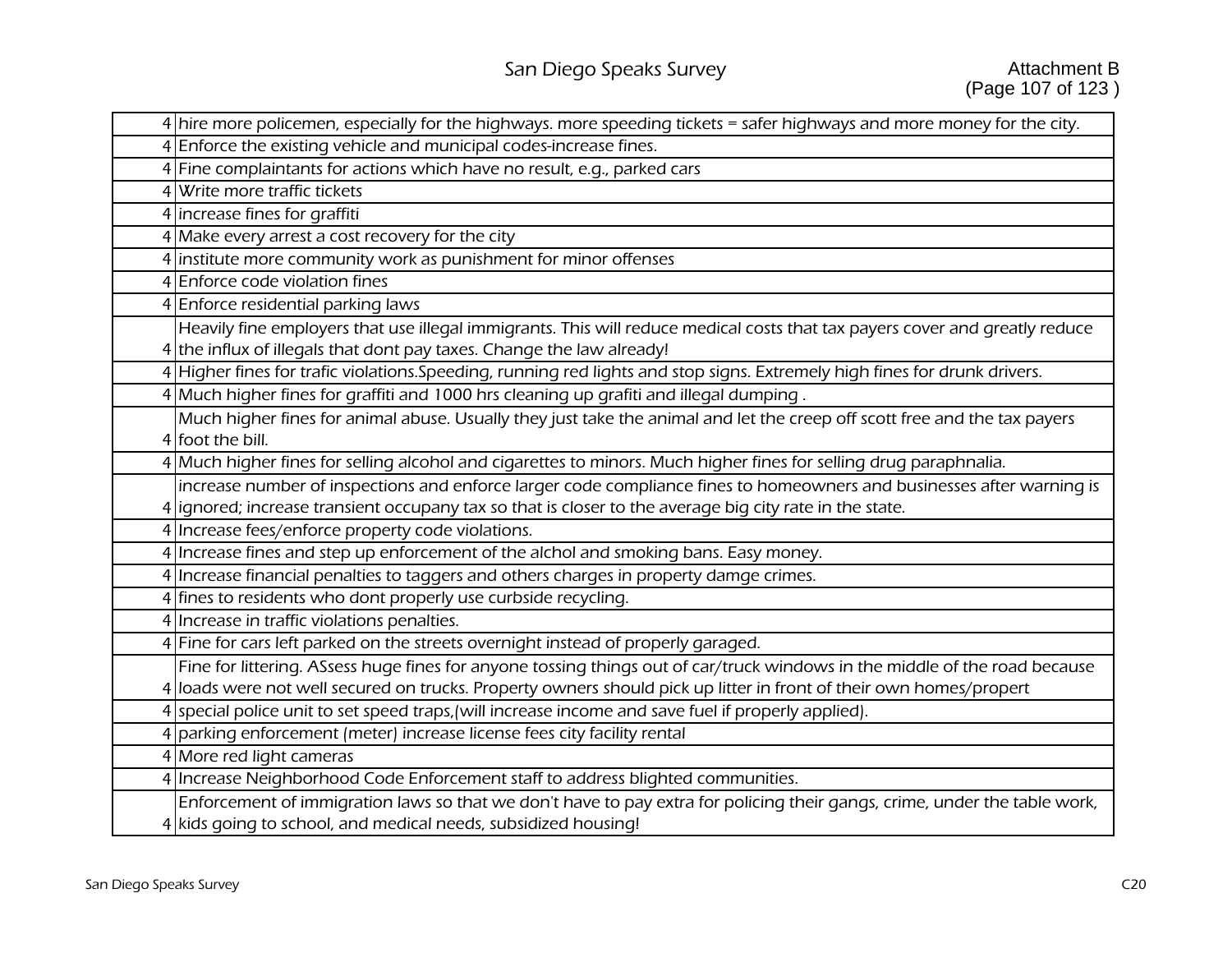| | |
|---|---|
| 4 | hire more policemen, especially for the highways. more speeding tickets = safer highways and more money for the city. |
| 4 | Enforce the existing vehicle and municipal codes-increase fines. |
| 4 | Fine complaintants for actions which have no result, e.g., parked cars |
| 4 | Write more traffic tickets |
| 4 | increase fines for graffiti |
| 4 | Make every arrest a cost recovery for the city |
| 4 | institute more community work as punishment for minor offenses |
| 4 | Enforce code violation fines |
| 4 | Enforce residential parking laws |
| 4 | Heavily fine employers that use illegal immigrants. This will reduce medical costs that tax payers cover and greatly reduce the influx of illegals that dont pay taxes. Change the law already! |
| 4 | Higher fines for trafic violations.Speeding, running red lights and stop signs. Extremely high fines for drunk drivers. |
| 4 | Much higher fines for graffiti and 1000 hrs cleaning up grafiti and illegal dumping . |
| 4 | Much higher fines for animal abuse. Usually they just take the animal and let the creep off scott free and the tax payers foot the bill. |
| 4 | Much higher fines for selling alcohol and cigarettes to minors. Much higher fines for selling drug paraphnalia. |
| 4 | increase number of inspections and enforce larger code compliance fines to homeowners and businesses after warning is ignored; increase transient occupany tax so that is closer to the average big city rate in the state. |
| 4 | Increase fees/enforce property code violations. |
| 4 | Increase fines and step up enforcement of the alchol and smoking bans. Easy money. |
| 4 | Increase financial penalties to taggers and others charges in property damge crimes. |
| 4 | fines to residents who dont properly use curbside recycling. |
| 4 | Increase in traffic violations penalties. |
| 4 | Fine for cars left parked on the streets overnight instead of properly garaged. |
| 4 | Fine for littering. ASsess huge fines for anyone tossing things out of car/truck windows in the middle of the road because loads were not well secured on trucks. Property owners should pick up litter in front of their own homes/propert |
| 4 | special police unit to set speed traps,(will increase income and save fuel if properly applied). |
| 4 | parking enforcement (meter) increase license fees city facility rental |
| 4 | More red light cameras |
| 4 | Increase Neighborhood Code Enforcement staff to address blighted communities. |
| 4 | Enforcement of immigration laws so that we don't have to pay extra for policing their gangs, crime, under the table work, kids going to school, and medical needs, subsidized housing! |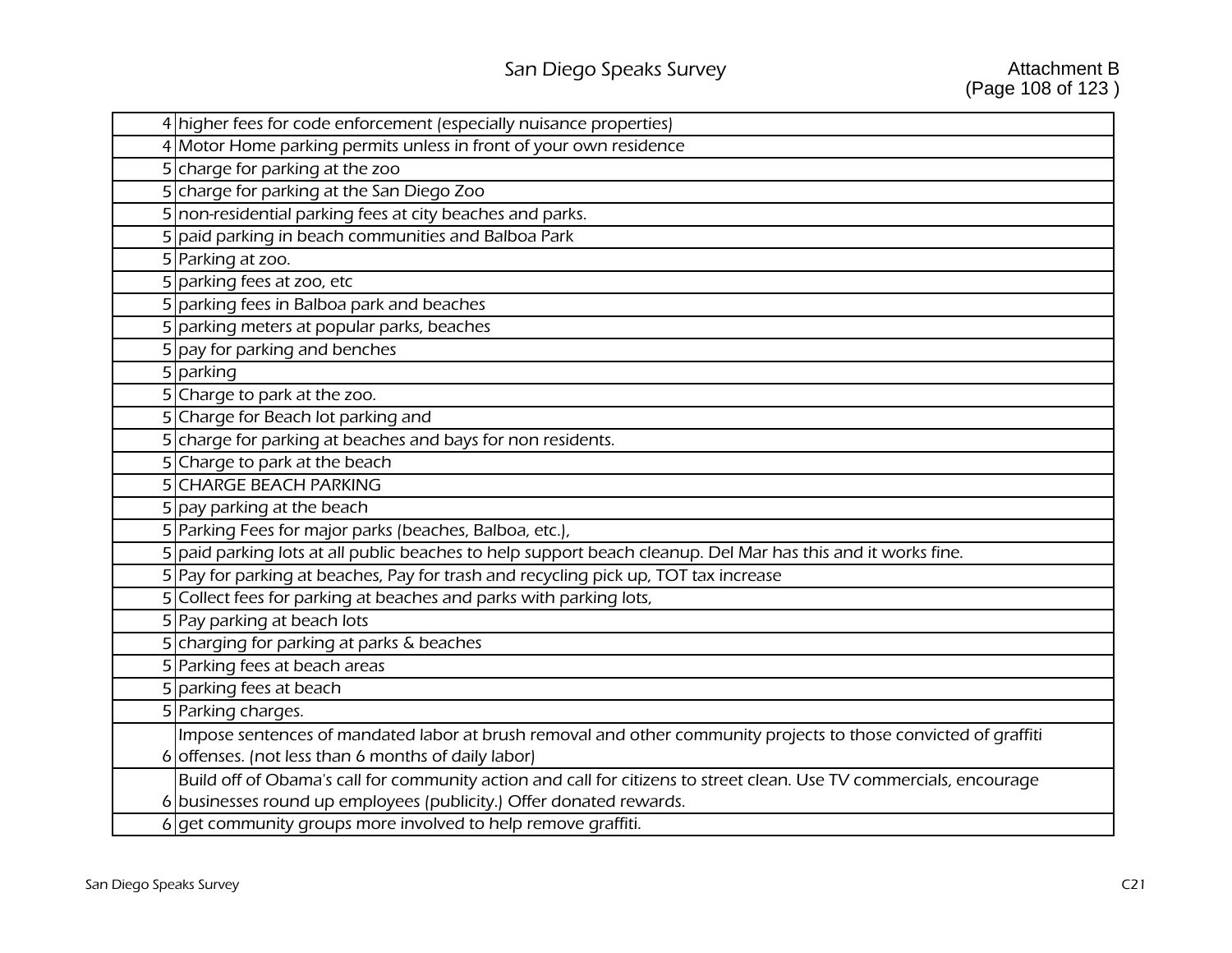| | |
|---|---|
| 4 | higher fees for code enforcement (especially nuisance properties) |
| 4 | Motor Home parking permits unless in front of your own residence |
| 5 | charge for parking at the zoo |
| 5 | charge for parking at the San Diego Zoo |
| 5 | non-residential parking fees at city beaches and parks. |
| 5 | paid parking in beach communities and Balboa Park |
| 5 | Parking at zoo. |
| 5 | parking fees at zoo, etc |
| 5 | parking fees in Balboa park and beaches |
| 5 | parking meters at popular parks, beaches |
| 5 | pay for parking and benches |
| 5 | parking |
| 5 | Charge to park at the zoo. |
| 5 | Charge for Beach lot parking and |
| 5 | charge for parking at beaches and bays for non residents. |
| 5 | Charge to park at the beach |
| 5 | CHARGE BEACH PARKING |
| 5 | pay parking at the beach |
| 5 | Parking Fees for major parks (beaches, Balboa, etc.), |
| 5 | paid parking lots at all public beaches to help support beach cleanup. Del Mar has this and it works fine. |
| 5 | Pay for parking at beaches, Pay for trash and recycling pick up, TOT tax increase |
| 5 | Collect fees for parking at beaches and parks with parking lots, |
| 5 | Pay parking at beach lots |
| 5 | charging for parking at parks & beaches |
| 5 | Parking fees at beach areas |
| 5 | parking fees at beach |
| 5 | Parking charges. |
| 6 | Impose sentences of mandated labor at brush removal and other community projects to those convicted of graffiti offenses. (not less than 6 months of daily labor) |
| 6 | Build off of Obama's call for community action and call for citizens to street clean. Use TV commercials, encourage businesses round up employees (publicity.) Offer donated rewards. |
| 6 | get community groups more involved to help remove graffiti. |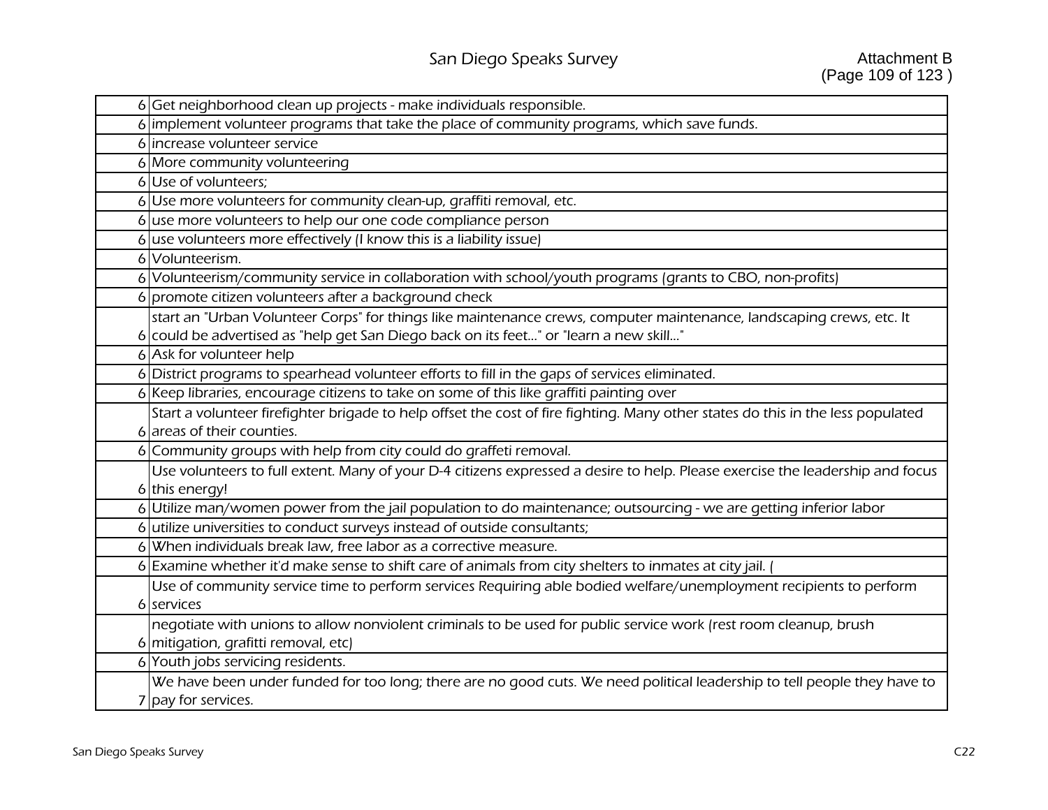| | |
|---|---|
| 6 | Get neighborhood clean up projects - make individuals responsible. |
| 6 | implement volunteer programs that take the place of community programs, which save funds. |
| 6 | increase volunteer service |
| 6 | More community volunteering |
| 6 | Use of volunteers; |
| 6 | Use more volunteers for community clean-up, graffiti removal, etc. |
| 6 | use more volunteers to help our one code compliance person |
| 6 | use volunteers more effectively (I know this is a liability issue) |
| 6 | Volunteerism. |
| 6 | Volunteerism/community service in collaboration with school/youth programs (grants to CBO, non-profits) |
| 6 | promote citizen volunteers after a background check |
| 6 | start an "Urban Volunteer Corps" for things like maintenance crews, computer maintenance, landscaping crews, etc. It could be advertised as "help get San Diego back on its feet..." or "learn a new skill..." |
| 6 | Ask for volunteer help |
| 6 | District programs to spearhead volunteer efforts to fill in the gaps of services eliminated. |
| 6 | Keep libraries, encourage citizens to take on some of this like graffiti painting over |
| 6 | Start a volunteer firefighter brigade to help offset the cost of fire fighting. Many other states do this in the less populated areas of their counties. |
| 6 | Community groups with help from city could do graffeti removal. |
| 6 | Use volunteers to full extent. Many of your D-4 citizens expressed a desire to help. Please exercise the leadership and focus this energy! |
| 6 | Utilize man/women power from the jail population to do maintenance; outsourcing - we are getting inferior labor |
| 6 | utilize universities to conduct surveys instead of outside consultants; |
| 6 | When individuals break law, free labor as a corrective measure. |
| 6 | Examine whether it'd make sense to shift care of animals from city shelters to inmates at city jail. ( |
| 6 | Use of community service time to perform services Requiring able bodied welfare/unemployment recipients to perform services |
| 6 | negotiate with unions to allow nonviolent criminals to be used for public service work (rest room cleanup, brush mitigation, grafitti removal, etc) |
| 6 | Youth jobs servicing residents. |
| 7 | We have been under funded for too long; there are no good cuts. We need political leadership to tell people they have to pay for services. |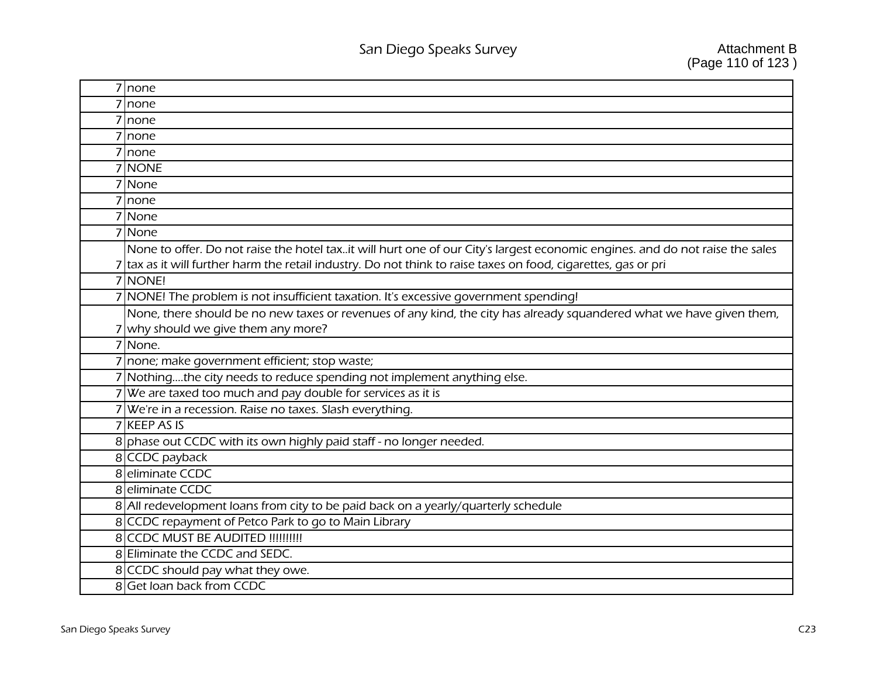| | |
|---|---|
| 7 | none |
| 7 | none |
| 7 | none |
| 7 | none |
| 7 | none |
| 7 | NONE |
| 7 | None |
| 7 | none |
| 7 | None |
| 7 | None |
| 7 | None to offer. Do not raise the hotel tax..it will hurt one of our City's largest economic engines. and do not raise the sales tax as it will further harm the retail industry. Do not think to raise taxes on food, cigarettes, gas or pri |
| 7 | NONE! |
| 7 | NONE! The problem is not insufficient taxation. It's excessive government spending! |
| 7 | None, there should be no new taxes or revenues of any kind, the city has already squandered what we have given them, why should we give them any more? |
| 7 | None. |
| 7 | none; make government efficient; stop waste; |
| 7 | Nothing....the city needs to reduce spending not implement anything else. |
| 7 | We are taxed too much and pay double for services as it is |
| 7 | We're in a recession. Raise no taxes. Slash everything. |
| 7 | KEEP AS IS |
| 8 | phase out CCDC with its own highly paid staff - no longer needed. |
| 8 | CCDC payback |
| 8 | eliminate CCDC |
| 8 | eliminate CCDC |
| 8 | All redevelopment loans from city to be paid back on a yearly/quarterly schedule |
| 8 | CCDC repayment of Petco Park to go to Main Library |
| 8 | CCDC MUST BE AUDITED !!!!!!!!! |
| 8 | Eliminate the CCDC and SEDC. |
| 8 | CCDC should pay what they owe. |
| 8 | Get loan back from CCDC |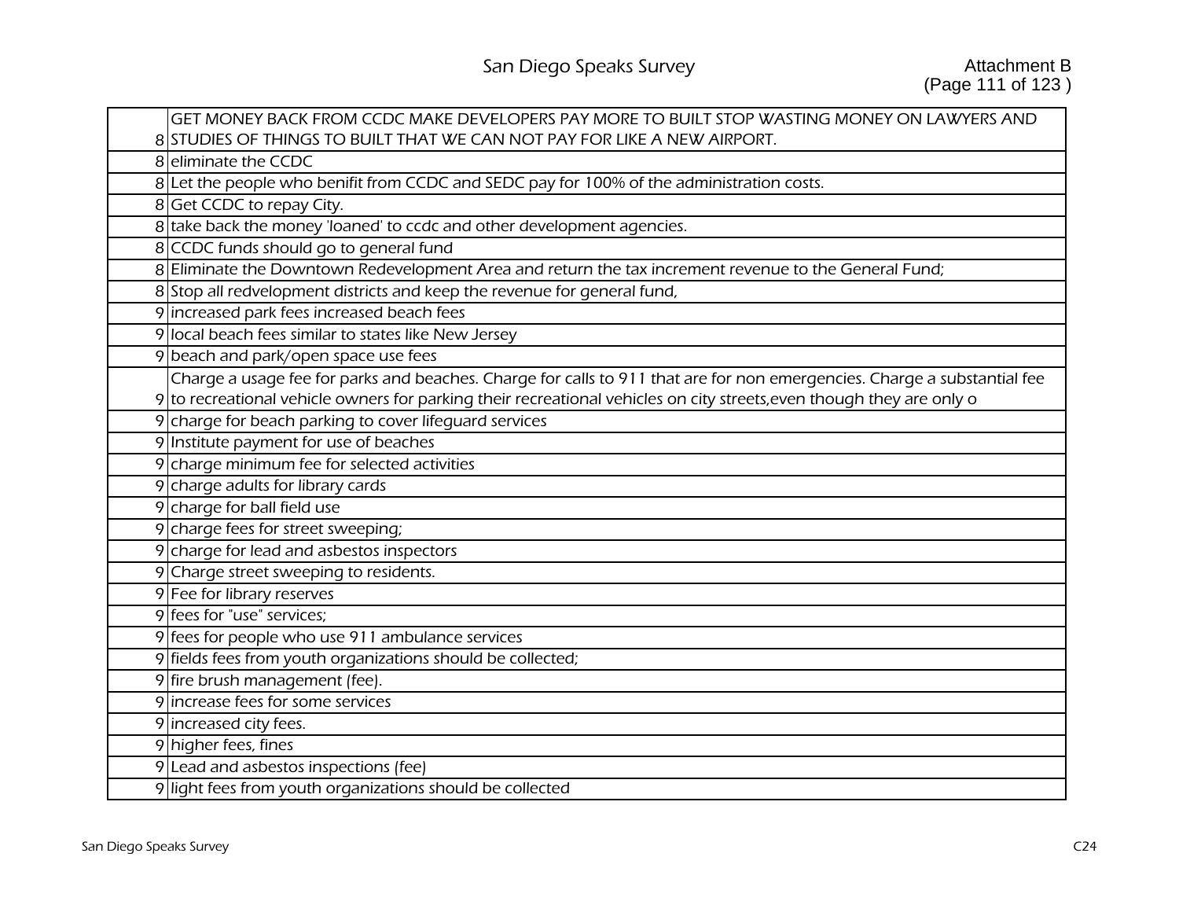| | |
|---|---|
| 8 | GET MONEY BACK FROM CCDC MAKE DEVELOPERS PAY MORE TO BUILT STOP WASTING MONEY ON LAWYERS AND STUDIES OF THINGS TO BUILT THAT WE CAN NOT PAY FOR LIKE A NEW AIRPORT. |
| 8 | eliminate the CCDC |
| 8 | Let the people who benifit from CCDC and SEDC pay for 100% of the administration costs. |
| 8 | Get CCDC to repay City. |
| 8 | take back the money 'loaned' to ccdc and other development agencies. |
| 8 | CCDC funds should go to general fund |
| 8 | Eliminate the Downtown Redevelopment Area and return the tax increment revenue to the General Fund; |
| 8 | Stop all redvelopment districts and keep the revenue for general fund, |
| 9 | increased park fees increased beach fees |
| 9 | local beach fees similar to states like New Jersey |
| 9 | beach and park/open space use fees |
| 9 | Charge a usage fee for parks and beaches. Charge for calls to 911 that are for non emergencies. Charge a substantial fee to recreational vehicle owners for parking their recreational vehicles on city streets,even though they are only o |
| 9 | charge for beach parking to cover lifeguard services |
| 9 | Institute payment for use of beaches |
| 9 | charge minimum fee for selected activities |
| 9 | charge adults for library cards |
| 9 | charge for ball field use |
| 9 | charge fees for street sweeping; |
| 9 | charge for lead and asbestos inspectors |
| 9 | Charge street sweeping to residents. |
| 9 | Fee for library reserves |
| 9 | fees for "use" services; |
| 9 | fees for people who use 911 ambulance services |
| 9 | fields fees from youth organizations should be collected; |
| 9 | fire brush management (fee). |
| 9 | increase fees for some services |
| 9 | increased city fees. |
| 9 | higher fees, fines |
| 9 | Lead and asbestos inspections (fee) |
| 9 | light fees from youth organizations should be collected |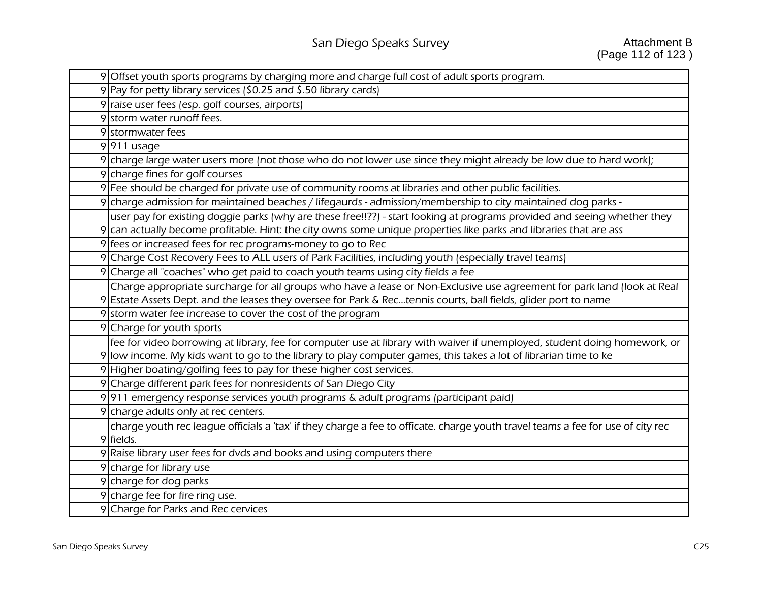| | |
|---|---|
| 9 | Offset youth sports programs by charging more and charge full cost of adult sports program. |
| 9 | Pay for petty library services ($0.25 and $.50 library cards) |
| 9 | raise user fees (esp. golf courses, airports) |
| 9 | storm water runoff fees. |
| 9 | stormwater fees |
| 9 | 911 usage |
| 9 | charge large water users more (not those who do not lower use since they might already be low due to hard work); |
| 9 | charge fines for golf courses |
| 9 | Fee should be charged for private use of community rooms at libraries and other public facilities. |
| 9 | charge admission for maintained beaches / lifegaurds - admission/membership to city maintained dog parks - |
| 9 | user pay for existing doggie parks (why are these free!!??) - start looking at programs provided and seeing whether they can actually become profitable. Hint: the city owns some unique properties like parks and libraries that are ass |
| 9 | fees or increased fees for rec programs-money to go to Rec |
| 9 | Charge Cost Recovery Fees to ALL users of Park Facilities, including youth (especially travel teams) |
| 9 | Charge all "coaches" who get paid to coach youth teams using city fields a fee |
| 9 | Charge appropriate surcharge for all groups who have a lease or Non-Exclusive use agreement for park land (look at Real Estate Assets Dept. and the leases they oversee for Park & Rec...tennis courts, ball fields, glider port to name |
| 9 | storm water fee increase to cover the cost of the program |
| 9 | Charge for youth sports |
| 9 | fee for video borrowing at library, fee for computer use at library with waiver if unemployed, student doing homework, or low income. My kids want to go to the library to play computer games, this takes a lot of librarian time to ke |
| 9 | Higher boating/golfing fees to pay for these higher cost services. |
| 9 | Charge different park fees for nonresidents of San Diego City |
| 9 | 911 emergency response services youth programs & adult programs (participant paid) |
| 9 | charge adults only at rec centers. |
| 9 | charge youth rec league officials a 'tax' if they charge a fee to officate. charge youth travel teams a fee for use of city rec fields. |
| 9 | Raise library user fees for dvds and books and using computers there |
| 9 | charge for library use |
| 9 | charge for dog parks |
| 9 | charge fee for fire ring use. |
| 9 | Charge for Parks and Rec cervices |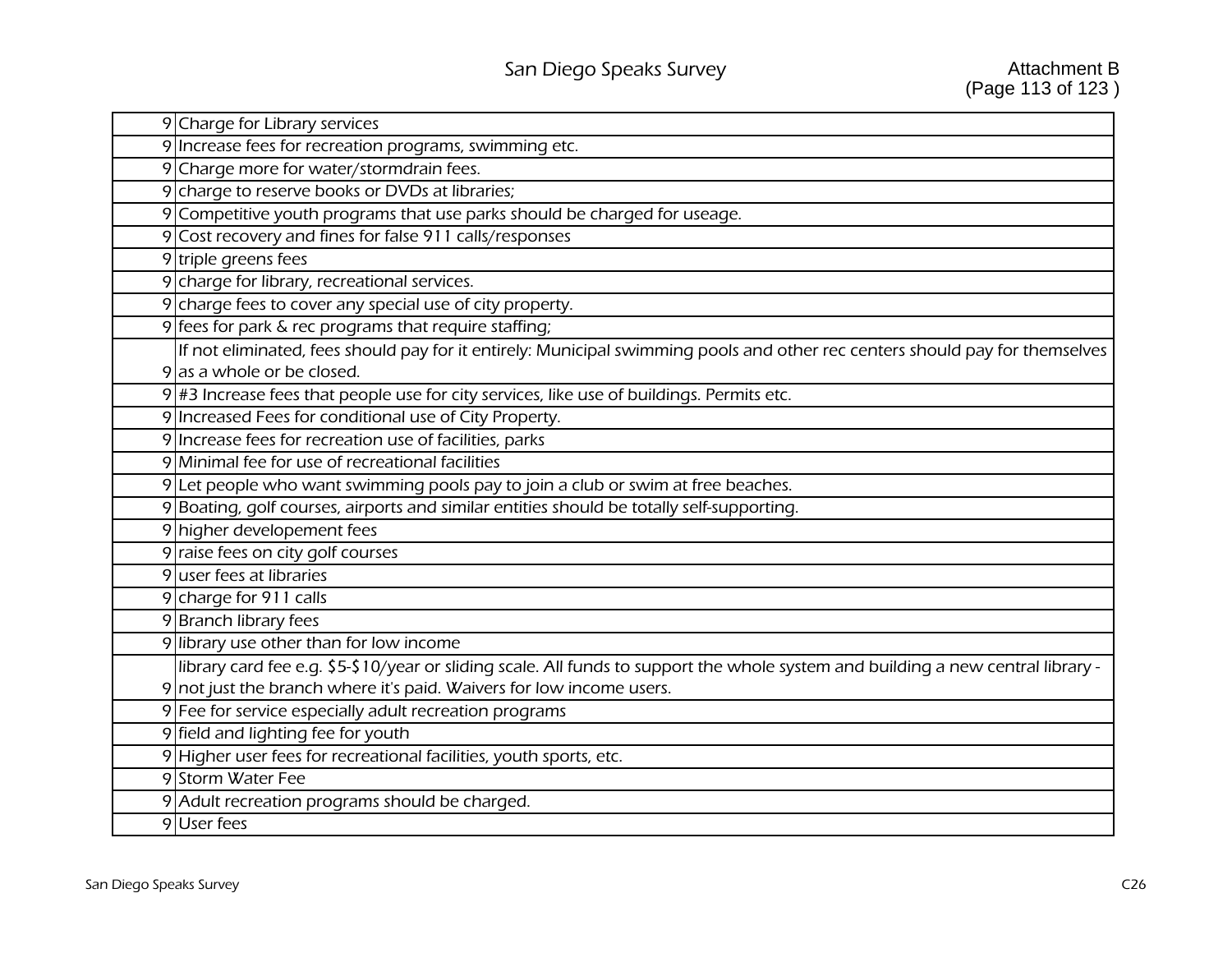| | |
|---|---|
| 9 | Charge for Library services |
| 9 | Increase fees for recreation programs, swimming etc. |
| 9 | Charge more for water/stormdrain fees. |
| 9 | charge to reserve books or DVDs at libraries; |
| 9 | Competitive youth programs that use parks should be charged for useage. |
| 9 | Cost recovery and fines for false 911 calls/responses |
| 9 | triple greens fees |
| 9 | charge for library, recreational services. |
| 9 | charge fees to cover any special use of city property. |
| 9 | fees for park & rec programs that require staffing; |
| 9 | If not eliminated, fees should pay for it entirely: Municipal swimming pools and other rec centers should pay for themselves as a whole or be closed. |
| 9 | #3 Increase fees that people use for city services, like use of buildings. Permits etc. |
| 9 | Increased Fees for conditional use of City Property. |
| 9 | Increase fees for recreation use of facilities, parks |
| 9 | Minimal fee for use of recreational facilities |
| 9 | Let people who want swimming pools pay to join a club or swim at free beaches. |
| 9 | Boating, golf courses, airports and similar entities should be totally self-supporting. |
| 9 | higher developement fees |
| 9 | raise fees on city golf courses |
| 9 | user fees at libraries |
| 9 | charge for 911 calls |
| 9 | Branch library fees |
| 9 | library use other than for low income |
| 9 | library card fee e.g. $5-$10/year or sliding scale. All funds to support the whole system and building a new central library - not just the branch where it's paid. Waivers for low income users. |
| 9 | Fee for service especially adult recreation programs |
| 9 | field and lighting fee for youth |
| 9 | Higher user fees for recreational facilities, youth sports, etc. |
| 9 | Storm Water Fee |
| 9 | Adult recreation programs should be charged. |
| 9 | User fees |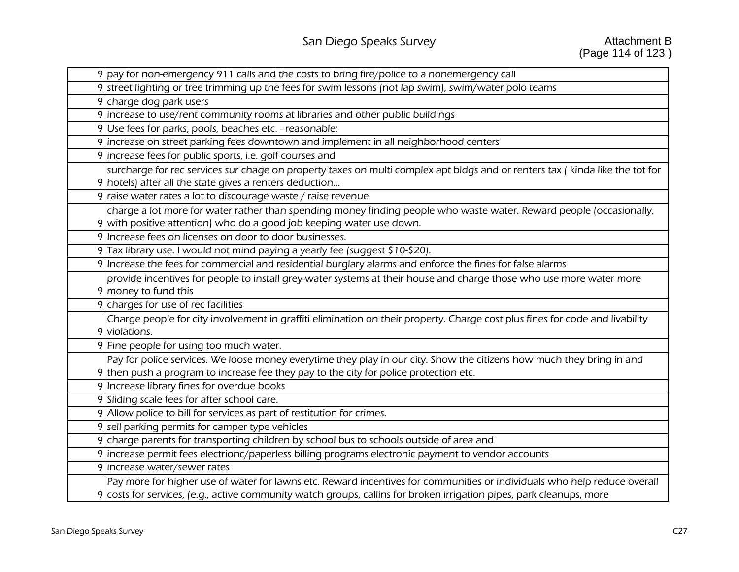| | |
|---|---|
| 9 | pay for non-emergency 911 calls and the costs to bring fire/police to a nonemergency call |
| 9 | street lighting or tree trimming up the fees for swim lessons (not lap swim), swim/water polo teams |
| 9 | charge dog park users |
| 9 | increase to use/rent community rooms at libraries and other public buildings |
| 9 | Use fees for parks, pools, beaches etc. - reasonable; |
| 9 | increase on street parking fees downtown and implement in all neighborhood centers |
| 9 | increase fees for public sports, i.e. golf courses and |
| 9 | surcharge for rec services sur chage on property taxes on multi complex apt bldgs and or renters tax ( kinda like the tot for hotels) after all the state gives a renters deduction... |
| 9 | raise water rates a lot to discourage waste / raise revenue |
| 9 | charge a lot more for water rather than spending money finding people who waste water. Reward people (occasionally, with positive attention) who do a good job keeping water use down. |
| 9 | Increase fees on licenses on door to door businesses. |
| 9 | Tax library use. I would not mind paying a yearly fee (suggest $10-$20). |
| 9 | Increase the fees for commercial and residential burglary alarms and enforce the fines for false alarms |
| 9 | provide incentives for people to install grey-water systems at their house and charge those who use more water more money to fund this |
| 9 | charges for use of rec facilities |
| 9 | Charge people for city involvement in graffiti elimination on their property. Charge cost plus fines for code and livability violations. |
| 9 | Fine people for using too much water. |
| 9 | Pay for police services. We loose money everytime they play in our city. Show the citizens how much they bring in and then push a program to increase fee they pay to the city for police protection etc. |
| 9 | Increase library fines for overdue books |
| 9 | Sliding scale fees for after school care. |
| 9 | Allow police to bill for services as part of restitution for crimes. |
| 9 | sell parking permits for camper type vehicles |
| 9 | charge parents for transporting children by school bus to schools outside of area and |
| 9 | increase permit fees electrionc/paperless billing programs electronic payment to vendor accounts |
| 9 | increase water/sewer rates |
| 9 | Pay more for higher use of water for lawns etc. Reward incentives for communities or individuals who help reduce overall costs for services, (e.g., active community watch groups, callins for broken irrigation pipes, park cleanups, more |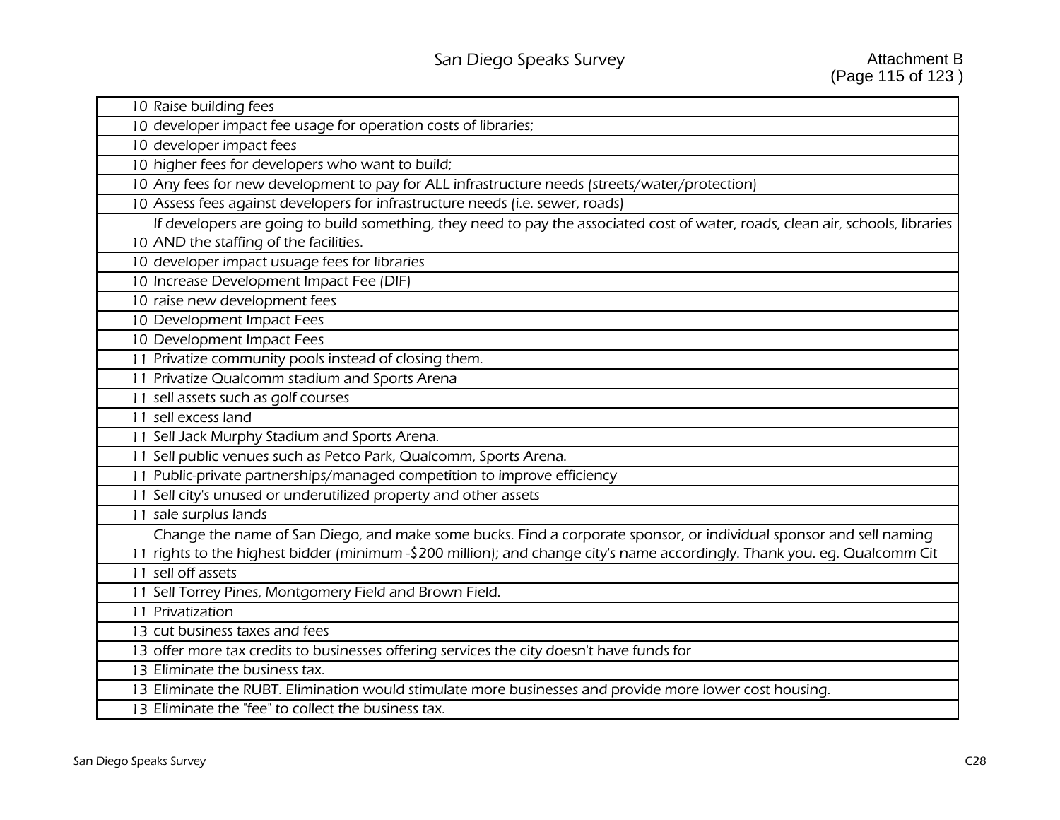| | |
|---|---|
| 10 | Raise building fees |
| 10 | developer impact fee usage for operation costs of libraries; |
| 10 | developer impact fees |
| 10 | higher fees for developers who want to build; |
| 10 | Any fees for new development to pay for ALL infrastructure needs (streets/water/protection) |
| 10 | Assess fees against developers for infrastructure needs (i.e. sewer, roads) |
| 10 | If developers are going to build something, they need to pay the associated cost of water, roads, clean air, schools, libraries AND the staffing of the facilities. |
| 10 | developer impact usuage fees for libraries |
| 10 | Increase Development Impact Fee (DIF) |
| 10 | raise new development fees |
| 10 | Development Impact Fees |
| 10 | Development Impact Fees |
| 11 | Privatize community pools instead of closing them. |
| 11 | Privatize Qualcomm stadium and Sports Arena |
| 11 | sell assets such as golf courses |
| 11 | sell excess land |
| 11 | Sell Jack Murphy Stadium and Sports Arena. |
| 11 | Sell public venues such as Petco Park, Qualcomm, Sports Arena. |
| 11 | Public-private partnerships/managed competition to improve efficiency |
| 11 | Sell city's unused or underutilized property and other assets |
| 11 | sale surplus lands |
| 11 | Change the name of San Diego, and make some bucks. Find a corporate sponsor, or individual sponsor and sell naming rights to the highest bidder (minimum -$200 million); and change city's name accordingly. Thank you. eg. Qualcomm Cit |
| 11 | sell off assets |
| 11 | Sell Torrey Pines, Montgomery Field and Brown Field. |
| 11 | Privatization |
| 13 | cut business taxes and fees |
| 13 | offer more tax credits to businesses offering services the city doesn't have funds for |
| 13 | Eliminate the business tax. |
| 13 | Eliminate the RUBT. Elimination would stimulate more businesses and provide more lower cost housing. |
| 13 | Eliminate the "fee" to collect the business tax. |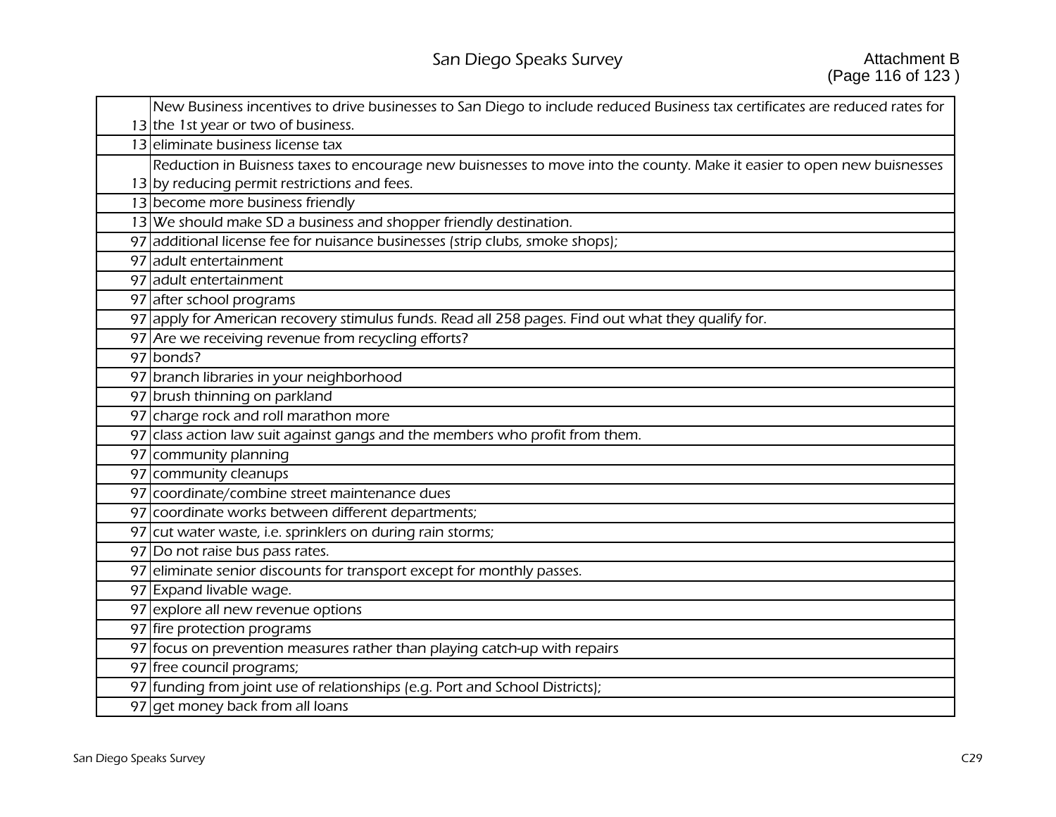| | |
|---|---|
| 13 | New Business incentives to drive businesses to San Diego to include reduced Business tax certificates are reduced rates for the 1st year or two of business. |
| 13 | eliminate business license tax |
| 13 | Reduction in Buisness taxes to encourage new buisnesses to move into the county. Make it easier to open new buisnesses by reducing permit restrictions and fees. |
| 13 | become more business friendly |
| 13 | We should make SD a business and shopper friendly destination. |
| 97 | additional license fee for nuisance businesses (strip clubs, smoke shops); |
| 97 | adult entertainment |
| 97 | adult entertainment |
| 97 | after school programs |
| 97 | apply for American recovery stimulus funds. Read all 258 pages. Find out what they qualify for. |
| 97 | Are we receiving revenue from recycling efforts? |
| 97 | bonds? |
| 97 | branch libraries in your neighborhood |
| 97 | brush thinning on parkland |
| 97 | charge rock and roll marathon more |
| 97 | class action law suit against gangs and the members who profit from them. |
| 97 | community planning |
| 97 | community cleanups |
| 97 | coordinate/combine street maintenance dues |
| 97 | coordinate works between different departments; |
| 97 | cut water waste, i.e. sprinklers on during rain storms; |
| 97 | Do not raise bus pass rates. |
| 97 | eliminate senior discounts for transport except for monthly passes. |
| 97 | Expand livable wage. |
| 97 | explore all new revenue options |
| 97 | fire protection programs |
| 97 | focus on prevention measures rather than playing catch-up with repairs |
| 97 | free council programs; |
| 97 | funding from joint use of relationships (e.g. Port and School Districts); |
| 97 | get money back from all loans |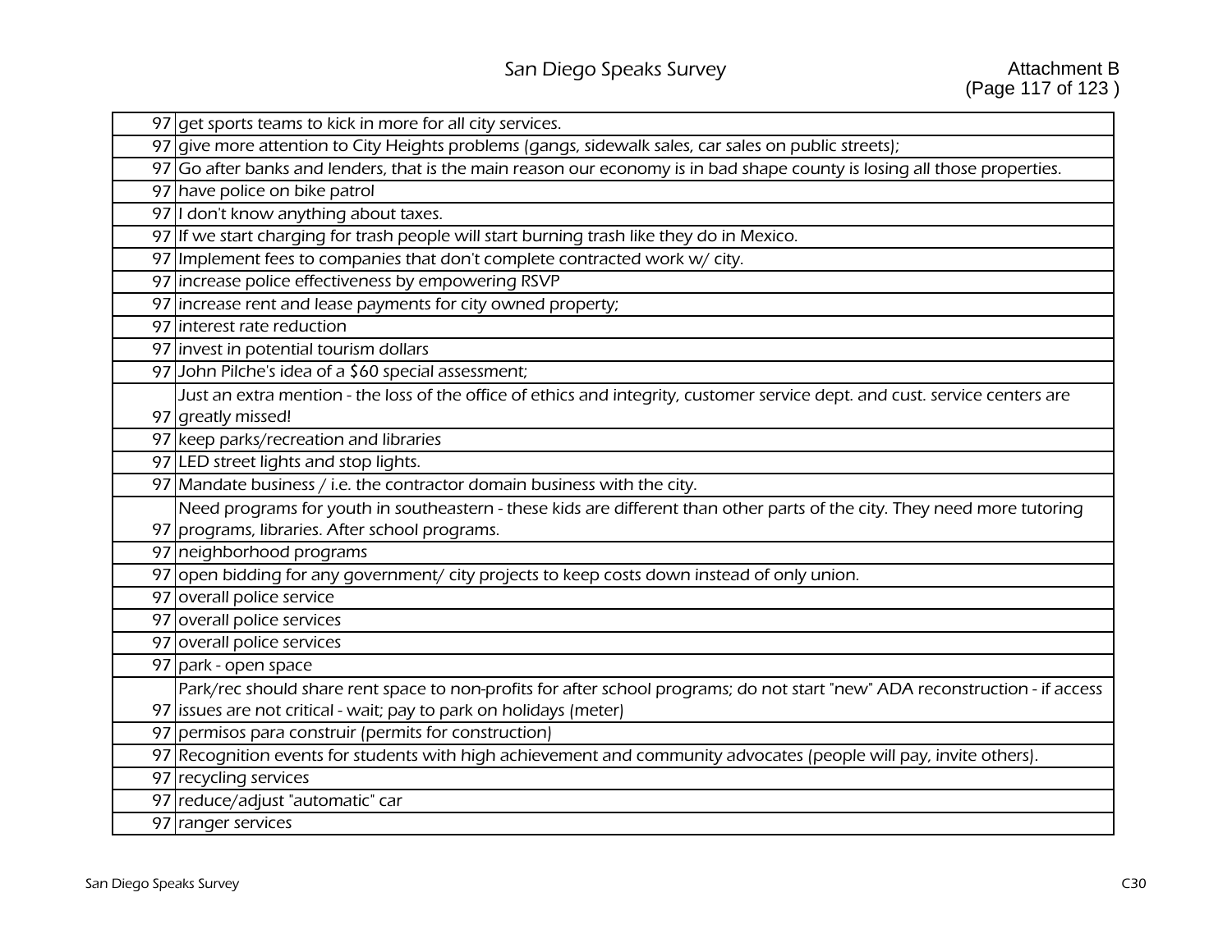| | |
|---|---|
| 97 | get sports teams to kick in more for all city services. |
| 97 | give more attention to City Heights problems (gangs, sidewalk sales, car sales on public streets); |
| 97 | Go after banks and lenders, that is the main reason our economy is in bad shape county is losing all those properties. |
| 97 | have police on bike patrol |
| 97 | I don't know anything about taxes. |
| 97 | If we start charging for trash people will start burning trash like they do in Mexico. |
| 97 | Implement fees to companies that don't complete contracted work w/ city. |
| 97 | increase police effectiveness by empowering RSVP |
| 97 | increase rent and lease payments for city owned property; |
| 97 | interest rate reduction |
| 97 | invest in potential tourism dollars |
| 97 | John Pilche's idea of a $60 special assessment; |
| 97 | Just an extra mention - the loss of the office of ethics and integrity, customer service dept. and cust. service centers are greatly missed! |
| 97 | keep parks/recreation and libraries |
| 97 | LED street lights and stop lights. |
| 97 | Mandate business / i.e. the contractor domain business with the city. |
| 97 | Need programs for youth in southeastern - these kids are different than other parts of the city. They need more tutoring programs, libraries. After school programs. |
| 97 | neighborhood programs |
| 97 | open bidding for any government/ city projects to keep costs down instead of only union. |
| 97 | overall police service |
| 97 | overall police services |
| 97 | overall police services |
| 97 | park - open space |
| 97 | Park/rec should share rent space to non-profits for after school programs; do not start "new" ADA reconstruction - if access issues are not critical - wait; pay to park on holidays (meter) |
| 97 | permisos para construir (permits for construction) |
| 97 | Recognition events for students with high achievement and community advocates (people will pay, invite others). |
| 97 | recycling services |
| 97 | reduce/adjust "automatic" car |
| 97 | ranger services |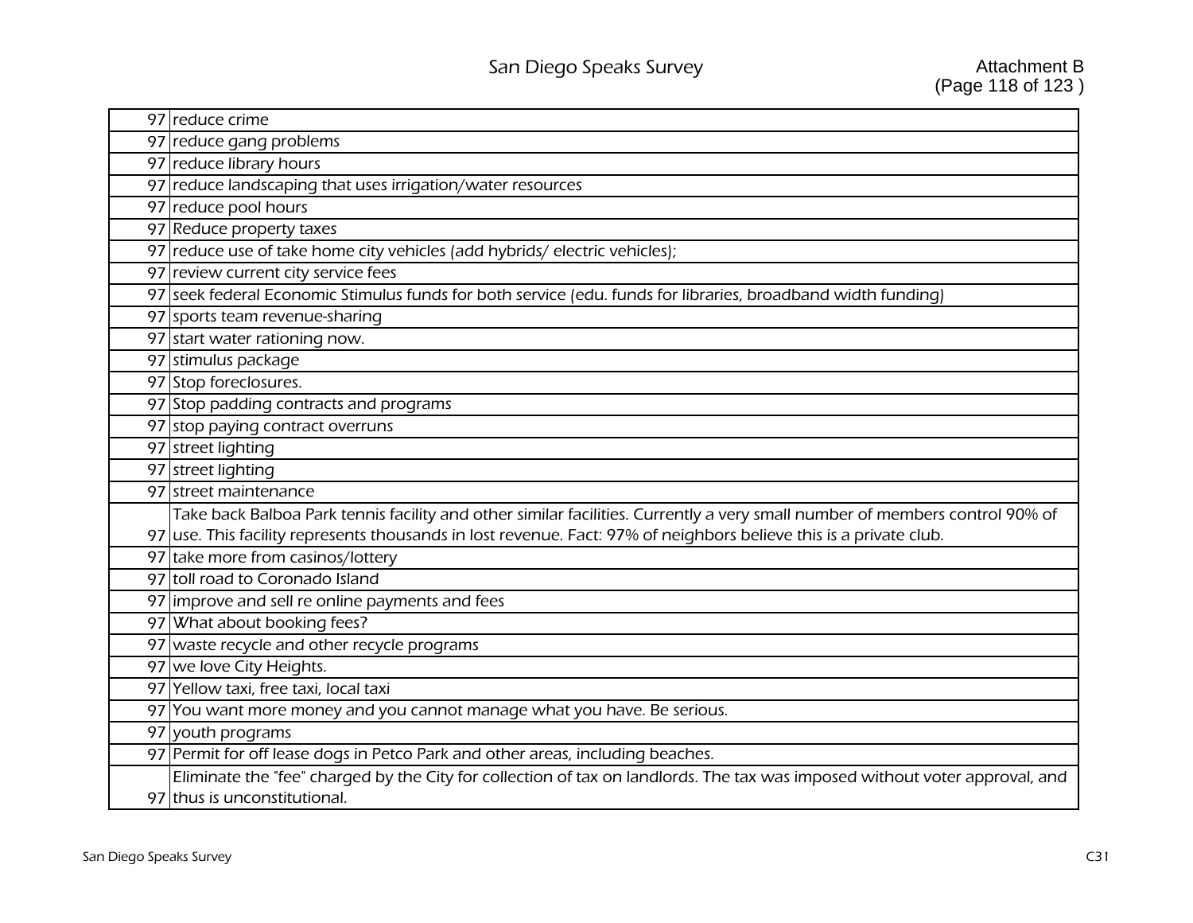| | |
|---|---|
| 97 | reduce crime |
| 97 | reduce gang problems |
| 97 | reduce library hours |
| 97 | reduce landscaping that uses irrigation/water resources |
| 97 | reduce pool hours |
| 97 | Reduce property taxes |
| 97 | reduce use of take home city vehicles (add hybrids/ electric vehicles); |
| 97 | review current city service fees |
| 97 | seek federal Economic Stimulus funds for both service (edu. funds for libraries, broadband width funding) |
| 97 | sports team revenue-sharing |
| 97 | start water rationing now. |
| 97 | stimulus package |
| 97 | Stop foreclosures. |
| 97 | Stop padding contracts and programs |
| 97 | stop paying contract overruns |
| 97 | street lighting |
| 97 | street lighting |
| 97 | street maintenance |
| 97 | Take back Balboa Park tennis facility and other similar facilities. Currently a very small number of members control 90% of use. This facility represents thousands in lost revenue. Fact: 97% of neighbors believe this is a private club. |
| 97 | take more from casinos/lottery |
| 97 | toll road to Coronado Island |
| 97 | improve and sell re online payments and fees |
| 97 | What about booking fees? |
| 97 | waste recycle and other recycle programs |
| 97 | we love City Heights. |
| 97 | Yellow taxi, free taxi, local taxi |
| 97 | You want more money and you cannot manage what you have. Be serious. |
| 97 | youth programs |
| 97 | Permit for off lease dogs in Petco Park and other areas, including beaches. |
| 97 | Eliminate the "fee" charged by the City for collection of tax on landlords. The tax was imposed without voter approval, and thus is unconstitutional. |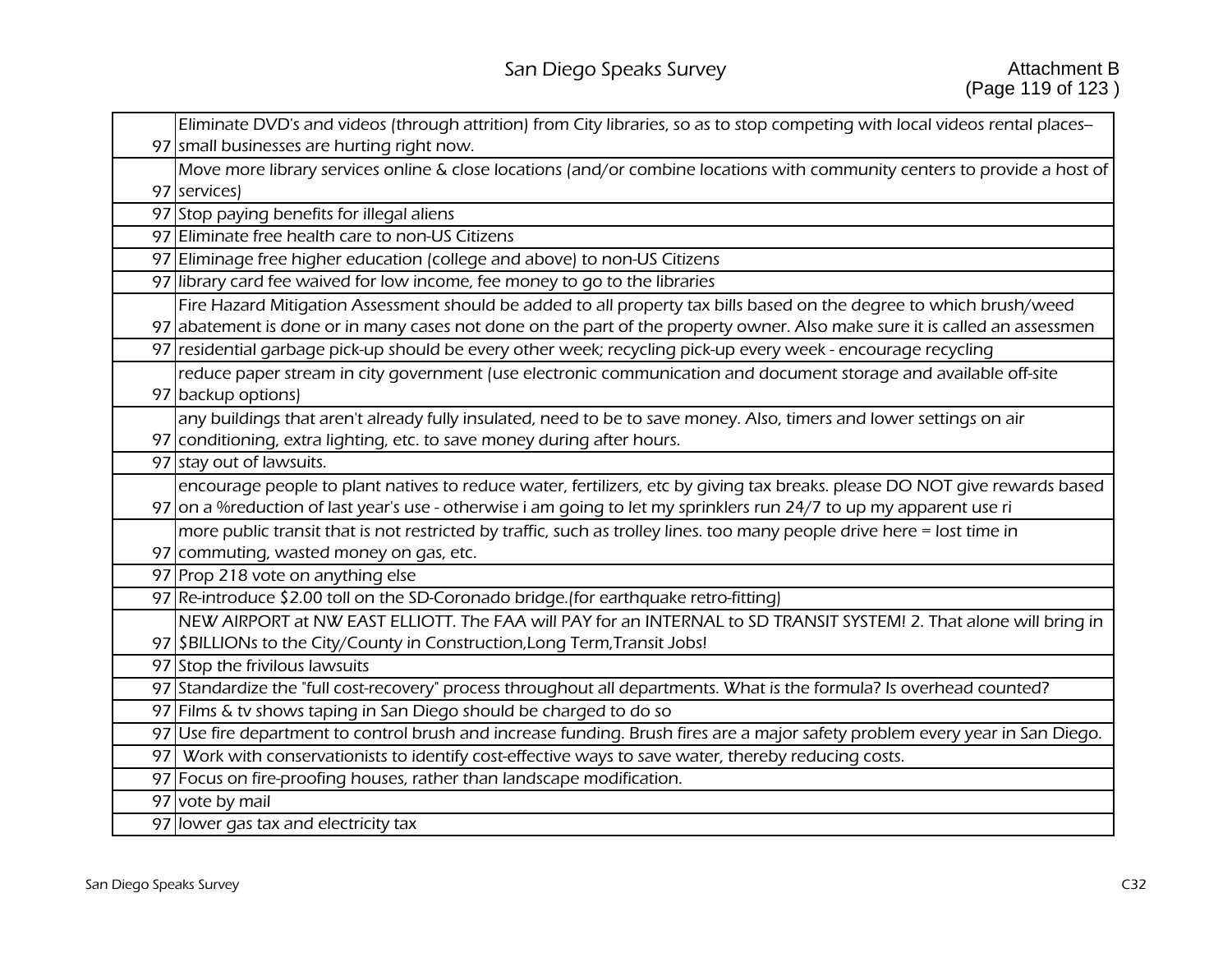| | |
|---|---|
| 97 | Eliminate DVD's and videos (through attrition) from City libraries, so as to stop competing with local videos rental places--small businesses are hurting right now. |
| 97 | Move more library services online & close locations (and/or combine locations with community centers to provide a host of services) |
| 97 | Stop paying benefits for illegal aliens |
| 97 | Eliminate free health care to non-US Citizens |
| 97 | Eliminage free higher education (college and above) to non-US Citizens |
| 97 | library card fee waived for low income, fee money to go to the libraries |
| 97 | Fire Hazard Mitigation Assessment should be added to all property tax bills based on the degree to which brush/weed abatement is done or in many cases not done on the part of the property owner. Also make sure it is called an assessmen |
| 97 | residential garbage pick-up should be every other week; recycling pick-up every week - encourage recycling |
| 97 | reduce paper stream in city government (use electronic communication and document storage and available off-site backup options) |
| 97 | any buildings that aren't already fully insulated, need to be to save money. Also, timers and lower settings on air conditioning, extra lighting, etc. to save money during after hours. |
| 97 | stay out of lawsuits. |
| 97 | encourage people to plant natives to reduce water, fertilizers, etc by giving tax breaks. please DO NOT give rewards based on a %reduction of last year's use - otherwise i am going to let my sprinklers run 24/7 to up my apparent use ri |
| 97 | more public transit that is not restricted by traffic, such as trolley lines. too many people drive here = lost time in commuting, wasted money on gas, etc. |
| 97 | Prop 218 vote on anything else |
| 97 | Re-introduce $2.00 toll on the SD-Coronado bridge.(for earthquake retro-fitting) |
| 97 | NEW AIRPORT at NW EAST ELLIOTT. The FAA will PAY for an INTERNAL to SD TRANSIT SYSTEM! 2. That alone will bring in $BILLIONs to the City/County in Construction,Long Term,Transit Jobs! |
| 97 | Stop the frivilous lawsuits |
| 97 | Standardize the "full cost-recovery" process throughout all departments. What is the formula? Is overhead counted? |
| 97 | Films & tv shows taping in San Diego should be charged to do so |
| 97 | Use fire department to control brush and increase funding. Brush fires are a major safety problem every year in San Diego. |
| 97 | Work with conservationists to identify cost-effective ways to save water, thereby reducing costs. |
| 97 | Focus on fire-proofing houses, rather than landscape modification. |
| 97 | vote by mail |
| 97 | lower gas tax and electricity tax |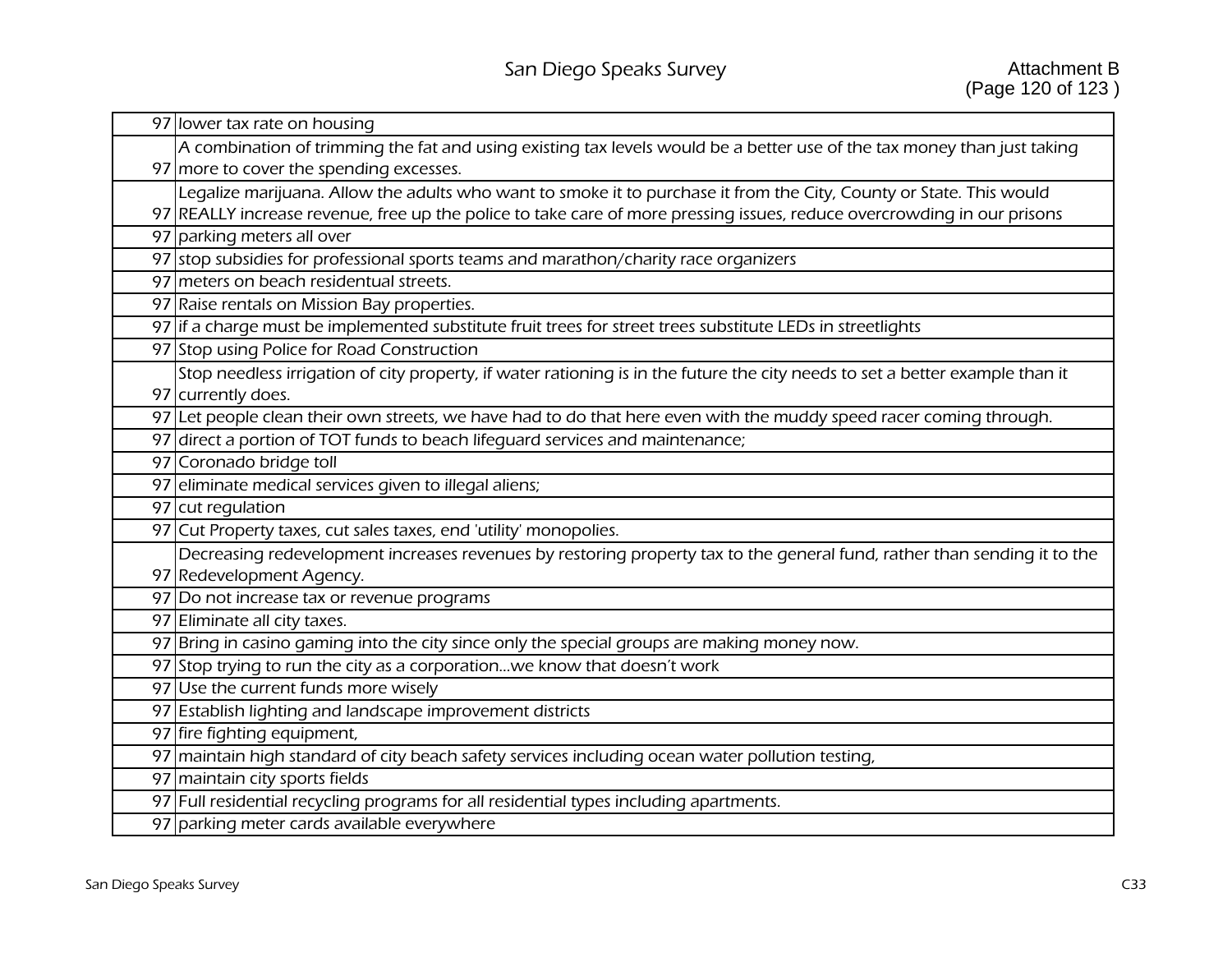| | |
|---|---|
| 97 | lower tax rate on housing |
| 97 | A combination of trimming the fat and using existing tax levels would be a better use of the tax money than just taking more to cover the spending excesses. |
| 97 | Legalize marijuana. Allow the adults who want to smoke it to purchase it from the City, County or State. This would REALLY increase revenue, free up the police to take care of more pressing issues, reduce overcrowding in our prisons |
| 97 | parking meters all over |
| 97 | stop subsidies for professional sports teams and marathon/charity race organizers |
| 97 | meters on beach residentual streets. |
| 97 | Raise rentals on Mission Bay properties. |
| 97 | if a charge must be implemented substitute fruit trees for street trees substitute LEDs in streetlights |
| 97 | Stop using Police for Road Construction |
| 97 | Stop needless irrigation of city property, if water rationing is in the future the city needs to set a better example than it currently does. |
| 97 | Let people clean their own streets, we have had to do that here even with the muddy speed racer coming through. |
| 97 | direct a portion of TOT funds to beach lifeguard services and maintenance; |
| 97 | Coronado bridge toll |
| 97 | eliminate medical services given to illegal aliens; |
| 97 | cut regulation |
| 97 | Cut Property taxes, cut sales taxes, end 'utility' monopolies. |
| 97 | Decreasing redevelopment increases revenues by restoring property tax to the general fund, rather than sending it to the Redevelopment Agency. |
| 97 | Do not increase tax or revenue programs |
| 97 | Eliminate all city taxes. |
| 97 | Bring in casino gaming into the city since only the special groups are making money now. |
| 97 | Stop trying to run the city as a corporation...we know that doesn't work |
| 97 | Use the current funds more wisely |
| 97 | Establish lighting and landscape improvement districts |
| 97 | fire fighting equipment, |
| 97 | maintain high standard of city beach safety services including ocean water pollution testing, |
| 97 | maintain city sports fields |
| 97 | Full residential recycling programs for all residential types including apartments. |
| 97 | parking meter cards available everywhere |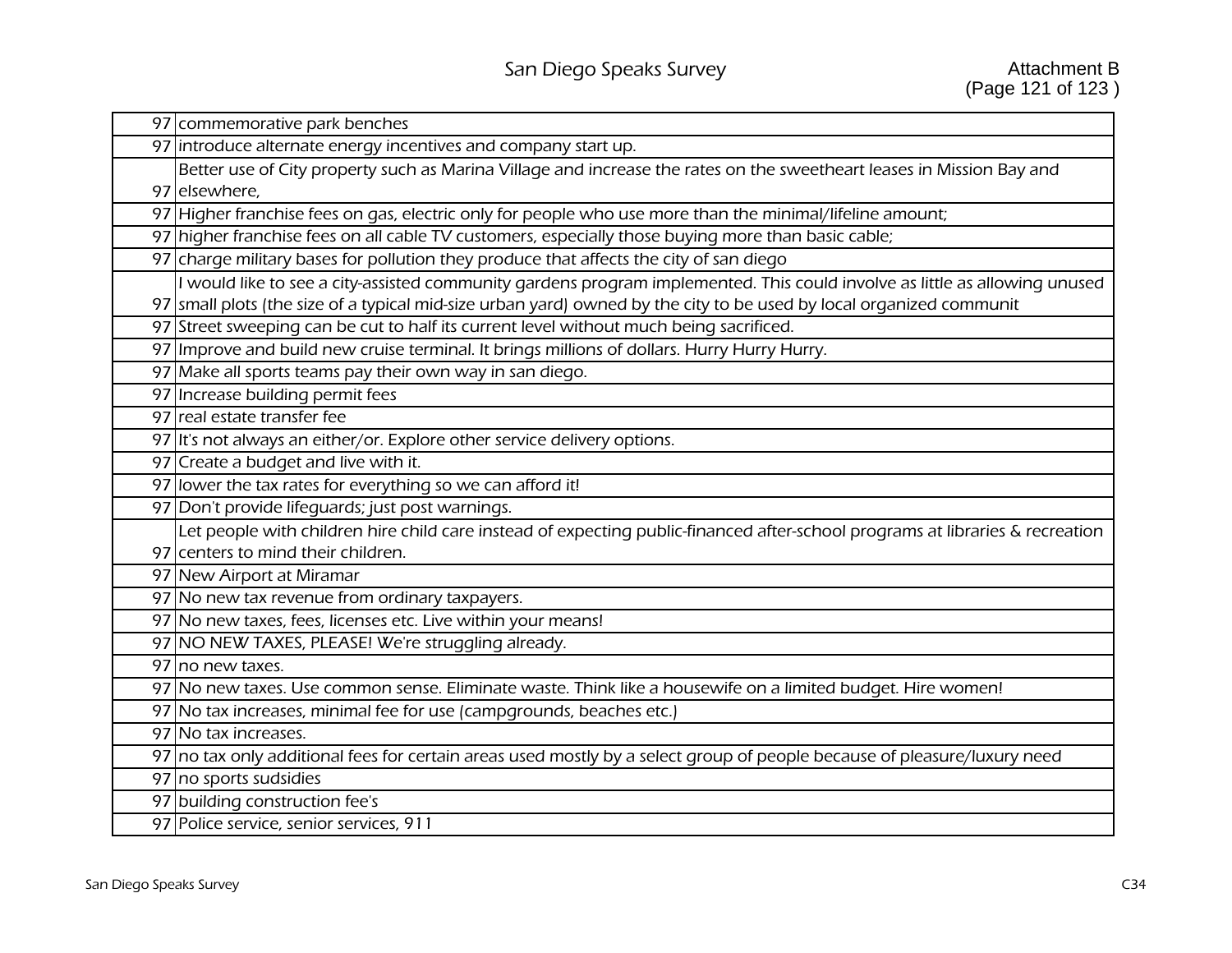| | |
|---|---|
| 97 | commemorative park benches |
| 97 | introduce alternate energy incentives and company start up. |
| 97 | Better use of City property such as Marina Village and increase the rates on the sweetheart leases in Mission Bay and elsewhere, |
| 97 | Higher franchise fees on gas, electric only for people who use more than the minimal/lifeline amount; |
| 97 | higher franchise fees on all cable TV customers, especially those buying more than basic cable; |
| 97 | charge military bases for pollution they produce that affects the city of san diego |
| 97 | I would like to see a city-assisted community gardens program implemented. This could involve as little as allowing unused small plots (the size of a typical mid-size urban yard) owned by the city to be used by local organized communit |
| 97 | Street sweeping can be cut to half its current level without much being sacrificed. |
| 97 | Improve and build new cruise terminal. It brings millions of dollars. Hurry Hurry Hurry. |
| 97 | Make all sports teams pay their own way in san diego. |
| 97 | Increase building permit fees |
| 97 | real estate transfer fee |
| 97 | It's not always an either/or. Explore other service delivery options. |
| 97 | Create a budget and live with it. |
| 97 | lower the tax rates for everything so we can afford it! |
| 97 | Don't provide lifeguards; just post warnings. |
| 97 | Let people with children hire child care instead of expecting public-financed after-school programs at libraries & recreation centers to mind their children. |
| 97 | New Airport at Miramar |
| 97 | No new tax revenue from ordinary taxpayers. |
| 97 | No new taxes, fees, licenses etc. Live within your means! |
| 97 | NO NEW TAXES, PLEASE! We're struggling already. |
| 97 | no new taxes. |
| 97 | No new taxes. Use common sense. Eliminate waste. Think like a housewife on a limited budget. Hire women! |
| 97 | No tax increases, minimal fee for use (campgrounds, beaches etc.) |
| 97 | No tax increases. |
| 97 | no tax only additional fees for certain areas used mostly by a select group of people because of pleasure/luxury need |
| 97 | no sports sudsidies |
| 97 | building construction fee's |
| 97 | Police service, senior services, 911 |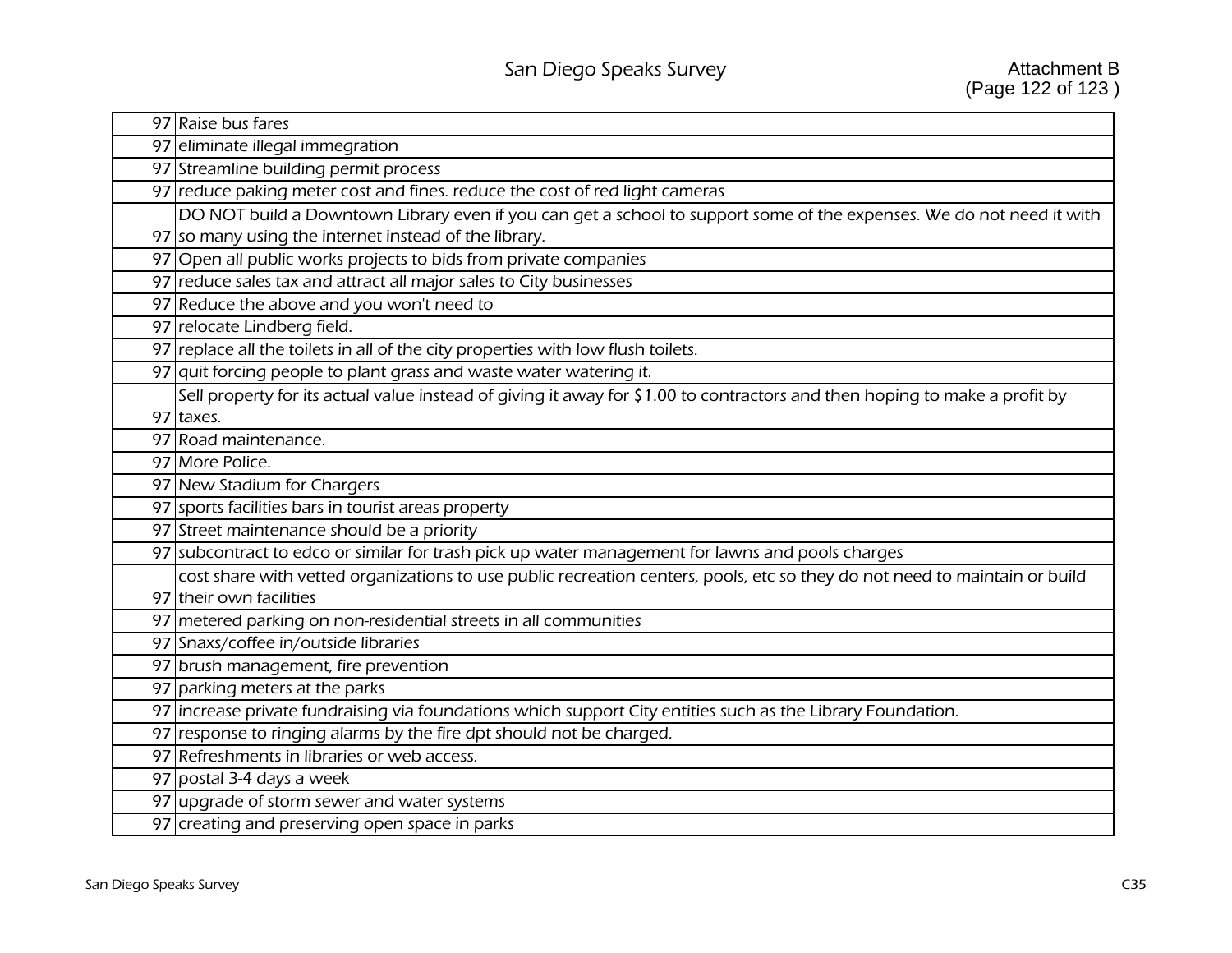| | |
|---|---|
| 97 | Raise bus fares |
| 97 | eliminate illegal immegration |
| 97 | Streamline building permit process |
| 97 | reduce paking meter cost and fines. reduce the cost of red light cameras |
| 97 | DO NOT build a Downtown Library even if you can get a school to support some of the expenses. We do not need it with so many using the internet instead of the library. |
| 97 | Open all public works projects to bids from private companies |
| 97 | reduce sales tax and attract all major sales to City businesses |
| 97 | Reduce the above and you won't need to |
| 97 | relocate Lindberg field. |
| 97 | replace all the toilets in all of the city properties with low flush toilets. |
| 97 | quit forcing people to plant grass and waste water watering it. |
| 97 | Sell property for its actual value instead of giving it away for $1.00 to contractors and then hoping to make a profit by taxes. |
| 97 | Road maintenance. |
| 97 | More Police. |
| 97 | New Stadium for Chargers |
| 97 | sports facilities bars in tourist areas property |
| 97 | Street maintenance should be a priority |
| 97 | subcontract to edco or similar for trash pick up water management for lawns and pools charges |
| 97 | cost share with vetted organizations to use public recreation centers, pools, etc so they do not need to maintain or build their own facilities |
| 97 | metered parking on non-residential streets in all communities |
| 97 | Snaxs/coffee in/outside libraries |
| 97 | brush management, fire prevention |
| 97 | parking meters at the parks |
| 97 | increase private fundraising via foundations which support City entities such as the Library Foundation. |
| 97 | response to ringing alarms by the fire dpt should not be charged. |
| 97 | Refreshments in libraries or web access. |
| 97 | postal 3-4 days a week |
| 97 | upgrade of storm sewer and water systems |
| 97 | creating and preserving open space in parks |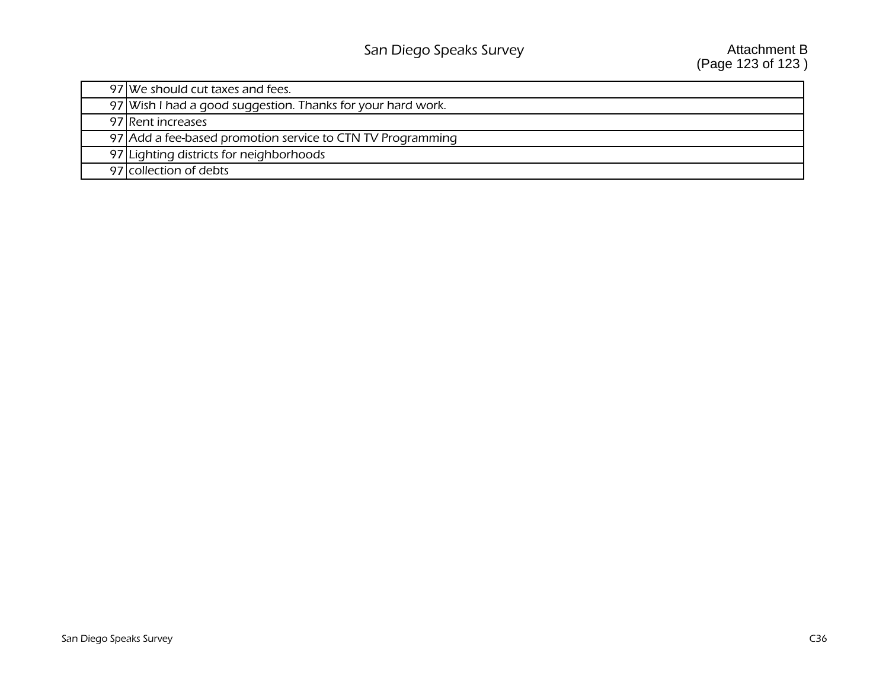| | |
|---|---|
| 97 | We should cut taxes and fees. |
| 97 | Wish I had a good suggestion. Thanks for your hard work. |
| 97 | Rent increases |
| 97 | Add a fee-based promotion service to CTN TV Programming |
| 97 | Lighting districts for neighborhoods |
| 97 | collection of debts |